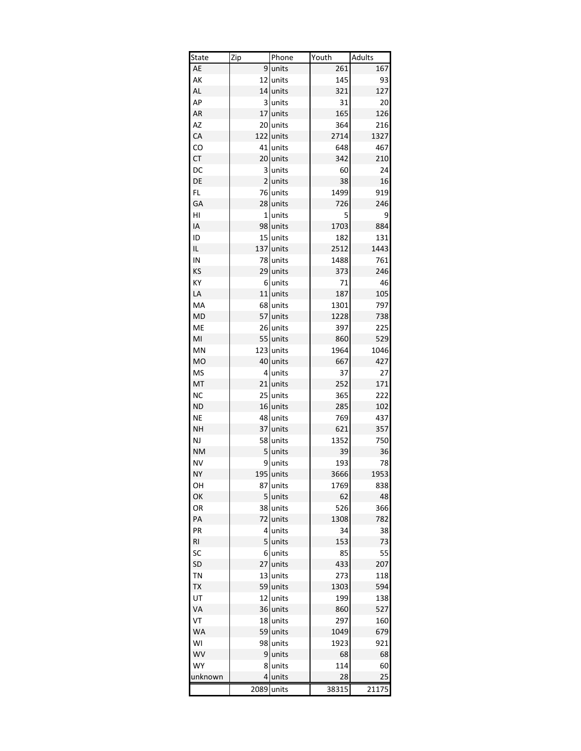| State | Zip | Phone | Youth | Adults |
|---|---|---|---|---|
| AE | 9 | units | 261 | 167 |
| AK | 12 | units | 145 | 93 |
| AL | 14 | units | 321 | 127 |
| AP | 3 | units | 31 | 20 |
| AR | 17 | units | 165 | 126 |
| AZ | 20 | units | 364 | 216 |
| CA | 122 | units | 2714 | 1327 |
| CO | 41 | units | 648 | 467 |
| CT | 20 | units | 342 | 210 |
| DC | 3 | units | 60 | 24 |
| DE | 2 | units | 38 | 16 |
| FL | 76 | units | 1499 | 919 |
| GA | 28 | units | 726 | 246 |
| HI | 1 | units | 5 | 9 |
| IA | 98 | units | 1703 | 884 |
| ID | 15 | units | 182 | 131 |
| IL | 137 | units | 2512 | 1443 |
| IN | 78 | units | 1488 | 761 |
| KS | 29 | units | 373 | 246 |
| KY | 6 | units | 71 | 46 |
| LA | 11 | units | 187 | 105 |
| MA | 68 | units | 1301 | 797 |
| MD | 57 | units | 1228 | 738 |
| ME | 26 | units | 397 | 225 |
| MI | 55 | units | 860 | 529 |
| MN | 123 | units | 1964 | 1046 |
| MO | 40 | units | 667 | 427 |
| MS | 4 | units | 37 | 27 |
| MT | 21 | units | 252 | 171 |
| NC | 25 | units | 365 | 222 |
| ND | 16 | units | 285 | 102 |
| NE | 48 | units | 769 | 437 |
| NH | 37 | units | 621 | 357 |
| NJ | 58 | units | 1352 | 750 |
| NM | 5 | units | 39 | 36 |
| NV | 9 | units | 193 | 78 |
| NY | 195 | units | 3666 | 1953 |
| OH | 87 | units | 1769 | 838 |
| OK | 5 | units | 62 | 48 |
| OR | 38 | units | 526 | 366 |
| PA | 72 | units | 1308 | 782 |
| PR | 4 | units | 34 | 38 |
| RI | 5 | units | 153 | 73 |
| SC | 6 | units | 85 | 55 |
| SD | 27 | units | 433 | 207 |
| TN | 13 | units | 273 | 118 |
| TX | 59 | units | 1303 | 594 |
| UT | 12 | units | 199 | 138 |
| VA | 36 | units | 860 | 527 |
| VT | 18 | units | 297 | 160 |
| WA | 59 | units | 1049 | 679 |
| WI | 98 | units | 1923 | 921 |
| WV | 9 | units | 68 | 68 |
| WY | 8 | units | 114 | 60 |
| unknown | 4 | units | 28 | 25 |
| | 2089 | units | 38315 | 21175 |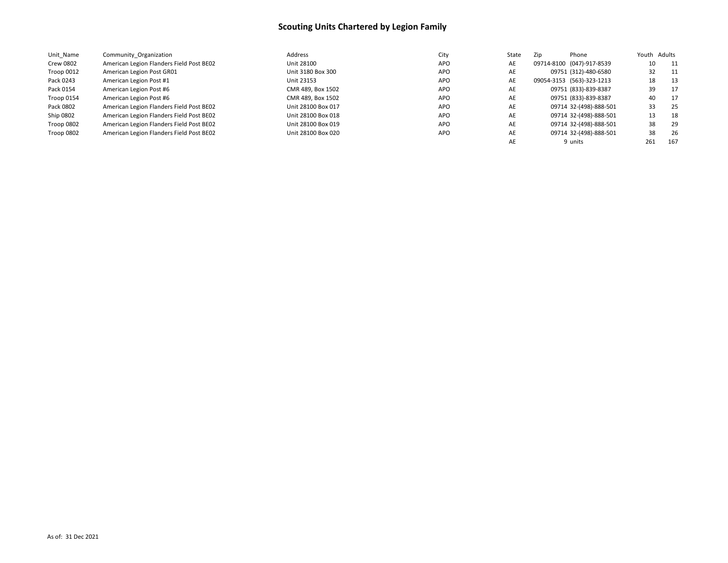# Scouting Units Chartered by Legion Family

| Unit_Name | Community_Organization | Address | City | State | Zip | Phone | Youth | Adults |
|---|---|---|---|---|---|---|---|---|
| Crew 0802 | American Legion Flanders Field Post BE02 | Unit 28100 | APO | AE | 09714-8100 | (047)-917-8539 | 10 | 11 |
| Troop 0012 | American Legion Post GR01 | Unit 3180 Box 300 | APO | AE | 09751 | (312)-480-6580 | 32 | 11 |
| Pack 0243 | American Legion Post #1 | Unit 23153 | APO | AE | 09054-3153 | (563)-323-1213 | 18 | 13 |
| Pack 0154 | American Legion Post #6 | CMR 489, Box 1502 | APO | AE | 09751 | (833)-839-8387 | 39 | 17 |
| Troop 0154 | American Legion Post #6 | CMR 489, Box 1502 | APO | AE | 09751 | (833)-839-8387 | 40 | 17 |
| Pack 0802 | American Legion Flanders Field Post BE02 | Unit 28100 Box 017 | APO | AE | 09714 | 32-(498)-888-501 | 33 | 25 |
| Ship 0802 | American Legion Flanders Field Post BE02 | Unit 28100 Box 018 | APO | AE | 09714 | 32-(498)-888-501 | 13 | 18 |
| Troop 0802 | American Legion Flanders Field Post BE02 | Unit 28100 Box 019 | APO | AE | 09714 | 32-(498)-888-501 | 38 | 29 |
| Troop 0802 | American Legion Flanders Field Post BE02 | Unit 28100 Box 020 | APO | AE | 09714 | 32-(498)-888-501 | 38 | 26 |
| | | | | AE | 9 | units | 261 | 167 |

As of: 31 Dec 2021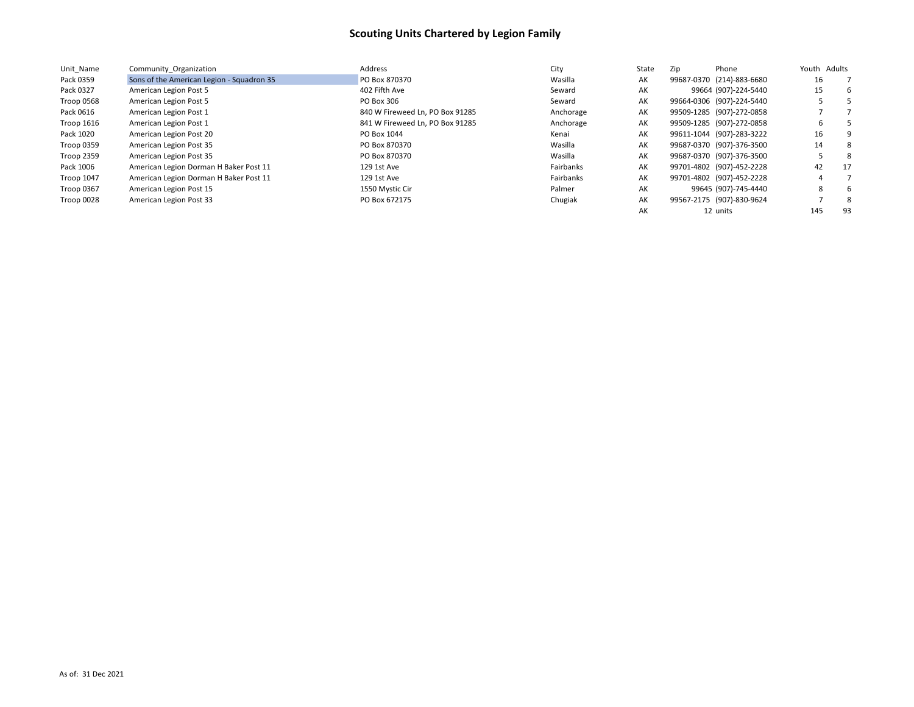# Scouting Units Chartered by Legion Family

| Unit_Name | Community_Organization | Address | City | State | Zip | Phone | Youth | Adults |
|---|---|---|---|---|---|---|---|---|
| Pack 0359 | Sons of the American Legion - Squadron 35 | PO Box 870370 | Wasilla | AK | 99687-0370 | (214)-883-6680 | 16 | 7 |
| Pack 0327 | American Legion Post 5 | 402 Fifth Ave | Seward | AK | 99664 | (907)-224-5440 | 15 | 6 |
| Troop 0568 | American Legion Post 5 | PO Box 306 | Seward | AK | 99664-0306 | (907)-224-5440 | 5 | 5 |
| Pack 0616 | American Legion Post 1 | 840 W Fireweed Ln, PO Box 91285 | Anchorage | AK | 99509-1285 | (907)-272-0858 | 7 | 7 |
| Troop 1616 | American Legion Post 1 | 841 W Fireweed Ln, PO Box 91285 | Anchorage | AK | 99509-1285 | (907)-272-0858 | 6 | 5 |
| Pack 1020 | American Legion Post 20 | PO Box 1044 | Kenai | AK | 99611-1044 | (907)-283-3222 | 16 | 9 |
| Troop 0359 | American Legion Post 35 | PO Box 870370 | Wasilla | AK | 99687-0370 | (907)-376-3500 | 14 | 8 |
| Troop 2359 | American Legion Post 35 | PO Box 870370 | Wasilla | AK | 99687-0370 | (907)-376-3500 | 5 | 8 |
| Pack 1006 | American Legion Dorman H Baker Post 11 | 129 1st Ave | Fairbanks | AK | 99701-4802 | (907)-452-2228 | 42 | 17 |
| Troop 1047 | American Legion Dorman H Baker Post 11 | 129 1st Ave | Fairbanks | AK | 99701-4802 | (907)-452-2228 | 4 | 7 |
| Troop 0367 | American Legion Post 15 | 1550 Mystic Cir | Palmer | AK | 99645 | (907)-745-4440 | 8 | 6 |
| Troop 0028 | American Legion Post 33 | PO Box 672175 | Chugiak | AK | 99567-2175 | (907)-830-9624 | 7 | 8 |
| | | | | AK | 12 | units | 145 | 93 |

As of: 31 Dec 2021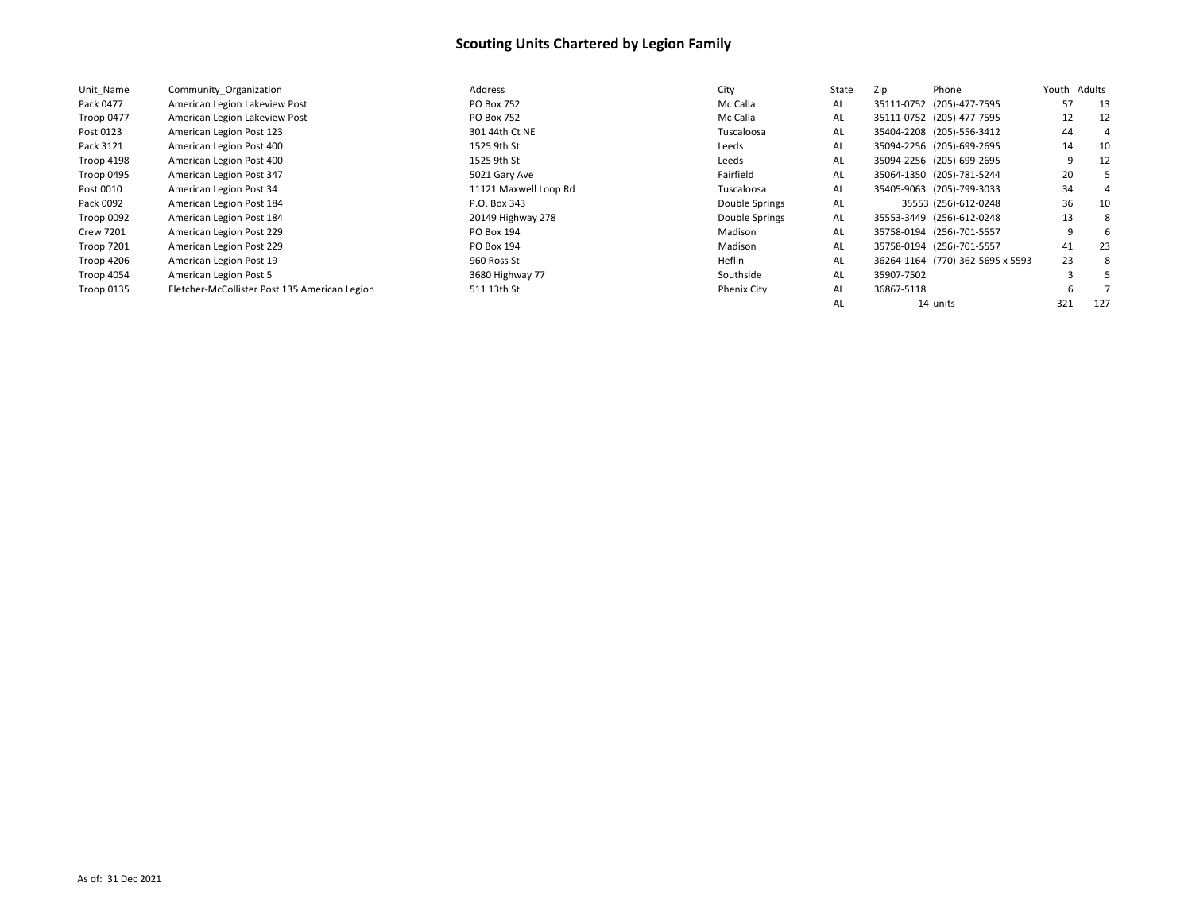# Scouting Units Chartered by Legion Family

| Unit_Name | Community_Organization | Address | City | State | Zip | Phone | Youth | Adults |
|---|---|---|---|---|---|---|---|---|
| Pack 0477 | American Legion Lakeview Post | PO Box 752 | Mc Calla | AL | 35111-0752 | (205)-477-7595 | 57 | 13 |
| Troop 0477 | American Legion Lakeview Post | PO Box 752 | Mc Calla | AL | 35111-0752 | (205)-477-7595 | 12 | 12 |
| Post 0123 | American Legion Post 123 | 301 44th Ct NE | Tuscaloosa | AL | 35404-2208 | (205)-556-3412 | 44 | 4 |
| Pack 3121 | American Legion Post 400 | 1525 9th St | Leeds | AL | 35094-2256 | (205)-699-2695 | 14 | 10 |
| Troop 4198 | American Legion Post 400 | 1525 9th St | Leeds | AL | 35094-2256 | (205)-699-2695 | 9 | 12 |
| Troop 0495 | American Legion Post 347 | 5021 Gary Ave | Fairfield | AL | 35064-1350 | (205)-781-5244 | 20 | 5 |
| Post 0010 | American Legion Post 34 | 11121 Maxwell Loop Rd | Tuscaloosa | AL | 35405-9063 | (205)-799-3033 | 34 | 4 |
| Pack 0092 | American Legion Post 184 | P.O. Box 343 | Double Springs | AL | 35553 | (256)-612-0248 | 36 | 10 |
| Troop 0092 | American Legion Post 184 | 20149 Highway 278 | Double Springs | AL | 35553-3449 | (256)-612-0248 | 13 | 8 |
| Crew 7201 | American Legion Post 229 | PO Box 194 | Madison | AL | 35758-0194 | (256)-701-5557 | 9 | 6 |
| Troop 7201 | American Legion Post 229 | PO Box 194 | Madison | AL | 35758-0194 | (256)-701-5557 | 41 | 23 |
| Troop 4206 | American Legion Post 19 | 960 Ross St | Heflin | AL | 36264-1164 | (770)-362-5695 x 5593 | 23 | 8 |
| Troop 4054 | American Legion Post 5 | 3680 Highway 77 | Southside | AL | 35907-7502 | | 3 | 5 |
| Troop 0135 | Fletcher-McCollister Post 135 American Legion | 511 13th St | Phenix City | AL | 36867-5118 | | 6 | 7 |
| | | | | AL | 14 | units | 321 | 127 |

As of: 31 Dec 2021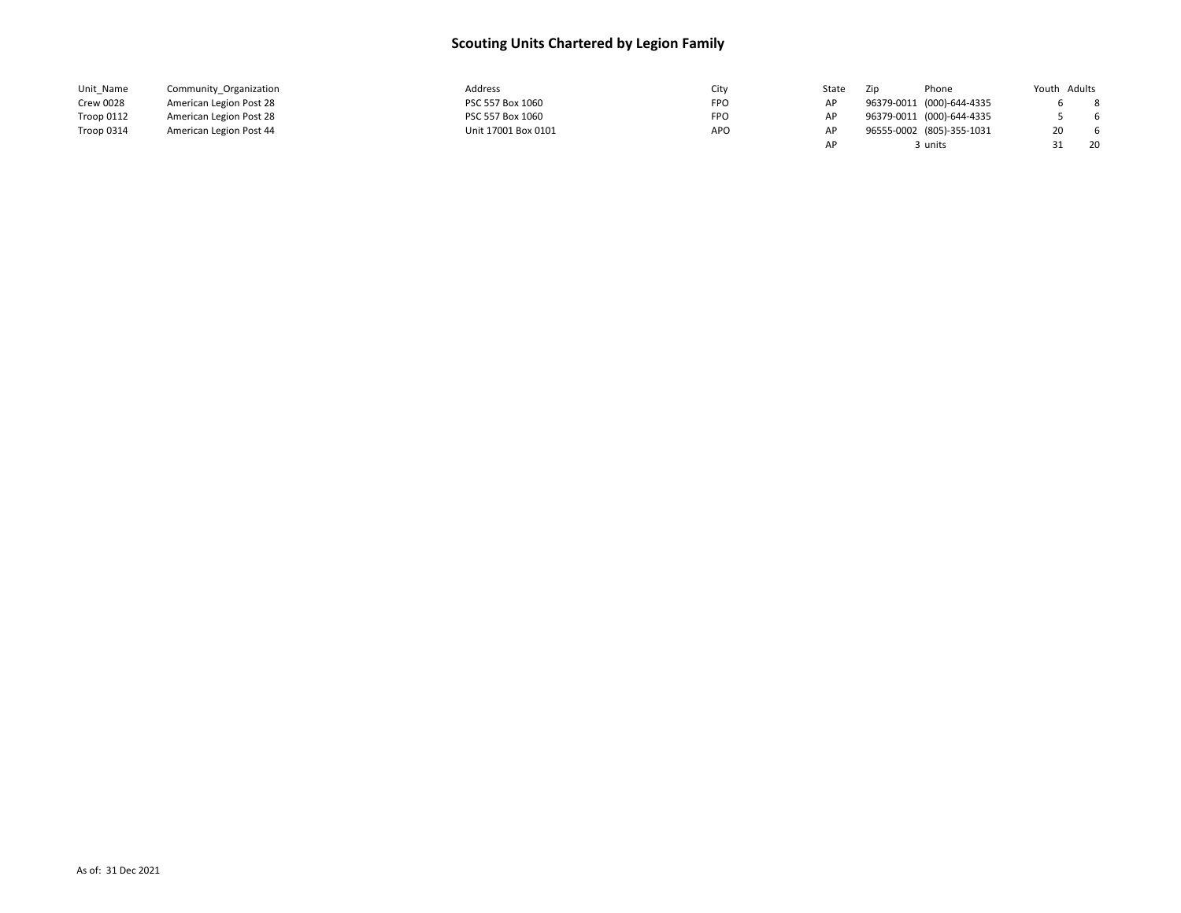# Scouting Units Chartered by Legion Family

| Unit_Name | Community_Organization | Address | City | State | Zip | Phone | Youth | Adults |
|---|---|---|---|---|---|---|---|---|
| Crew 0028 | American Legion Post 28 | PSC 557 Box 1060 | FPO | AP | 96379-0011 | (000)-644-4335 | 6 | 8 |
| Troop 0112 | American Legion Post 28 | PSC 557 Box 1060 | FPO | AP | 96379-0011 | (000)-644-4335 | 5 | 6 |
| Troop 0314 | American Legion Post 44 | Unit 17001 Box 0101 | APO | AP | 96555-0002 | (805)-355-1031 | 20 | 6 |
| | | | | AP | 3 | units | 31 | 20 |

As of: 31 Dec 2021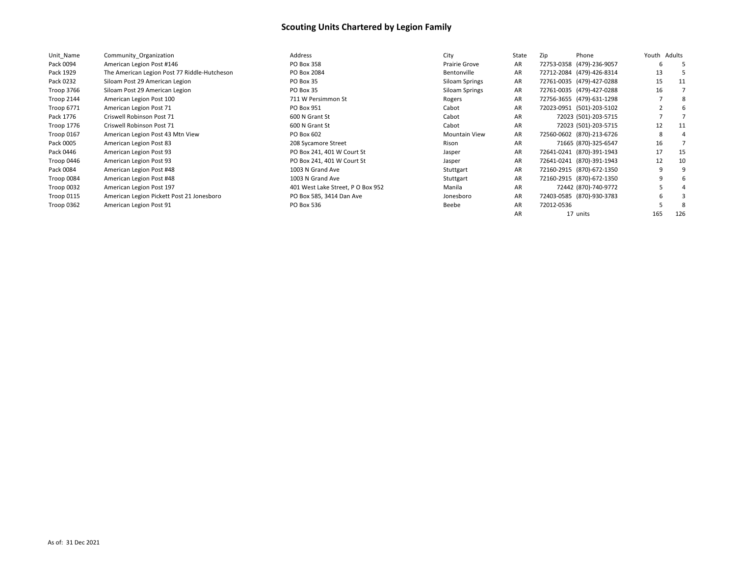# Scouting Units Chartered by Legion Family

| Unit_Name | Community_Organization | Address | City | State | Zip | Phone | Youth | Adults |
|---|---|---|---|---|---|---|---|---|
| Pack 0094 | American Legion Post #146 | PO Box 358 | Prairie Grove | AR | 72753-0358 | (479)-236-9057 | 6 | 5 |
| Pack 1929 | The American Legion Post 77 Riddle-Hutcheson | PO Box 2084 | Bentonville | AR | 72712-2084 | (479)-426-8314 | 13 | 5 |
| Pack 0232 | Siloam Post 29 American Legion | PO Box 35 | Siloam Springs | AR | 72761-0035 | (479)-427-0288 | 15 | 11 |
| Troop 3766 | Siloam Post 29 American Legion | PO Box 35 | Siloam Springs | AR | 72761-0035 | (479)-427-0288 | 16 | 7 |
| Troop 2144 | American Legion Post 100 | 711 W Persimmon St | Rogers | AR | 72756-3655 | (479)-631-1298 | 7 | 8 |
| Troop 6771 | American Legion Post 71 | PO Box 951 | Cabot | AR | 72023-0951 | (501)-203-5102 | 2 | 6 |
| Pack 1776 | Criswell Robinson Post 71 | 600 N Grant St | Cabot | AR | 72023 | (501)-203-5715 | 7 | 7 |
| Troop 1776 | Criswell Robinson Post 71 | 600 N Grant St | Cabot | AR | 72023 | (501)-203-5715 | 12 | 11 |
| Troop 0167 | American Legion Post 43 Mtn View | PO Box 602 | Mountain View | AR | 72560-0602 | (870)-213-6726 | 8 | 4 |
| Pack 0005 | American Legion Post 83 | 208 Sycamore Street | Rison | AR | 71665 | (870)-325-6547 | 16 | 7 |
| Pack 0446 | American Legion Post 93 | PO Box 241, 401 W Court St | Jasper | AR | 72641-0241 | (870)-391-1943 | 17 | 15 |
| Troop 0446 | American Legion Post 93 | PO Box 241, 401 W Court St | Jasper | AR | 72641-0241 | (870)-391-1943 | 12 | 10 |
| Pack 0084 | American Legion Post #48 | 1003 N Grand Ave | Stuttgart | AR | 72160-2915 | (870)-672-1350 | 9 | 9 |
| Troop 0084 | American Legion Post #48 | 1003 N Grand Ave | Stuttgart | AR | 72160-2915 | (870)-672-1350 | 9 | 6 |
| Troop 0032 | American Legion Post 197 | 401 West Lake Street, P O Box 952 | Manila | AR | 72442 | (870)-740-9772 | 5 | 4 |
| Troop 0115 | American Legion Pickett Post 21 Jonesboro | PO Box 585, 3414 Dan Ave | Jonesboro | AR | 72403-0585 | (870)-930-3783 | 6 | 3 |
| Troop 0362 | American Legion Post 91 | PO Box 536 | Beebe | AR | 72012-0536 | | 5 | 8 |
| | | | | AR | 17 | units | 165 | 126 |

As of: 31 Dec 2021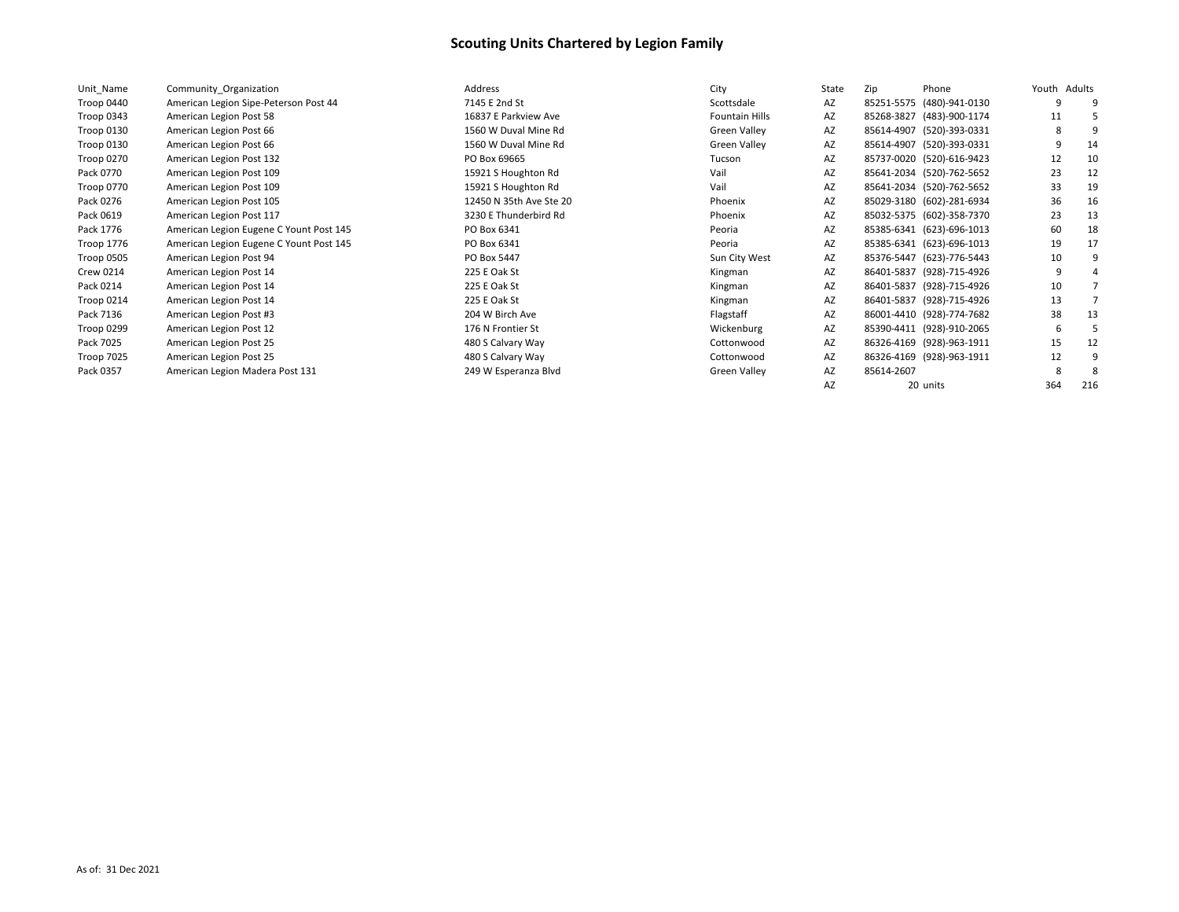# Scouting Units Chartered by Legion Family

| Unit_Name | Community_Organization | Address | City | State | Zip | Phone | Youth | Adults |
|---|---|---|---|---|---|---|---|---|
| Troop 0440 | American Legion Sipe-Peterson Post 44 | 7145 E 2nd St | Scottsdale | AZ | 85251-5575 | (480)-941-0130 | 9 | 9 |
| Troop 0343 | American Legion Post 58 | 16837 E Parkview Ave | Fountain Hills | AZ | 85268-3827 | (483)-900-1174 | 11 | 5 |
| Troop 0130 | American Legion Post 66 | 1560 W Duval Mine Rd | Green Valley | AZ | 85614-4907 | (520)-393-0331 | 8 | 9 |
| Troop 0130 | American Legion Post 66 | 1560 W Duval Mine Rd | Green Valley | AZ | 85614-4907 | (520)-393-0331 | 9 | 14 |
| Troop 0270 | American Legion Post 132 | PO Box 69665 | Tucson | AZ | 85737-0020 | (520)-616-9423 | 12 | 10 |
| Pack 0770 | American Legion Post 109 | 15921 S Houghton Rd | Vail | AZ | 85641-2034 | (520)-762-5652 | 23 | 12 |
| Troop 0770 | American Legion Post 109 | 15921 S Houghton Rd | Vail | AZ | 85641-2034 | (520)-762-5652 | 33 | 19 |
| Pack 0276 | American Legion Post 105 | 12450 N 35th Ave Ste 20 | Phoenix | AZ | 85029-3180 | (602)-281-6934 | 36 | 16 |
| Pack 0619 | American Legion Post 117 | 3230 E Thunderbird Rd | Phoenix | AZ | 85032-5375 | (602)-358-7370 | 23 | 13 |
| Pack 1776 | American Legion Eugene C Yount Post 145 | PO Box 6341 | Peoria | AZ | 85385-6341 | (623)-696-1013 | 60 | 18 |
| Troop 1776 | American Legion Eugene C Yount Post 145 | PO Box 6341 | Peoria | AZ | 85385-6341 | (623)-696-1013 | 19 | 17 |
| Troop 0505 | American Legion Post 94 | PO Box 5447 | Sun City West | AZ | 85376-5447 | (623)-776-5443 | 10 | 9 |
| Crew 0214 | American Legion Post 14 | 225 E Oak St | Kingman | AZ | 86401-5837 | (928)-715-4926 | 9 | 4 |
| Pack 0214 | American Legion Post 14 | 225 E Oak St | Kingman | AZ | 86401-5837 | (928)-715-4926 | 10 | 7 |
| Troop 0214 | American Legion Post 14 | 225 E Oak St | Kingman | AZ | 86401-5837 | (928)-715-4926 | 13 | 7 |
| Pack 7136 | American Legion Post #3 | 204 W Birch Ave | Flagstaff | AZ | 86001-4410 | (928)-774-7682 | 38 | 13 |
| Troop 0299 | American Legion Post 12 | 176 N Frontier St | Wickenburg | AZ | 85390-4411 | (928)-910-2065 | 6 | 5 |
| Pack 7025 | American Legion Post 25 | 480 S Calvary Way | Cottonwood | AZ | 86326-4169 | (928)-963-1911 | 15 | 12 |
| Troop 7025 | American Legion Post 25 | 480 S Calvary Way | Cottonwood | AZ | 86326-4169 | (928)-963-1911 | 12 | 9 |
| Pack 0357 | American Legion Madera Post 131 | 249 W Esperanza Blvd | Green Valley | AZ | 85614-2607 | | 8 | 8 |
| | | | | AZ | 20 | units | 364 | 216 |

As of: 31 Dec 2021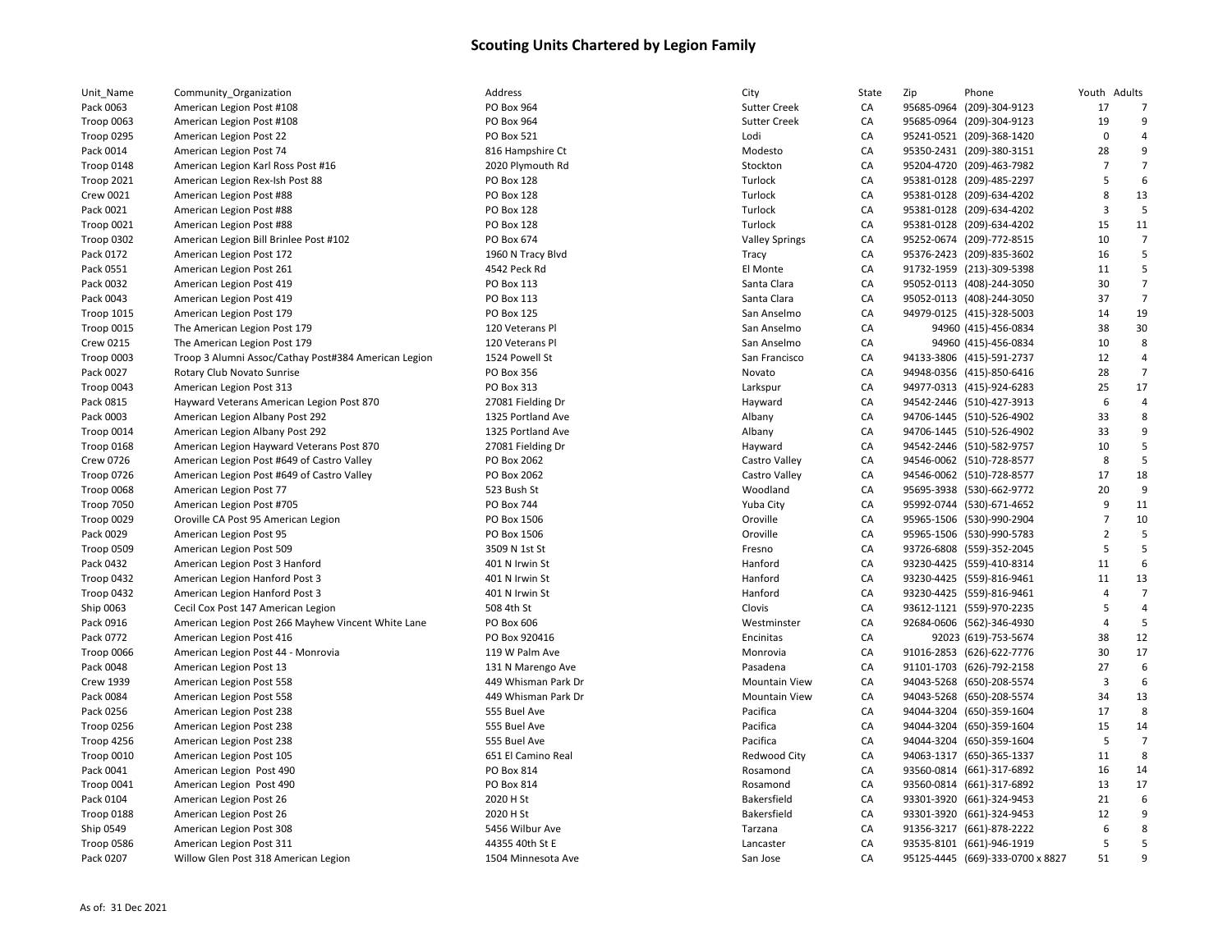# Scouting Units Chartered by Legion Family

| Unit_Name | Community_Organization | Address | City | State | Zip | Phone | Youth | Adults |
|---|---|---|---|---|---|---|---|---|
| Pack 0063 | American Legion Post #108 | PO Box 964 | Sutter Creek | CA | 95685-0964 | (209)-304-9123 | 17 | 7 |
| Troop 0063 | American Legion Post #108 | PO Box 964 | Sutter Creek | CA | 95685-0964 | (209)-304-9123 | 19 | 9 |
| Troop 0295 | American Legion Post 22 | PO Box 521 | Lodi | CA | 95241-0521 | (209)-368-1420 | 0 | 4 |
| Pack 0014 | American Legion Post 74 | 816 Hampshire Ct | Modesto | CA | 95350-2431 | (209)-380-3151 | 28 | 9 |
| Troop 0148 | American Legion Karl Ross Post #16 | 2020 Plymouth Rd | Stockton | CA | 95204-4720 | (209)-463-7982 | 7 | 7 |
| Troop 2021 | American Legion Rex-Ish Post 88 | PO Box 128 | Turlock | CA | 95381-0128 | (209)-485-2297 | 5 | 6 |
| Crew 0021 | American Legion Post #88 | PO Box 128 | Turlock | CA | 95381-0128 | (209)-634-4202 | 8 | 13 |
| Pack 0021 | American Legion Post #88 | PO Box 128 | Turlock | CA | 95381-0128 | (209)-634-4202 | 3 | 5 |
| Troop 0021 | American Legion Post #88 | PO Box 128 | Turlock | CA | 95381-0128 | (209)-634-4202 | 15 | 11 |
| Troop 0302 | American Legion Bill Brinlee Post #102 | PO Box 674 | Valley Springs | CA | 95252-0674 | (209)-772-8515 | 10 | 7 |
| Pack 0172 | American Legion Post 172 | 1960 N Tracy Blvd | Tracy | CA | 95376-2423 | (209)-835-3602 | 16 | 5 |
| Pack 0551 | American Legion Post 261 | 4542 Peck Rd | El Monte | CA | 91732-1959 | (213)-309-5398 | 11 | 5 |
| Pack 0032 | American Legion Post 419 | PO Box 113 | Santa Clara | CA | 95052-0113 | (408)-244-3050 | 30 | 7 |
| Pack 0043 | American Legion Post 419 | PO Box 113 | Santa Clara | CA | 95052-0113 | (408)-244-3050 | 37 | 7 |
| Troop 1015 | American Legion Post 179 | PO Box 125 | San Anselmo | CA | 94979-0125 | (415)-328-5003 | 14 | 19 |
| Troop 0015 | The American Legion Post 179 | 120 Veterans Pl | San Anselmo | CA | 94960 | (415)-456-0834 | 38 | 30 |
| Crew 0215 | The American Legion Post 179 | 120 Veterans Pl | San Anselmo | CA | 94960 | (415)-456-0834 | 10 | 8 |
| Troop 0003 | Troop 3 Alumni Assoc/Cathay Post#384 American Legion | 1524 Powell St | San Francisco | CA | 94133-3806 | (415)-591-2737 | 12 | 4 |
| Pack 0027 | Rotary Club Novato Sunrise | PO Box 356 | Novato | CA | 94948-0356 | (415)-850-6416 | 28 | 7 |
| Troop 0043 | American Legion Post 313 | PO Box 313 | Larkspur | CA | 94977-0313 | (415)-924-6283 | 25 | 17 |
| Pack 0815 | Hayward Veterans American Legion Post 870 | 27081 Fielding Dr | Hayward | CA | 94542-2446 | (510)-427-3913 | 6 | 4 |
| Pack 0003 | American Legion Albany Post 292 | 1325 Portland Ave | Albany | CA | 94706-1445 | (510)-526-4902 | 33 | 8 |
| Troop 0014 | American Legion Albany Post 292 | 1325 Portland Ave | Albany | CA | 94706-1445 | (510)-526-4902 | 33 | 9 |
| Troop 0168 | American Legion Hayward Veterans Post 870 | 27081 Fielding Dr | Hayward | CA | 94542-2446 | (510)-582-9757 | 10 | 5 |
| Crew 0726 | American Legion Post #649 of Castro Valley | PO Box 2062 | Castro Valley | CA | 94546-0062 | (510)-728-8577 | 8 | 5 |
| Troop 0726 | American Legion Post #649 of Castro Valley | PO Box 2062 | Castro Valley | CA | 94546-0062 | (510)-728-8577 | 17 | 18 |
| Troop 0068 | American Legion Post 77 | 523 Bush St | Woodland | CA | 95695-3938 | (530)-662-9772 | 20 | 9 |
| Troop 7050 | American Legion Post #705 | PO Box 744 | Yuba City | CA | 95992-0744 | (530)-671-4652 | 9 | 11 |
| Troop 0029 | Oroville CA Post 95 American Legion | PO Box 1506 | Oroville | CA | 95965-1506 | (530)-990-2904 | 7 | 10 |
| Pack 0029 | American Legion Post 95 | PO Box 1506 | Oroville | CA | 95965-1506 | (530)-990-5783 | 2 | 5 |
| Troop 0509 | American Legion Post 509 | 3509 N 1st St | Fresno | CA | 93726-6808 | (559)-352-2045 | 5 | 5 |
| Pack 0432 | American Legion Post 3 Hanford | 401 N Irwin St | Hanford | CA | 93230-4425 | (559)-410-8314 | 11 | 6 |
| Troop 0432 | American Legion Hanford Post 3 | 401 N Irwin St | Hanford | CA | 93230-4425 | (559)-816-9461 | 11 | 13 |
| Troop 0432 | American Legion Hanford Post 3 | 401 N Irwin St | Hanford | CA | 93230-4425 | (559)-816-9461 | 4 | 7 |
| Ship 0063 | Cecil Cox Post 147 American Legion | 508 4th St | Clovis | CA | 93612-1121 | (559)-970-2235 | 5 | 4 |
| Pack 0916 | American Legion Post 266 Mayhew Vincent White Lane | PO Box 606 | Westminster | CA | 92684-0606 | (562)-346-4930 | 4 | 5 |
| Pack 0772 | American Legion Post 416 | PO Box 920416 | Encinitas | CA | 92023 | (619)-753-5674 | 38 | 12 |
| Troop 0066 | American Legion Post 44 - Monrovia | 119 W Palm Ave | Monrovia | CA | 91016-2853 | (626)-622-7776 | 30 | 17 |
| Pack 0048 | American Legion Post 13 | 131 N Marengo Ave | Pasadena | CA | 91101-1703 | (626)-792-2158 | 27 | 6 |
| Crew 1939 | American Legion Post 558 | 449 Whisman Park Dr | Mountain View | CA | 94043-5268 | (650)-208-5574 | 3 | 6 |
| Pack 0084 | American Legion Post 558 | 449 Whisman Park Dr | Mountain View | CA | 94043-5268 | (650)-208-5574 | 34 | 13 |
| Pack 0256 | American Legion Post 238 | 555 Buel Ave | Pacifica | CA | 94044-3204 | (650)-359-1604 | 17 | 8 |
| Troop 0256 | American Legion Post 238 | 555 Buel Ave | Pacifica | CA | 94044-3204 | (650)-359-1604 | 15 | 14 |
| Troop 4256 | American Legion Post 238 | 555 Buel Ave | Pacifica | CA | 94044-3204 | (650)-359-1604 | 5 | 7 |
| Troop 0010 | American Legion Post 105 | 651 El Camino Real | Redwood City | CA | 94063-1317 | (650)-365-1337 | 11 | 8 |
| Pack 0041 | American Legion  Post 490 | PO Box 814 | Rosamond | CA | 93560-0814 | (661)-317-6892 | 16 | 14 |
| Troop 0041 | American Legion  Post 490 | PO Box 814 | Rosamond | CA | 93560-0814 | (661)-317-6892 | 13 | 17 |
| Pack 0104 | American Legion Post 26 | 2020 H St | Bakersfield | CA | 93301-3920 | (661)-324-9453 | 21 | 6 |
| Troop 0188 | American Legion Post 26 | 2020 H St | Bakersfield | CA | 93301-3920 | (661)-324-9453 | 12 | 9 |
| Ship 0549 | American Legion Post 308 | 5456 Wilbur Ave | Tarzana | CA | 91356-3217 | (661)-878-2222 | 6 | 8 |
| Troop 0586 | American Legion Post 311 | 44355 40th St E | Lancaster | CA | 93535-8101 | (661)-946-1919 | 5 | 5 |
| Pack 0207 | Willow Glen Post 318 American Legion | 1504 Minnesota Ave | San Jose | CA | 95125-4445 | (669)-333-0700 x 8827 | 51 | 9 |

As of: 31 Dec 2021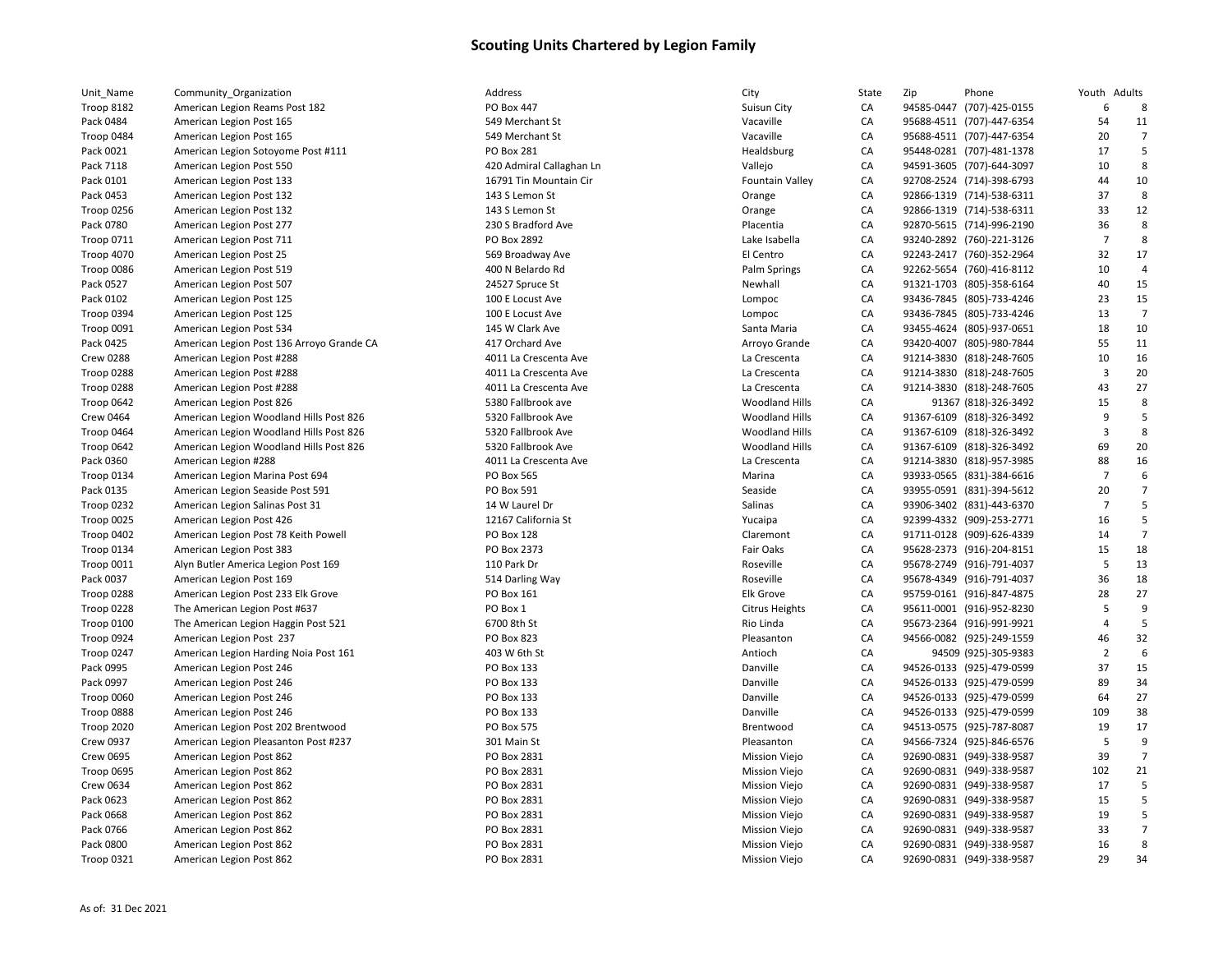# Scouting Units Chartered by Legion Family

| Unit_Name | Community_Organization | Address | City | State | Zip | Phone | Youth | Adults |
|---|---|---|---|---|---|---|---|---|
| Troop 8182 | American Legion Reams Post 182 | PO Box 447 | Suisun City | CA | 94585-0447 | (707)-425-0155 | 6 | 8 |
| Pack 0484 | American Legion Post 165 | 549 Merchant St | Vacaville | CA | 95688-4511 | (707)-447-6354 | 54 | 11 |
| Troop 0484 | American Legion Post 165 | 549 Merchant St | Vacaville | CA | 95688-4511 | (707)-447-6354 | 20 | 7 |
| Pack 0021 | American Legion Sotoyome Post #111 | PO Box 281 | Healdsburg | CA | 95448-0281 | (707)-481-1378 | 17 | 5 |
| Pack 7118 | American Legion Post 550 | 420 Admiral Callaghan Ln | Vallejo | CA | 94591-3605 | (707)-644-3097 | 10 | 8 |
| Pack 0101 | American Legion Post 133 | 16791 Tin Mountain Cir | Fountain Valley | CA | 92708-2524 | (714)-398-6793 | 44 | 10 |
| Pack 0453 | American Legion Post 132 | 143 S Lemon St | Orange | CA | 92866-1319 | (714)-538-6311 | 37 | 8 |
| Troop 0256 | American Legion Post 132 | 143 S Lemon St | Orange | CA | 92866-1319 | (714)-538-6311 | 33 | 12 |
| Pack 0780 | American Legion Post 277 | 230 S Bradford Ave | Placentia | CA | 92870-5615 | (714)-996-2190 | 36 | 8 |
| Troop 0711 | American Legion Post 711 | PO Box 2892 | Lake Isabella | CA | 93240-2892 | (760)-221-3126 | 7 | 8 |
| Troop 4070 | American Legion Post 25 | 569 Broadway Ave | El Centro | CA | 92243-2417 | (760)-352-2964 | 32 | 17 |
| Troop 0086 | American Legion Post 519 | 400 N Belardo Rd | Palm Springs | CA | 92262-5654 | (760)-416-8112 | 10 | 4 |
| Pack 0527 | American Legion Post 507 | 24527 Spruce St | Newhall | CA | 91321-1703 | (805)-358-6164 | 40 | 15 |
| Pack 0102 | American Legion Post 125 | 100 E Locust Ave | Lompoc | CA | 93436-7845 | (805)-733-4246 | 23 | 15 |
| Troop 0394 | American Legion Post 125 | 100 E Locust Ave | Lompoc | CA | 93436-7845 | (805)-733-4246 | 13 | 7 |
| Troop 0091 | American Legion Post 534 | 145 W Clark Ave | Santa Maria | CA | 93455-4624 | (805)-937-0651 | 18 | 10 |
| Pack 0425 | American Legion Post 136 Arroyo Grande CA | 417 Orchard Ave | Arroyo Grande | CA | 93420-4007 | (805)-980-7844 | 55 | 11 |
| Crew 0288 | American Legion Post #288 | 4011 La Crescenta Ave | La Crescenta | CA | 91214-3830 | (818)-248-7605 | 10 | 16 |
| Troop 0288 | American Legion Post #288 | 4011 La Crescenta Ave | La Crescenta | CA | 91214-3830 | (818)-248-7605 | 3 | 20 |
| Troop 0288 | American Legion Post #288 | 4011 La Crescenta Ave | La Crescenta | CA | 91214-3830 | (818)-248-7605 | 43 | 27 |
| Troop 0642 | American Legion Post 826 | 5380 Fallbrook ave | Woodland Hills | CA | 91367 | (818)-326-3492 | 15 | 8 |
| Crew 0464 | American Legion Woodland Hills Post 826 | 5320 Fallbrook Ave | Woodland Hills | CA | 91367-6109 | (818)-326-3492 | 9 | 5 |
| Troop 0464 | American Legion Woodland Hills Post 826 | 5320 Fallbrook Ave | Woodland Hills | CA | 91367-6109 | (818)-326-3492 | 3 | 8 |
| Troop 0642 | American Legion Woodland Hills Post 826 | 5320 Fallbrook Ave | Woodland Hills | CA | 91367-6109 | (818)-326-3492 | 69 | 20 |
| Pack 0360 | American Legion #288 | 4011 La Crescenta Ave | La Crescenta | CA | 91214-3830 | (818)-957-3985 | 88 | 16 |
| Troop 0134 | American Legion Marina Post 694 | PO Box 565 | Marina | CA | 93933-0565 | (831)-384-6616 | 7 | 6 |
| Pack 0135 | American Legion Seaside Post 591 | PO Box 591 | Seaside | CA | 93955-0591 | (831)-394-5612 | 20 | 7 |
| Troop 0232 | American Legion Salinas Post 31 | 14 W Laurel Dr | Salinas | CA | 93906-3402 | (831)-443-6370 | 7 | 5 |
| Troop 0025 | American Legion Post 426 | 12167 California St | Yucaipa | CA | 92399-4332 | (909)-253-2771 | 16 | 5 |
| Troop 0402 | American Legion Post 78 Keith Powell | PO Box 128 | Claremont | CA | 91711-0128 | (909)-626-4339 | 14 | 7 |
| Troop 0134 | American Legion Post 383 | PO Box 2373 | Fair Oaks | CA | 95628-2373 | (916)-204-8151 | 15 | 18 |
| Troop 0011 | Alyn Butler America Legion Post 169 | 110 Park Dr | Roseville | CA | 95678-2749 | (916)-791-4037 | 5 | 13 |
| Pack 0037 | American Legion Post 169 | 514 Darling Way | Roseville | CA | 95678-4349 | (916)-791-4037 | 36 | 18 |
| Troop 0288 | American Legion Post 233 Elk Grove | PO Box 161 | Elk Grove | CA | 95759-0161 | (916)-847-4875 | 28 | 27 |
| Troop 0228 | The American Legion Post #637 | PO Box 1 | Citrus Heights | CA | 95611-0001 | (916)-952-8230 | 5 | 9 |
| Troop 0100 | The American Legion Haggin Post 521 | 6700 8th St | Rio Linda | CA | 95673-2364 | (916)-991-9921 | 4 | 5 |
| Troop 0924 | American Legion Post 237 | PO Box 823 | Pleasanton | CA | 94566-0082 | (925)-249-1559 | 46 | 32 |
| Troop 0247 | American Legion Harding Noia Post 161 | 403 W 6th St | Antioch | CA | 94509 | (925)-305-9383 | 2 | 6 |
| Pack 0995 | American Legion Post 246 | PO Box 133 | Danville | CA | 94526-0133 | (925)-479-0599 | 37 | 15 |
| Pack 0997 | American Legion Post 246 | PO Box 133 | Danville | CA | 94526-0133 | (925)-479-0599 | 89 | 34 |
| Troop 0060 | American Legion Post 246 | PO Box 133 | Danville | CA | 94526-0133 | (925)-479-0599 | 64 | 27 |
| Troop 0888 | American Legion Post 246 | PO Box 133 | Danville | CA | 94526-0133 | (925)-479-0599 | 109 | 38 |
| Troop 2020 | American Legion Post 202 Brentwood | PO Box 575 | Brentwood | CA | 94513-0575 | (925)-787-8087 | 19 | 17 |
| Crew 0937 | American Legion Pleasanton Post #237 | 301 Main St | Pleasanton | CA | 94566-7324 | (925)-846-6576 | 5 | 9 |
| Crew 0695 | American Legion Post 862 | PO Box 2831 | Mission Viejo | CA | 92690-0831 | (949)-338-9587 | 39 | 7 |
| Troop 0695 | American Legion Post 862 | PO Box 2831 | Mission Viejo | CA | 92690-0831 | (949)-338-9587 | 102 | 21 |
| Crew 0634 | American Legion Post 862 | PO Box 2831 | Mission Viejo | CA | 92690-0831 | (949)-338-9587 | 17 | 5 |
| Pack 0623 | American Legion Post 862 | PO Box 2831 | Mission Viejo | CA | 92690-0831 | (949)-338-9587 | 15 | 5 |
| Pack 0668 | American Legion Post 862 | PO Box 2831 | Mission Viejo | CA | 92690-0831 | (949)-338-9587 | 19 | 5 |
| Pack 0766 | American Legion Post 862 | PO Box 2831 | Mission Viejo | CA | 92690-0831 | (949)-338-9587 | 33 | 7 |
| Pack 0800 | American Legion Post 862 | PO Box 2831 | Mission Viejo | CA | 92690-0831 | (949)-338-9587 | 16 | 8 |
| Troop 0321 | American Legion Post 862 | PO Box 2831 | Mission Viejo | CA | 92690-0831 | (949)-338-9587 | 29 | 34 |

As of: 31 Dec 2021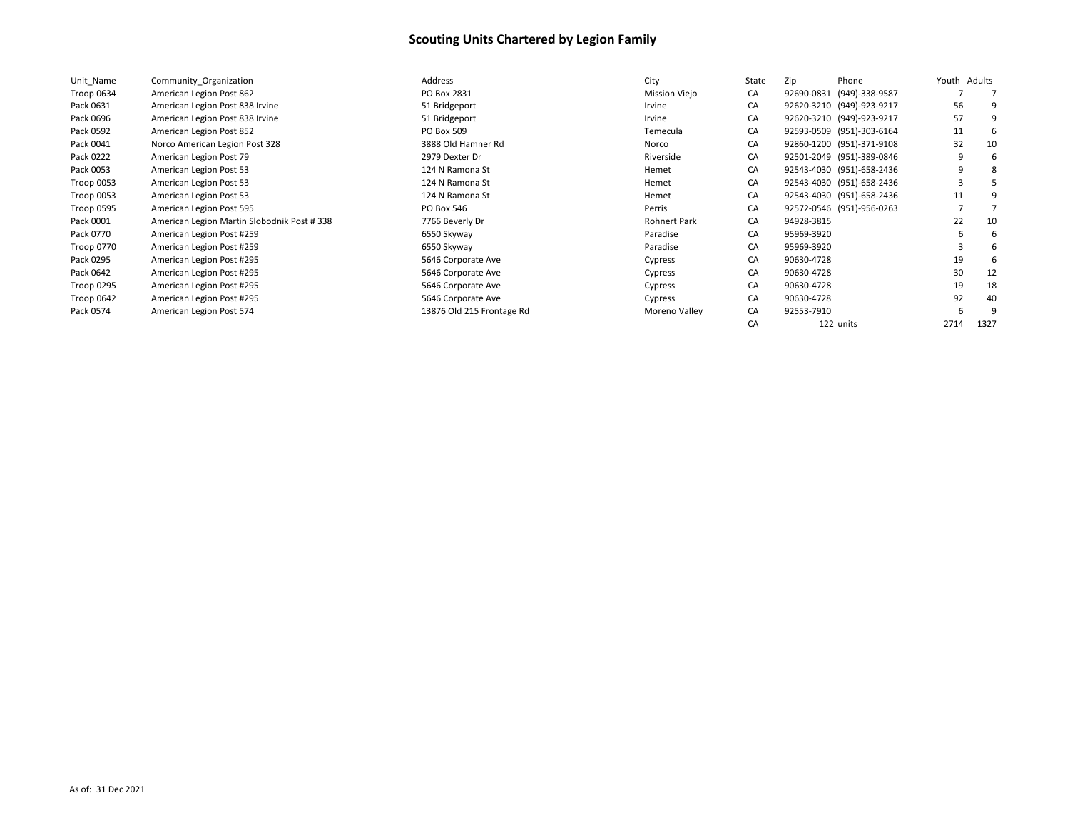# Scouting Units Chartered by Legion Family

| Unit_Name | Community_Organization | Address | City | State | Zip | Phone | Youth | Adults |
|---|---|---|---|---|---|---|---|---|
| Troop 0634 | American Legion Post 862 | PO Box 2831 | Mission Viejo | CA | 92690-0831 | (949)-338-9587 | 7 | 7 |
| Pack 0631 | American Legion Post 838 Irvine | 51 Bridgeport | Irvine | CA | 92620-3210 | (949)-923-9217 | 56 | 9 |
| Pack 0696 | American Legion Post 838 Irvine | 51 Bridgeport | Irvine | CA | 92620-3210 | (949)-923-9217 | 57 | 9 |
| Pack 0592 | American Legion Post 852 | PO Box 509 | Temecula | CA | 92593-0509 | (951)-303-6164 | 11 | 6 |
| Pack 0041 | Norco American Legion Post 328 | 3888 Old Hamner Rd | Norco | CA | 92860-1200 | (951)-371-9108 | 32 | 10 |
| Pack 0222 | American Legion Post 79 | 2979 Dexter Dr | Riverside | CA | 92501-2049 | (951)-389-0846 | 9 | 6 |
| Pack 0053 | American Legion Post 53 | 124 N Ramona St | Hemet | CA | 92543-4030 | (951)-658-2436 | 9 | 8 |
| Troop 0053 | American Legion Post 53 | 124 N Ramona St | Hemet | CA | 92543-4030 | (951)-658-2436 | 3 | 5 |
| Troop 0053 | American Legion Post 53 | 124 N Ramona St | Hemet | CA | 92543-4030 | (951)-658-2436 | 11 | 9 |
| Troop 0595 | American Legion Post 595 | PO Box 546 | Perris | CA | 92572-0546 | (951)-956-0263 | 7 | 7 |
| Pack 0001 | American Legion Martin Slobodnik Post # 338 | 7766 Beverly Dr | Rohnert Park | CA | 94928-3815 | | 22 | 10 |
| Pack 0770 | American Legion Post #259 | 6550 Skyway | Paradise | CA | 95969-3920 | | 6 | 6 |
| Troop 0770 | American Legion Post #259 | 6550 Skyway | Paradise | CA | 95969-3920 | | 3 | 6 |
| Pack 0295 | American Legion Post #295 | 5646 Corporate Ave | Cypress | CA | 90630-4728 | | 19 | 6 |
| Pack 0642 | American Legion Post #295 | 5646 Corporate Ave | Cypress | CA | 90630-4728 | | 30 | 12 |
| Troop 0295 | American Legion Post #295 | 5646 Corporate Ave | Cypress | CA | 90630-4728 | | 19 | 18 |
| Troop 0642 | American Legion Post #295 | 5646 Corporate Ave | Cypress | CA | 90630-4728 | | 92 | 40 |
| Pack 0574 | American Legion Post 574 | 13876 Old 215 Frontage Rd | Moreno Valley | CA | 92553-7910 | | 6 | 9 |
| | | | | CA | 122 | units | 2714 | 1327 |

As of: 31 Dec 2021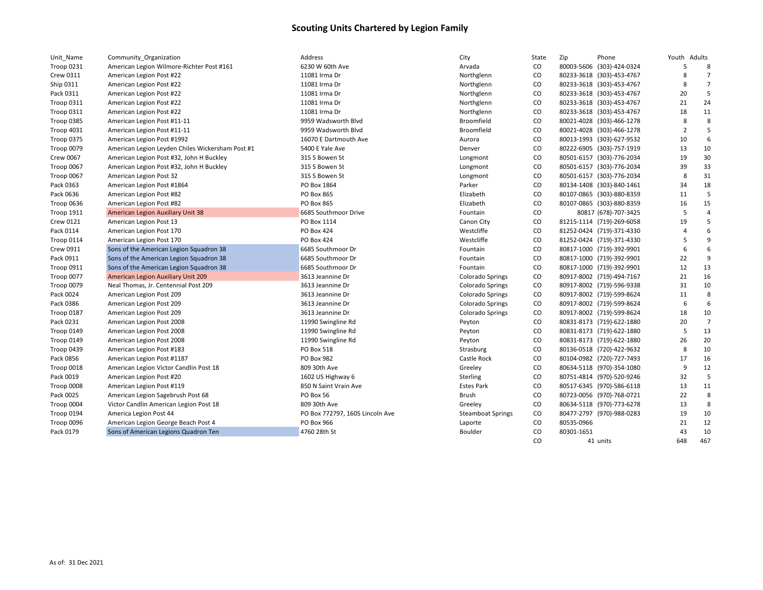# Scouting Units Chartered by Legion Family

| Unit_Name | Community_Organization | Address | City | State | Zip | Phone | Youth | Adults |
|---|---|---|---|---|---|---|---|---|
| Troop 0231 | American Legion Wilmore-Richter Post #161 | 6230 W 60th Ave | Arvada | CO | 80003-5606 | (303)-424-0324 | 5 | 8 |
| Crew 0311 | American Legion Post #22 | 11081 Irma Dr | Northglenn | CO | 80233-3618 | (303)-453-4767 | 8 | 7 |
| Ship 0311 | American Legion Post #22 | 11081 Irma Dr | Northglenn | CO | 80233-3618 | (303)-453-4767 | 8 | 7 |
| Pack 0311 | American Legion Post #22 | 11081 Irma Dr | Northglenn | CO | 80233-3618 | (303)-453-4767 | 20 | 5 |
| Troop 0311 | American Legion Post #22 | 11081 Irma Dr | Northglenn | CO | 80233-3618 | (303)-453-4767 | 21 | 24 |
| Troop 0311 | American Legion Post #22 | 11081 Irma Dr | Northglenn | CO | 80233-3618 | (303)-453-4767 | 18 | 11 |
| Troop 0385 | American Legion Post #11-11 | 9959 Wadsworth Blvd | Broomfield | CO | 80021-4028 | (303)-466-1278 | 8 | 8 |
| Troop 4031 | American Legion Post #11-11 | 9959 Wadsworth Blvd | Broomfield | CO | 80021-4028 | (303)-466-1278 | 2 | 5 |
| Troop 0375 | American Legion Post #1992 | 16070 E Dartmouth Ave | Aurora | CO | 80013-1993 | (303)-627-9532 | 10 | 6 |
| Troop 0079 | American Legion Leyden Chiles Wickersham Post #1 | 5400 E Yale Ave | Denver | CO | 80222-6905 | (303)-757-1919 | 13 | 10 |
| Crew 0067 | American Legion Post #32, John H Buckley | 315 S Bowen St | Longmont | CO | 80501-6157 | (303)-776-2034 | 19 | 30 |
| Troop 0067 | American Legion Post #32, John H Buckley | 315 S Bowen St | Longmont | CO | 80501-6157 | (303)-776-2034 | 39 | 33 |
| Troop 0067 | American Legion Post 32 | 315 S Bowen St | Longmont | CO | 80501-6157 | (303)-776-2034 | 8 | 31 |
| Pack 0363 | American Legion Post #1864 | PO Box 1864 | Parker | CO | 80134-1408 | (303)-840-1461 | 34 | 18 |
| Pack 0636 | American Legion Post #82 | PO Box 865 | Elizabeth | CO | 80107-0865 | (303)-880-8359 | 11 | 5 |
| Troop 0636 | American Legion Post #82 | PO Box 865 | Elizabeth | CO | 80107-0865 | (303)-880-8359 | 16 | 15 |
| Troop 1911 | American Legion Auxiliary Unit 38 | 6685 Southmoor Drive | Fountain | CO | 80817 | (678)-707-3425 | 5 | 4 |
| Crew 0121 | American Legion Post 13 | PO Box 1114 | Canon City | CO | 81215-1114 | (719)-269-6058 | 19 | 5 |
| Pack 0114 | American Legion Post 170 | PO Box 424 | Westcliffe | CO | 81252-0424 | (719)-371-4330 | 4 | 6 |
| Troop 0114 | American Legion Post 170 | PO Box 424 | Westcliffe | CO | 81252-0424 | (719)-371-4330 | 5 | 9 |
| Crew 0911 | Sons of the American Legion Squadron 38 | 6685 Southmoor Dr | Fountain | CO | 80817-1000 | (719)-392-9901 | 6 | 6 |
| Pack 0911 | Sons of the American Legion Squadron 38 | 6685 Southmoor Dr | Fountain | CO | 80817-1000 | (719)-392-9901 | 22 | 9 |
| Troop 0911 | Sons of the American Legion Squadron 38 | 6685 Southmoor Dr | Fountain | CO | 80817-1000 | (719)-392-9901 | 12 | 13 |
| Troop 0077 | American Legion Auxiliary Unit 209 | 3613 Jeannine Dr | Colorado Springs | CO | 80917-8002 | (719)-494-7167 | 21 | 16 |
| Troop 0079 | Neal Thomas, Jr. Centennial Post 209 | 3613 Jeannine Dr | Colorado Springs | CO | 80917-8002 | (719)-596-9338 | 31 | 10 |
| Pack 0024 | American Legion Post 209 | 3613 Jeannine Dr | Colorado Springs | CO | 80917-8002 | (719)-599-8624 | 11 | 8 |
| Pack 0386 | American Legion Post 209 | 3613 Jeannine Dr | Colorado Springs | CO | 80917-8002 | (719)-599-8624 | 6 | 6 |
| Troop 0187 | American Legion Post 209 | 3613 Jeannine Dr | Colorado Springs | CO | 80917-8002 | (719)-599-8624 | 18 | 10 |
| Pack 0231 | American Legion Post 2008 | 11990 Swingline Rd | Peyton | CO | 80831-8173 | (719)-622-1880 | 20 | 7 |
| Troop 0149 | American Legion Post 2008 | 11990 Swingline Rd | Peyton | CO | 80831-8173 | (719)-622-1880 | 5 | 13 |
| Troop 0149 | American Legion Post 2008 | 11990 Swingline Rd | Peyton | CO | 80831-8173 | (719)-622-1880 | 26 | 20 |
| Troop 0439 | American Legion Post #183 | PO Box 518 | Strasburg | CO | 80136-0518 | (720)-422-9632 | 8 | 10 |
| Pack 0856 | American Legion Post #1187 | PO Box 982 | Castle Rock | CO | 80104-0982 | (720)-727-7493 | 17 | 16 |
| Troop 0018 | American Legion Victor Candlin Post 18 | 809 30th Ave | Greeley | CO | 80634-5118 | (970)-354-1080 | 9 | 12 |
| Pack 0019 | American Legion Post #20 | 1602 US Highway 6 | Sterling | CO | 80751-4814 | (970)-520-9246 | 32 | 5 |
| Troop 0008 | American Legion Post #119 | 850 N Saint Vrain Ave | Estes Park | CO | 80517-6345 | (970)-586-6118 | 13 | 11 |
| Pack 0025 | American Legion Sagebrush Post 68 | PO Box 56 | Brush | CO | 80723-0056 | (970)-768-0721 | 22 | 8 |
| Troop 0004 | Victor Candlin American Legion Post 18 | 809 30th Ave | Greeley | CO | 80634-5118 | (970)-773-6278 | 13 | 8 |
| Troop 0194 | America Legion Post 44 | PO Box 772797, 1605 Lincoln Ave | Steamboat Springs | CO | 80477-2797 | (970)-988-0283 | 19 | 10 |
| Troop 0096 | American Legion George Beach Post 4 | PO Box 966 | Laporte | CO | 80535-0966 | | 21 | 12 |
| Pack 0179 | Sons of American Legions Quadron Ten | 4760 28th St | Boulder | CO | 80301-1651 | | 43 | 10 |
| | | | | CO | 41 | units | 648 | 467 |

As of: 31 Dec 2021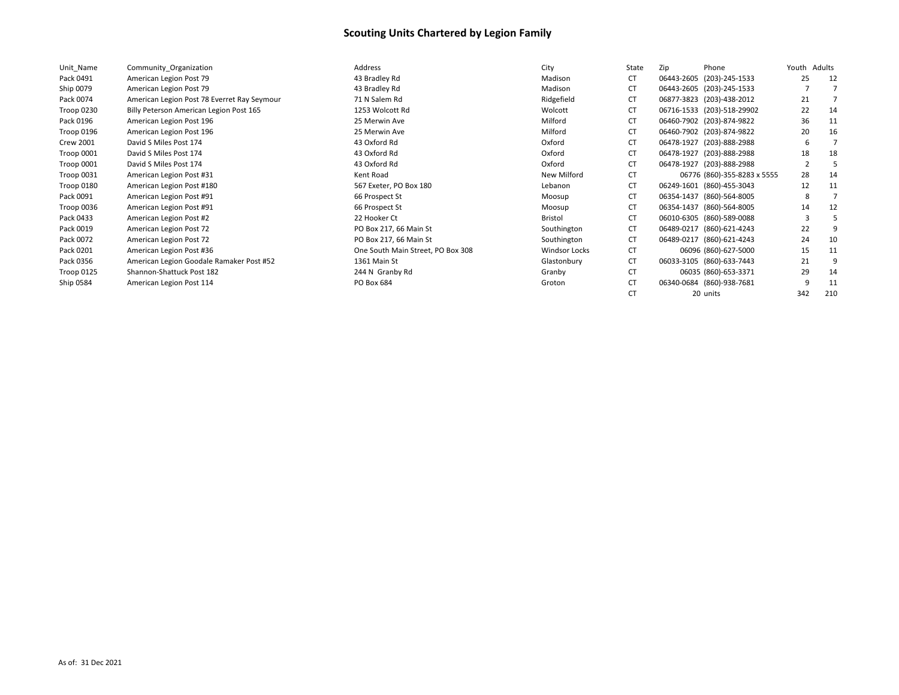# Scouting Units Chartered by Legion Family

| Unit_Name | Community_Organization | Address | City | State | Zip | Phone | Youth | Adults |
|---|---|---|---|---|---|---|---|---|
| Pack 0491 | American Legion Post 79 | 43 Bradley Rd | Madison | CT | 06443-2605 | (203)-245-1533 | 25 | 12 |
| Ship 0079 | American Legion Post 79 | 43 Bradley Rd | Madison | CT | 06443-2605 | (203)-245-1533 | 7 | 7 |
| Pack 0074 | American Legion Post 78 Everret Ray Seymour | 71 N Salem Rd | Ridgefield | CT | 06877-3823 | (203)-438-2012 | 21 | 7 |
| Troop 0230 | Billy Peterson American Legion Post 165 | 1253 Wolcott Rd | Wolcott | CT | 06716-1533 | (203)-518-29902 | 22 | 14 |
| Pack 0196 | American Legion Post 196 | 25 Merwin Ave | Milford | CT | 06460-7902 | (203)-874-9822 | 36 | 11 |
| Troop 0196 | American Legion Post 196 | 25 Merwin Ave | Milford | CT | 06460-7902 | (203)-874-9822 | 20 | 16 |
| Crew 2001 | David S Miles Post 174 | 43 Oxford Rd | Oxford | CT | 06478-1927 | (203)-888-2988 | 6 | 7 |
| Troop 0001 | David S Miles Post 174 | 43 Oxford Rd | Oxford | CT | 06478-1927 | (203)-888-2988 | 18 | 18 |
| Troop 0001 | David S Miles Post 174 | 43 Oxford Rd | Oxford | CT | 06478-1927 | (203)-888-2988 | 2 | 5 |
| Troop 0031 | American Legion Post #31 | Kent Road | New Milford | CT | 06776 | (860)-355-8283 x 5555 | 28 | 14 |
| Troop 0180 | American Legion Post #180 | 567 Exeter, PO Box 180 | Lebanon | CT | 06249-1601 | (860)-455-3043 | 12 | 11 |
| Pack 0091 | American Legion Post #91 | 66 Prospect St | Moosup | CT | 06354-1437 | (860)-564-8005 | 8 | 7 |
| Troop 0036 | American Legion Post #91 | 66 Prospect St | Moosup | CT | 06354-1437 | (860)-564-8005 | 14 | 12 |
| Pack 0433 | American Legion Post #2 | 22 Hooker Ct | Bristol | CT | 06010-6305 | (860)-589-0088 | 3 | 5 |
| Pack 0019 | American Legion Post 72 | PO Box 217, 66 Main St | Southington | CT | 06489-0217 | (860)-621-4243 | 22 | 9 |
| Pack 0072 | American Legion Post 72 | PO Box 217, 66 Main St | Southington | CT | 06489-0217 | (860)-621-4243 | 24 | 10 |
| Pack 0201 | American Legion Post #36 | One South Main Street, PO Box 308 | Windsor Locks | CT | 06096 | (860)-627-5000 | 15 | 11 |
| Pack 0356 | American Legion Goodale Ramaker Post #52 | 1361 Main St | Glastonbury | CT | 06033-3105 | (860)-633-7443 | 21 | 9 |
| Troop 0125 | Shannon-Shattuck Post 182 | 244 N Granby Rd | Granby | CT | 06035 | (860)-653-3371 | 29 | 14 |
| Ship 0584 | American Legion Post 114 | PO Box 684 | Groton | CT | 06340-0684 | (860)-938-7681 | 9 | 11 |
| | | | | CT | 20 | units | 342 | 210 |

As of: 31 Dec 2021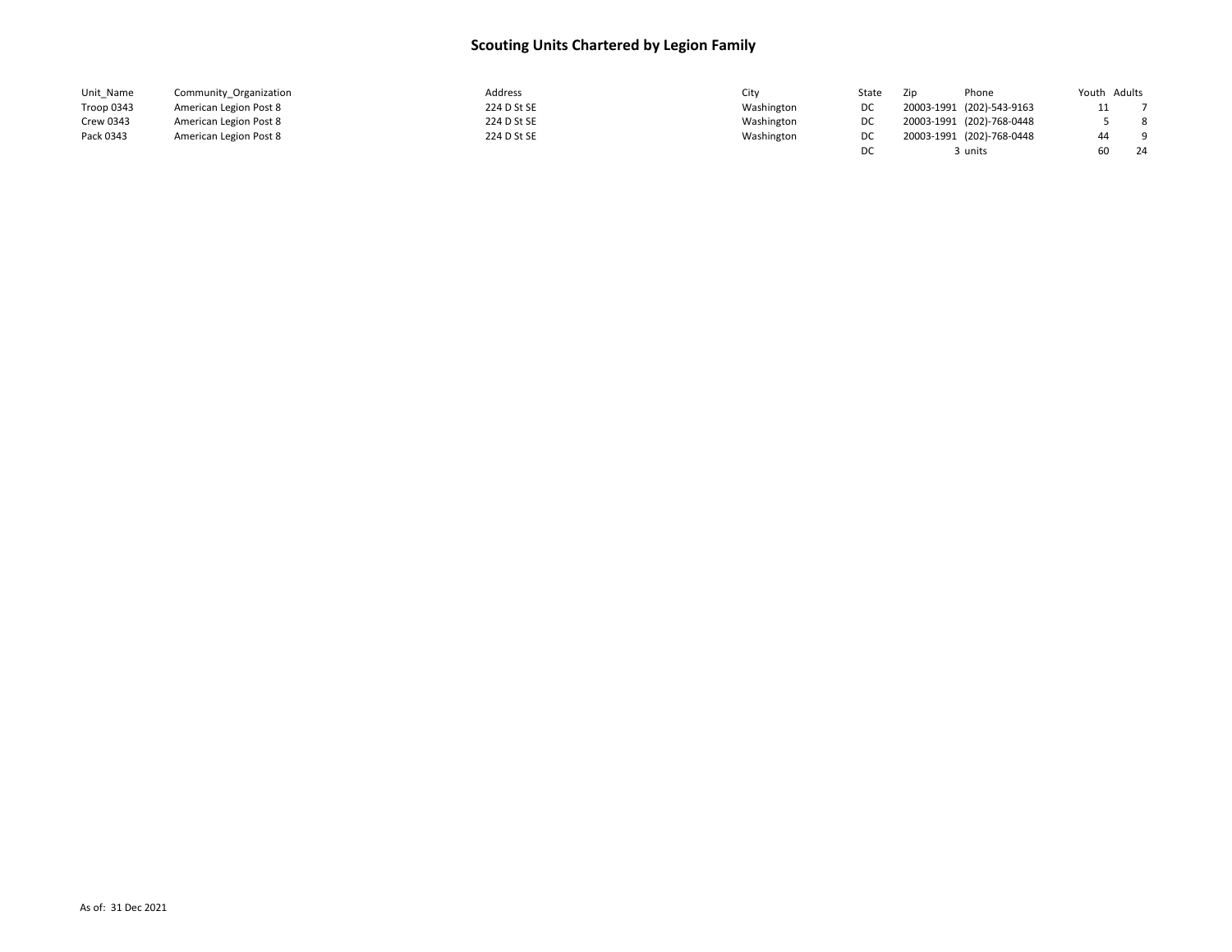# Scouting Units Chartered by Legion Family

| Unit_Name | Community_Organization | Address | City | State | Zip | Phone | Youth | Adults |
|---|---|---|---|---|---|---|---|---|
| Troop 0343 | American Legion Post 8 | 224 D St SE | Washington | DC | 20003-1991 | (202)-543-9163 | 11 | 7 |
| Crew 0343 | American Legion Post 8 | 224 D St SE | Washington | DC | 20003-1991 | (202)-768-0448 | 5 | 8 |
| Pack 0343 | American Legion Post 8 | 224 D St SE | Washington | DC | 20003-1991 | (202)-768-0448 | 44 | 9 |
| | | | | DC | 3 | units | 60 | 24 |

As of: 31 Dec 2021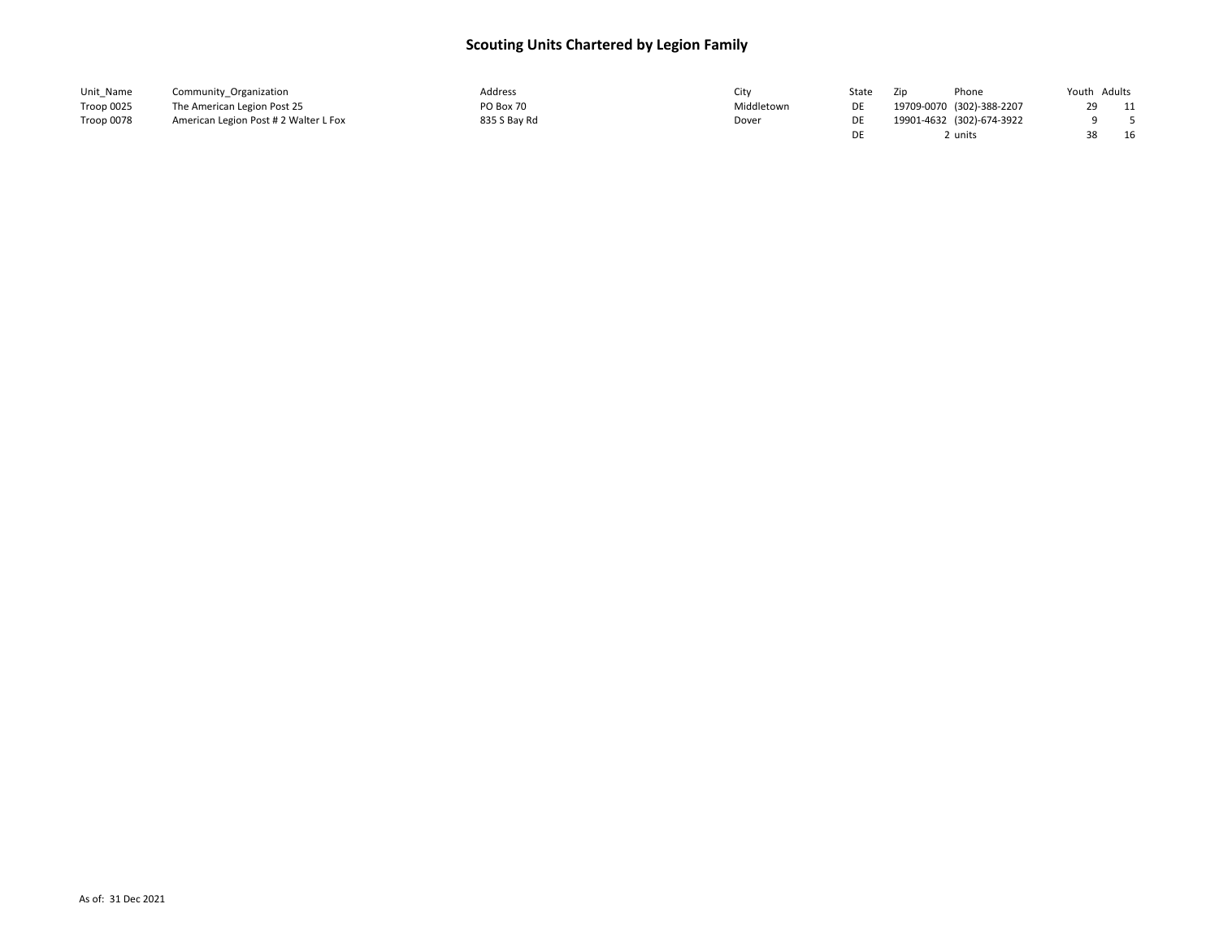# Scouting Units Chartered by Legion Family

| Unit_Name | Community_Organization | Address | City | State | Zip | Phone | Youth | Adults |
|---|---|---|---|---|---|---|---|---|
| Troop 0025 | The American Legion Post 25 | PO Box 70 | Middletown | DE | 19709-0070 | (302)-388-2207 | 29 | 11 |
| Troop 0078 | American Legion Post # 2 Walter L Fox | 835 S Bay Rd | Dover | DE | 19901-4632 | (302)-674-3922 | 9 | 5 |
| | | | | DE | 2 | units | 38 | 16 |

As of: 31 Dec 2021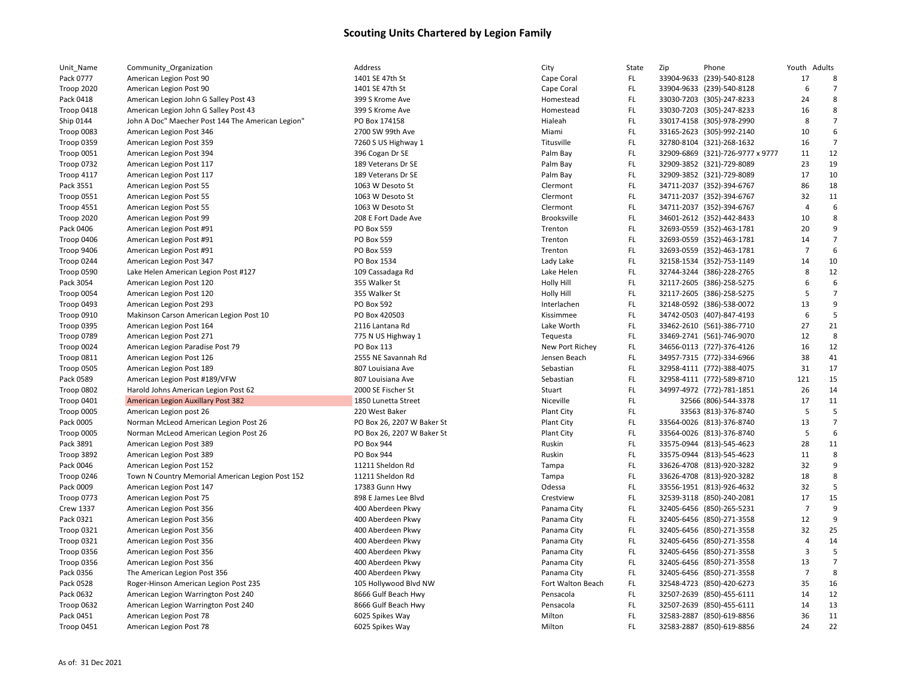# Scouting Units Chartered by Legion Family

| Unit_Name | Community_Organization | Address | City | State | Zip | Phone | Youth | Adults |
|---|---|---|---|---|---|---|---|---|
| Pack 0777 | American Legion Post 90 | 1401 SE 47th St | Cape Coral | FL | 33904-9633 | (239)-540-8128 | 17 | 8 |
| Troop 2020 | American Legion Post 90 | 1401 SE 47th St | Cape Coral | FL | 33904-9633 | (239)-540-8128 | 6 | 7 |
| Pack 0418 | American Legion John G Salley Post 43 | 399 S Krome Ave | Homestead | FL | 33030-7203 | (305)-247-8233 | 24 | 8 |
| Troop 0418 | American Legion John G Salley Post 43 | 399 S Krome Ave | Homestead | FL | 33030-7203 | (305)-247-8233 | 16 | 8 |
| Ship 0144 | John A Doc" Maecher Post 144 The American Legion" | PO Box 174158 | Hialeah | FL | 33017-4158 | (305)-978-2990 | 8 | 7 |
| Troop 0083 | American Legion Post 346 | 2700 SW 99th Ave | Miami | FL | 33165-2623 | (305)-992-2140 | 10 | 6 |
| Troop 0359 | American Legion Post 359 | 7260 S US Highway 1 | Titusville | FL | 32780-8104 | (321)-268-1632 | 16 | 7 |
| Troop 0051 | American Legion Post 394 | 396 Cogan Dr SE | Palm Bay | FL | 32909-6869 | (321)-726-9777 x 9777 | 11 | 12 |
| Troop 0732 | American Legion Post 117 | 189 Veterans Dr SE | Palm Bay | FL | 32909-3852 | (321)-729-8089 | 23 | 19 |
| Troop 4117 | American Legion Post 117 | 189 Veterans Dr SE | Palm Bay | FL | 32909-3852 | (321)-729-8089 | 17 | 10 |
| Pack 3551 | American Legion Post 55 | 1063 W Desoto St | Clermont | FL | 34711-2037 | (352)-394-6767 | 86 | 18 |
| Troop 0551 | American Legion Post 55 | 1063 W Desoto St | Clermont | FL | 34711-2037 | (352)-394-6767 | 32 | 11 |
| Troop 4551 | American Legion Post 55 | 1063 W Desoto St | Clermont | FL | 34711-2037 | (352)-394-6767 | 4 | 6 |
| Troop 2020 | American Legion Post 99 | 208 E Fort Dade Ave | Brooksville | FL | 34601-2612 | (352)-442-8433 | 10 | 8 |
| Pack 0406 | American Legion Post #91 | PO Box 559 | Trenton | FL | 32693-0559 | (352)-463-1781 | 20 | 9 |
| Troop 0406 | American Legion Post #91 | PO Box 559 | Trenton | FL | 32693-0559 | (352)-463-1781 | 14 | 7 |
| Troop 9406 | American Legion Post #91 | PO Box 559 | Trenton | FL | 32693-0559 | (352)-463-1781 | 7 | 6 |
| Troop 0244 | American Legion Post 347 | PO Box 1534 | Lady Lake | FL | 32158-1534 | (352)-753-1149 | 14 | 10 |
| Troop 0590 | Lake Helen American Legion Post #127 | 109 Cassadaga Rd | Lake Helen | FL | 32744-3244 | (386)-228-2765 | 8 | 12 |
| Pack 3054 | American Legion Post 120 | 355 Walker St | Holly Hill | FL | 32117-2605 | (386)-258-5275 | 6 | 6 |
| Troop 0054 | American Legion Post 120 | 355 Walker St | Holly Hill | FL | 32117-2605 | (386)-258-5275 | 5 | 7 |
| Troop 0493 | American Legion Post 293 | PO Box 592 | Interlachen | FL | 32148-0592 | (386)-538-0072 | 13 | 9 |
| Troop 0910 | Makinson Carson American Legion Post 10 | PO Box 420503 | Kissimmee | FL | 34742-0503 | (407)-847-4193 | 6 | 5 |
| Troop 0395 | American Legion Post 164 | 2116 Lantana Rd | Lake Worth | FL | 33462-2610 | (561)-386-7710 | 27 | 21 |
| Troop 0789 | American Legion Post 271 | 775 N US Highway 1 | Tequesta | FL | 33469-2741 | (561)-746-9070 | 12 | 8 |
| Troop 0024 | American Legion Paradise Post 79 | PO Box 113 | New Port Richey | FL | 34656-0113 | (727)-376-4126 | 16 | 12 |
| Troop 0811 | American Legion Post 126 | 2555 NE Savannah Rd | Jensen Beach | FL | 34957-7315 | (772)-334-6966 | 38 | 41 |
| Troop 0505 | American Legion Post 189 | 807 Louisiana Ave | Sebastian | FL | 32958-4111 | (772)-388-4075 | 31 | 17 |
| Pack 0589 | American Legion Post #189/VFW | 807 Louisiana Ave | Sebastian | FL | 32958-4111 | (772)-589-8710 | 121 | 15 |
| Troop 0802 | Harold Johns American Legion Post 62 | 2000 SE Fischer St | Stuart | FL | 34997-4972 | (772)-781-1851 | 26 | 14 |
| Troop 0401 | American Legion Auxillary Post 382 | 1850 Lunetta Street | Niceville | FL | 32566 | (806)-544-3378 | 17 | 11 |
| Troop 0005 | American Legion post 26 | 220 West Baker | Plant City | FL | 33563 | (813)-376-8740 | 5 | 5 |
| Pack 0005 | Norman McLeod American Legion Post 26 | PO Box 26, 2207 W Baker St | Plant City | FL | 33564-0026 | (813)-376-8740 | 13 | 7 |
| Troop 0005 | Norman McLeod American Legion Post 26 | PO Box 26, 2207 W Baker St | Plant City | FL | 33564-0026 | (813)-376-8740 | 5 | 6 |
| Pack 3891 | American Legion Post 389 | PO Box 944 | Ruskin | FL | 33575-0944 | (813)-545-4623 | 28 | 11 |
| Troop 3892 | American Legion Post 389 | PO Box 944 | Ruskin | FL | 33575-0944 | (813)-545-4623 | 11 | 8 |
| Pack 0046 | American Legion Post 152 | 11211 Sheldon Rd | Tampa | FL | 33626-4708 | (813)-920-3282 | 32 | 9 |
| Troop 0246 | Town N Country Memorial American Legion Post 152 | 11211 Sheldon Rd | Tampa | FL | 33626-4708 | (813)-920-3282 | 18 | 8 |
| Pack 0009 | American Legion Post 147 | 17383 Gunn Hwy | Odessa | FL | 33556-1951 | (813)-926-4632 | 32 | 5 |
| Troop 0773 | American Legion Post 75 | 898 E James Lee Blvd | Crestview | FL | 32539-3118 | (850)-240-2081 | 17 | 15 |
| Crew 1337 | American Legion Post 356 | 400 Aberdeen Pkwy | Panama City | FL | 32405-6456 | (850)-265-5231 | 7 | 9 |
| Pack 0321 | American Legion Post 356 | 400 Aberdeen Pkwy | Panama City | FL | 32405-6456 | (850)-271-3558 | 12 | 9 |
| Troop 0321 | American Legion Post 356 | 400 Aberdeen Pkwy | Panama City | FL | 32405-6456 | (850)-271-3558 | 32 | 25 |
| Troop 0321 | American Legion Post 356 | 400 Aberdeen Pkwy | Panama City | FL | 32405-6456 | (850)-271-3558 | 4 | 14 |
| Troop 0356 | American Legion Post 356 | 400 Aberdeen Pkwy | Panama City | FL | 32405-6456 | (850)-271-3558 | 3 | 5 |
| Troop 0356 | American Legion Post 356 | 400 Aberdeen Pkwy | Panama City | FL | 32405-6456 | (850)-271-3558 | 13 | 7 |
| Pack 0356 | The American Legion Post 356 | 400 Aberdeen Pkwy | Panama City | FL | 32405-6456 | (850)-271-3558 | 7 | 8 |
| Pack 0528 | Roger-Hinson American Legion Post 235 | 105 Hollywood Blvd NW | Fort Walton Beach | FL | 32548-4723 | (850)-420-6273 | 35 | 16 |
| Pack 0632 | American Legion Warrington Post 240 | 8666 Gulf Beach Hwy | Pensacola | FL | 32507-2639 | (850)-455-6111 | 14 | 12 |
| Troop 0632 | American Legion Warrington Post 240 | 8666 Gulf Beach Hwy | Pensacola | FL | 32507-2639 | (850)-455-6111 | 14 | 13 |
| Pack 0451 | American Legion Post 78 | 6025 Spikes Way | Milton | FL | 32583-2887 | (850)-619-8856 | 36 | 11 |
| Troop 0451 | American Legion Post 78 | 6025 Spikes Way | Milton | FL | 32583-2887 | (850)-619-8856 | 24 | 22 |

As of: 31 Dec 2021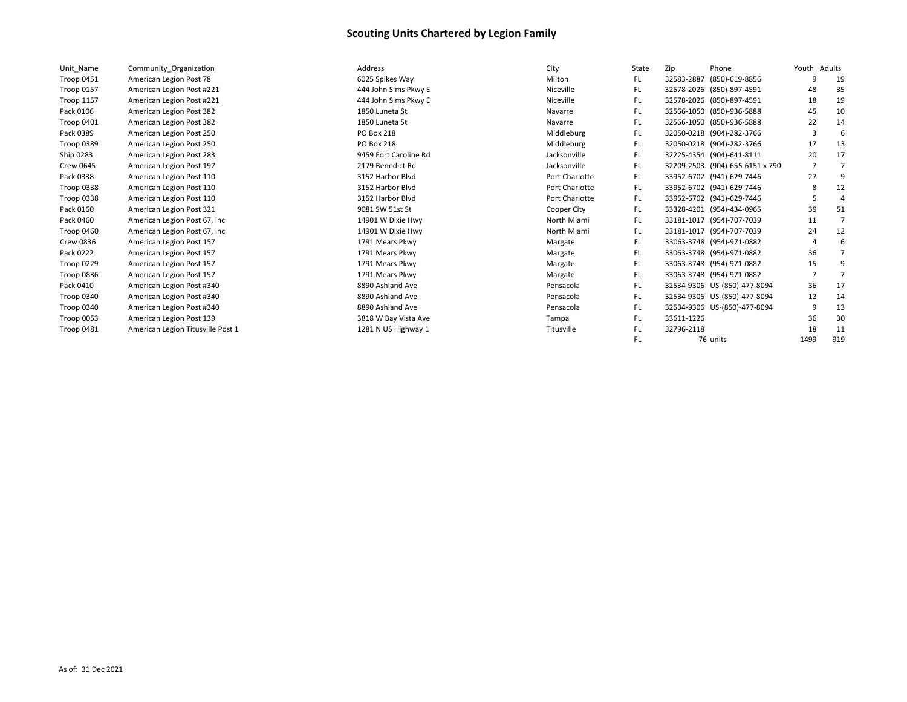# Scouting Units Chartered by Legion Family

| Unit_Name | Community_Organization | Address | City | State | Zip | Phone | Youth | Adults |
|---|---|---|---|---|---|---|---|---|
| Troop 0451 | American Legion Post 78 | 6025 Spikes Way | Milton | FL | 32583-2887 | (850)-619-8856 | 9 | 19 |
| Troop 0157 | American Legion Post #221 | 444 John Sims Pkwy E | Niceville | FL | 32578-2026 | (850)-897-4591 | 48 | 35 |
| Troop 1157 | American Legion Post #221 | 444 John Sims Pkwy E | Niceville | FL | 32578-2026 | (850)-897-4591 | 18 | 19 |
| Pack 0106 | American Legion Post 382 | 1850 Luneta St | Navarre | FL | 32566-1050 | (850)-936-5888 | 45 | 10 |
| Troop 0401 | American Legion Post 382 | 1850 Luneta St | Navarre | FL | 32566-1050 | (850)-936-5888 | 22 | 14 |
| Pack 0389 | American Legion Post 250 | PO Box 218 | Middleburg | FL | 32050-0218 | (904)-282-3766 | 3 | 6 |
| Troop 0389 | American Legion Post 250 | PO Box 218 | Middleburg | FL | 32050-0218 | (904)-282-3766 | 17 | 13 |
| Ship 0283 | American Legion Post 283 | 9459 Fort Caroline Rd | Jacksonville | FL | 32225-4354 | (904)-641-8111 | 20 | 17 |
| Crew 0645 | American Legion Post 197 | 2179 Benedict Rd | Jacksonville | FL | 32209-2503 | (904)-655-6151 x 790 | 7 | 7 |
| Pack 0338 | American Legion Post 110 | 3152 Harbor Blvd | Port Charlotte | FL | 33952-6702 | (941)-629-7446 | 27 | 9 |
| Troop 0338 | American Legion Post 110 | 3152 Harbor Blvd | Port Charlotte | FL | 33952-6702 | (941)-629-7446 | 8 | 12 |
| Troop 0338 | American Legion Post 110 | 3152 Harbor Blvd | Port Charlotte | FL | 33952-6702 | (941)-629-7446 | 5 | 4 |
| Pack 0160 | American Legion Post 321 | 9081 SW 51st St | Cooper City | FL | 33328-4201 | (954)-434-0965 | 39 | 51 |
| Pack 0460 | American Legion Post 67, Inc | 14901 W Dixie Hwy | North Miami | FL | 33181-1017 | (954)-707-7039 | 11 | 7 |
| Troop 0460 | American Legion Post 67, Inc | 14901 W Dixie Hwy | North Miami | FL | 33181-1017 | (954)-707-7039 | 24 | 12 |
| Crew 0836 | American Legion Post 157 | 1791 Mears Pkwy | Margate | FL | 33063-3748 | (954)-971-0882 | 4 | 6 |
| Pack 0222 | American Legion Post 157 | 1791 Mears Pkwy | Margate | FL | 33063-3748 | (954)-971-0882 | 36 | 7 |
| Troop 0229 | American Legion Post 157 | 1791 Mears Pkwy | Margate | FL | 33063-3748 | (954)-971-0882 | 15 | 9 |
| Troop 0836 | American Legion Post 157 | 1791 Mears Pkwy | Margate | FL | 33063-3748 | (954)-971-0882 | 7 | 7 |
| Pack 0410 | American Legion Post #340 | 8890 Ashland Ave | Pensacola | FL | 32534-9306 | US-(850)-477-8094 | 36 | 17 |
| Troop 0340 | American Legion Post #340 | 8890 Ashland Ave | Pensacola | FL | 32534-9306 | US-(850)-477-8094 | 12 | 14 |
| Troop 0340 | American Legion Post #340 | 8890 Ashland Ave | Pensacola | FL | 32534-9306 | US-(850)-477-8094 | 9 | 13 |
| Troop 0053 | American Legion Post 139 | 3818 W Bay Vista Ave | Tampa | FL | 33611-1226 | | 36 | 30 |
| Troop 0481 | American Legion Titusville Post 1 | 1281 N US Highway 1 | Titusville | FL | 32796-2118 | | 18 | 11 |
| | | | | FL | 76 | units | 1499 | 919 |

As of: 31 Dec 2021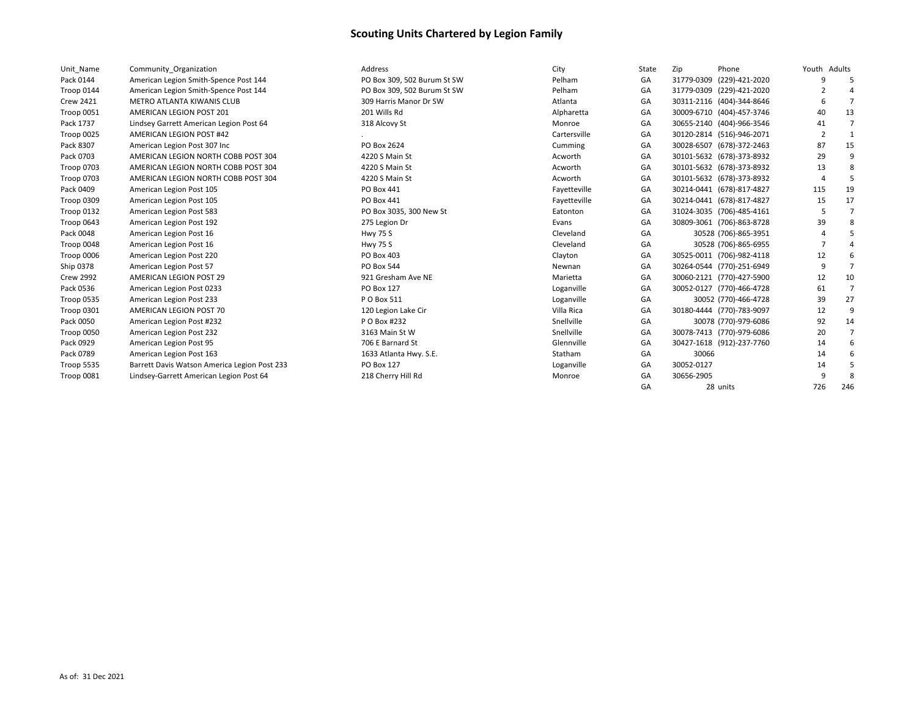# Scouting Units Chartered by Legion Family

| Unit_Name | Community_Organization | Address | City | State | Zip | Phone | Youth | Adults |
|---|---|---|---|---|---|---|---|---|
| Pack 0144 | American Legion Smith-Spence Post 144 | PO Box 309, 502 Burum St SW | Pelham | GA | 31779-0309 | (229)-421-2020 | 9 | 5 |
| Troop 0144 | American Legion Smith-Spence Post 144 | PO Box 309, 502 Burum St SW | Pelham | GA | 31779-0309 | (229)-421-2020 | 2 | 4 |
| Crew 2421 | METRO ATLANTA KIWANIS CLUB | 309 Harris Manor Dr SW | Atlanta | GA | 30311-2116 | (404)-344-8646 | 6 | 7 |
| Troop 0051 | AMERICAN LEGION POST 201 | 201 Wills Rd | Alpharetta | GA | 30009-6710 | (404)-457-3746 | 40 | 13 |
| Pack 1737 | Lindsey Garrett American Legion Post 64 | 318 Alcovy St | Monroe | GA | 30655-2140 | (404)-966-3546 | 41 | 7 |
| Troop 0025 | AMERICAN LEGION POST #42 | . | Cartersville | GA | 30120-2814 | (516)-946-2071 | 2 | 1 |
| Pack 8307 | American Legion Post 307 Inc | PO Box 2624 | Cumming | GA | 30028-6507 | (678)-372-2463 | 87 | 15 |
| Pack 0703 | AMERICAN LEGION NORTH COBB POST 304 | 4220 S Main St | Acworth | GA | 30101-5632 | (678)-373-8932 | 29 | 9 |
| Troop 0703 | AMERICAN LEGION NORTH COBB POST 304 | 4220 S Main St | Acworth | GA | 30101-5632 | (678)-373-8932 | 13 | 8 |
| Troop 0703 | AMERICAN LEGION NORTH COBB POST 304 | 4220 S Main St | Acworth | GA | 30101-5632 | (678)-373-8932 | 4 | 5 |
| Pack 0409 | American Legion Post 105 | PO Box 441 | Fayetteville | GA | 30214-0441 | (678)-817-4827 | 115 | 19 |
| Troop 0309 | American Legion Post 105 | PO Box 441 | Fayetteville | GA | 30214-0441 | (678)-817-4827 | 15 | 17 |
| Troop 0132 | American Legion Post 583 | PO Box 3035, 300 New St | Eatonton | GA | 31024-3035 | (706)-485-4161 | 5 | 7 |
| Troop 0643 | American Legion Post 192 | 275 Legion Dr | Evans | GA | 30809-3061 | (706)-863-8728 | 39 | 8 |
| Pack 0048 | American Legion Post 16 | Hwy 75 S | Cleveland | GA | 30528 | (706)-865-3951 | 4 | 5 |
| Troop 0048 | American Legion Post 16 | Hwy 75 S | Cleveland | GA | 30528 | (706)-865-6955 | 7 | 4 |
| Troop 0006 | American Legion Post 220 | PO Box 403 | Clayton | GA | 30525-0011 | (706)-982-4118 | 12 | 6 |
| Ship 0378 | American Legion Post 57 | PO Box 544 | Newnan | GA | 30264-0544 | (770)-251-6949 | 9 | 7 |
| Crew 2992 | AMERICAN LEGION POST 29 | 921 Gresham Ave NE | Marietta | GA | 30060-2121 | (770)-427-5900 | 12 | 10 |
| Pack 0536 | American Legion Post 0233 | PO Box 127 | Loganville | GA | 30052-0127 | (770)-466-4728 | 61 | 7 |
| Troop 0535 | American Legion Post 233 | P O Box 511 | Loganville | GA | 30052 | (770)-466-4728 | 39 | 27 |
| Troop 0301 | AMERICAN LEGION POST 70 | 120 Legion Lake Cir | Villa Rica | GA | 30180-4444 | (770)-783-9097 | 12 | 9 |
| Pack 0050 | American Legion Post #232 | P O Box #232 | Snellville | GA | 30078 | (770)-979-6086 | 92 | 14 |
| Troop 0050 | American Legion Post 232 | 3163 Main St W | Snellville | GA | 30078-7413 | (770)-979-6086 | 20 | 7 |
| Pack 0929 | American Legion Post 95 | 706 E Barnard St | Glennville | GA | 30427-1618 | (912)-237-7760 | 14 | 6 |
| Pack 0789 | American Legion Post 163 | 1633 Atlanta Hwy. S.E. | Statham | GA | 30066 | | 14 | 6 |
| Troop 5535 | Barrett Davis Watson America Legion Post 233 | PO Box 127 | Loganville | GA | 30052-0127 | | 14 | 5 |
| Troop 0081 | Lindsey-Garrett American Legion Post 64 | 218 Cherry Hill Rd | Monroe | GA | 30656-2905 | | 9 | 8 |
| | | | | GA | 28 | units | 726 | 246 |

As of: 31 Dec 2021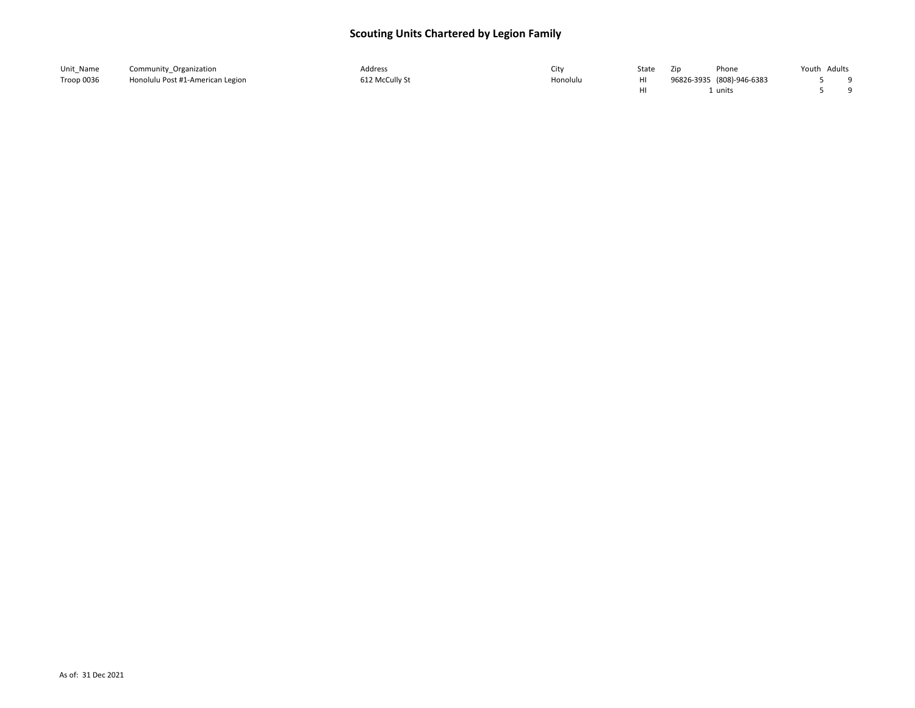# Scouting Units Chartered by Legion Family

| Unit_Name | Community_Organization | Address | City | State | Zip | Phone | Youth | Adults |
|---|---|---|---|---|---|---|---|---|
| Troop 0036 | Honolulu Post #1-American Legion | 612 McCully St | Honolulu | HI | 96826-3935 | (808)-946-6383 | 5 | 9 |
| | | | | HI | 1 | units | 5 | 9 |

As of: 31 Dec 2021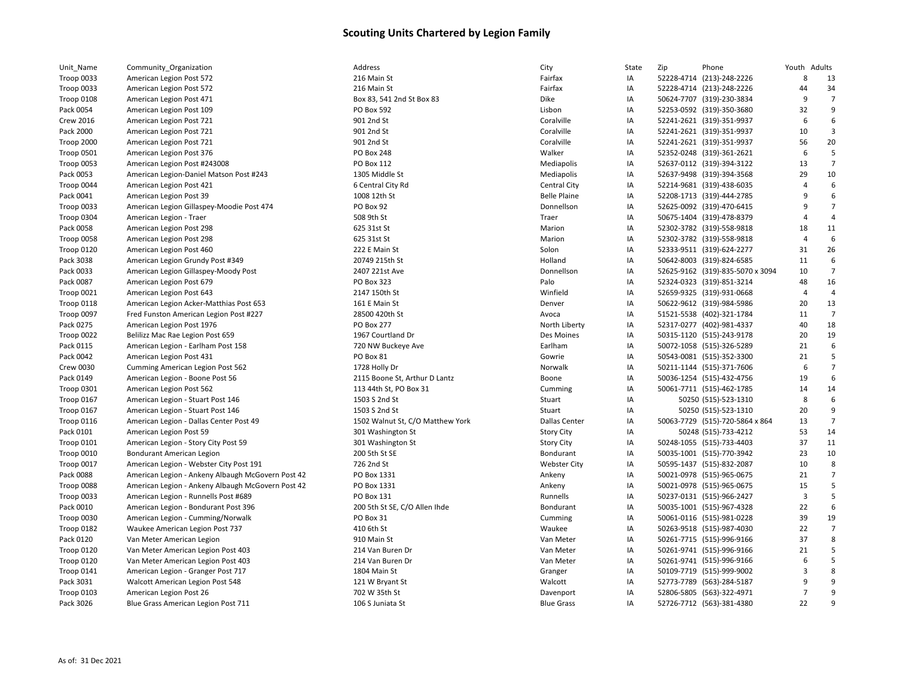# Scouting Units Chartered by Legion Family

| Unit_Name | Community_Organization | Address | City | State | Zip | Phone | Youth | Adults |
|---|---|---|---|---|---|---|---|---|
| Troop 0033 | American Legion Post 572 | 216 Main St | Fairfax | IA | 52228-4714 | (213)-248-2226 | 8 | 13 |
| Troop 0033 | American Legion Post 572 | 216 Main St | Fairfax | IA | 52228-4714 | (213)-248-2226 | 44 | 34 |
| Troop 0108 | American Legion Post 471 | Box 83, 541 2nd St Box 83 | Dike | IA | 50624-7707 | (319)-230-3834 | 9 | 7 |
| Pack 0054 | American Legion Post 109 | PO Box 592 | Lisbon | IA | 52253-0592 | (319)-350-3680 | 32 | 9 |
| Crew 2016 | American Legion Post 721 | 901 2nd St | Coralville | IA | 52241-2621 | (319)-351-9937 | 6 | 6 |
| Pack 2000 | American Legion Post 721 | 901 2nd St | Coralville | IA | 52241-2621 | (319)-351-9937 | 10 | 3 |
| Troop 2000 | American Legion Post 721 | 901 2nd St | Coralville | IA | 52241-2621 | (319)-351-9937 | 56 | 20 |
| Troop 0501 | American Legion Post 376 | PO Box 248 | Walker | IA | 52352-0248 | (319)-361-2621 | 6 | 5 |
| Troop 0053 | American Legion Post #243008 | PO Box 112 | Mediapolis | IA | 52637-0112 | (319)-394-3122 | 13 | 7 |
| Pack 0053 | American Legion-Daniel Matson Post #243 | 1305 Middle St | Mediapolis | IA | 52637-9498 | (319)-394-3568 | 29 | 10 |
| Troop 0044 | American Legion Post 421 | 6 Central City Rd | Central City | IA | 52214-9681 | (319)-438-6035 | 4 | 6 |
| Pack 0041 | American Legion Post 39 | 1008 12th St | Belle Plaine | IA | 52208-1713 | (319)-444-2785 | 9 | 6 |
| Troop 0033 | American Legion Gillaspey-Moodie Post 474 | PO Box 92 | Donnellson | IA | 52625-0092 | (319)-470-6415 | 9 | 7 |
| Troop 0304 | American Legion - Traer | 508 9th St | Traer | IA | 50675-1404 | (319)-478-8379 | 4 | 4 |
| Pack 0058 | American Legion Post 298 | 625 31st St | Marion | IA | 52302-3782 | (319)-558-9818 | 18 | 11 |
| Troop 0058 | American Legion Post 298 | 625 31st St | Marion | IA | 52302-3782 | (319)-558-9818 | 4 | 6 |
| Troop 0120 | American Legion Post 460 | 222 E Main St | Solon | IA | 52333-9511 | (319)-624-2277 | 31 | 26 |
| Pack 3038 | American Legion Grundy Post #349 | 20749 215th St | Holland | IA | 50642-8003 | (319)-824-6585 | 11 | 6 |
| Pack 0033 | American Legion Gillaspey-Moody Post | 2407 221st Ave | Donnellson | IA | 52625-9162 | (319)-835-5070 x 3094 | 10 | 7 |
| Pack 0087 | American Legion Post 679 | PO Box 323 | Palo | IA | 52324-0323 | (319)-851-3214 | 48 | 16 |
| Troop 0021 | American Legion Post 643 | 2147 150th St | Winfield | IA | 52659-9325 | (319)-931-0668 | 4 | 4 |
| Troop 0118 | American Legion Acker-Matthias Post 653 | 161 E Main St | Denver | IA | 50622-9612 | (319)-984-5986 | 20 | 13 |
| Troop 0097 | Fred Funston American Legion Post #227 | 28500 420th St | Avoca | IA | 51521-5538 | (402)-321-1784 | 11 | 7 |
| Pack 0275 | American Legion Post 1976 | PO Box 277 | North Liberty | IA | 52317-0277 | (402)-981-4337 | 40 | 18 |
| Troop 0022 | Belilizz Mac Rae Legion Post 659 | 1967 Courtland Dr | Des Moines | IA | 50315-1120 | (515)-243-9178 | 20 | 19 |
| Pack 0115 | American Legion - Earlham Post 158 | 720 NW Buckeye Ave | Earlham | IA | 50072-1058 | (515)-326-5289 | 21 | 6 |
| Pack 0042 | American Legion Post 431 | PO Box 81 | Gowrie | IA | 50543-0081 | (515)-352-3300 | 21 | 5 |
| Crew 0030 | Cumming American Legion Post 562 | 1728 Holly Dr | Norwalk | IA | 50211-1144 | (515)-371-7606 | 6 | 7 |
| Pack 0149 | American Legion - Boone Post 56 | 2115 Boone St, Arthur D Lantz | Boone | IA | 50036-1254 | (515)-432-4756 | 19 | 6 |
| Troop 0301 | American Legion Post 562 | 113 44th St, PO Box 31 | Cumming | IA | 50061-7711 | (515)-462-1785 | 14 | 14 |
| Troop 0167 | American Legion - Stuart Post 146 | 1503 S 2nd St | Stuart | IA | 50250 | (515)-523-1310 | 8 | 6 |
| Troop 0167 | American Legion - Stuart Post 146 | 1503 S 2nd St | Stuart | IA | 50250 | (515)-523-1310 | 20 | 9 |
| Troop 0116 | American Legion - Dallas Center Post 49 | 1502 Walnut St, C/O Matthew York | Dallas Center | IA | 50063-7729 | (515)-720-5864 x 864 | 13 | 7 |
| Pack 0101 | American Legion Post 59 | 301 Washington St | Story City | IA | 50248 | (515)-733-4212 | 53 | 14 |
| Troop 0101 | American Legion - Story City Post 59 | 301 Washington St | Story City | IA | 50248-1055 | (515)-733-4403 | 37 | 11 |
| Troop 0010 | Bondurant American Legion | 200 5th St SE | Bondurant | IA | 50035-1001 | (515)-770-3942 | 23 | 10 |
| Troop 0017 | American Legion - Webster City Post 191 | 726 2nd St | Webster City | IA | 50595-1437 | (515)-832-2087 | 10 | 8 |
| Pack 0088 | American Legion - Ankeny Albaugh McGovern Post 42 | PO Box 1331 | Ankeny | IA | 50021-0978 | (515)-965-0675 | 21 | 7 |
| Troop 0088 | American Legion - Ankeny Albaugh McGovern Post 42 | PO Box 1331 | Ankeny | IA | 50021-0978 | (515)-965-0675 | 15 | 5 |
| Troop 0033 | American Legion - Runnells Post #689 | PO Box 131 | Runnells | IA | 50237-0131 | (515)-966-2427 | 3 | 5 |
| Pack 0010 | American Legion - Bondurant Post 396 | 200 5th St SE, C/O Allen Ihde | Bondurant | IA | 50035-1001 | (515)-967-4328 | 22 | 6 |
| Troop 0030 | American Legion - Cumming/Norwalk | PO Box 31 | Cumming | IA | 50061-0116 | (515)-981-0228 | 39 | 19 |
| Troop 0182 | Waukee American Legion Post 737 | 410 6th St | Waukee | IA | 50263-9518 | (515)-987-4030 | 22 | 7 |
| Pack 0120 | Van Meter American Legion | 910 Main St | Van Meter | IA | 50261-7715 | (515)-996-9166 | 37 | 8 |
| Troop 0120 | Van Meter American Legion Post 403 | 214 Van Buren Dr | Van Meter | IA | 50261-9741 | (515)-996-9166 | 21 | 5 |
| Troop 0120 | Van Meter American Legion Post 403 | 214 Van Buren Dr | Van Meter | IA | 50261-9741 | (515)-996-9166 | 6 | 5 |
| Troop 0141 | American Legion - Granger Post 717 | 1804 Main St | Granger | IA | 50109-7719 | (515)-999-9002 | 3 | 8 |
| Pack 3031 | Walcott American Legion Post 548 | 121 W Bryant St | Walcott | IA | 52773-7789 | (563)-284-5187 | 9 | 9 |
| Troop 0103 | American Legion Post 26 | 702 W 35th St | Davenport | IA | 52806-5805 | (563)-322-4971 | 7 | 9 |
| Pack 3026 | Blue Grass American Legion Post 711 | 106 S Juniata St | Blue Grass | IA | 52726-7712 | (563)-381-4380 | 22 | 9 |

As of: 31 Dec 2021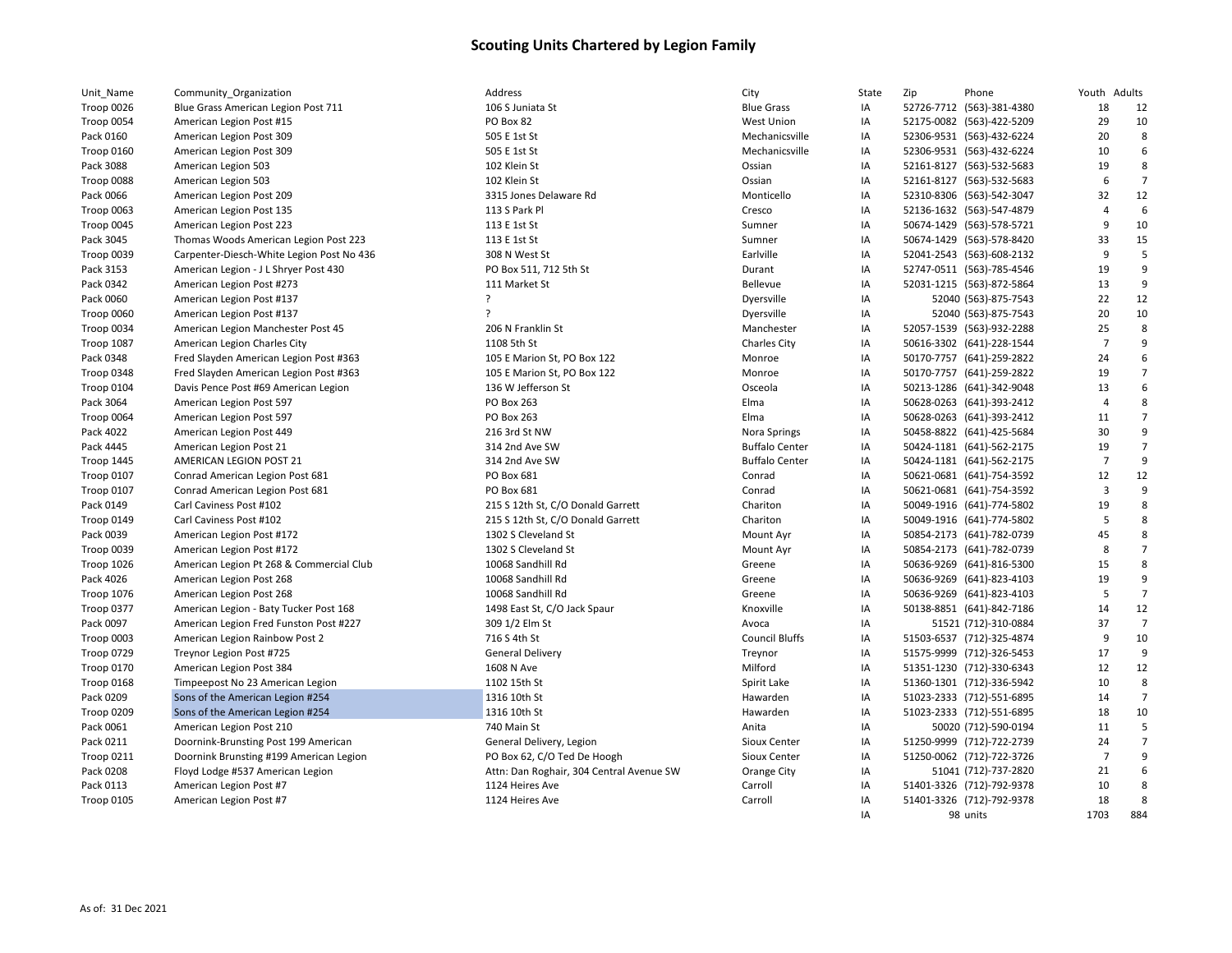## Scouting Units Chartered by Legion Family

| Unit_Name | Community_Organization | Address | City | State | Zip | Phone | Youth | Adults |
|---|---|---|---|---|---|---|---|---|
| Troop 0026 | Blue Grass American Legion Post 711 | 106 S Juniata St | Blue Grass | IA | 52726-7712 | (563)-381-4380 | 18 | 12 |
| Troop 0054 | American Legion Post #15 | PO Box 82 | West Union | IA | 52175-0082 | (563)-422-5209 | 29 | 10 |
| Pack 0160 | American Legion Post 309 | 505 E 1st St | Mechanicsville | IA | 52306-9531 | (563)-432-6224 | 20 | 8 |
| Troop 0160 | American Legion Post 309 | 505 E 1st St | Mechanicsville | IA | 52306-9531 | (563)-432-6224 | 10 | 6 |
| Pack 3088 | American Legion 503 | 102 Klein St | Ossian | IA | 52161-8127 | (563)-532-5683 | 19 | 8 |
| Troop 0088 | American Legion 503 | 102 Klein St | Ossian | IA | 52161-8127 | (563)-532-5683 | 6 | 7 |
| Pack 0066 | American Legion Post 209 | 3315 Jones Delaware Rd | Monticello | IA | 52310-8306 | (563)-542-3047 | 32 | 12 |
| Troop 0063 | American Legion Post 135 | 113 S Park Pl | Cresco | IA | 52136-1632 | (563)-547-4879 | 4 | 6 |
| Troop 0045 | American Legion Post 223 | 113 E 1st St | Sumner | IA | 50674-1429 | (563)-578-5721 | 9 | 10 |
| Pack 3045 | Thomas Woods American Legion Post 223 | 113 E 1st St | Sumner | IA | 50674-1429 | (563)-578-8420 | 33 | 15 |
| Troop 0039 | Carpenter-Diesch-White Legion Post No 436 | 308 N West St | Earlville | IA | 52041-2543 | (563)-608-2132 | 9 | 5 |
| Pack 3153 | American Legion - J L Shryer Post 430 | PO Box 511, 712 5th St | Durant | IA | 52747-0511 | (563)-785-4546 | 19 | 9 |
| Pack 0342 | American Legion Post #273 | 111 Market St | Bellevue | IA | 52031-1215 | (563)-872-5864 | 13 | 9 |
| Pack 0060 | American Legion Post #137 | ? | Dyersville | IA | 52040 | (563)-875-7543 | 22 | 12 |
| Troop 0060 | American Legion Post #137 | ? | Dyersville | IA | 52040 | (563)-875-7543 | 20 | 10 |
| Troop 0034 | American Legion Manchester Post 45 | 206 N Franklin St | Manchester | IA | 52057-1539 | (563)-932-2288 | 25 | 8 |
| Troop 1087 | American Legion Charles City | 1108 5th St | Charles City | IA | 50616-3302 | (641)-228-1544 | 7 | 9 |
| Pack 0348 | Fred Slayden American Legion Post #363 | 105 E Marion St, PO Box 122 | Monroe | IA | 50170-7757 | (641)-259-2822 | 24 | 6 |
| Troop 0348 | Fred Slayden American Legion Post #363 | 105 E Marion St, PO Box 122 | Monroe | IA | 50170-7757 | (641)-259-2822 | 19 | 7 |
| Troop 0104 | Davis Pence Post #69 American Legion | 136 W Jefferson St | Osceola | IA | 50213-1286 | (641)-342-9048 | 13 | 6 |
| Pack 3064 | American Legion Post 597 | PO Box 263 | Elma | IA | 50628-0263 | (641)-393-2412 | 4 | 8 |
| Troop 0064 | American Legion Post 597 | PO Box 263 | Elma | IA | 50628-0263 | (641)-393-2412 | 11 | 7 |
| Pack 4022 | American Legion Post 449 | 216 3rd St NW | Nora Springs | IA | 50458-8822 | (641)-425-5684 | 30 | 9 |
| Pack 4445 | American Legion Post 21 | 314 2nd Ave SW | Buffalo Center | IA | 50424-1181 | (641)-562-2175 | 19 | 7 |
| Troop 1445 | AMERICAN LEGION POST 21 | 314 2nd Ave SW | Buffalo Center | IA | 50424-1181 | (641)-562-2175 | 7 | 9 |
| Troop 0107 | Conrad American Legion Post 681 | PO Box 681 | Conrad | IA | 50621-0681 | (641)-754-3592 | 12 | 12 |
| Troop 0107 | Conrad American Legion Post 681 | PO Box 681 | Conrad | IA | 50621-0681 | (641)-754-3592 | 3 | 9 |
| Pack 0149 | Carl Caviness Post #102 | 215 S 12th St, C/O Donald Garrett | Chariton | IA | 50049-1916 | (641)-774-5802 | 19 | 8 |
| Troop 0149 | Carl Caviness Post #102 | 215 S 12th St, C/O Donald Garrett | Chariton | IA | 50049-1916 | (641)-774-5802 | 5 | 8 |
| Pack 0039 | American Legion Post #172 | 1302 S Cleveland St | Mount Ayr | IA | 50854-2173 | (641)-782-0739 | 45 | 8 |
| Troop 0039 | American Legion Post #172 | 1302 S Cleveland St | Mount Ayr | IA | 50854-2173 | (641)-782-0739 | 8 | 7 |
| Troop 1026 | American Legion Pt 268 & Commercial Club | 10068 Sandhill Rd | Greene | IA | 50636-9269 | (641)-816-5300 | 15 | 8 |
| Pack 4026 | American Legion Post 268 | 10068 Sandhill Rd | Greene | IA | 50636-9269 | (641)-823-4103 | 19 | 9 |
| Troop 1076 | American Legion Post 268 | 10068 Sandhill Rd | Greene | IA | 50636-9269 | (641)-823-4103 | 5 | 7 |
| Troop 0377 | American Legion - Baty Tucker Post 168 | 1498 East St, C/O Jack Spaur | Knoxville | IA | 50138-8851 | (641)-842-7186 | 14 | 12 |
| Pack 0097 | American Legion Fred Funston Post #227 | 309 1/2 Elm St | Avoca | IA | 51521 | (712)-310-0884 | 37 | 7 |
| Troop 0003 | American Legion Rainbow Post 2 | 716 S 4th St | Council Bluffs | IA | 51503-6537 | (712)-325-4874 | 9 | 10 |
| Troop 0729 | Treynor Legion Post #725 | General Delivery | Treynor | IA | 51575-9999 | (712)-326-5453 | 17 | 9 |
| Troop 0170 | American Legion Post 384 | 1608 N Ave | Milford | IA | 51351-1230 | (712)-330-6343 | 12 | 12 |
| Troop 0168 | Timpeepost No 23 American Legion | 1102 15th St | Spirit Lake | IA | 51360-1301 | (712)-336-5942 | 10 | 8 |
| Pack 0209 | Sons of the American Legion #254 | 1316 10th St | Hawarden | IA | 51023-2333 | (712)-551-6895 | 14 | 7 |
| Troop 0209 | Sons of the American Legion #254 | 1316 10th St | Hawarden | IA | 51023-2333 | (712)-551-6895 | 18 | 10 |
| Pack 0061 | American Legion Post 210 | 740 Main St | Anita | IA | 50020 | (712)-590-0194 | 11 | 5 |
| Pack 0211 | Doornink-Brunsting Post 199 American | General Delivery, Legion | Sioux Center | IA | 51250-9999 | (712)-722-2739 | 24 | 7 |
| Troop 0211 | Doornink Brunsting #199 American Legion | PO Box 62, C/O Ted De Hoogh | Sioux Center | IA | 51250-0062 | (712)-722-3726 | 7 | 9 |
| Pack 0208 | Floyd Lodge #537 American Legion | Attn: Dan Roghair, 304 Central Avenue SW | Orange City | IA | 51041 | (712)-737-2820 | 21 | 6 |
| Pack 0113 | American Legion Post #7 | 1124 Heires Ave | Carroll | IA | 51401-3326 | (712)-792-9378 | 10 | 8 |
| Troop 0105 | American Legion Post #7 | 1124 Heires Ave | Carroll | IA | 51401-3326 | (712)-792-9378 | 18 | 8 |
| | | | | IA | 98 | units | 1703 | 884 |

As of: 31 Dec 2021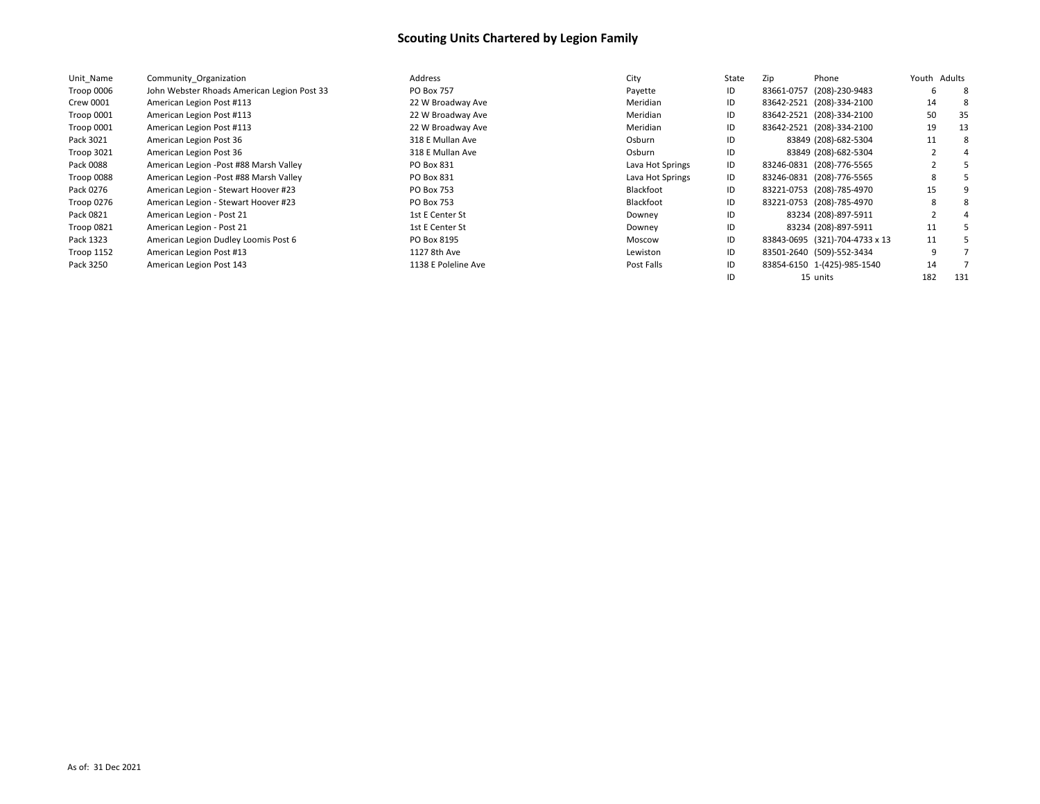# Scouting Units Chartered by Legion Family

| Unit_Name | Community_Organization | Address | City | State | Zip | Phone | Youth | Adults |
|---|---|---|---|---|---|---|---|---|
| Troop 0006 | John Webster Rhoads American Legion Post 33 | PO Box 757 | Payette | ID | 83661-0757 | (208)-230-9483 | 6 | 8 |
| Crew 0001 | American Legion Post #113 | 22 W Broadway Ave | Meridian | ID | 83642-2521 | (208)-334-2100 | 14 | 8 |
| Troop 0001 | American Legion Post #113 | 22 W Broadway Ave | Meridian | ID | 83642-2521 | (208)-334-2100 | 50 | 35 |
| Troop 0001 | American Legion Post #113 | 22 W Broadway Ave | Meridian | ID | 83642-2521 | (208)-334-2100 | 19 | 13 |
| Pack 3021 | American Legion Post 36 | 318 E Mullan Ave | Osburn | ID | 83849 | (208)-682-5304 | 11 | 8 |
| Troop 3021 | American Legion Post 36 | 318 E Mullan Ave | Osburn | ID | 83849 | (208)-682-5304 | 2 | 4 |
| Pack 0088 | American Legion -Post #88 Marsh Valley | PO Box 831 | Lava Hot Springs | ID | 83246-0831 | (208)-776-5565 | 2 | 5 |
| Troop 0088 | American Legion -Post #88 Marsh Valley | PO Box 831 | Lava Hot Springs | ID | 83246-0831 | (208)-776-5565 | 8 | 5 |
| Pack 0276 | American Legion - Stewart Hoover #23 | PO Box 753 | Blackfoot | ID | 83221-0753 | (208)-785-4970 | 15 | 9 |
| Troop 0276 | American Legion - Stewart Hoover #23 | PO Box 753 | Blackfoot | ID | 83221-0753 | (208)-785-4970 | 8 | 8 |
| Pack 0821 | American Legion - Post 21 | 1st E Center St | Downey | ID | 83234 | (208)-897-5911 | 2 | 4 |
| Troop 0821 | American Legion - Post 21 | 1st E Center St | Downey | ID | 83234 | (208)-897-5911 | 11 | 5 |
| Pack 1323 | American Legion Dudley Loomis Post 6 | PO Box 8195 | Moscow | ID | 83843-0695 | (321)-704-4733 x 13 | 11 | 5 |
| Troop 1152 | American Legion Post #13 | 1127 8th Ave | Lewiston | ID | 83501-2640 | (509)-552-3434 | 9 | 7 |
| Pack 3250 | American Legion Post 143 | 1138 E Poleline Ave | Post Falls | ID | 83854-6150 | 1-(425)-985-1540 | 14 | 7 |
| | | | | ID | 15 | units | 182 | 131 |

As of: 31 Dec 2021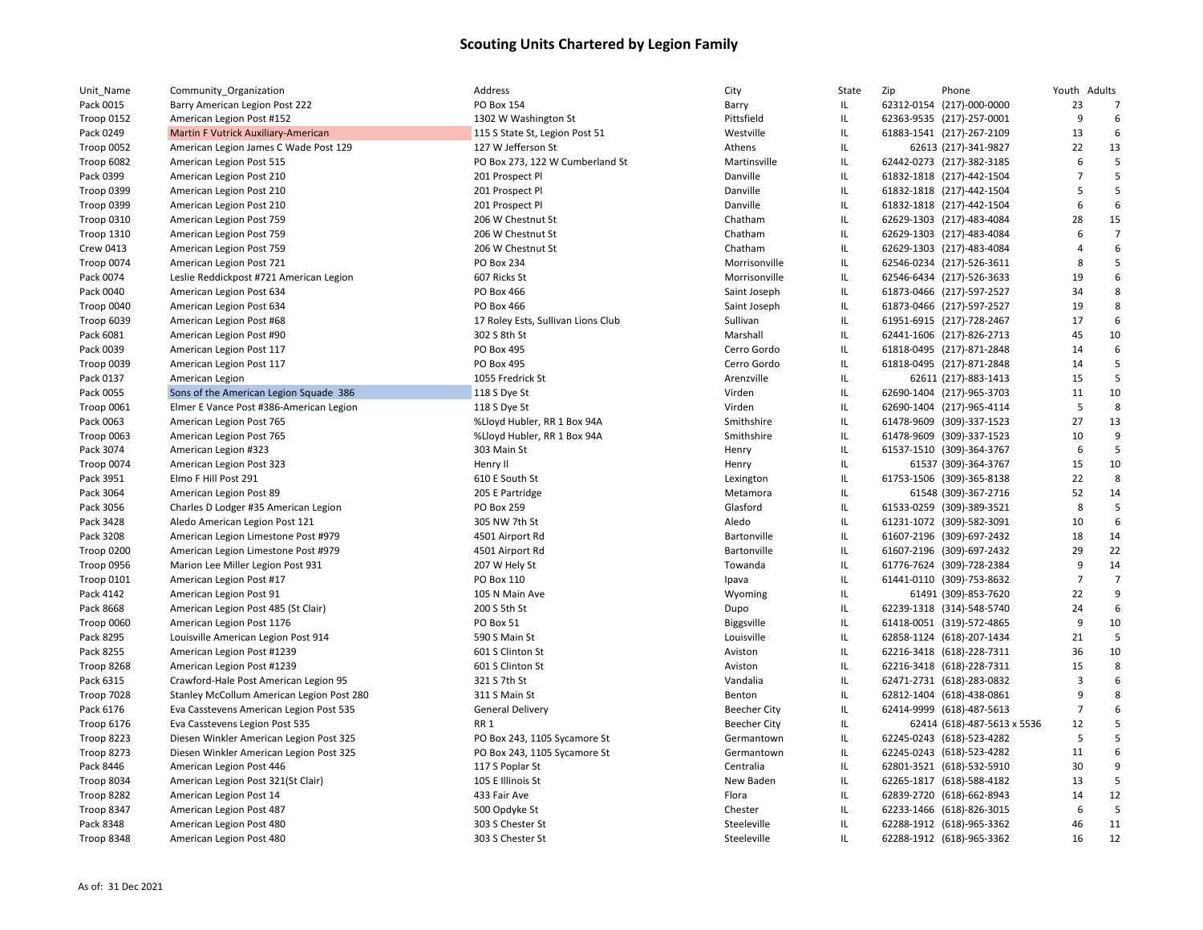# Scouting Units Chartered by Legion Family

| Unit_Name | Community_Organization | Address | City | State | Zip | Phone | Youth | Adults |
|---|---|---|---|---|---|---|---|---|
| Pack 0015 | Barry American Legion Post 222 | PO Box 154 | Barry | IL | 62312-0154 | (217)-000-0000 | 23 | 7 |
| Troop 0152 | American Legion Post #152 | 1302 W Washington St | Pittsfield | IL | 62363-9535 | (217)-257-0001 | 9 | 6 |
| Pack 0249 | Martin F Vutrick Auxiliary-American | 115 S State St, Legion Post 51 | Westville | IL | 61883-1541 | (217)-267-2109 | 13 | 6 |
| Troop 0052 | American Legion James C Wade Post 129 | 127 W Jefferson St | Athens | IL | 62613 | (217)-341-9827 | 22 | 13 |
| Troop 6082 | American Legion Post 515 | PO Box 273, 122 W Cumberland St | Martinsville | IL | 62442-0273 | (217)-382-3185 | 6 | 5 |
| Pack 0399 | American Legion Post 210 | 201 Prospect Pl | Danville | IL | 61832-1818 | (217)-442-1504 | 7 | 5 |
| Troop 0399 | American Legion Post 210 | 201 Prospect Pl | Danville | IL | 61832-1818 | (217)-442-1504 | 5 | 5 |
| Troop 0399 | American Legion Post 210 | 201 Prospect Pl | Danville | IL | 61832-1818 | (217)-442-1504 | 6 | 6 |
| Troop 0310 | American Legion Post 759 | 206 W Chestnut St | Chatham | IL | 62629-1303 | (217)-483-4084 | 28 | 15 |
| Troop 1310 | American Legion Post 759 | 206 W Chestnut St | Chatham | IL | 62629-1303 | (217)-483-4084 | 6 | 7 |
| Crew 0413 | American Legion Post 759 | 206 W Chestnut St | Chatham | IL | 62629-1303 | (217)-483-4084 | 4 | 6 |
| Troop 0074 | American Legion Post 721 | PO Box 234 | Morrisonville | IL | 62546-0234 | (217)-526-3611 | 8 | 5 |
| Pack 0074 | Leslie Reddickpost #721 American Legion | 607 Ricks St | Morrisonville | IL | 62546-6434 | (217)-526-3633 | 19 | 6 |
| Pack 0040 | American Legion Post 634 | PO Box 466 | Saint Joseph | IL | 61873-0466 | (217)-597-2527 | 34 | 8 |
| Troop 0040 | American Legion Post 634 | PO Box 466 | Saint Joseph | IL | 61873-0466 | (217)-597-2527 | 19 | 8 |
| Troop 6039 | American Legion Post #68 | 17 Roley Ests, Sullivan Lions Club | Sullivan | IL | 61951-6915 | (217)-728-2467 | 17 | 6 |
| Pack 6081 | American Legion Post #90 | 302 S 8th St | Marshall | IL | 62441-1606 | (217)-826-2713 | 45 | 10 |
| Pack 0039 | American Legion Post 117 | PO Box 495 | Cerro Gordo | IL | 61818-0495 | (217)-871-2848 | 14 | 6 |
| Troop 0039 | American Legion Post 117 | PO Box 495 | Cerro Gordo | IL | 61818-0495 | (217)-871-2848 | 14 | 5 |
| Pack 0137 | American Legion | 1055 Fredrick St | Arenzville | IL | 62611 | (217)-883-1413 | 15 | 5 |
| Pack 0055 | Sons of the American Legion Squade 386 | 118 S Dye St | Virden | IL | 62690-1404 | (217)-965-3703 | 11 | 10 |
| Troop 0061 | Elmer E Vance Post #386-American Legion | 118 S Dye St | Virden | IL | 62690-1404 | (217)-965-4114 | 5 | 8 |
| Pack 0063 | American Legion Post 765 | %Lloyd Hubler, RR 1 Box 94A | Smithshire | IL | 61478-9609 | (309)-337-1523 | 27 | 13 |
| Troop 0063 | American Legion Post 765 | %Lloyd Hubler, RR 1 Box 94A | Smithshire | IL | 61478-9609 | (309)-337-1523 | 10 | 9 |
| Pack 3074 | American Legion #323 | 303 Main St | Henry | IL | 61537-1510 | (309)-364-3767 | 6 | 5 |
| Troop 0074 | American Legion Post 323 | Henry Il | Henry | IL | 61537 | (309)-364-3767 | 15 | 10 |
| Pack 3951 | Elmo F Hill Post 291 | 610 E South St | Lexington | IL | 61753-1506 | (309)-365-8138 | 22 | 8 |
| Pack 3064 | American Legion Post 89 | 205 E Partridge | Metamora | IL | 61548 | (309)-367-2716 | 52 | 14 |
| Pack 3056 | Charles D Lodger #35 American Legion | PO Box 259 | Glasford | IL | 61533-0259 | (309)-389-3521 | 8 | 5 |
| Pack 3428 | Aledo American Legion Post 121 | 305 NW 7th St | Aledo | IL | 61231-1072 | (309)-582-3091 | 10 | 6 |
| Pack 3208 | American Legion Limestone Post #979 | 4501 Airport Rd | Bartonville | IL | 61607-2196 | (309)-697-2432 | 18 | 14 |
| Troop 0200 | American Legion Limestone Post #979 | 4501 Airport Rd | Bartonville | IL | 61607-2196 | (309)-697-2432 | 29 | 22 |
| Troop 0956 | Marion Lee Miller Legion Post 931 | 207 W Hely St | Towanda | IL | 61776-7624 | (309)-728-2384 | 9 | 14 |
| Troop 0101 | American Legion Post #17 | PO Box 110 | Ipava | IL | 61441-0110 | (309)-753-8632 | 7 | 7 |
| Pack 4142 | American Legion Post 91 | 105 N Main Ave | Wyoming | IL | 61491 | (309)-853-7620 | 22 | 9 |
| Pack 8668 | American Legion Post 485 (St Clair) | 200 S 5th St | Dupo | IL | 62239-1318 | (314)-548-5740 | 24 | 6 |
| Troop 0060 | American Legion Post 1176 | PO Box 51 | Biggsville | IL | 61418-0051 | (319)-572-4865 | 9 | 10 |
| Pack 8295 | Louisville American Legion Post 914 | 590 S Main St | Louisville | IL | 62858-1124 | (618)-207-1434 | 21 | 5 |
| Pack 8255 | American Legion Post #1239 | 601 S Clinton St | Aviston | IL | 62216-3418 | (618)-228-7311 | 36 | 10 |
| Troop 8268 | American Legion Post #1239 | 601 S Clinton St | Aviston | IL | 62216-3418 | (618)-228-7311 | 15 | 8 |
| Pack 6315 | Crawford-Hale Post American Legion 95 | 321 S 7th St | Vandalia | IL | 62471-2731 | (618)-283-0832 | 3 | 6 |
| Troop 7028 | Stanley McCollum American Legion Post 280 | 311 S Main St | Benton | IL | 62812-1404 | (618)-438-0861 | 9 | 8 |
| Pack 6176 | Eva Casstevens American Legion Post 535 | General Delivery | Beecher City | IL | 62414-9999 | (618)-487-5613 | 7 | 6 |
| Troop 6176 | Eva Casstevens Legion Post 535 | RR 1 | Beecher City | IL | 62414 | (618)-487-5613 x 5536 | 12 | 5 |
| Troop 8223 | Diesen Winkler American Legion Post 325 | PO Box 243, 1105 Sycamore St | Germantown | IL | 62245-0243 | (618)-523-4282 | 5 | 5 |
| Troop 8273 | Diesen Winkler American Legion Post 325 | PO Box 243, 1105 Sycamore St | Germantown | IL | 62245-0243 | (618)-523-4282 | 11 | 6 |
| Pack 8446 | American Legion Post 446 | 117 S Poplar St | Centralia | IL | 62801-3521 | (618)-532-5910 | 30 | 9 |
| Troop 8034 | American Legion Post 321(St Clair) | 105 E Illinois St | New Baden | IL | 62265-1817 | (618)-588-4182 | 13 | 5 |
| Troop 8282 | American Legion Post 14 | 433 Fair Ave | Flora | IL | 62839-2720 | (618)-662-8943 | 14 | 12 |
| Troop 8347 | American Legion Post 487 | 500 Opdyke St | Chester | IL | 62233-1466 | (618)-826-3015 | 6 | 5 |
| Pack 8348 | American Legion Post 480 | 303 S Chester St | Steeleville | IL | 62288-1912 | (618)-965-3362 | 46 | 11 |
| Troop 8348 | American Legion Post 480 | 303 S Chester St | Steeleville | IL | 62288-1912 | (618)-965-3362 | 16 | 12 |

As of: 31 Dec 2021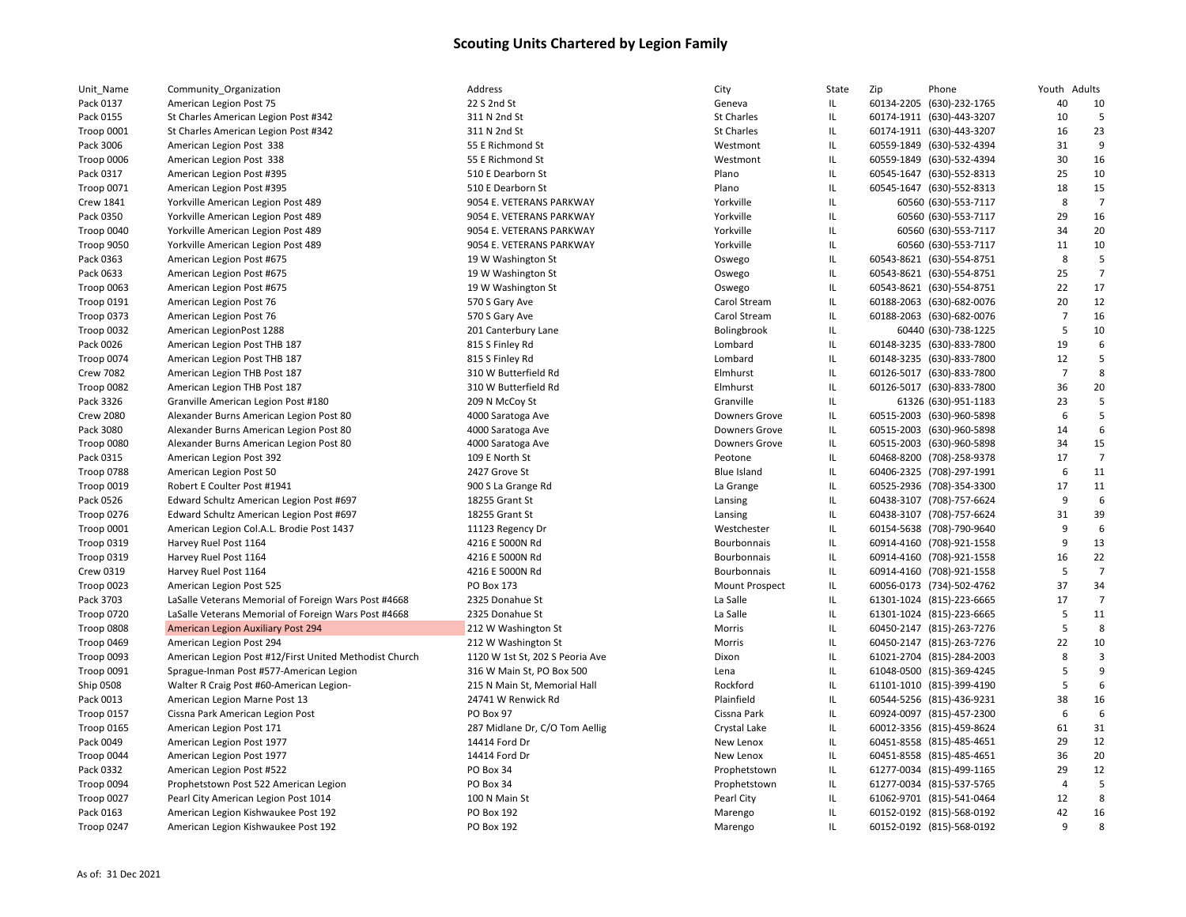# Scouting Units Chartered by Legion Family

| Unit_Name | Community_Organization | Address | City | State | Zip | Phone | Youth | Adults |
|---|---|---|---|---|---|---|---|---|
| Pack 0137 | American Legion Post 75 | 22 S 2nd St | Geneva | IL | 60134-2205 | (630)-232-1765 | 40 | 10 |
| Pack 0155 | St Charles American Legion Post #342 | 311 N 2nd St | St Charles | IL | 60174-1911 | (630)-443-3207 | 10 | 5 |
| Troop 0001 | St Charles American Legion Post #342 | 311 N 2nd St | St Charles | IL | 60174-1911 | (630)-443-3207 | 16 | 23 |
| Pack 3006 | American Legion Post 338 | 55 E Richmond St | Westmont | IL | 60559-1849 | (630)-532-4394 | 31 | 9 |
| Troop 0006 | American Legion Post 338 | 55 E Richmond St | Westmont | IL | 60559-1849 | (630)-532-4394 | 30 | 16 |
| Pack 0317 | American Legion Post #395 | 510 E Dearborn St | Plano | IL | 60545-1647 | (630)-552-8313 | 25 | 10 |
| Troop 0071 | American Legion Post #395 | 510 E Dearborn St | Plano | IL | 60545-1647 | (630)-552-8313 | 18 | 15 |
| Crew 1841 | Yorkville American Legion Post 489 | 9054 E. VETERANS PARKWAY | Yorkville | IL | 60560 | (630)-553-7117 | 8 | 7 |
| Pack 0350 | Yorkville American Legion Post 489 | 9054 E. VETERANS PARKWAY | Yorkville | IL | 60560 | (630)-553-7117 | 29 | 16 |
| Troop 0040 | Yorkville American Legion Post 489 | 9054 E. VETERANS PARKWAY | Yorkville | IL | 60560 | (630)-553-7117 | 34 | 20 |
| Troop 9050 | Yorkville American Legion Post 489 | 9054 E. VETERANS PARKWAY | Yorkville | IL | 60560 | (630)-553-7117 | 11 | 10 |
| Pack 0363 | American Legion Post #675 | 19 W Washington St | Oswego | IL | 60543-8621 | (630)-554-8751 | 8 | 5 |
| Pack 0633 | American Legion Post #675 | 19 W Washington St | Oswego | IL | 60543-8621 | (630)-554-8751 | 25 | 7 |
| Troop 0063 | American Legion Post #675 | 19 W Washington St | Oswego | IL | 60543-8621 | (630)-554-8751 | 22 | 17 |
| Troop 0191 | American Legion Post 76 | 570 S Gary Ave | Carol Stream | IL | 60188-2063 | (630)-682-0076 | 20 | 12 |
| Troop 0373 | American Legion Post 76 | 570 S Gary Ave | Carol Stream | IL | 60188-2063 | (630)-682-0076 | 7 | 16 |
| Troop 0032 | American LegionPost 1288 | 201 Canterbury Lane | Bolingbrook | IL | 60440 | (630)-738-1225 | 5 | 10 |
| Pack 0026 | American Legion Post THB 187 | 815 S Finley Rd | Lombard | IL | 60148-3235 | (630)-833-7800 | 19 | 6 |
| Troop 0074 | American Legion Post THB 187 | 815 S Finley Rd | Lombard | IL | 60148-3235 | (630)-833-7800 | 12 | 5 |
| Crew 7082 | American Legion THB Post 187 | 310 W Butterfield Rd | Elmhurst | IL | 60126-5017 | (630)-833-7800 | 7 | 8 |
| Troop 0082 | American Legion THB Post 187 | 310 W Butterfield Rd | Elmhurst | IL | 60126-5017 | (630)-833-7800 | 36 | 20 |
| Pack 3326 | Granville American Legion Post #180 | 209 N McCoy St | Granville | IL | 61326 | (630)-951-1183 | 23 | 5 |
| Crew 2080 | Alexander Burns American Legion Post 80 | 4000 Saratoga Ave | Downers Grove | IL | 60515-2003 | (630)-960-5898 | 6 | 5 |
| Pack 3080 | Alexander Burns American Legion Post 80 | 4000 Saratoga Ave | Downers Grove | IL | 60515-2003 | (630)-960-5898 | 14 | 6 |
| Troop 0080 | Alexander Burns American Legion Post 80 | 4000 Saratoga Ave | Downers Grove | IL | 60515-2003 | (630)-960-5898 | 34 | 15 |
| Pack 0315 | American Legion Post 392 | 109 E North St | Peotone | IL | 60468-8200 | (708)-258-9378 | 17 | 7 |
| Troop 0788 | American Legion Post 50 | 2427 Grove St | Blue Island | IL | 60406-2325 | (708)-297-1991 | 6 | 11 |
| Troop 0019 | Robert E Coulter Post #1941 | 900 S La Grange Rd | La Grange | IL | 60525-2936 | (708)-354-3300 | 17 | 11 |
| Pack 0526 | Edward Schultz American Legion Post #697 | 18255 Grant St | Lansing | IL | 60438-3107 | (708)-757-6624 | 9 | 6 |
| Troop 0276 | Edward Schultz American Legion Post #697 | 18255 Grant St | Lansing | IL | 60438-3107 | (708)-757-6624 | 31 | 39 |
| Troop 0001 | American Legion Col.A.L. Brodie Post 1437 | 11123 Regency Dr | Westchester | IL | 60154-5638 | (708)-790-9640 | 9 | 6 |
| Troop 0319 | Harvey Ruel Post 1164 | 4216 E 5000N Rd | Bourbonnais | IL | 60914-4160 | (708)-921-1558 | 9 | 13 |
| Troop 0319 | Harvey Ruel Post 1164 | 4216 E 5000N Rd | Bourbonnais | IL | 60914-4160 | (708)-921-1558 | 16 | 22 |
| Crew 0319 | Harvey Ruel Post 1164 | 4216 E 5000N Rd | Bourbonnais | IL | 60914-4160 | (708)-921-1558 | 5 | 7 |
| Troop 0023 | American Legion Post 525 | PO Box 173 | Mount Prospect | IL | 60056-0173 | (734)-502-4762 | 37 | 34 |
| Pack 3703 | LaSalle Veterans Memorial of Foreign Wars Post #4668 | 2325 Donahue St | La Salle | IL | 61301-1024 | (815)-223-6665 | 17 | 7 |
| Troop 0720 | LaSalle Veterans Memorial of Foreign Wars Post #4668 | 2325 Donahue St | La Salle | IL | 61301-1024 | (815)-223-6665 | 5 | 11 |
| Troop 0808 | American Legion Auxiliary Post 294 | 212 W Washington St | Morris | IL | 60450-2147 | (815)-263-7276 | 5 | 8 |
| Troop 0469 | American Legion Post 294 | 212 W Washington St | Morris | IL | 60450-2147 | (815)-263-7276 | 22 | 10 |
| Troop 0093 | American Legion Post #12/First United Methodist Church | 1120 W 1st St, 202 S Peoria Ave | Dixon | IL | 61021-2704 | (815)-284-2003 | 8 | 3 |
| Troop 0091 | Sprague-Inman Post #577-American Legion | 316 W Main St, PO Box 500 | Lena | IL | 61048-0500 | (815)-369-4245 | 5 | 9 |
| Ship 0508 | Walter R Craig Post #60-American Legion- | 215 N Main St, Memorial Hall | Rockford | IL | 61101-1010 | (815)-399-4190 | 5 | 6 |
| Pack 0013 | American Legion Marne Post 13 | 24741 W Renwick Rd | Plainfield | IL | 60544-5256 | (815)-436-9231 | 38 | 16 |
| Troop 0157 | Cissna Park American Legion Post | PO Box 97 | Cissna Park | IL | 60924-0097 | (815)-457-2300 | 6 | 6 |
| Troop 0165 | American Legion Post 171 | 287 Midlane Dr, C/O Tom Aellig | Crystal Lake | IL | 60012-3356 | (815)-459-8624 | 61 | 31 |
| Pack 0049 | American Legion Post 1977 | 14414 Ford Dr | New Lenox | IL | 60451-8558 | (815)-485-4651 | 29 | 12 |
| Troop 0044 | American Legion Post 1977 | 14414 Ford Dr | New Lenox | IL | 60451-8558 | (815)-485-4651 | 36 | 20 |
| Pack 0332 | American Legion Post #522 | PO Box 34 | Prophetstown | IL | 61277-0034 | (815)-499-1165 | 29 | 12 |
| Troop 0094 | Prophetstown Post 522 American Legion | PO Box 34 | Prophetstown | IL | 61277-0034 | (815)-537-5765 | 4 | 5 |
| Troop 0027 | Pearl City American Legion Post 1014 | 100 N Main St | Pearl City | IL | 61062-9701 | (815)-541-0464 | 12 | 8 |
| Pack 0163 | American Legion Kishwaukee Post 192 | PO Box 192 | Marengo | IL | 60152-0192 | (815)-568-0192 | 42 | 16 |
| Troop 0247 | American Legion Kishwaukee Post 192 | PO Box 192 | Marengo | IL | 60152-0192 | (815)-568-0192 | 9 | 8 |

As of: 31 Dec 2021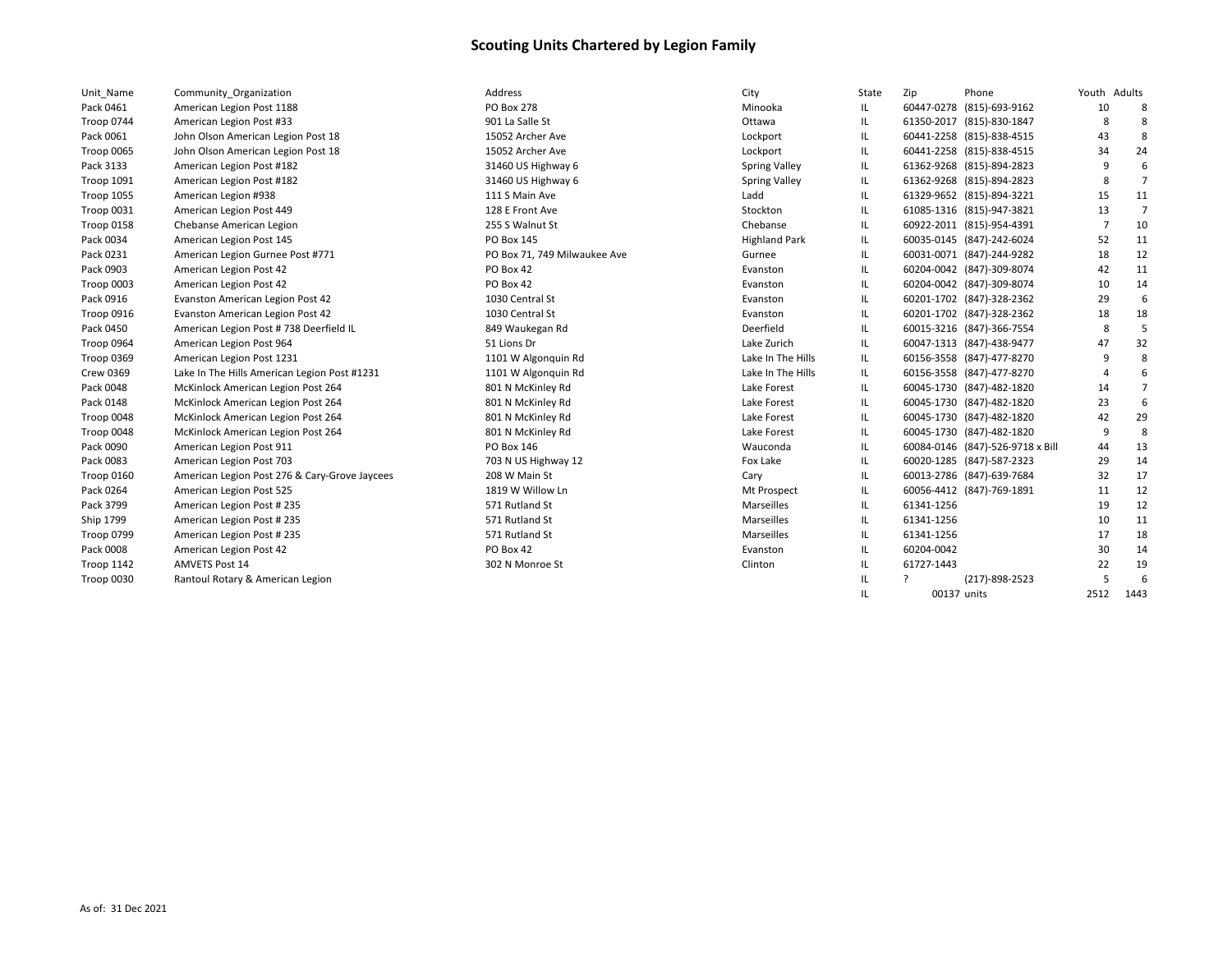## Scouting Units Chartered by Legion Family

| Unit_Name | Community_Organization | Address | City | State | Zip | Phone | Youth | Adults |
|---|---|---|---|---|---|---|---|---|
| Pack 0461 | American Legion Post 1188 | PO Box 278 | Minooka | IL | 60447-0278 | (815)-693-9162 | 10 | 8 |
| Troop 0744 | American Legion Post #33 | 901 La Salle St | Ottawa | IL | 61350-2017 | (815)-830-1847 | 8 | 8 |
| Pack 0061 | John Olson American Legion Post 18 | 15052 Archer Ave | Lockport | IL | 60441-2258 | (815)-838-4515 | 43 | 8 |
| Troop 0065 | John Olson American Legion Post 18 | 15052 Archer Ave | Lockport | IL | 60441-2258 | (815)-838-4515 | 34 | 24 |
| Pack 3133 | American Legion Post #182 | 31460 US Highway 6 | Spring Valley | IL | 61362-9268 | (815)-894-2823 | 9 | 6 |
| Troop 1091 | American Legion Post #182 | 31460 US Highway 6 | Spring Valley | IL | 61362-9268 | (815)-894-2823 | 8 | 7 |
| Troop 1055 | American Legion #938 | 111 S Main Ave | Ladd | IL | 61329-9652 | (815)-894-3221 | 15 | 11 |
| Troop 0031 | American Legion Post 449 | 128 E Front Ave | Stockton | IL | 61085-1316 | (815)-947-3821 | 13 | 7 |
| Troop 0158 | Chebanse American Legion | 255 S Walnut St | Chebanse | IL | 60922-2011 | (815)-954-4391 | 7 | 10 |
| Pack 0034 | American Legion Post 145 | PO Box 145 | Highland Park | IL | 60035-0145 | (847)-242-6024 | 52 | 11 |
| Pack 0231 | American Legion Gurnee Post #771 | PO Box 71, 749 Milwaukee Ave | Gurnee | IL | 60031-0071 | (847)-244-9282 | 18 | 12 |
| Pack 0903 | American Legion Post 42 | PO Box 42 | Evanston | IL | 60204-0042 | (847)-309-8074 | 42 | 11 |
| Troop 0003 | American Legion Post 42 | PO Box 42 | Evanston | IL | 60204-0042 | (847)-309-8074 | 10 | 14 |
| Pack 0916 | Evanston American Legion Post 42 | 1030 Central St | Evanston | IL | 60201-1702 | (847)-328-2362 | 29 | 6 |
| Troop 0916 | Evanston American Legion Post 42 | 1030 Central St | Evanston | IL | 60201-1702 | (847)-328-2362 | 18 | 18 |
| Pack 0450 | American Legion Post # 738 Deerfield IL | 849 Waukegan Rd | Deerfield | IL | 60015-3216 | (847)-366-7554 | 8 | 5 |
| Troop 0964 | American Legion Post 964 | 51 Lions Dr | Lake Zurich | IL | 60047-1313 | (847)-438-9477 | 47 | 32 |
| Troop 0369 | American Legion Post 1231 | 1101 W Algonquin Rd | Lake In The Hills | IL | 60156-3558 | (847)-477-8270 | 9 | 8 |
| Crew 0369 | Lake In The Hills American Legion Post #1231 | 1101 W Algonquin Rd | Lake In The Hills | IL | 60156-3558 | (847)-477-8270 | 4 | 6 |
| Pack 0048 | McKinlock American Legion Post 264 | 801 N McKinley Rd | Lake Forest | IL | 60045-1730 | (847)-482-1820 | 14 | 7 |
| Pack 0148 | McKinlock American Legion Post 264 | 801 N McKinley Rd | Lake Forest | IL | 60045-1730 | (847)-482-1820 | 23 | 6 |
| Troop 0048 | McKinlock American Legion Post 264 | 801 N McKinley Rd | Lake Forest | IL | 60045-1730 | (847)-482-1820 | 42 | 29 |
| Troop 0048 | McKinlock American Legion Post 264 | 801 N McKinley Rd | Lake Forest | IL | 60045-1730 | (847)-482-1820 | 9 | 8 |
| Pack 0090 | American Legion Post 911 | PO Box 146 | Wauconda | IL | 60084-0146 | (847)-526-9718 x Bill | 44 | 13 |
| Pack 0083 | American Legion Post 703 | 703 N US Highway 12 | Fox Lake | IL | 60020-1285 | (847)-587-2323 | 29 | 14 |
| Troop 0160 | American Legion Post 276 & Cary-Grove Jaycees | 208 W Main St | Cary | IL | 60013-2786 | (847)-639-7684 | 32 | 17 |
| Pack 0264 | American Legion Post 525 | 1819 W Willow Ln | Mt Prospect | IL | 60056-4412 | (847)-769-1891 | 11 | 12 |
| Pack 3799 | American Legion Post # 235 | 571 Rutland St | Marseilles | IL | 61341-1256 | | 19 | 12 |
| Ship 1799 | American Legion Post # 235 | 571 Rutland St | Marseilles | IL | 61341-1256 | | 10 | 11 |
| Troop 0799 | American Legion Post # 235 | 571 Rutland St | Marseilles | IL | 61341-1256 | | 17 | 18 |
| Pack 0008 | American Legion Post 42 | PO Box 42 | Evanston | IL | 60204-0042 | | 30 | 14 |
| Troop 1142 | AMVETS Post 14 | 302 N Monroe St | Clinton | IL | 61727-1443 | | 22 | 19 |
| Troop 0030 | Rantoul Rotary & American Legion | | | IL | ? | (217)-898-2523 | 5 | 6 |
| | | | | IL | 00137 | units | 2512 | 1443 |

As of: 31 Dec 2021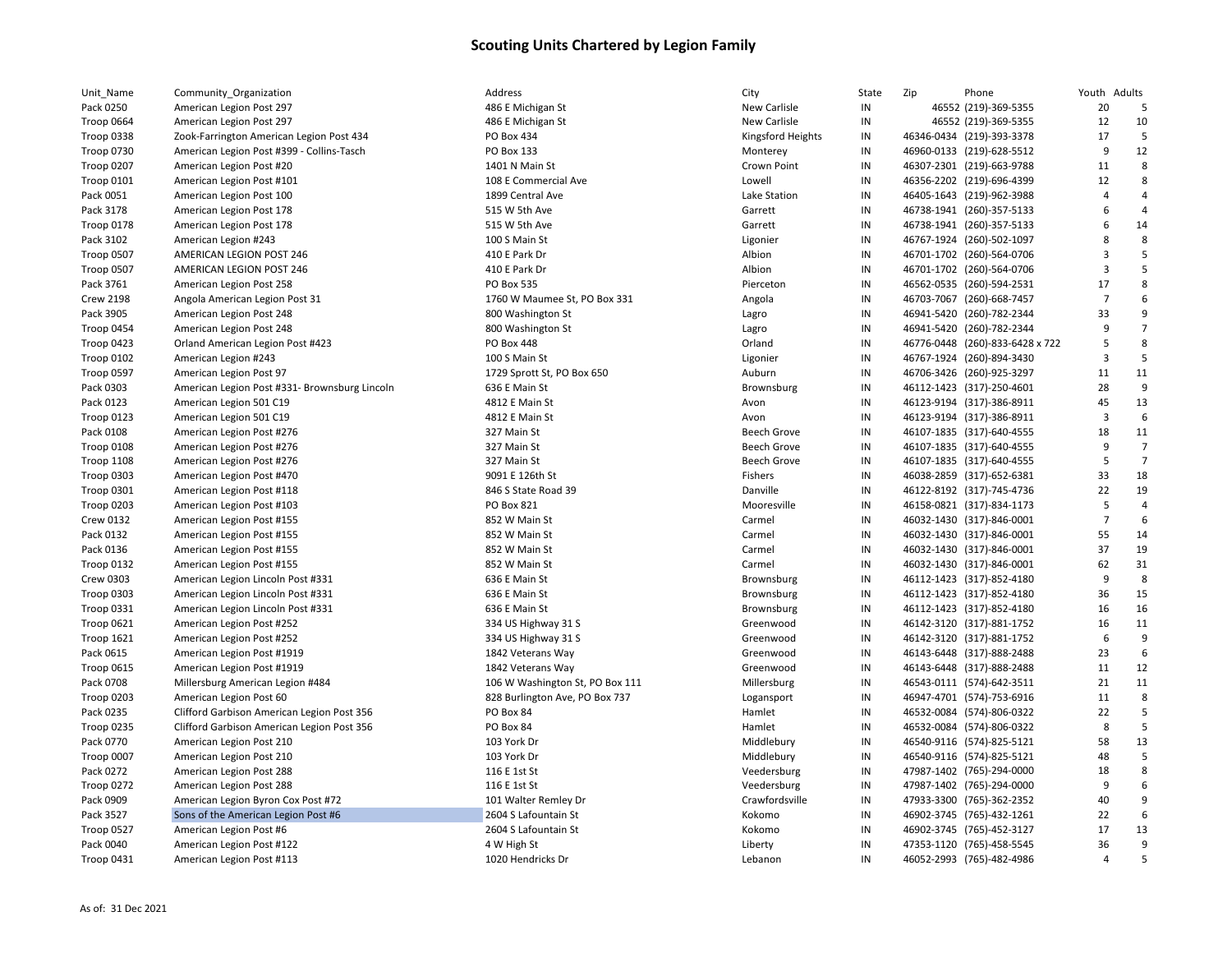# Scouting Units Chartered by Legion Family

| Unit_Name | Community_Organization | Address | City | State | Zip | Phone | Youth | Adults |
|---|---|---|---|---|---|---|---|---|
| Pack 0250 | American Legion Post 297 | 486 E Michigan St | New Carlisle | IN | 46552 | (219)-369-5355 | 20 | 5 |
| Troop 0664 | American Legion Post 297 | 486 E Michigan St | New Carlisle | IN | 46552 | (219)-369-5355 | 12 | 10 |
| Troop 0338 | Zook-Farrington American Legion Post 434 | PO Box 434 | Kingsford Heights | IN | 46346-0434 | (219)-393-3378 | 17 | 5 |
| Troop 0730 | American Legion Post #399 - Collins-Tasch | PO Box 133 | Monterey | IN | 46960-0133 | (219)-628-5512 | 9 | 12 |
| Troop 0207 | American Legion Post #20 | 1401 N Main St | Crown Point | IN | 46307-2301 | (219)-663-9788 | 11 | 8 |
| Troop 0101 | American Legion Post #101 | 108 E Commercial Ave | Lowell | IN | 46356-2202 | (219)-696-4399 | 12 | 8 |
| Pack 0051 | American Legion Post 100 | 1899 Central Ave | Lake Station | IN | 46405-1643 | (219)-962-3988 | 4 | 4 |
| Pack 3178 | American Legion Post 178 | 515 W 5th Ave | Garrett | IN | 46738-1941 | (260)-357-5133 | 6 | 4 |
| Troop 0178 | American Legion Post 178 | 515 W 5th Ave | Garrett | IN | 46738-1941 | (260)-357-5133 | 6 | 14 |
| Pack 3102 | American Legion #243 | 100 S Main St | Ligonier | IN | 46767-1924 | (260)-502-1097 | 8 | 8 |
| Troop 0507 | AMERICAN LEGION POST 246 | 410 E Park Dr | Albion | IN | 46701-1702 | (260)-564-0706 | 3 | 5 |
| Troop 0507 | AMERICAN LEGION POST 246 | 410 E Park Dr | Albion | IN | 46701-1702 | (260)-564-0706 | 3 | 5 |
| Pack 3761 | American Legion Post 258 | PO Box 535 | Pierceton | IN | 46562-0535 | (260)-594-2531 | 17 | 8 |
| Crew 2198 | Angola American Legion Post 31 | 1760 W Maumee St, PO Box 331 | Angola | IN | 46703-7067 | (260)-668-7457 | 7 | 6 |
| Pack 3905 | American Legion Post 248 | 800 Washington St | Lagro | IN | 46941-5420 | (260)-782-2344 | 33 | 9 |
| Troop 0454 | American Legion Post 248 | 800 Washington St | Lagro | IN | 46941-5420 | (260)-782-2344 | 9 | 7 |
| Troop 0423 | Orland American Legion Post #423 | PO Box 448 | Orland | IN | 46776-0448 | (260)-833-6428 x 722 | 5 | 8 |
| Troop 0102 | American Legion #243 | 100 S Main St | Ligonier | IN | 46767-1924 | (260)-894-3430 | 3 | 5 |
| Troop 0597 | American Legion Post 97 | 1729 Sprott St, PO Box 650 | Auburn | IN | 46706-3426 | (260)-925-3297 | 11 | 11 |
| Pack 0303 | American Legion Post #331- Brownsburg Lincoln | 636 E Main St | Brownsburg | IN | 46112-1423 | (317)-250-4601 | 28 | 9 |
| Pack 0123 | American Legion 501 C19 | 4812 E Main St | Avon | IN | 46123-9194 | (317)-386-8911 | 45 | 13 |
| Troop 0123 | American Legion 501 C19 | 4812 E Main St | Avon | IN | 46123-9194 | (317)-386-8911 | 3 | 6 |
| Pack 0108 | American Legion Post #276 | 327 Main St | Beech Grove | IN | 46107-1835 | (317)-640-4555 | 18 | 11 |
| Troop 0108 | American Legion Post #276 | 327 Main St | Beech Grove | IN | 46107-1835 | (317)-640-4555 | 9 | 7 |
| Troop 1108 | American Legion Post #276 | 327 Main St | Beech Grove | IN | 46107-1835 | (317)-640-4555 | 5 | 7 |
| Troop 0303 | American Legion Post #470 | 9091 E 126th St | Fishers | IN | 46038-2859 | (317)-652-6381 | 33 | 18 |
| Troop 0301 | American Legion Post #118 | 846 S State Road 39 | Danville | IN | 46122-8192 | (317)-745-4736 | 22 | 19 |
| Troop 0203 | American Legion Post #103 | PO Box 821 | Mooresville | IN | 46158-0821 | (317)-834-1173 | 5 | 4 |
| Crew 0132 | American Legion Post #155 | 852 W Main St | Carmel | IN | 46032-1430 | (317)-846-0001 | 7 | 6 |
| Pack 0132 | American Legion Post #155 | 852 W Main St | Carmel | IN | 46032-1430 | (317)-846-0001 | 55 | 14 |
| Pack 0136 | American Legion Post #155 | 852 W Main St | Carmel | IN | 46032-1430 | (317)-846-0001 | 37 | 19 |
| Troop 0132 | American Legion Post #155 | 852 W Main St | Carmel | IN | 46032-1430 | (317)-846-0001 | 62 | 31 |
| Crew 0303 | American Legion Lincoln Post #331 | 636 E Main St | Brownsburg | IN | 46112-1423 | (317)-852-4180 | 9 | 8 |
| Troop 0303 | American Legion Lincoln Post #331 | 636 E Main St | Brownsburg | IN | 46112-1423 | (317)-852-4180 | 36 | 15 |
| Troop 0331 | American Legion Lincoln Post #331 | 636 E Main St | Brownsburg | IN | 46112-1423 | (317)-852-4180 | 16 | 16 |
| Troop 0621 | American Legion Post #252 | 334 US Highway 31 S | Greenwood | IN | 46142-3120 | (317)-881-1752 | 16 | 11 |
| Troop 1621 | American Legion Post #252 | 334 US Highway 31 S | Greenwood | IN | 46142-3120 | (317)-881-1752 | 6 | 9 |
| Pack 0615 | American Legion Post #1919 | 1842 Veterans Way | Greenwood | IN | 46143-6448 | (317)-888-2488 | 23 | 6 |
| Troop 0615 | American Legion Post #1919 | 1842 Veterans Way | Greenwood | IN | 46143-6448 | (317)-888-2488 | 11 | 12 |
| Pack 0708 | Millersburg American Legion #484 | 106 W Washington St, PO Box 111 | Millersburg | IN | 46543-0111 | (574)-642-3511 | 21 | 11 |
| Troop 0203 | American Legion Post 60 | 828 Burlington Ave, PO Box 737 | Logansport | IN | 46947-4701 | (574)-753-6916 | 11 | 8 |
| Pack 0235 | Clifford Garbison American Legion Post 356 | PO Box 84 | Hamlet | IN | 46532-0084 | (574)-806-0322 | 22 | 5 |
| Troop 0235 | Clifford Garbison American Legion Post 356 | PO Box 84 | Hamlet | IN | 46532-0084 | (574)-806-0322 | 8 | 5 |
| Pack 0770 | American Legion Post 210 | 103 York Dr | Middlebury | IN | 46540-9116 | (574)-825-5121 | 58 | 13 |
| Troop 0007 | American Legion Post 210 | 103 York Dr | Middlebury | IN | 46540-9116 | (574)-825-5121 | 48 | 5 |
| Pack 0272 | American Legion Post 288 | 116 E 1st St | Veedersburg | IN | 47987-1402 | (765)-294-0000 | 18 | 8 |
| Troop 0272 | American Legion Post 288 | 116 E 1st St | Veedersburg | IN | 47987-1402 | (765)-294-0000 | 9 | 6 |
| Pack 0909 | American Legion Byron Cox Post #72 | 101 Walter Remley Dr | Crawfordsville | IN | 47933-3300 | (765)-362-2352 | 40 | 9 |
| Pack 3527 | Sons of the American Legion Post #6 | 2604 S Lafountain St | Kokomo | IN | 46902-3745 | (765)-432-1261 | 22 | 6 |
| Troop 0527 | American Legion Post #6 | 2604 S Lafountain St | Kokomo | IN | 46902-3745 | (765)-452-3127 | 17 | 13 |
| Pack 0040 | American Legion Post #122 | 4 W High St | Liberty | IN | 47353-1120 | (765)-458-5545 | 36 | 9 |
| Troop 0431 | American Legion Post #113 | 1020 Hendricks Dr | Lebanon | IN | 46052-2993 | (765)-482-4986 | 4 | 5 |

As of: 31 Dec 2021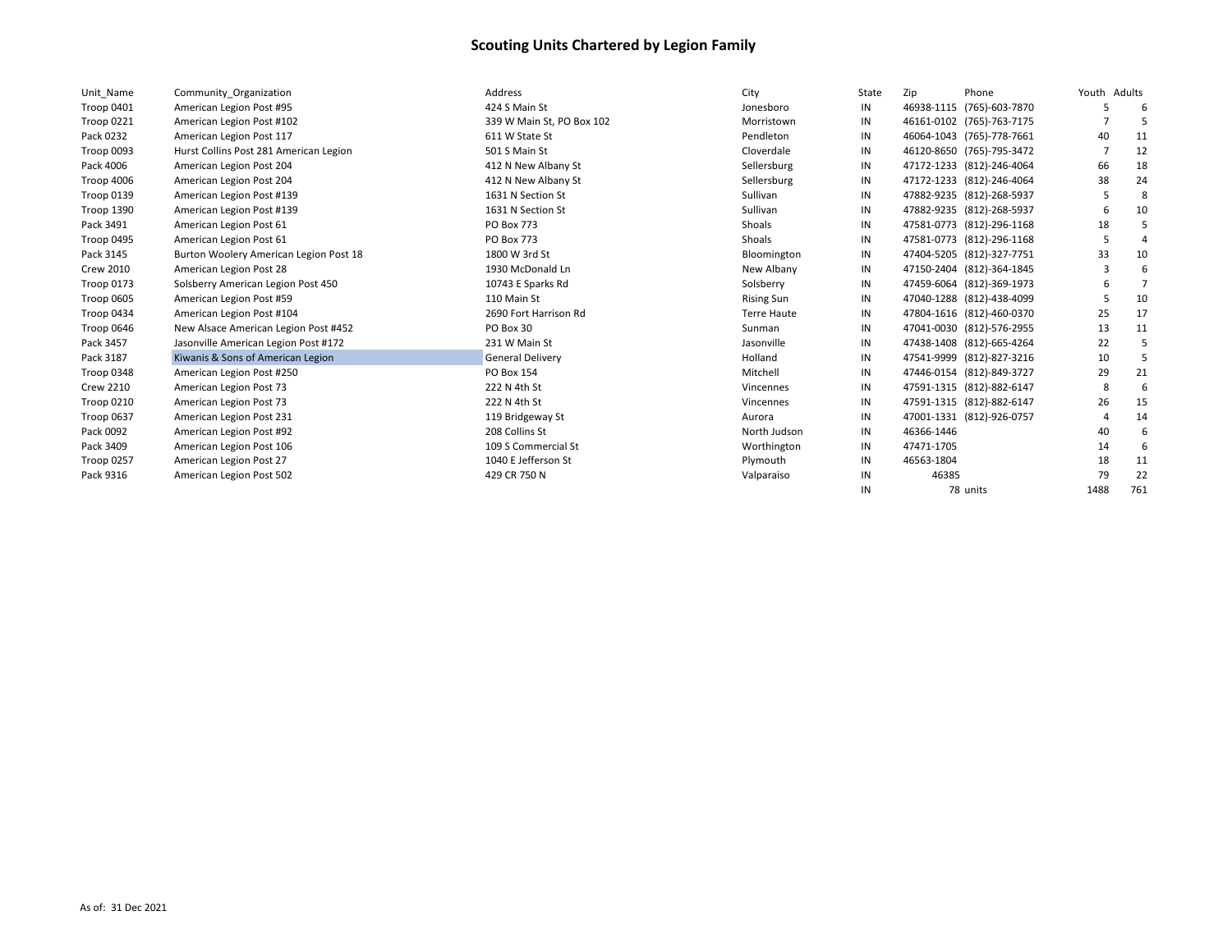# Scouting Units Chartered by Legion Family

| Unit_Name | Community_Organization | Address | City | State | Zip | Phone | Youth | Adults |
|---|---|---|---|---|---|---|---|---|
| Troop 0401 | American Legion Post #95 | 424 S Main St | Jonesboro | IN | 46938-1115 | (765)-603-7870 | 5 | 6 |
| Troop 0221 | American Legion Post #102 | 339 W Main St, PO Box 102 | Morristown | IN | 46161-0102 | (765)-763-7175 | 7 | 5 |
| Pack 0232 | American Legion Post 117 | 611 W State St | Pendleton | IN | 46064-1043 | (765)-778-7661 | 40 | 11 |
| Troop 0093 | Hurst Collins Post 281 American Legion | 501 S Main St | Cloverdale | IN | 46120-8650 | (765)-795-3472 | 7 | 12 |
| Pack 4006 | American Legion Post 204 | 412 N New Albany St | Sellersburg | IN | 47172-1233 | (812)-246-4064 | 66 | 18 |
| Troop 4006 | American Legion Post 204 | 412 N New Albany St | Sellersburg | IN | 47172-1233 | (812)-246-4064 | 38 | 24 |
| Troop 0139 | American Legion Post #139 | 1631 N Section St | Sullivan | IN | 47882-9235 | (812)-268-5937 | 5 | 8 |
| Troop 1390 | American Legion Post #139 | 1631 N Section St | Sullivan | IN | 47882-9235 | (812)-268-5937 | 6 | 10 |
| Pack 3491 | American Legion Post 61 | PO Box 773 | Shoals | IN | 47581-0773 | (812)-296-1168 | 18 | 5 |
| Troop 0495 | American Legion Post 61 | PO Box 773 | Shoals | IN | 47581-0773 | (812)-296-1168 | 5 | 4 |
| Pack 3145 | Burton Woolery American Legion Post 18 | 1800 W 3rd St | Bloomington | IN | 47404-5205 | (812)-327-7751 | 33 | 10 |
| Crew 2010 | American Legion Post 28 | 1930 McDonald Ln | New Albany | IN | 47150-2404 | (812)-364-1845 | 3 | 6 |
| Troop 0173 | Solsberry American Legion Post 450 | 10743 E Sparks Rd | Solsberry | IN | 47459-6064 | (812)-369-1973 | 6 | 7 |
| Troop 0605 | American Legion Post #59 | 110 Main St | Rising Sun | IN | 47040-1288 | (812)-438-4099 | 5 | 10 |
| Troop 0434 | American Legion Post #104 | 2690 Fort Harrison Rd | Terre Haute | IN | 47804-1616 | (812)-460-0370 | 25 | 17 |
| Troop 0646 | New Alsace American Legion Post #452 | PO Box 30 | Sunman | IN | 47041-0030 | (812)-576-2955 | 13 | 11 |
| Pack 3457 | Jasonville American Legion Post #172 | 231 W Main St | Jasonville | IN | 47438-1408 | (812)-665-4264 | 22 | 5 |
| Pack 3187 | Kiwanis & Sons of American Legion | General Delivery | Holland | IN | 47541-9999 | (812)-827-3216 | 10 | 5 |
| Troop 0348 | American Legion Post #250 | PO Box 154 | Mitchell | IN | 47446-0154 | (812)-849-3727 | 29 | 21 |
| Crew 2210 | American Legion Post 73 | 222 N 4th St | Vincennes | IN | 47591-1315 | (812)-882-6147 | 8 | 6 |
| Troop 0210 | American Legion Post 73 | 222 N 4th St | Vincennes | IN | 47591-1315 | (812)-882-6147 | 26 | 15 |
| Troop 0637 | American Legion Post 231 | 119 Bridgeway St | Aurora | IN | 47001-1331 | (812)-926-0757 | 4 | 14 |
| Pack 0092 | American Legion Post #92 | 208 Collins St | North Judson | IN | 46366-1446 | | 40 | 6 |
| Pack 3409 | American Legion Post 106 | 109 S Commercial St | Worthington | IN | 47471-1705 | | 14 | 6 |
| Troop 0257 | American Legion Post 27 | 1040 E Jefferson St | Plymouth | IN | 46563-1804 | | 18 | 11 |
| Pack 9316 | American Legion Post 502 | 429 CR 750 N | Valparaiso | IN | 46385 | | 79 | 22 |
| | | | | IN | 78 | units | 1488 | 761 |

As of: 31 Dec 2021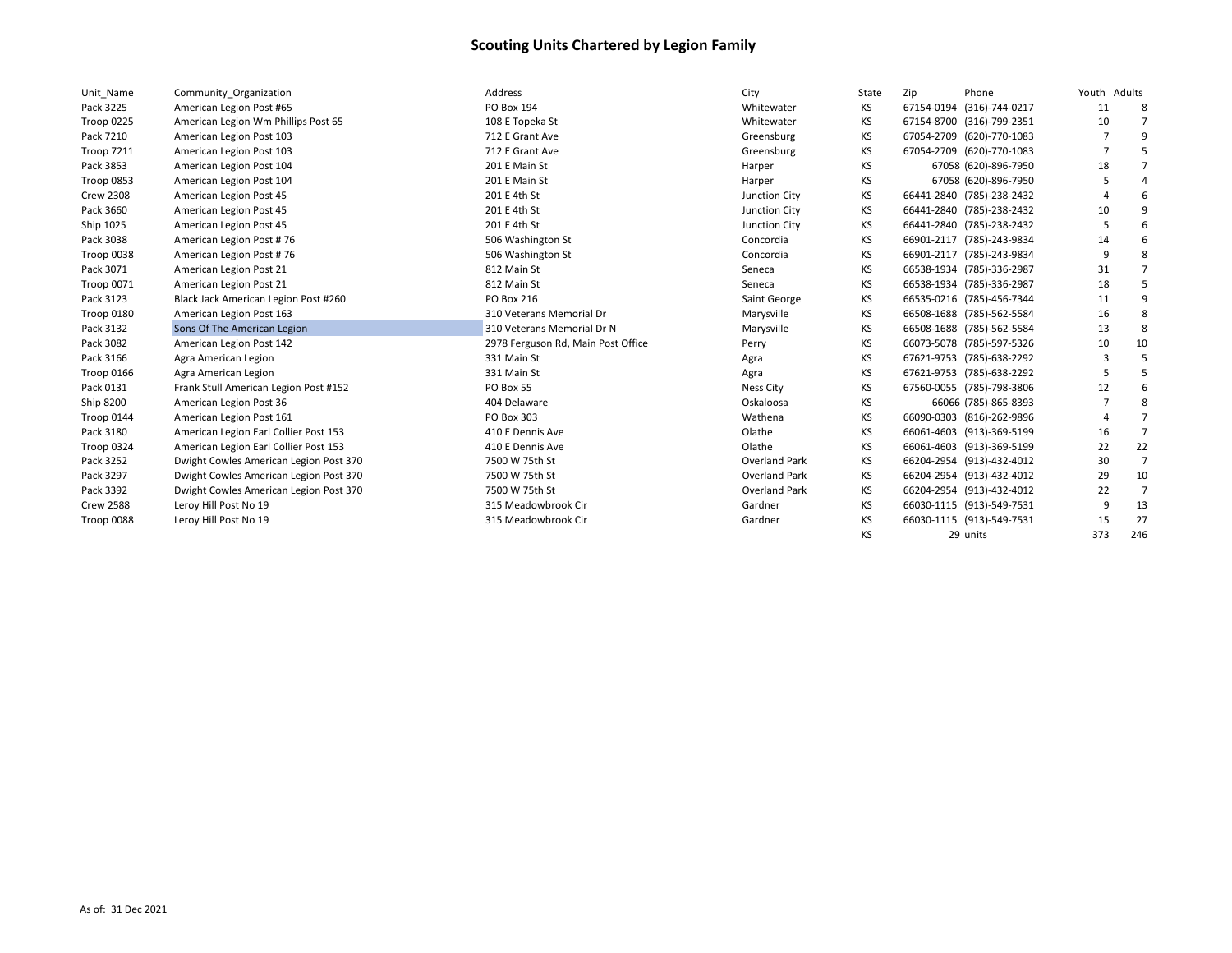# Scouting Units Chartered by Legion Family

| Unit_Name | Community_Organization | Address | City | State | Zip | Phone | Youth | Adults |
|---|---|---|---|---|---|---|---|---|
| Pack 3225 | American Legion Post #65 | PO Box 194 | Whitewater | KS | 67154-0194 | (316)-744-0217 | 11 | 8 |
| Troop 0225 | American Legion Wm Phillips Post 65 | 108 E Topeka St | Whitewater | KS | 67154-8700 | (316)-799-2351 | 10 | 7 |
| Pack 7210 | American Legion Post 103 | 712 E Grant Ave | Greensburg | KS | 67054-2709 | (620)-770-1083 | 7 | 9 |
| Troop 7211 | American Legion Post 103 | 712 E Grant Ave | Greensburg | KS | 67054-2709 | (620)-770-1083 | 7 | 5 |
| Pack 3853 | American Legion Post 104 | 201 E Main St | Harper | KS | 67058 | (620)-896-7950 | 18 | 7 |
| Troop 0853 | American Legion Post 104 | 201 E Main St | Harper | KS | 67058 | (620)-896-7950 | 5 | 4 |
| Crew 2308 | American Legion Post 45 | 201 E 4th St | Junction City | KS | 66441-2840 | (785)-238-2432 | 4 | 6 |
| Pack 3660 | American Legion Post 45 | 201 E 4th St | Junction City | KS | 66441-2840 | (785)-238-2432 | 10 | 9 |
| Ship 1025 | American Legion Post 45 | 201 E 4th St | Junction City | KS | 66441-2840 | (785)-238-2432 | 5 | 6 |
| Pack 3038 | American Legion Post # 76 | 506 Washington St | Concordia | KS | 66901-2117 | (785)-243-9834 | 14 | 6 |
| Troop 0038 | American Legion Post # 76 | 506 Washington St | Concordia | KS | 66901-2117 | (785)-243-9834 | 9 | 8 |
| Pack 3071 | American Legion Post 21 | 812 Main St | Seneca | KS | 66538-1934 | (785)-336-2987 | 31 | 7 |
| Troop 0071 | American Legion Post 21 | 812 Main St | Seneca | KS | 66538-1934 | (785)-336-2987 | 18 | 5 |
| Pack 3123 | Black Jack American Legion Post #260 | PO Box 216 | Saint George | KS | 66535-0216 | (785)-456-7344 | 11 | 9 |
| Troop 0180 | American Legion Post 163 | 310 Veterans Memorial Dr | Marysville | KS | 66508-1688 | (785)-562-5584 | 16 | 8 |
| Pack 3132 | Sons Of The American Legion | 310 Veterans Memorial Dr N | Marysville | KS | 66508-1688 | (785)-562-5584 | 13 | 8 |
| Pack 3082 | American Legion Post 142 | 2978 Ferguson Rd, Main Post Office | Perry | KS | 66073-5078 | (785)-597-5326 | 10 | 10 |
| Pack 3166 | Agra American Legion | 331 Main St | Agra | KS | 67621-9753 | (785)-638-2292 | 3 | 5 |
| Troop 0166 | Agra American Legion | 331 Main St | Agra | KS | 67621-9753 | (785)-638-2292 | 5 | 5 |
| Pack 0131 | Frank Stull American Legion Post #152 | PO Box 55 | Ness City | KS | 67560-0055 | (785)-798-3806 | 12 | 6 |
| Ship 8200 | American Legion Post 36 | 404 Delaware | Oskaloosa | KS | 66066 | (785)-865-8393 | 7 | 8 |
| Troop 0144 | American Legion Post 161 | PO Box 303 | Wathena | KS | 66090-0303 | (816)-262-9896 | 4 | 7 |
| Pack 3180 | American Legion Earl Collier Post 153 | 410 E Dennis Ave | Olathe | KS | 66061-4603 | (913)-369-5199 | 16 | 7 |
| Troop 0324 | American Legion Earl Collier Post 153 | 410 E Dennis Ave | Olathe | KS | 66061-4603 | (913)-369-5199 | 22 | 22 |
| Pack 3252 | Dwight Cowles American Legion Post 370 | 7500 W 75th St | Overland Park | KS | 66204-2954 | (913)-432-4012 | 30 | 7 |
| Pack 3297 | Dwight Cowles American Legion Post 370 | 7500 W 75th St | Overland Park | KS | 66204-2954 | (913)-432-4012 | 29 | 10 |
| Pack 3392 | Dwight Cowles American Legion Post 370 | 7500 W 75th St | Overland Park | KS | 66204-2954 | (913)-432-4012 | 22 | 7 |
| Crew 2588 | Leroy Hill Post No 19 | 315 Meadowbrook Cir | Gardner | KS | 66030-1115 | (913)-549-7531 | 9 | 13 |
| Troop 0088 | Leroy Hill Post No 19 | 315 Meadowbrook Cir | Gardner | KS | 66030-1115 | (913)-549-7531 | 15 | 27 |
| | | | | KS | 29 | units | 373 | 246 |

As of: 31 Dec 2021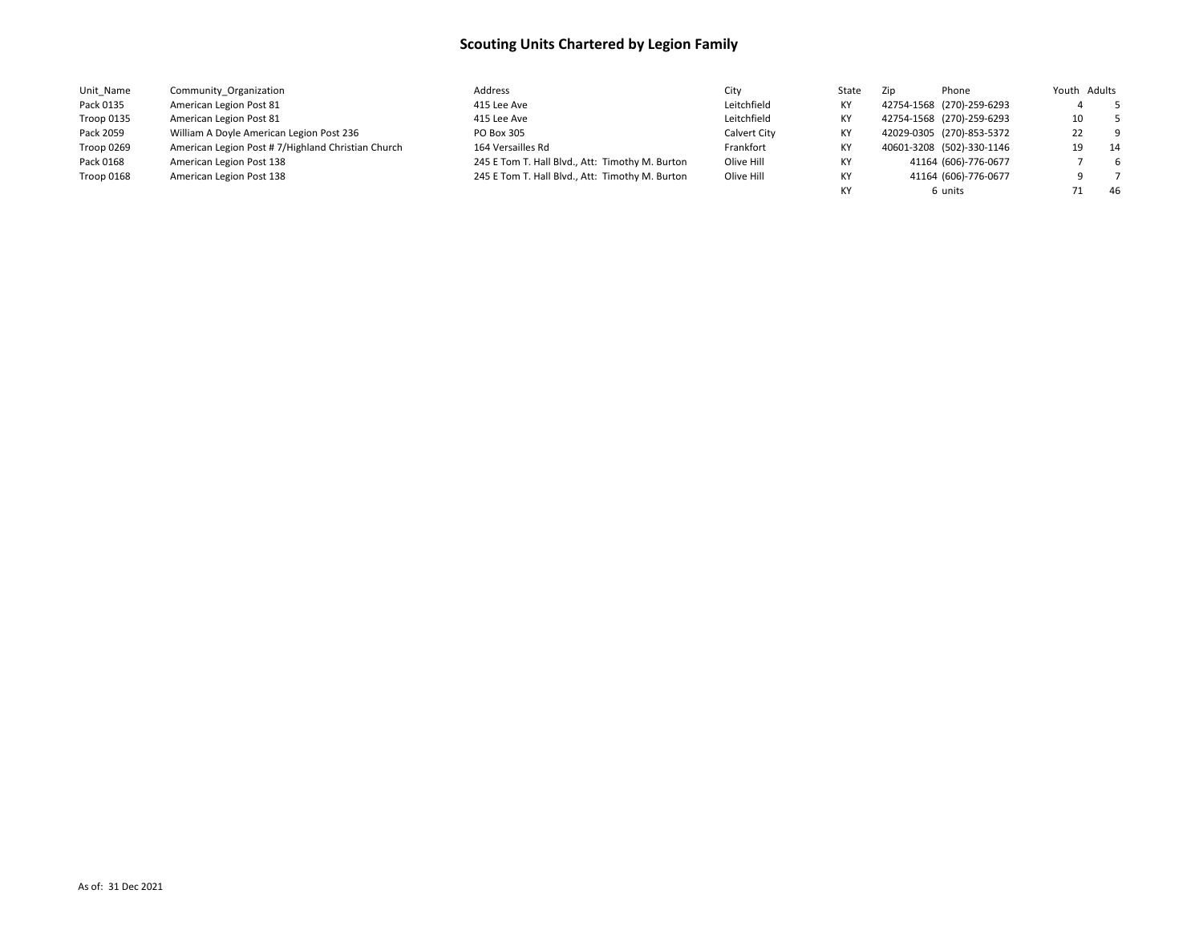# Scouting Units Chartered by Legion Family

| Unit_Name | Community_Organization | Address | City | State | Zip | Phone | Youth | Adults |
|---|---|---|---|---|---|---|---|---|
| Pack 0135 | American Legion Post 81 | 415 Lee Ave | Leitchfield | KY | 42754-1568 | (270)-259-6293 | 4 | 5 |
| Troop 0135 | American Legion Post 81 | 415 Lee Ave | Leitchfield | KY | 42754-1568 | (270)-259-6293 | 10 | 5 |
| Pack 2059 | William A Doyle American Legion Post 236 | PO Box 305 | Calvert City | KY | 42029-0305 | (270)-853-5372 | 22 | 9 |
| Troop 0269 | American Legion Post # 7/Highland Christian Church | 164 Versailles Rd | Frankfort | KY | 40601-3208 | (502)-330-1146 | 19 | 14 |
| Pack 0168 | American Legion Post 138 | 245 E Tom T. Hall Blvd., Att: Timothy M. Burton | Olive Hill | KY | 41164 | (606)-776-0677 | 7 | 6 |
| Troop 0168 | American Legion Post 138 | 245 E Tom T. Hall Blvd., Att: Timothy M. Burton | Olive Hill | KY | 41164 | (606)-776-0677 | 9 | 7 |
| | | | | KY | 6 | units | 71 | 46 |

As of: 31 Dec 2021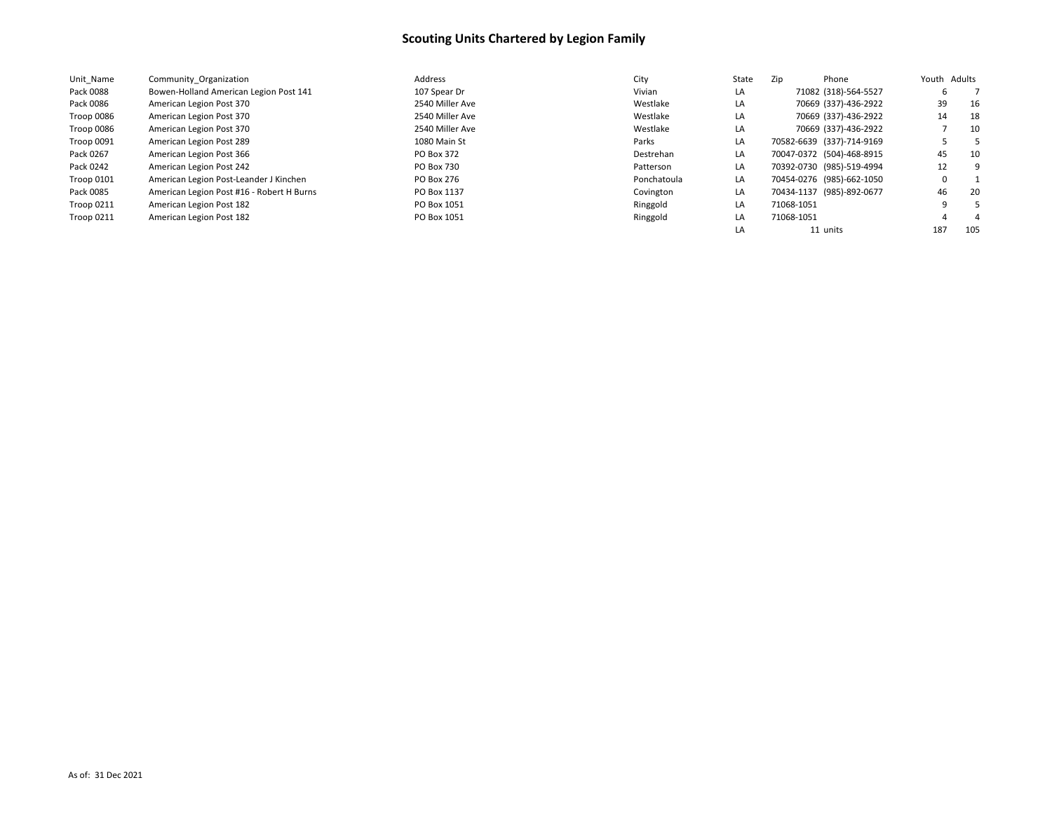# Scouting Units Chartered by Legion Family

| Unit_Name | Community_Organization | Address | City | State | Zip | Phone | Youth | Adults |
|---|---|---|---|---|---|---|---|---|
| Pack 0088 | Bowen-Holland American Legion Post 141 | 107 Spear Dr | Vivian | LA | 71082 | (318)-564-5527 | 6 | 7 |
| Pack 0086 | American Legion Post 370 | 2540 Miller Ave | Westlake | LA | 70669 | (337)-436-2922 | 39 | 16 |
| Troop 0086 | American Legion Post 370 | 2540 Miller Ave | Westlake | LA | 70669 | (337)-436-2922 | 14 | 18 |
| Troop 0086 | American Legion Post 370 | 2540 Miller Ave | Westlake | LA | 70669 | (337)-436-2922 | 7 | 10 |
| Troop 0091 | American Legion Post 289 | 1080 Main St | Parks | LA | 70582-6639 | (337)-714-9169 | 5 | 5 |
| Pack 0267 | American Legion Post 366 | PO Box 372 | Destrehan | LA | 70047-0372 | (504)-468-8915 | 45 | 10 |
| Pack 0242 | American Legion Post 242 | PO Box 730 | Patterson | LA | 70392-0730 | (985)-519-4994 | 12 | 9 |
| Troop 0101 | American Legion Post-Leander J Kinchen | PO Box 276 | Ponchatoula | LA | 70454-0276 | (985)-662-1050 | 0 | 1 |
| Pack 0085 | American Legion Post #16 - Robert H Burns | PO Box 1137 | Covington | LA | 70434-1137 | (985)-892-0677 | 46 | 20 |
| Troop 0211 | American Legion Post 182 | PO Box 1051 | Ringgold | LA | 71068-1051 | | 9 | 5 |
| Troop 0211 | American Legion Post 182 | PO Box 1051 | Ringgold | LA | 71068-1051 | | 4 | 4 |
| | | | | LA | 11 | units | 187 | 105 |

As of: 31 Dec 2021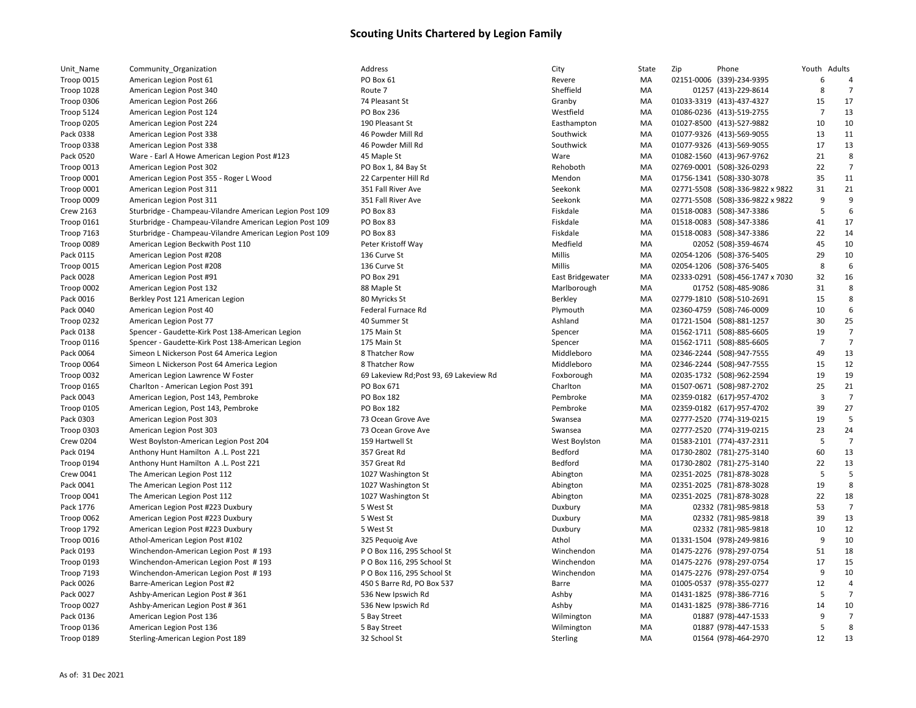# Scouting Units Chartered by Legion Family

| Unit_Name | Community_Organization | Address | City | State | Zip | Phone | Youth | Adults |
|---|---|---|---|---|---|---|---|---|
| Troop 0015 | American Legion Post 61 | PO Box 61 | Revere | MA | 02151-0006 | (339)-234-9395 | 6 | 4 |
| Troop 1028 | American Legion Post 340 | Route 7 | Sheffield | MA | 01257 | (413)-229-8614 | 8 | 7 |
| Troop 0306 | American Legion Post 266 | 74 Pleasant St | Granby | MA | 01033-3319 | (413)-437-4327 | 15 | 17 |
| Troop 5124 | American Legion Post 124 | PO Box 236 | Westfield | MA | 01086-0236 | (413)-519-2755 | 7 | 13 |
| Troop 0205 | American Legion Post 224 | 190 Pleasant St | Easthampton | MA | 01027-8500 | (413)-527-9882 | 10 | 10 |
| Pack 0338 | American Legion Post 338 | 46 Powder Mill Rd | Southwick | MA | 01077-9326 | (413)-569-9055 | 13 | 11 |
| Troop 0338 | American Legion Post 338 | 46 Powder Mill Rd | Southwick | MA | 01077-9326 | (413)-569-9055 | 17 | 13 |
| Pack 0520 | Ware - Earl A Howe American Legion Post #123 | 45 Maple St | Ware | MA | 01082-1560 | (413)-967-9762 | 21 | 8 |
| Troop 0013 | American Legion Post 302 | PO Box 1, 84 Bay St | Rehoboth | MA | 02769-0001 | (508)-326-0293 | 22 | 7 |
| Troop 0001 | American Legion Post 355 - Roger L Wood | 22 Carpenter Hill Rd | Mendon | MA | 01756-1341 | (508)-330-3078 | 35 | 11 |
| Troop 0001 | American Legion Post 311 | 351 Fall River Ave | Seekonk | MA | 02771-5508 | (508)-336-9822 x 9822 | 31 | 21 |
| Troop 0009 | American Legion Post 311 | 351 Fall River Ave | Seekonk | MA | 02771-5508 | (508)-336-9822 x 9822 | 9 | 9 |
| Crew 2163 | Sturbridge - Champeau-Vilandre American Legion Post 109 | PO Box 83 | Fiskdale | MA | 01518-0083 | (508)-347-3386 | 5 | 6 |
| Troop 0161 | Sturbridge - Champeau-Vilandre American Legion Post 109 | PO Box 83 | Fiskdale | MA | 01518-0083 | (508)-347-3386 | 41 | 17 |
| Troop 7163 | Sturbridge - Champeau-Vilandre American Legion Post 109 | PO Box 83 | Fiskdale | MA | 01518-0083 | (508)-347-3386 | 22 | 14 |
| Troop 0089 | American Legion Beckwith Post 110 | Peter Kristoff Way | Medfield | MA | 02052 | (508)-359-4674 | 45 | 10 |
| Pack 0115 | American Legion Post #208 | 136 Curve St | Millis | MA | 02054-1206 | (508)-376-5405 | 29 | 10 |
| Troop 0015 | American Legion Post #208 | 136 Curve St | Millis | MA | 02054-1206 | (508)-376-5405 | 8 | 6 |
| Pack 0028 | American Legion Post #91 | PO Box 291 | East Bridgewater | MA | 02333-0291 | (508)-456-1747 x 7030 | 32 | 16 |
| Troop 0002 | American Legion Post 132 | 88 Maple St | Marlborough | MA | 01752 | (508)-485-9086 | 31 | 8 |
| Pack 0016 | Berkley Post 121 American Legion | 80 Myricks St | Berkley | MA | 02779-1810 | (508)-510-2691 | 15 | 8 |
| Pack 0040 | American Legion Post 40 | Federal Furnace Rd | Plymouth | MA | 02360-4759 | (508)-746-0009 | 10 | 6 |
| Troop 0232 | American Legion Post 77 | 40 Summer St | Ashland | MA | 01721-1504 | (508)-881-1257 | 30 | 25 |
| Pack 0138 | Spencer - Gaudette-Kirk Post 138-American Legion | 175 Main St | Spencer | MA | 01562-1711 | (508)-885-6605 | 19 | 7 |
| Troop 0116 | Spencer - Gaudette-Kirk Post 138-American Legion | 175 Main St | Spencer | MA | 01562-1711 | (508)-885-6605 | 7 | 7 |
| Pack 0064 | Simeon L Nickerson Post 64 America Legion | 8 Thatcher Row | Middleboro | MA | 02346-2244 | (508)-947-7555 | 49 | 13 |
| Troop 0064 | Simeon L Nickerson Post 64 America Legion | 8 Thatcher Row | Middleboro | MA | 02346-2244 | (508)-947-7555 | 15 | 12 |
| Troop 0032 | American Legion Lawrence W Foster | 69 Lakeview Rd;Post 93, 69 Lakeview Rd | Foxborough | MA | 02035-1732 | (508)-962-2594 | 19 | 19 |
| Troop 0165 | Charlton - American Legion Post 391 | PO Box 671 | Charlton | MA | 01507-0671 | (508)-987-2702 | 25 | 21 |
| Pack 0043 | American Legion, Post 143, Pembroke | PO Box 182 | Pembroke | MA | 02359-0182 | (617)-957-4702 | 3 | 7 |
| Troop 0105 | American Legion, Post 143, Pembroke | PO Box 182 | Pembroke | MA | 02359-0182 | (617)-957-4702 | 39 | 27 |
| Pack 0303 | American Legion Post 303 | 73 Ocean Grove Ave | Swansea | MA | 02777-2520 | (774)-319-0215 | 19 | 5 |
| Troop 0303 | American Legion Post 303 | 73 Ocean Grove Ave | Swansea | MA | 02777-2520 | (774)-319-0215 | 23 | 24 |
| Crew 0204 | West Boylston-American Legion Post 204 | 159 Hartwell St | West Boylston | MA | 01583-2101 | (774)-437-2311 | 5 | 7 |
| Pack 0194 | Anthony Hunt Hamilton A .L. Post 221 | 357 Great Rd | Bedford | MA | 01730-2802 | (781)-275-3140 | 60 | 13 |
| Troop 0194 | Anthony Hunt Hamilton A .L. Post 221 | 357 Great Rd | Bedford | MA | 01730-2802 | (781)-275-3140 | 22 | 13 |
| Crew 0041 | The American Legion Post 112 | 1027 Washington St | Abington | MA | 02351-2025 | (781)-878-3028 | 5 | 5 |
| Pack 0041 | The American Legion Post 112 | 1027 Washington St | Abington | MA | 02351-2025 | (781)-878-3028 | 19 | 8 |
| Troop 0041 | The American Legion Post 112 | 1027 Washington St | Abington | MA | 02351-2025 | (781)-878-3028 | 22 | 18 |
| Pack 1776 | American Legion Post #223 Duxbury | 5 West St | Duxbury | MA | 02332 | (781)-985-9818 | 53 | 7 |
| Troop 0062 | American Legion Post #223 Duxbury | 5 West St | Duxbury | MA | 02332 | (781)-985-9818 | 39 | 13 |
| Troop 1792 | American Legion Post #223 Duxbury | 5 West St | Duxbury | MA | 02332 | (781)-985-9818 | 10 | 12 |
| Troop 0016 | Athol-American Legion Post #102 | 325 Pequoig Ave | Athol | MA | 01331-1504 | (978)-249-9816 | 9 | 10 |
| Pack 0193 | Winchendon-American Legion Post # 193 | P O Box 116, 295 School St | Winchendon | MA | 01475-2276 | (978)-297-0754 | 51 | 18 |
| Troop 0193 | Winchendon-American Legion Post # 193 | P O Box 116, 295 School St | Winchendon | MA | 01475-2276 | (978)-297-0754 | 17 | 15 |
| Troop 7193 | Winchendon-American Legion Post # 193 | P O Box 116, 295 School St | Winchendon | MA | 01475-2276 | (978)-297-0754 | 9 | 10 |
| Pack 0026 | Barre-American Legion Post #2 | 450 S Barre Rd, PO Box 537 | Barre | MA | 01005-0537 | (978)-355-0277 | 12 | 4 |
| Pack 0027 | Ashby-American Legion Post # 361 | 536 New Ipswich Rd | Ashby | MA | 01431-1825 | (978)-386-7716 | 5 | 7 |
| Troop 0027 | Ashby-American Legion Post # 361 | 536 New Ipswich Rd | Ashby | MA | 01431-1825 | (978)-386-7716 | 14 | 10 |
| Pack 0136 | American Legion Post 136 | 5 Bay Street | Wilmington | MA | 01887 | (978)-447-1533 | 9 | 7 |
| Troop 0136 | American Legion Post 136 | 5 Bay Street | Wilmington | MA | 01887 | (978)-447-1533 | 5 | 8 |
| Troop 0189 | Sterling-American Legion Post 189 | 32 School St | Sterling | MA | 01564 | (978)-464-2970 | 12 | 13 |

As of: 31 Dec 2021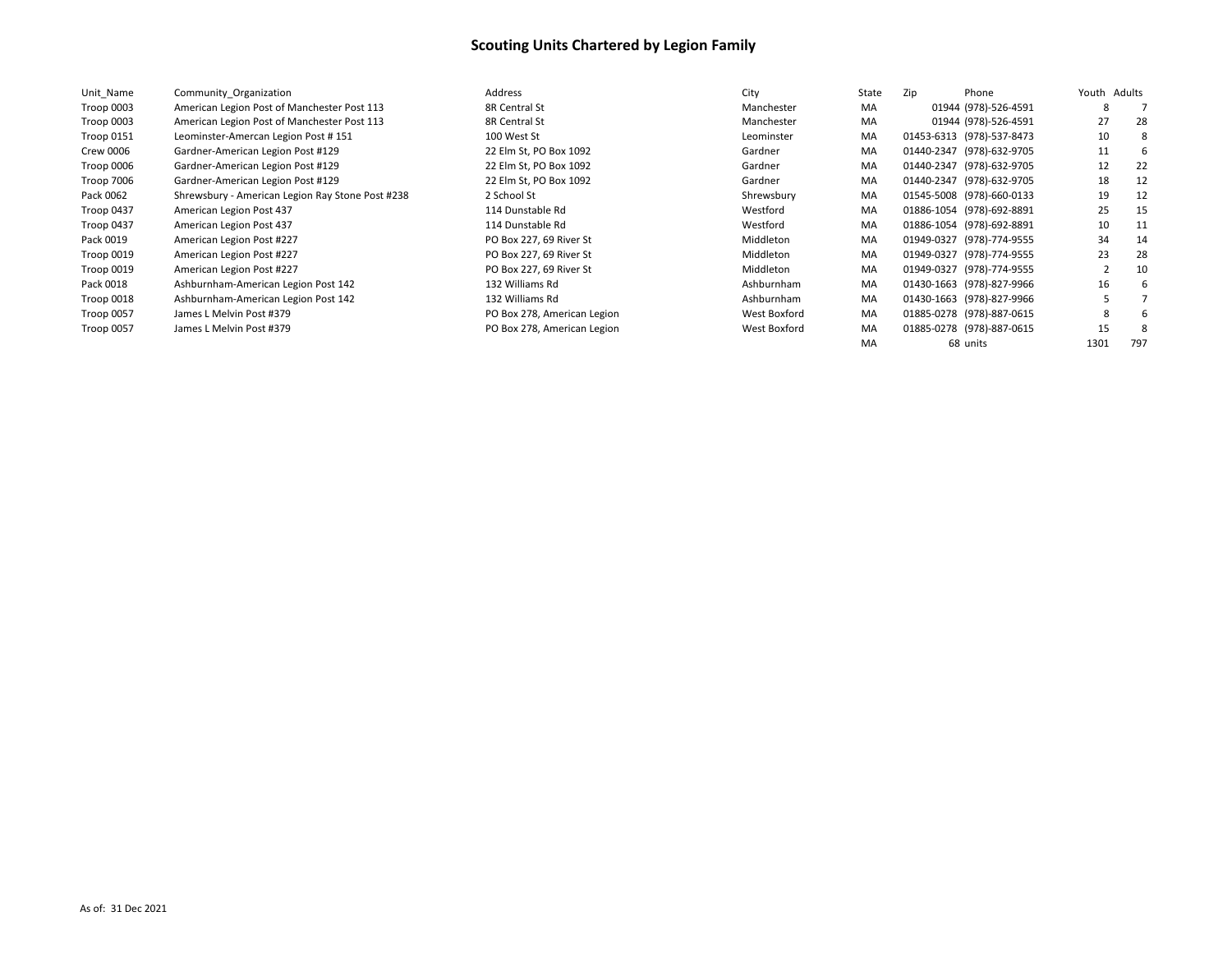# Scouting Units Chartered by Legion Family

| Unit_Name | Community_Organization | Address | City | State | Zip | Phone | Youth | Adults |
|---|---|---|---|---|---|---|---|---|
| Troop 0003 | American Legion Post of Manchester Post 113 | 8R Central St | Manchester | MA | 01944 | (978)-526-4591 | 8 | 7 |
| Troop 0003 | American Legion Post of Manchester Post 113 | 8R Central St | Manchester | MA | 01944 | (978)-526-4591 | 27 | 28 |
| Troop 0151 | Leominster-Amercan Legion Post # 151 | 100 West St | Leominster | MA | 01453-6313 | (978)-537-8473 | 10 | 8 |
| Crew 0006 | Gardner-American Legion Post #129 | 22 Elm St, PO Box 1092 | Gardner | MA | 01440-2347 | (978)-632-9705 | 11 | 6 |
| Troop 0006 | Gardner-American Legion Post #129 | 22 Elm St, PO Box 1092 | Gardner | MA | 01440-2347 | (978)-632-9705 | 12 | 22 |
| Troop 7006 | Gardner-American Legion Post #129 | 22 Elm St, PO Box 1092 | Gardner | MA | 01440-2347 | (978)-632-9705 | 18 | 12 |
| Pack 0062 | Shrewsbury - American Legion Ray Stone Post #238 | 2 School St | Shrewsbury | MA | 01545-5008 | (978)-660-0133 | 19 | 12 |
| Troop 0437 | American Legion Post 437 | 114 Dunstable Rd | Westford | MA | 01886-1054 | (978)-692-8891 | 25 | 15 |
| Troop 0437 | American Legion Post 437 | 114 Dunstable Rd | Westford | MA | 01886-1054 | (978)-692-8891 | 10 | 11 |
| Pack 0019 | American Legion Post #227 | PO Box 227, 69 River St | Middleton | MA | 01949-0327 | (978)-774-9555 | 34 | 14 |
| Troop 0019 | American Legion Post #227 | PO Box 227, 69 River St | Middleton | MA | 01949-0327 | (978)-774-9555 | 23 | 28 |
| Troop 0019 | American Legion Post #227 | PO Box 227, 69 River St | Middleton | MA | 01949-0327 | (978)-774-9555 | 2 | 10 |
| Pack 0018 | Ashburnham-American Legion Post 142 | 132 Williams Rd | Ashburnham | MA | 01430-1663 | (978)-827-9966 | 16 | 6 |
| Troop 0018 | Ashburnham-American Legion Post 142 | 132 Williams Rd | Ashburnham | MA | 01430-1663 | (978)-827-9966 | 5 | 7 |
| Troop 0057 | James L Melvin Post #379 | PO Box 278, American Legion | West Boxford | MA | 01885-0278 | (978)-887-0615 | 8 | 6 |
| Troop 0057 | James L Melvin Post #379 | PO Box 278, American Legion | West Boxford | MA | 01885-0278 | (978)-887-0615 | 15 | 8 |
| | | | | MA | 68 | units | 1301 | 797 |

As of: 31 Dec 2021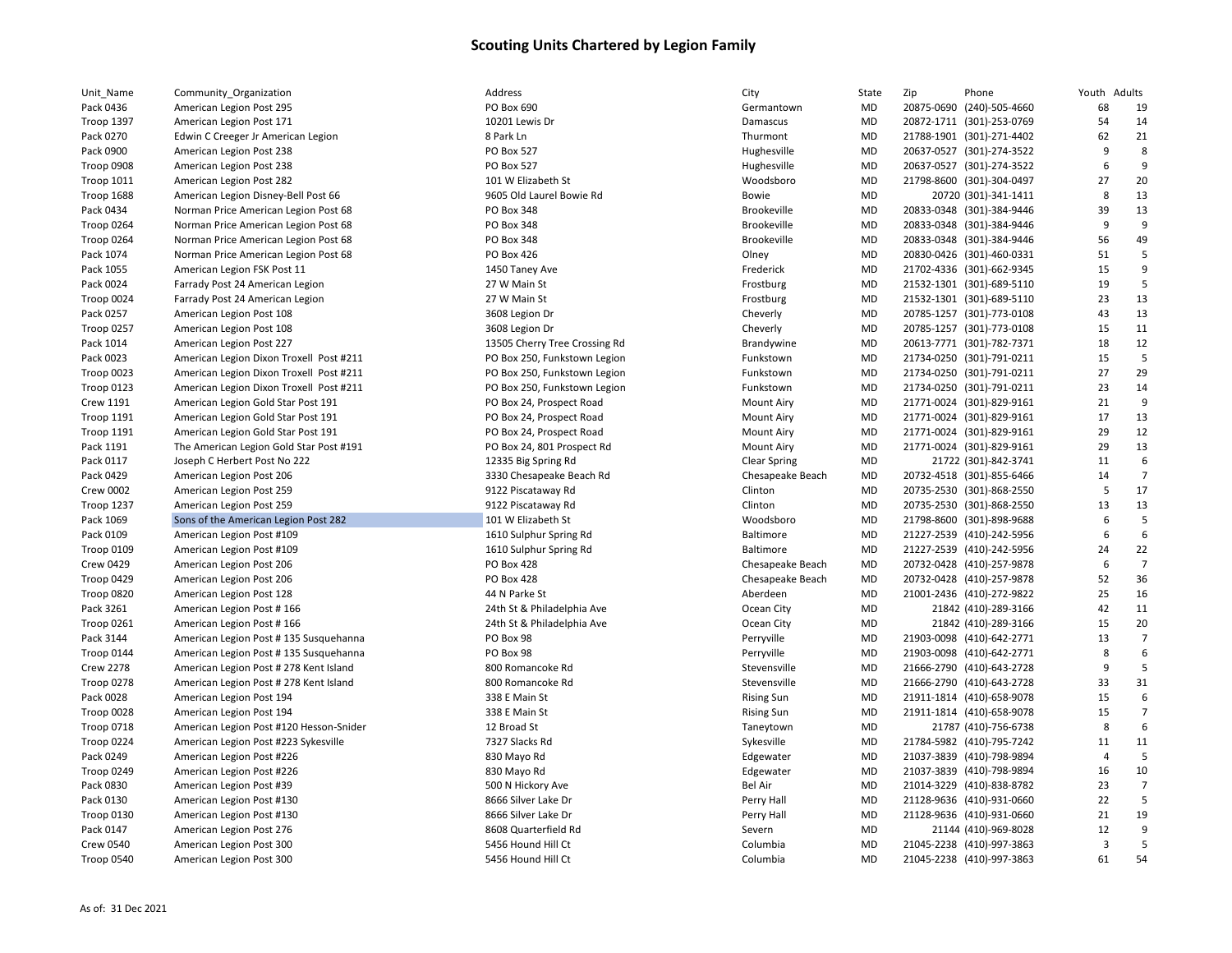# Scouting Units Chartered by Legion Family

| Unit_Name | Community_Organization | Address | City | State | Zip | Phone | Youth | Adults |
|---|---|---|---|---|---|---|---|---|
| Pack 0436 | American Legion Post 295 | PO Box 690 | Germantown | MD | 20875-0690 | (240)-505-4660 | 68 | 19 |
| Troop 1397 | American Legion Post 171 | 10201 Lewis Dr | Damascus | MD | 20872-1711 | (301)-253-0769 | 54 | 14 |
| Pack 0270 | Edwin C Creeger Jr American Legion | 8 Park Ln | Thurmont | MD | 21788-1901 | (301)-271-4402 | 62 | 21 |
| Pack 0900 | American Legion Post 238 | PO Box 527 | Hughesville | MD | 20637-0527 | (301)-274-3522 | 9 | 8 |
| Troop 0908 | American Legion Post 238 | PO Box 527 | Hughesville | MD | 20637-0527 | (301)-274-3522 | 6 | 9 |
| Troop 1011 | American Legion Post 282 | 101 W Elizabeth St | Woodsboro | MD | 21798-8600 | (301)-304-0497 | 27 | 20 |
| Troop 1688 | American Legion Disney-Bell Post 66 | 9605 Old Laurel Bowie Rd | Bowie | MD | 20720 | (301)-341-1411 | 8 | 13 |
| Pack 0434 | Norman Price American Legion Post 68 | PO Box 348 | Brookeville | MD | 20833-0348 | (301)-384-9446 | 39 | 13 |
| Troop 0264 | Norman Price American Legion Post 68 | PO Box 348 | Brookeville | MD | 20833-0348 | (301)-384-9446 | 9 | 9 |
| Troop 0264 | Norman Price American Legion Post 68 | PO Box 348 | Brookeville | MD | 20833-0348 | (301)-384-9446 | 56 | 49 |
| Pack 1074 | Norman Price American Legion Post 68 | PO Box 426 | Olney | MD | 20830-0426 | (301)-460-0331 | 51 | 5 |
| Pack 1055 | American Legion FSK Post 11 | 1450 Taney Ave | Frederick | MD | 21702-4336 | (301)-662-9345 | 15 | 9 |
| Pack 0024 | Farrady Post 24 American Legion | 27 W Main St | Frostburg | MD | 21532-1301 | (301)-689-5110 | 19 | 5 |
| Troop 0024 | Farrady Post 24 American Legion | 27 W Main St | Frostburg | MD | 21532-1301 | (301)-689-5110 | 23 | 13 |
| Pack 0257 | American Legion Post 108 | 3608 Legion Dr | Cheverly | MD | 20785-1257 | (301)-773-0108 | 43 | 13 |
| Troop 0257 | American Legion Post 108 | 3608 Legion Dr | Cheverly | MD | 20785-1257 | (301)-773-0108 | 15 | 11 |
| Pack 1014 | American Legion Post 227 | 13505 Cherry Tree Crossing Rd | Brandywine | MD | 20613-7771 | (301)-782-7371 | 18 | 12 |
| Pack 0023 | American Legion Dixon Troxell Post #211 | PO Box 250, Funkstown Legion | Funkstown | MD | 21734-0250 | (301)-791-0211 | 15 | 5 |
| Troop 0023 | American Legion Dixon Troxell Post #211 | PO Box 250, Funkstown Legion | Funkstown | MD | 21734-0250 | (301)-791-0211 | 27 | 29 |
| Troop 0123 | American Legion Dixon Troxell Post #211 | PO Box 250, Funkstown Legion | Funkstown | MD | 21734-0250 | (301)-791-0211 | 23 | 14 |
| Crew 1191 | American Legion Gold Star Post 191 | PO Box 24, Prospect Road | Mount Airy | MD | 21771-0024 | (301)-829-9161 | 21 | 9 |
| Troop 1191 | American Legion Gold Star Post 191 | PO Box 24, Prospect Road | Mount Airy | MD | 21771-0024 | (301)-829-9161 | 17 | 13 |
| Troop 1191 | American Legion Gold Star Post 191 | PO Box 24, Prospect Road | Mount Airy | MD | 21771-0024 | (301)-829-9161 | 29 | 12 |
| Pack 1191 | The American Legion Gold Star Post #191 | PO Box 24, 801 Prospect Rd | Mount Airy | MD | 21771-0024 | (301)-829-9161 | 29 | 13 |
| Pack 0117 | Joseph C Herbert Post No 222 | 12335 Big Spring Rd | Clear Spring | MD | 21722 | (301)-842-3741 | 11 | 6 |
| Pack 0429 | American Legion Post 206 | 3330 Chesapeake Beach Rd | Chesapeake Beach | MD | 20732-4518 | (301)-855-6466 | 14 | 7 |
| Crew 0002 | American Legion Post 259 | 9122 Piscataway Rd | Clinton | MD | 20735-2530 | (301)-868-2550 | 5 | 17 |
| Troop 1237 | American Legion Post 259 | 9122 Piscataway Rd | Clinton | MD | 20735-2530 | (301)-868-2550 | 13 | 13 |
| Pack 1069 | Sons of the American Legion Post 282 | 101 W Elizabeth St | Woodsboro | MD | 21798-8600 | (301)-898-9688 | 6 | 5 |
| Pack 0109 | American Legion Post #109 | 1610 Sulphur Spring Rd | Baltimore | MD | 21227-2539 | (410)-242-5956 | 6 | 6 |
| Troop 0109 | American Legion Post #109 | 1610 Sulphur Spring Rd | Baltimore | MD | 21227-2539 | (410)-242-5956 | 24 | 22 |
| Crew 0429 | American Legion Post 206 | PO Box 428 | Chesapeake Beach | MD | 20732-0428 | (410)-257-9878 | 6 | 7 |
| Troop 0429 | American Legion Post 206 | PO Box 428 | Chesapeake Beach | MD | 20732-0428 | (410)-257-9878 | 52 | 36 |
| Troop 0820 | American Legion Post 128 | 44 N Parke St | Aberdeen | MD | 21001-2436 | (410)-272-9822 | 25 | 16 |
| Pack 3261 | American Legion Post # 166 | 24th St & Philadelphia Ave | Ocean City | MD | 21842 | (410)-289-3166 | 42 | 11 |
| Troop 0261 | American Legion Post # 166 | 24th St & Philadelphia Ave | Ocean City | MD | 21842 | (410)-289-3166 | 15 | 20 |
| Pack 3144 | American Legion Post # 135 Susquehanna | PO Box 98 | Perryville | MD | 21903-0098 | (410)-642-2771 | 13 | 7 |
| Troop 0144 | American Legion Post # 135 Susquehanna | PO Box 98 | Perryville | MD | 21903-0098 | (410)-642-2771 | 8 | 6 |
| Crew 2278 | American Legion Post # 278 Kent Island | 800 Romancoke Rd | Stevensville | MD | 21666-2790 | (410)-643-2728 | 9 | 5 |
| Troop 0278 | American Legion Post # 278 Kent Island | 800 Romancoke Rd | Stevensville | MD | 21666-2790 | (410)-643-2728 | 33 | 31 |
| Pack 0028 | American Legion Post 194 | 338 E Main St | Rising Sun | MD | 21911-1814 | (410)-658-9078 | 15 | 6 |
| Troop 0028 | American Legion Post 194 | 338 E Main St | Rising Sun | MD | 21911-1814 | (410)-658-9078 | 15 | 7 |
| Troop 0718 | American Legion Post #120 Hesson-Snider | 12 Broad St | Taneytown | MD | 21787 | (410)-756-6738 | 8 | 6 |
| Troop 0224 | American Legion Post #223 Sykesville | 7327 Slacks Rd | Sykesville | MD | 21784-5982 | (410)-795-7242 | 11 | 11 |
| Pack 0249 | American Legion Post #226 | 830 Mayo Rd | Edgewater | MD | 21037-3839 | (410)-798-9894 | 4 | 5 |
| Troop 0249 | American Legion Post #226 | 830 Mayo Rd | Edgewater | MD | 21037-3839 | (410)-798-9894 | 16 | 10 |
| Pack 0830 | American Legion Post #39 | 500 N Hickory Ave | Bel Air | MD | 21014-3229 | (410)-838-8782 | 23 | 7 |
| Pack 0130 | American Legion Post #130 | 8666 Silver Lake Dr | Perry Hall | MD | 21128-9636 | (410)-931-0660 | 22 | 5 |
| Troop 0130 | American Legion Post #130 | 8666 Silver Lake Dr | Perry Hall | MD | 21128-9636 | (410)-931-0660 | 21 | 19 |
| Pack 0147 | American Legion Post 276 | 8608 Quarterfield Rd | Severn | MD | 21144 | (410)-969-8028 | 12 | 9 |
| Crew 0540 | American Legion Post 300 | 5456 Hound Hill Ct | Columbia | MD | 21045-2238 | (410)-997-3863 | 3 | 5 |
| Troop 0540 | American Legion Post 300 | 5456 Hound Hill Ct | Columbia | MD | 21045-2238 | (410)-997-3863 | 61 | 54 |

As of: 31 Dec 2021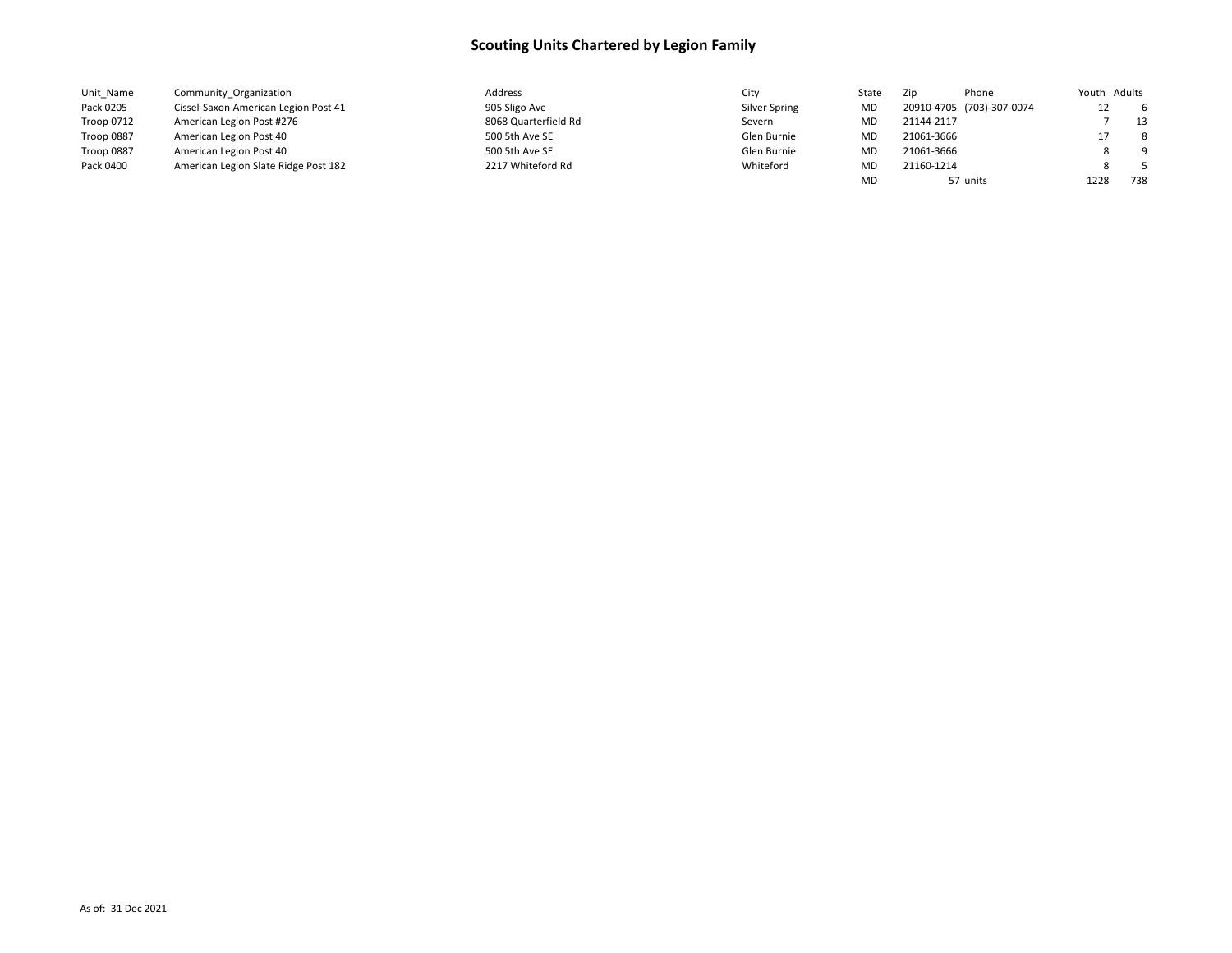# Scouting Units Chartered by Legion Family

| Unit_Name | Community_Organization | Address | City | State | Zip | Phone | Youth | Adults |
|---|---|---|---|---|---|---|---|---|
| Pack 0205 | Cissel-Saxon American Legion Post 41 | 905 Sligo Ave | Silver Spring | MD | 20910-4705 | (703)-307-0074 | 12 | 6 |
| Troop 0712 | American Legion Post #276 | 8068 Quarterfield Rd | Severn | MD | 21144-2117 | | 7 | 13 |
| Troop 0887 | American Legion Post 40 | 500 5th Ave SE | Glen Burnie | MD | 21061-3666 | | 17 | 8 |
| Troop 0887 | American Legion Post 40 | 500 5th Ave SE | Glen Burnie | MD | 21061-3666 | | 8 | 9 |
| Pack 0400 | American Legion Slate Ridge Post 182 | 2217 Whiteford Rd | Whiteford | MD | 21160-1214 | | 8 | 5 |
| | | | | MD | 57 | units | 1228 | 738 |

As of: 31 Dec 2021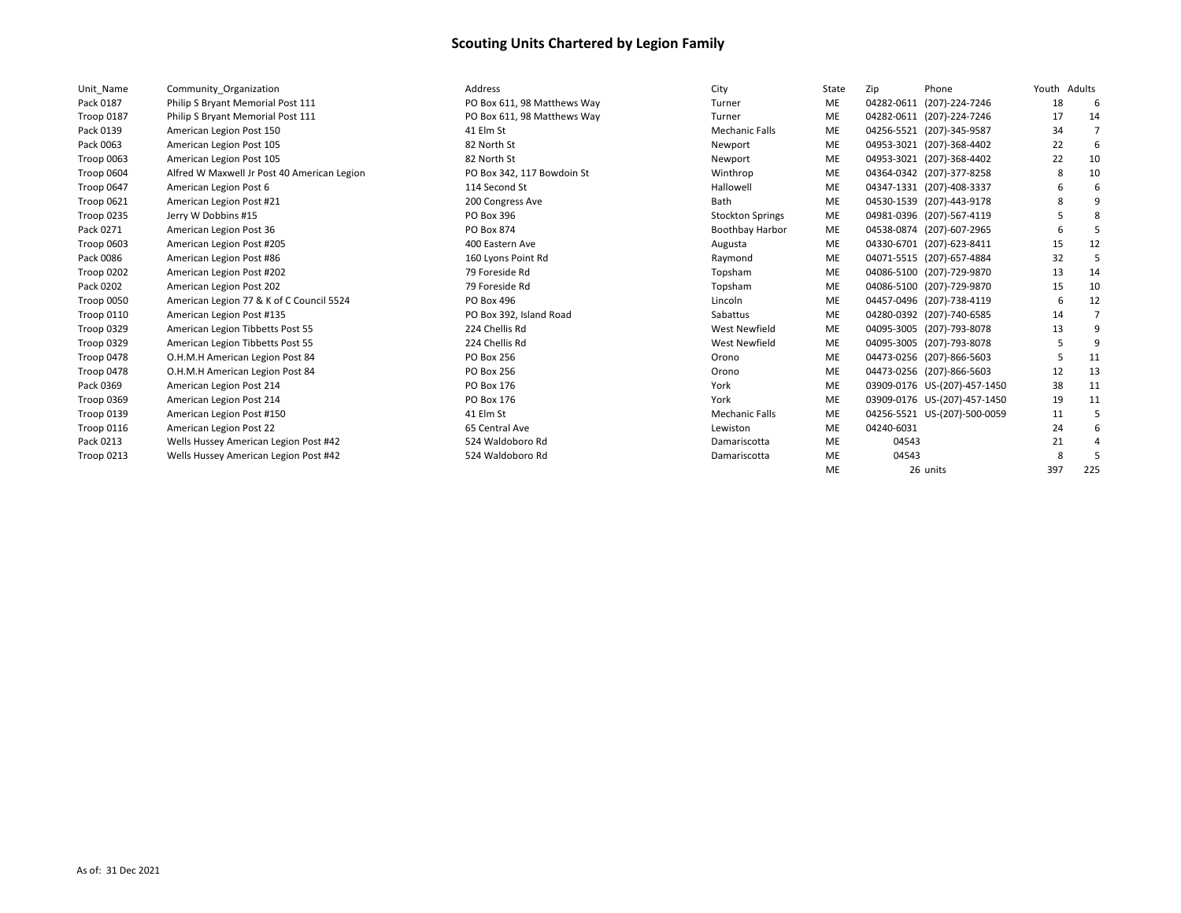# Scouting Units Chartered by Legion Family

| Unit_Name | Community_Organization | Address | City | State | Zip | Phone | Youth | Adults |
|---|---|---|---|---|---|---|---|---|
| Pack 0187 | Philip S Bryant Memorial Post 111 | PO Box 611, 98 Matthews Way | Turner | ME | 04282-0611 | (207)-224-7246 | 18 | 6 |
| Troop 0187 | Philip S Bryant Memorial Post 111 | PO Box 611, 98 Matthews Way | Turner | ME | 04282-0611 | (207)-224-7246 | 17 | 14 |
| Pack 0139 | American Legion Post 150 | 41 Elm St | Mechanic Falls | ME | 04256-5521 | (207)-345-9587 | 34 | 7 |
| Pack 0063 | American Legion Post 105 | 82 North St | Newport | ME | 04953-3021 | (207)-368-4402 | 22 | 6 |
| Troop 0063 | American Legion Post 105 | 82 North St | Newport | ME | 04953-3021 | (207)-368-4402 | 22 | 10 |
| Troop 0604 | Alfred W Maxwell Jr Post 40 American Legion | PO Box 342, 117 Bowdoin St | Winthrop | ME | 04364-0342 | (207)-377-8258 | 8 | 10 |
| Troop 0647 | American Legion Post 6 | 114 Second St | Hallowell | ME | 04347-1331 | (207)-408-3337 | 6 | 6 |
| Troop 0621 | American Legion Post #21 | 200 Congress Ave | Bath | ME | 04530-1539 | (207)-443-9178 | 8 | 9 |
| Troop 0235 | Jerry W Dobbins #15 | PO Box 396 | Stockton Springs | ME | 04981-0396 | (207)-567-4119 | 5 | 8 |
| Pack 0271 | American Legion Post 36 | PO Box 874 | Boothbay Harbor | ME | 04538-0874 | (207)-607-2965 | 6 | 5 |
| Troop 0603 | American Legion Post #205 | 400 Eastern Ave | Augusta | ME | 04330-6701 | (207)-623-8411 | 15 | 12 |
| Pack 0086 | American Legion Post #86 | 160 Lyons Point Rd | Raymond | ME | 04071-5515 | (207)-657-4884 | 32 | 5 |
| Troop 0202 | American Legion Post #202 | 79 Foreside Rd | Topsham | ME | 04086-5100 | (207)-729-9870 | 13 | 14 |
| Pack 0202 | American Legion Post 202 | 79 Foreside Rd | Topsham | ME | 04086-5100 | (207)-729-9870 | 15 | 10 |
| Troop 0050 | American Legion 77 & K of C Council 5524 | PO Box 496 | Lincoln | ME | 04457-0496 | (207)-738-4119 | 6 | 12 |
| Troop 0110 | American Legion Post #135 | PO Box 392, Island Road | Sabattus | ME | 04280-0392 | (207)-740-6585 | 14 | 7 |
| Troop 0329 | American Legion Tibbetts Post 55 | 224 Chellis Rd | West Newfield | ME | 04095-3005 | (207)-793-8078 | 13 | 9 |
| Troop 0329 | American Legion Tibbetts Post 55 | 224 Chellis Rd | West Newfield | ME | 04095-3005 | (207)-793-8078 | 5 | 9 |
| Troop 0478 | O.H.M.H American Legion Post 84 | PO Box 256 | Orono | ME | 04473-0256 | (207)-866-5603 | 5 | 11 |
| Troop 0478 | O.H.M.H American Legion Post 84 | PO Box 256 | Orono | ME | 04473-0256 | (207)-866-5603 | 12 | 13 |
| Pack 0369 | American Legion Post 214 | PO Box 176 | York | ME | 03909-0176 | US-(207)-457-1450 | 38 | 11 |
| Troop 0369 | American Legion Post 214 | PO Box 176 | York | ME | 03909-0176 | US-(207)-457-1450 | 19 | 11 |
| Troop 0139 | American Legion Post #150 | 41 Elm St | Mechanic Falls | ME | 04256-5521 | US-(207)-500-0059 | 11 | 5 |
| Troop 0116 | American Legion Post 22 | 65 Central Ave | Lewiston | ME | 04240-6031 | | 24 | 6 |
| Pack 0213 | Wells Hussey American Legion Post #42 | 524 Waldoboro Rd | Damariscotta | ME | 04543 | | 21 | 4 |
| Troop 0213 | Wells Hussey American Legion Post #42 | 524 Waldoboro Rd | Damariscotta | ME | 04543 | | 8 | 5 |
| | | | | ME | 26 | units | 397 | 225 |

As of: 31 Dec 2021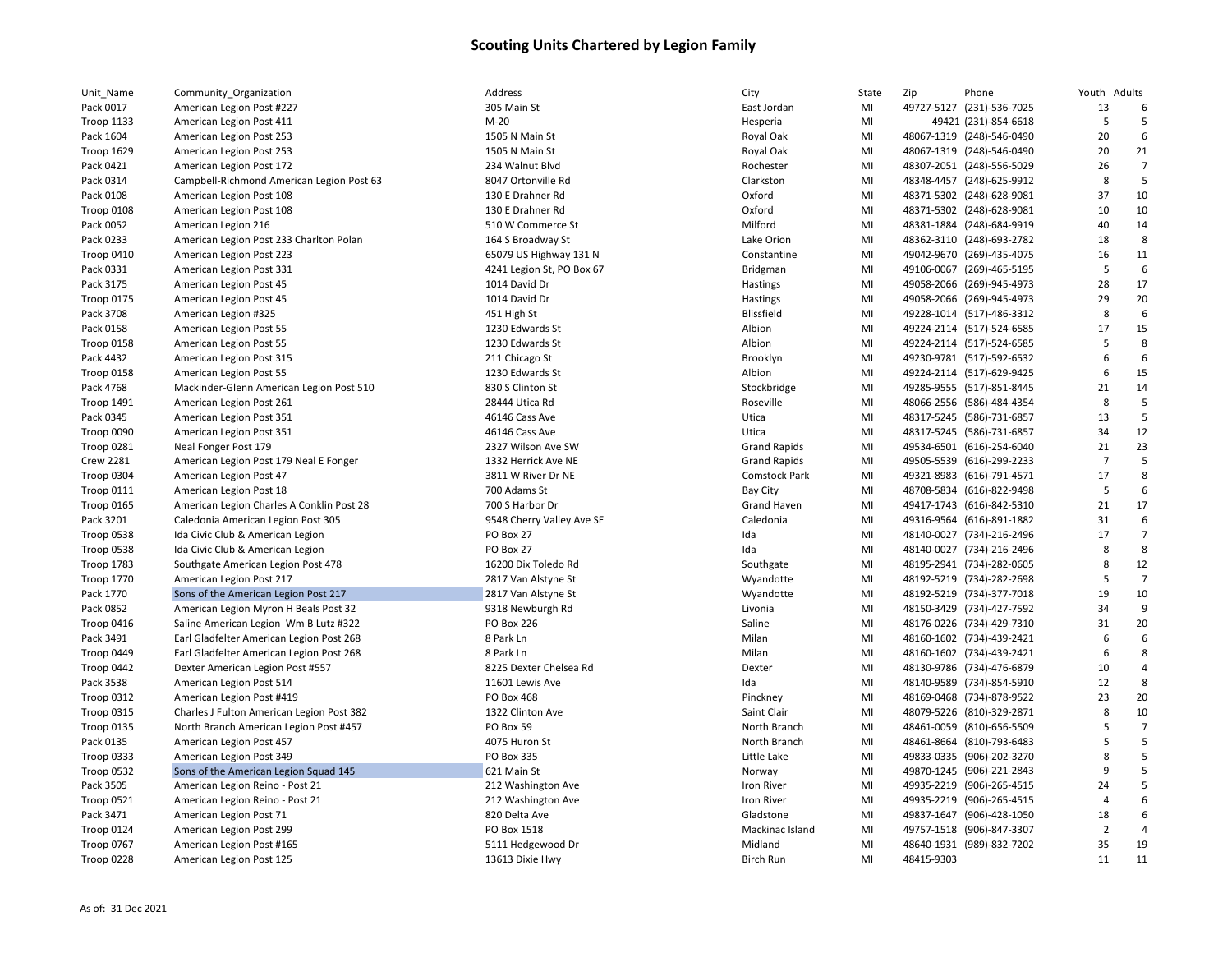# Scouting Units Chartered by Legion Family

| Unit_Name | Community_Organization | Address | City | State | Zip | Phone | Youth | Adults |
|---|---|---|---|---|---|---|---|---|
| Pack 0017 | American Legion Post #227 | 305 Main St | East Jordan | MI | 49727-5127 | (231)-536-7025 | 13 | 6 |
| Troop 1133 | American Legion Post 411 | M-20 | Hesperia | MI | 49421 | (231)-854-6618 | 5 | 5 |
| Pack 1604 | American Legion Post 253 | 1505 N Main St | Royal Oak | MI | 48067-1319 | (248)-546-0490 | 20 | 6 |
| Troop 1629 | American Legion Post 253 | 1505 N Main St | Royal Oak | MI | 48067-1319 | (248)-546-0490 | 20 | 21 |
| Pack 0421 | American Legion Post 172 | 234 Walnut Blvd | Rochester | MI | 48307-2051 | (248)-556-5029 | 26 | 7 |
| Pack 0314 | Campbell-Richmond American Legion Post 63 | 8047 Ortonville Rd | Clarkston | MI | 48348-4457 | (248)-625-9912 | 8 | 5 |
| Pack 0108 | American Legion Post 108 | 130 E Drahner Rd | Oxford | MI | 48371-5302 | (248)-628-9081 | 37 | 10 |
| Troop 0108 | American Legion Post 108 | 130 E Drahner Rd | Oxford | MI | 48371-5302 | (248)-628-9081 | 10 | 10 |
| Pack 0052 | American Legion 216 | 510 W Commerce St | Milford | MI | 48381-1884 | (248)-684-9919 | 40 | 14 |
| Pack 0233 | American Legion Post 233 Charlton Polan | 164 S Broadway St | Lake Orion | MI | 48362-3110 | (248)-693-2782 | 18 | 8 |
| Troop 0410 | American Legion Post 223 | 65079 US Highway 131 N | Constantine | MI | 49042-9670 | (269)-435-4075 | 16 | 11 |
| Pack 0331 | American Legion Post 331 | 4241 Legion St, PO Box 67 | Bridgman | MI | 49106-0067 | (269)-465-5195 | 5 | 6 |
| Pack 3175 | American Legion Post 45 | 1014 David Dr | Hastings | MI | 49058-2066 | (269)-945-4973 | 28 | 17 |
| Troop 0175 | American Legion Post 45 | 1014 David Dr | Hastings | MI | 49058-2066 | (269)-945-4973 | 29 | 20 |
| Pack 3708 | American Legion #325 | 451 High St | Blissfield | MI | 49228-1014 | (517)-486-3312 | 8 | 6 |
| Pack 0158 | American Legion Post 55 | 1230 Edwards St | Albion | MI | 49224-2114 | (517)-524-6585 | 17 | 15 |
| Troop 0158 | American Legion Post 55 | 1230 Edwards St | Albion | MI | 49224-2114 | (517)-524-6585 | 5 | 8 |
| Pack 4432 | American Legion Post 315 | 211 Chicago St | Brooklyn | MI | 49230-9781 | (517)-592-6532 | 6 | 6 |
| Troop 0158 | American Legion Post 55 | 1230 Edwards St | Albion | MI | 49224-2114 | (517)-629-9425 | 6 | 15 |
| Pack 4768 | Mackinder-Glenn American Legion Post 510 | 830 S Clinton St | Stockbridge | MI | 49285-9555 | (517)-851-8445 | 21 | 14 |
| Troop 1491 | American Legion Post 261 | 28444 Utica Rd | Roseville | MI | 48066-2556 | (586)-484-4354 | 8 | 5 |
| Pack 0345 | American Legion Post 351 | 46146 Cass Ave | Utica | MI | 48317-5245 | (586)-731-6857 | 13 | 5 |
| Troop 0090 | American Legion Post 351 | 46146 Cass Ave | Utica | MI | 48317-5245 | (586)-731-6857 | 34 | 12 |
| Troop 0281 | Neal Fonger Post 179 | 2327 Wilson Ave SW | Grand Rapids | MI | 49534-6501 | (616)-254-6040 | 21 | 23 |
| Crew 2281 | American Legion Post 179 Neal E Fonger | 1332 Herrick Ave NE | Grand Rapids | MI | 49505-5539 | (616)-299-2233 | 7 | 5 |
| Troop 0304 | American Legion Post 47 | 3811 W River Dr NE | Comstock Park | MI | 49321-8983 | (616)-791-4571 | 17 | 8 |
| Troop 0111 | American Legion Post 18 | 700 Adams St | Bay City | MI | 48708-5834 | (616)-822-9498 | 5 | 6 |
| Troop 0165 | American Legion Charles A Conklin Post 28 | 700 S Harbor Dr | Grand Haven | MI | 49417-1743 | (616)-842-5310 | 21 | 17 |
| Pack 3201 | Caledonia American Legion Post 305 | 9548 Cherry Valley Ave SE | Caledonia | MI | 49316-9564 | (616)-891-1882 | 31 | 6 |
| Troop 0538 | Ida Civic Club & American Legion | PO Box 27 | Ida | MI | 48140-0027 | (734)-216-2496 | 17 | 7 |
| Troop 0538 | Ida Civic Club & American Legion | PO Box 27 | Ida | MI | 48140-0027 | (734)-216-2496 | 8 | 8 |
| Troop 1783 | Southgate American Legion Post 478 | 16200 Dix Toledo Rd | Southgate | MI | 48195-2941 | (734)-282-0605 | 8 | 12 |
| Troop 1770 | American Legion Post 217 | 2817 Van Alstyne St | Wyandotte | MI | 48192-5219 | (734)-282-2698 | 5 | 7 |
| Pack 1770 | Sons of the American Legion Post 217 | 2817 Van Alstyne St | Wyandotte | MI | 48192-5219 | (734)-377-7018 | 19 | 10 |
| Pack 0852 | American Legion Myron H Beals Post 32 | 9318 Newburgh Rd | Livonia | MI | 48150-3429 | (734)-427-7592 | 34 | 9 |
| Troop 0416 | Saline American Legion Wm B Lutz #322 | PO Box 226 | Saline | MI | 48176-0226 | (734)-429-7310 | 31 | 20 |
| Pack 3491 | Earl Gladfelter American Legion Post 268 | 8 Park Ln | Milan | MI | 48160-1602 | (734)-439-2421 | 6 | 6 |
| Troop 0449 | Earl Gladfelter American Legion Post 268 | 8 Park Ln | Milan | MI | 48160-1602 | (734)-439-2421 | 6 | 8 |
| Troop 0442 | Dexter American Legion Post #557 | 8225 Dexter Chelsea Rd | Dexter | MI | 48130-9786 | (734)-476-6879 | 10 | 4 |
| Pack 3538 | American Legion Post 514 | 11601 Lewis Ave | Ida | MI | 48140-9589 | (734)-854-5910 | 12 | 8 |
| Troop 0312 | American Legion Post #419 | PO Box 468 | Pinckney | MI | 48169-0468 | (734)-878-9522 | 23 | 20 |
| Troop 0315 | Charles J Fulton American Legion Post 382 | 1322 Clinton Ave | Saint Clair | MI | 48079-5226 | (810)-329-2871 | 8 | 10 |
| Troop 0135 | North Branch American Legion Post #457 | PO Box 59 | North Branch | MI | 48461-0059 | (810)-656-5509 | 5 | 7 |
| Pack 0135 | American Legion Post 457 | 4075 Huron St | North Branch | MI | 48461-8664 | (810)-793-6483 | 5 | 5 |
| Troop 0333 | American Legion Post 349 | PO Box 335 | Little Lake | MI | 49833-0335 | (906)-202-3270 | 8 | 5 |
| Troop 0532 | Sons of the American Legion Squad 145 | 621 Main St | Norway | MI | 49870-1245 | (906)-221-2843 | 9 | 5 |
| Pack 3505 | American Legion Reino - Post 21 | 212 Washington Ave | Iron River | MI | 49935-2219 | (906)-265-4515 | 24 | 5 |
| Troop 0521 | American Legion Reino - Post 21 | 212 Washington Ave | Iron River | MI | 49935-2219 | (906)-265-4515 | 4 | 6 |
| Pack 3471 | American Legion Post 71 | 820 Delta Ave | Gladstone | MI | 49837-1647 | (906)-428-1050 | 18 | 6 |
| Troop 0124 | American Legion Post 299 | PO Box 1518 | Mackinac Island | MI | 49757-1518 | (906)-847-3307 | 2 | 4 |
| Troop 0767 | American Legion Post #165 | 5111 Hedgewood Dr | Midland | MI | 48640-1931 | (989)-832-7202 | 35 | 19 |
| Troop 0228 | American Legion Post 125 | 13613 Dixie Hwy | Birch Run | MI | 48415-9303 | | 11 | 11 |

As of: 31 Dec 2021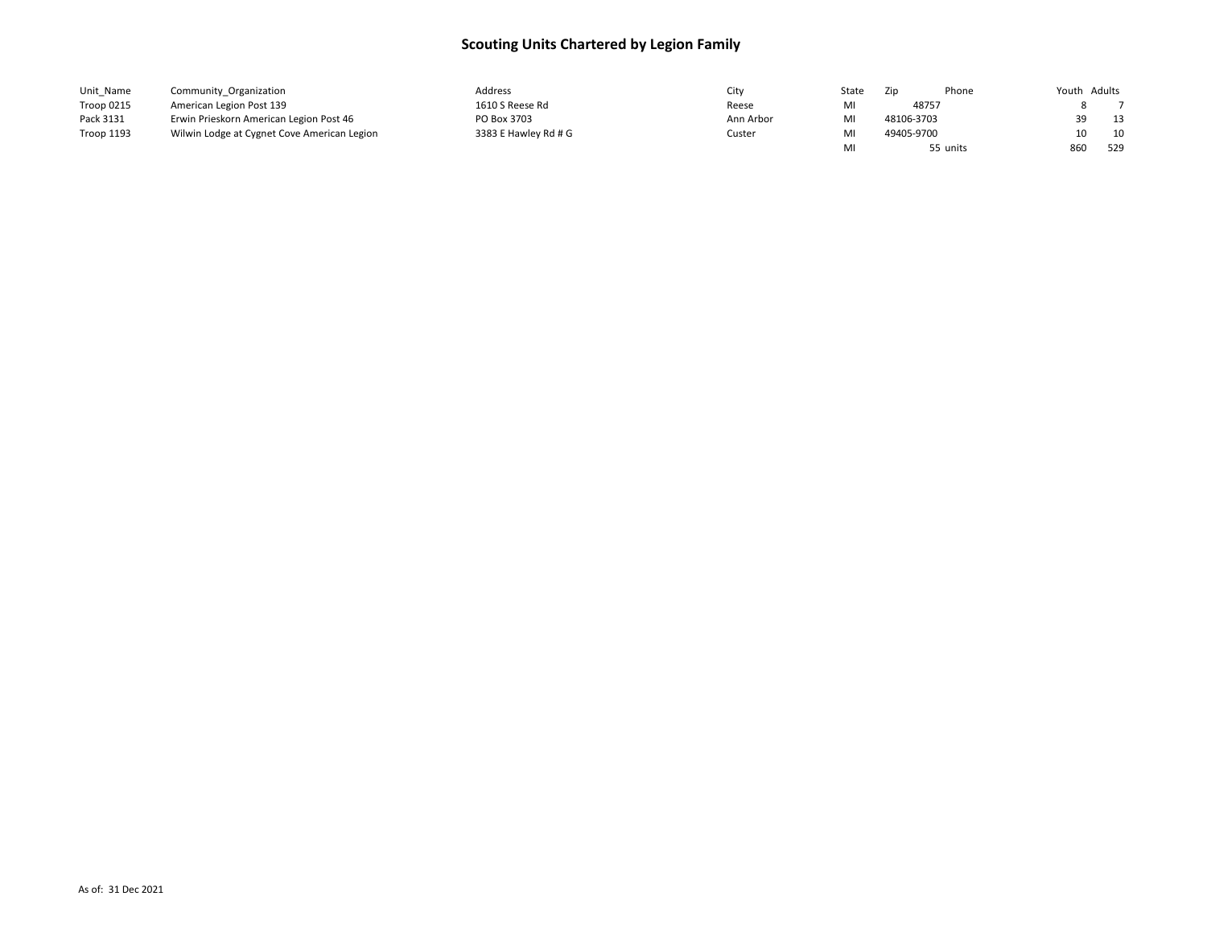# Scouting Units Chartered by Legion Family

| Unit_Name | Community_Organization | Address | City | State | Zip | Phone | Youth | Adults |
|---|---|---|---|---|---|---|---|---|
| Troop 0215 | American Legion Post 139 | 1610 S Reese Rd | Reese | MI | 48757 | | 8 | 7 |
| Pack 3131 | Erwin Prieskorn American Legion Post 46 | PO Box 3703 | Ann Arbor | MI | 48106-3703 | | 39 | 13 |
| Troop 1193 | Wilwin Lodge at Cygnet Cove American Legion | 3383 E Hawley Rd # G | Custer | MI | 49405-9700 | | 10 | 10 |
| | | | | MI | 55 | units | 860 | 529 |

As of: 31 Dec 2021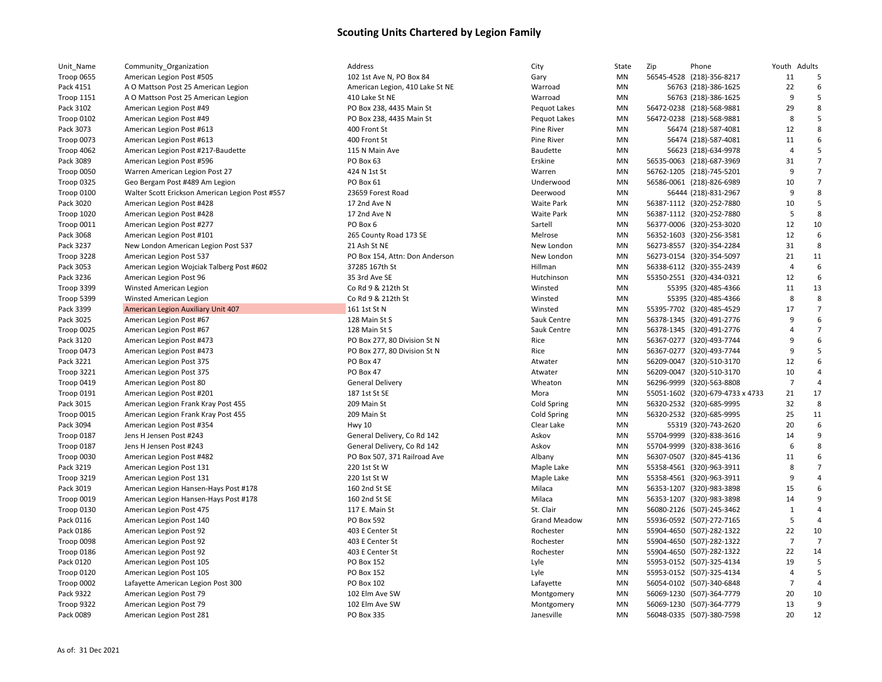## Scouting Units Chartered by Legion Family

| Unit_Name | Community_Organization | Address | City | State | Zip | Phone | Youth | Adults |
|---|---|---|---|---|---|---|---|---|
| Troop 0655 | American Legion Post #505 | 102 1st Ave N, PO Box 84 | Gary | MN | 56545-4528 | (218)-356-8217 | 11 | 5 |
| Pack 4151 | A O Mattson Post 25 American Legion | American Legion, 410 Lake St NE | Warroad | MN | 56763 | (218)-386-1625 | 22 | 6 |
| Troop 1151 | A O Mattson Post 25 American Legion | 410 Lake St NE | Warroad | MN | 56763 | (218)-386-1625 | 9 | 5 |
| Pack 3102 | American Legion Post #49 | PO Box 238, 4435 Main St | Pequot Lakes | MN | 56472-0238 | (218)-568-9881 | 29 | 8 |
| Troop 0102 | American Legion Post #49 | PO Box 238, 4435 Main St | Pequot Lakes | MN | 56472-0238 | (218)-568-9881 | 8 | 5 |
| Pack 3073 | American Legion Post #613 | 400 Front St | Pine River | MN | 56474 | (218)-587-4081 | 12 | 8 |
| Troop 0073 | American Legion Post #613 | 400 Front St | Pine River | MN | 56474 | (218)-587-4081 | 11 | 6 |
| Troop 4062 | American Legion Post #217-Baudette | 115 N Main Ave | Baudette | MN | 56623 | (218)-634-9978 | 4 | 5 |
| Pack 3089 | American Legion Post #596 | PO Box 63 | Erskine | MN | 56535-0063 | (218)-687-3969 | 31 | 7 |
| Troop 0050 | Warren American Legion Post 27 | 424 N 1st St | Warren | MN | 56762-1205 | (218)-745-5201 | 9 | 7 |
| Troop 0325 | Geo Bergam Post #489 Am Legion | PO Box 61 | Underwood | MN | 56586-0061 | (218)-826-6989 | 10 | 7 |
| Troop 0100 | Walter Scott Erickson American Legion Post #557 | 23659 Forest Road | Deerwood | MN | 56444 | (218)-831-2967 | 9 | 8 |
| Pack 3020 | American Legion Post #428 | 17 2nd Ave N | Waite Park | MN | 56387-1112 | (320)-252-7880 | 10 | 5 |
| Troop 1020 | American Legion Post #428 | 17 2nd Ave N | Waite Park | MN | 56387-1112 | (320)-252-7880 | 5 | 8 |
| Troop 0011 | American Legion Post #277 | PO Box 6 | Sartell | MN | 56377-0006 | (320)-253-3020 | 12 | 10 |
| Pack 3068 | American Legion Post #101 | 265 County Road 173 SE | Melrose | MN | 56352-1603 | (320)-256-3581 | 12 | 6 |
| Pack 3237 | New London American Legion Post 537 | 21 Ash St NE | New London | MN | 56273-8557 | (320)-354-2284 | 31 | 8 |
| Troop 3228 | American Legion Post 537 | PO Box 154, Attn: Don Anderson | New London | MN | 56273-0154 | (320)-354-5097 | 21 | 11 |
| Pack 3053 | American Legion Wojciak Talberg Post #602 | 37285 167th St | Hillman | MN | 56338-6112 | (320)-355-2439 | 4 | 6 |
| Pack 3236 | American Legion Post 96 | 35 3rd Ave SE | Hutchinson | MN | 55350-2551 | (320)-434-0321 | 12 | 6 |
| Troop 3399 | Winsted American Legion | Co Rd 9 & 212th St | Winsted | MN | 55395 | (320)-485-4366 | 11 | 13 |
| Troop 5399 | Winsted American Legion | Co Rd 9 & 212th St | Winsted | MN | 55395 | (320)-485-4366 | 8 | 8 |
| Pack 3399 | American Legion Auxiliary Unit 407 | 161 1st St N | Winsted | MN | 55395-7702 | (320)-485-4529 | 17 | 7 |
| Pack 3025 | American Legion Post #67 | 128 Main St S | Sauk Centre | MN | 56378-1345 | (320)-491-2776 | 9 | 6 |
| Troop 0025 | American Legion Post #67 | 128 Main St S | Sauk Centre | MN | 56378-1345 | (320)-491-2776 | 4 | 7 |
| Pack 3120 | American Legion Post #473 | PO Box 277, 80 Division St N | Rice | MN | 56367-0277 | (320)-493-7744 | 9 | 6 |
| Troop 0473 | American Legion Post #473 | PO Box 277, 80 Division St N | Rice | MN | 56367-0277 | (320)-493-7744 | 9 | 5 |
| Pack 3221 | American Legion Post 375 | PO Box 47 | Atwater | MN | 56209-0047 | (320)-510-3170 | 12 | 6 |
| Troop 3221 | American Legion Post 375 | PO Box 47 | Atwater | MN | 56209-0047 | (320)-510-3170 | 10 | 4 |
| Troop 0419 | American Legion Post 80 | General Delivery | Wheaton | MN | 56296-9999 | (320)-563-8808 | 7 | 4 |
| Troop 0191 | American Legion Post #201 | 187 1st St SE | Mora | MN | 55051-1602 | (320)-679-4733 x 4733 | 21 | 17 |
| Pack 3015 | American Legion Frank Kray Post 455 | 209 Main St | Cold Spring | MN | 56320-2532 | (320)-685-9995 | 32 | 8 |
| Troop 0015 | American Legion Frank Kray Post 455 | 209 Main St | Cold Spring | MN | 56320-2532 | (320)-685-9995 | 25 | 11 |
| Pack 3094 | American Legion Post #354 | Hwy 10 | Clear Lake | MN | 55319 | (320)-743-2620 | 20 | 6 |
| Troop 0187 | Jens H Jensen Post #243 | General Delivery, Co Rd 142 | Askov | MN | 55704-9999 | (320)-838-3616 | 14 | 9 |
| Troop 0187 | Jens H Jensen Post #243 | General Delivery, Co Rd 142 | Askov | MN | 55704-9999 | (320)-838-3616 | 6 | 8 |
| Troop 0030 | American Legion Post #482 | PO Box 507, 371 Railroad Ave | Albany | MN | 56307-0507 | (320)-845-4136 | 11 | 6 |
| Pack 3219 | American Legion Post 131 | 220 1st St W | Maple Lake | MN | 55358-4561 | (320)-963-3911 | 8 | 7 |
| Troop 3219 | American Legion Post 131 | 220 1st St W | Maple Lake | MN | 55358-4561 | (320)-963-3911 | 9 | 4 |
| Pack 3019 | American Legion Hansen-Hays Post #178 | 160 2nd St SE | Milaca | MN | 56353-1207 | (320)-983-3898 | 15 | 6 |
| Troop 0019 | American Legion Hansen-Hays Post #178 | 160 2nd St SE | Milaca | MN | 56353-1207 | (320)-983-3898 | 14 | 9 |
| Troop 0130 | American Legion Post 475 | 117 E. Main St | St. Clair | MN | 56080-2126 | (507)-245-3462 | 1 | 4 |
| Pack 0116 | American Legion Post 140 | PO Box 592 | Grand Meadow | MN | 55936-0592 | (507)-272-7165 | 5 | 4 |
| Pack 0186 | American Legion Post 92 | 403 E Center St | Rochester | MN | 55904-4650 | (507)-282-1322 | 22 | 10 |
| Troop 0098 | American Legion Post 92 | 403 E Center St | Rochester | MN | 55904-4650 | (507)-282-1322 | 7 | 7 |
| Troop 0186 | American Legion Post 92 | 403 E Center St | Rochester | MN | 55904-4650 | (507)-282-1322 | 22 | 14 |
| Pack 0120 | American Legion Post 105 | PO Box 152 | Lyle | MN | 55953-0152 | (507)-325-4134 | 19 | 5 |
| Troop 0120 | American Legion Post 105 | PO Box 152 | Lyle | MN | 55953-0152 | (507)-325-4134 | 4 | 5 |
| Troop 0002 | Lafayette American Legion Post 300 | PO Box 102 | Lafayette | MN | 56054-0102 | (507)-340-6848 | 7 | 4 |
| Pack 9322 | American Legion Post 79 | 102 Elm Ave SW | Montgomery | MN | 56069-1230 | (507)-364-7779 | 20 | 10 |
| Troop 9322 | American Legion Post 79 | 102 Elm Ave SW | Montgomery | MN | 56069-1230 | (507)-364-7779 | 13 | 9 |
| Pack 0089 | American Legion Post 281 | PO Box 335 | Janesville | MN | 56048-0335 | (507)-380-7598 | 20 | 12 |

As of: 31 Dec 2021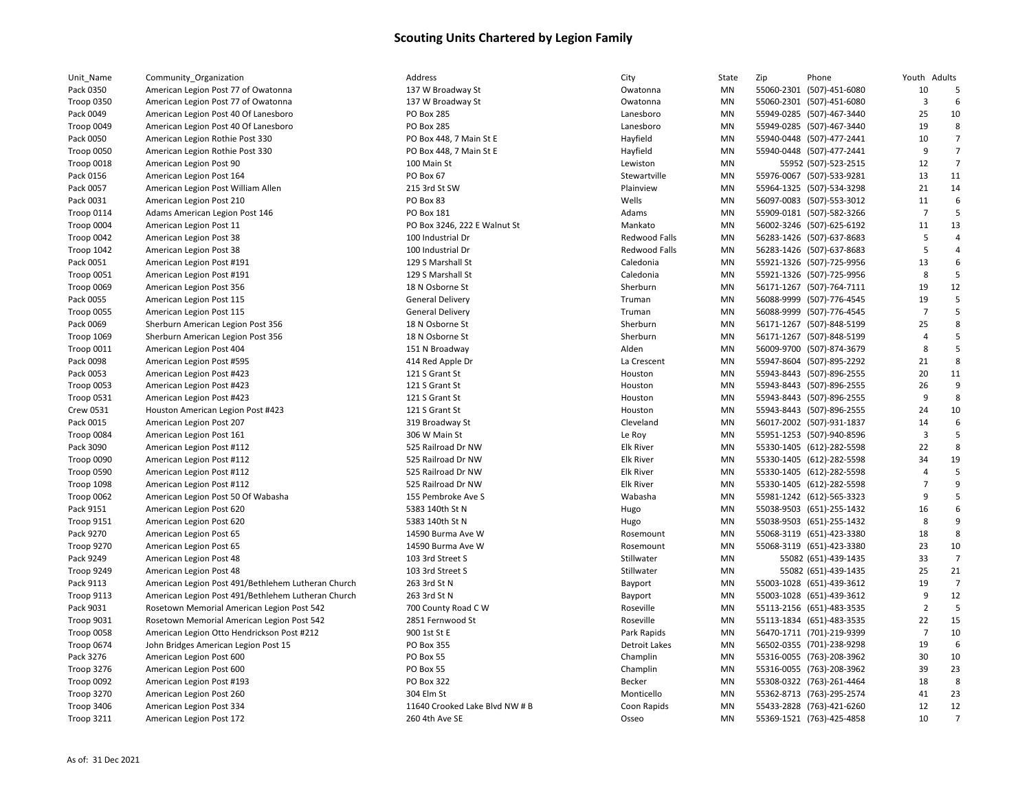# Scouting Units Chartered by Legion Family

| Unit_Name | Community_Organization | Address | City | State | Zip | Phone | Youth | Adults |
|---|---|---|---|---|---|---|---|---|
| Pack 0350 | American Legion Post 77 of Owatonna | 137 W Broadway St | Owatonna | MN | 55060-2301 | (507)-451-6080 | 10 | 5 |
| Troop 0350 | American Legion Post 77 of Owatonna | 137 W Broadway St | Owatonna | MN | 55060-2301 | (507)-451-6080 | 3 | 6 |
| Pack 0049 | American Legion Post 40 Of Lanesboro | PO Box 285 | Lanesboro | MN | 55949-0285 | (507)-467-3440 | 25 | 10 |
| Troop 0049 | American Legion Post 40 Of Lanesboro | PO Box 285 | Lanesboro | MN | 55949-0285 | (507)-467-3440 | 19 | 8 |
| Pack 0050 | American Legion Rothie Post 330 | PO Box 448, 7 Main St E | Hayfield | MN | 55940-0448 | (507)-477-2441 | 10 | 7 |
| Troop 0050 | American Legion Rothie Post 330 | PO Box 448, 7 Main St E | Hayfield | MN | 55940-0448 | (507)-477-2441 | 9 | 7 |
| Troop 0018 | American Legion Post 90 | 100 Main St | Lewiston | MN | 55952 | (507)-523-2515 | 12 | 7 |
| Pack 0156 | American Legion Post 164 | PO Box 67 | Stewartville | MN | 55976-0067 | (507)-533-9281 | 13 | 11 |
| Pack 0057 | American Legion Post William Allen | 215 3rd St SW | Plainview | MN | 55964-1325 | (507)-534-3298 | 21 | 14 |
| Pack 0031 | American Legion Post 210 | PO Box 83 | Wells | MN | 56097-0083 | (507)-553-3012 | 11 | 6 |
| Troop 0114 | Adams American Legion Post 146 | PO Box 181 | Adams | MN | 55909-0181 | (507)-582-3266 | 7 | 5 |
| Troop 0004 | American Legion Post 11 | PO Box 3246, 222 E Walnut St | Mankato | MN | 56002-3246 | (507)-625-6192 | 11 | 13 |
| Troop 0042 | American Legion Post 38 | 100 Industrial Dr | Redwood Falls | MN | 56283-1426 | (507)-637-8683 | 5 | 4 |
| Troop 1042 | American Legion Post 38 | 100 Industrial Dr | Redwood Falls | MN | 56283-1426 | (507)-637-8683 | 5 | 4 |
| Pack 0051 | American Legion Post #191 | 129 S Marshall St | Caledonia | MN | 55921-1326 | (507)-725-9956 | 13 | 6 |
| Troop 0051 | American Legion Post #191 | 129 S Marshall St | Caledonia | MN | 55921-1326 | (507)-725-9956 | 8 | 5 |
| Troop 0069 | American Legion Post 356 | 18 N Osborne St | Sherburn | MN | 56171-1267 | (507)-764-7111 | 19 | 12 |
| Pack 0055 | American Legion Post 115 | General Delivery | Truman | MN | 56088-9999 | (507)-776-4545 | 19 | 5 |
| Troop 0055 | American Legion Post 115 | General Delivery | Truman | MN | 56088-9999 | (507)-776-4545 | 7 | 5 |
| Pack 0069 | Sherburn American Legion Post 356 | 18 N Osborne St | Sherburn | MN | 56171-1267 | (507)-848-5199 | 25 | 8 |
| Troop 1069 | Sherburn American Legion Post 356 | 18 N Osborne St | Sherburn | MN | 56171-1267 | (507)-848-5199 | 4 | 5 |
| Troop 0011 | American Legion Post 404 | 151 N Broadway | Alden | MN | 56009-9700 | (507)-874-3679 | 8 | 5 |
| Pack 0098 | American Legion Post #595 | 414 Red Apple Dr | La Crescent | MN | 55947-8604 | (507)-895-2292 | 21 | 8 |
| Pack 0053 | American Legion Post #423 | 121 S Grant St | Houston | MN | 55943-8443 | (507)-896-2555 | 20 | 11 |
| Troop 0053 | American Legion Post #423 | 121 S Grant St | Houston | MN | 55943-8443 | (507)-896-2555 | 26 | 9 |
| Troop 0531 | American Legion Post #423 | 121 S Grant St | Houston | MN | 55943-8443 | (507)-896-2555 | 9 | 8 |
| Crew 0531 | Houston American Legion Post #423 | 121 S Grant St | Houston | MN | 55943-8443 | (507)-896-2555 | 24 | 10 |
| Pack 0015 | American Legion Post 207 | 319 Broadway St | Cleveland | MN | 56017-2002 | (507)-931-1837 | 14 | 6 |
| Troop 0084 | American Legion Post 161 | 306 W Main St | Le Roy | MN | 55951-1253 | (507)-940-8596 | 3 | 5 |
| Pack 3090 | American Legion Post #112 | 525 Railroad Dr NW | Elk River | MN | 55330-1405 | (612)-282-5598 | 22 | 8 |
| Troop 0090 | American Legion Post #112 | 525 Railroad Dr NW | Elk River | MN | 55330-1405 | (612)-282-5598 | 34 | 19 |
| Troop 0590 | American Legion Post #112 | 525 Railroad Dr NW | Elk River | MN | 55330-1405 | (612)-282-5598 | 4 | 5 |
| Troop 1098 | American Legion Post #112 | 525 Railroad Dr NW | Elk River | MN | 55330-1405 | (612)-282-5598 | 7 | 9 |
| Troop 0062 | American Legion Post 50 Of Wabasha | 155 Pembroke Ave S | Wabasha | MN | 55981-1242 | (612)-565-3323 | 9 | 5 |
| Pack 9151 | American Legion Post 620 | 5383 140th St N | Hugo | MN | 55038-9503 | (651)-255-1432 | 16 | 6 |
| Troop 9151 | American Legion Post 620 | 5383 140th St N | Hugo | MN | 55038-9503 | (651)-255-1432 | 8 | 9 |
| Pack 9270 | American Legion Post 65 | 14590 Burma Ave W | Rosemount | MN | 55068-3119 | (651)-423-3380 | 18 | 8 |
| Troop 9270 | American Legion Post 65 | 14590 Burma Ave W | Rosemount | MN | 55068-3119 | (651)-423-3380 | 23 | 10 |
| Pack 9249 | American Legion Post 48 | 103 3rd Street S | Stillwater | MN | 55082 | (651)-439-1435 | 33 | 7 |
| Troop 9249 | American Legion Post 48 | 103 3rd Street S | Stillwater | MN | 55082 | (651)-439-1435 | 25 | 21 |
| Pack 9113 | American Legion Post 491/Bethlehem Lutheran Church | 263 3rd St N | Bayport | MN | 55003-1028 | (651)-439-3612 | 19 | 7 |
| Troop 9113 | American Legion Post 491/Bethlehem Lutheran Church | 263 3rd St N | Bayport | MN | 55003-1028 | (651)-439-3612 | 9 | 12 |
| Pack 9031 | Rosetown Memorial American Legion Post 542 | 700 County Road C W | Roseville | MN | 55113-2156 | (651)-483-3535 | 2 | 5 |
| Troop 9031 | Rosetown Memorial American Legion Post 542 | 2851 Fernwood St | Roseville | MN | 55113-1834 | (651)-483-3535 | 22 | 15 |
| Troop 0058 | American Legion Otto Hendrickson Post #212 | 900 1st St E | Park Rapids | MN | 56470-1711 | (701)-219-9399 | 7 | 10 |
| Troop 0674 | John Bridges American Legion Post 15 | PO Box 355 | Detroit Lakes | MN | 56502-0355 | (701)-238-9298 | 19 | 6 |
| Pack 3276 | American Legion Post 600 | PO Box 55 | Champlin | MN | 55316-0055 | (763)-208-3962 | 30 | 10 |
| Troop 3276 | American Legion Post 600 | PO Box 55 | Champlin | MN | 55316-0055 | (763)-208-3962 | 39 | 23 |
| Troop 0092 | American Legion Post #193 | PO Box 322 | Becker | MN | 55308-0322 | (763)-261-4464 | 18 | 8 |
| Troop 3270 | American Legion Post 260 | 304 Elm St | Monticello | MN | 55362-8713 | (763)-295-2574 | 41 | 23 |
| Troop 3406 | American Legion Post 334 | 11640 Crooked Lake Blvd NW # B | Coon Rapids | MN | 55433-2828 | (763)-421-6260 | 12 | 12 |
| Troop 3211 | American Legion Post 172 | 260 4th Ave SE | Osseo | MN | 55369-1521 | (763)-425-4858 | 10 | 7 |

As of: 31 Dec 2021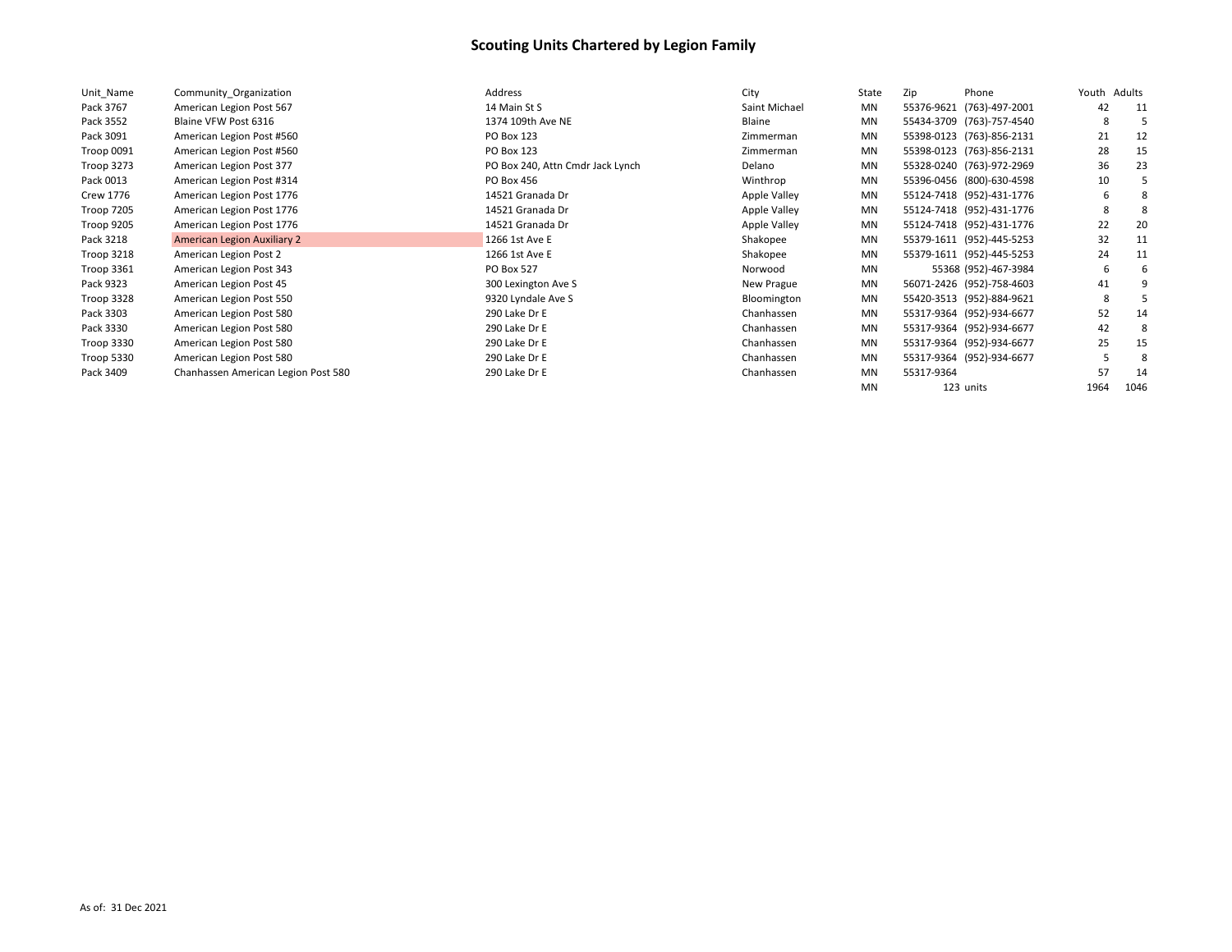# Scouting Units Chartered by Legion Family

| Unit_Name | Community_Organization | Address | City | State | Zip | Phone | Youth | Adults |
|---|---|---|---|---|---|---|---|---|
| Pack 3767 | American Legion Post 567 | 14 Main St S | Saint Michael | MN | 55376-9621 | (763)-497-2001 | 42 | 11 |
| Pack 3552 | Blaine VFW Post 6316 | 1374 109th Ave NE | Blaine | MN | 55434-3709 | (763)-757-4540 | 8 | 5 |
| Pack 3091 | American Legion Post #560 | PO Box 123 | Zimmerman | MN | 55398-0123 | (763)-856-2131 | 21 | 12 |
| Troop 0091 | American Legion Post #560 | PO Box 123 | Zimmerman | MN | 55398-0123 | (763)-856-2131 | 28 | 15 |
| Troop 3273 | American Legion Post 377 | PO Box 240, Attn Cmdr Jack Lynch | Delano | MN | 55328-0240 | (763)-972-2969 | 36 | 23 |
| Pack 0013 | American Legion Post #314 | PO Box 456 | Winthrop | MN | 55396-0456 | (800)-630-4598 | 10 | 5 |
| Crew 1776 | American Legion Post 1776 | 14521 Granada Dr | Apple Valley | MN | 55124-7418 | (952)-431-1776 | 6 | 8 |
| Troop 7205 | American Legion Post 1776 | 14521 Granada Dr | Apple Valley | MN | 55124-7418 | (952)-431-1776 | 8 | 8 |
| Troop 9205 | American Legion Post 1776 | 14521 Granada Dr | Apple Valley | MN | 55124-7418 | (952)-431-1776 | 22 | 20 |
| Pack 3218 | American Legion Auxiliary 2 | 1266 1st Ave E | Shakopee | MN | 55379-1611 | (952)-445-5253 | 32 | 11 |
| Troop 3218 | American Legion Post 2 | 1266 1st Ave E | Shakopee | MN | 55379-1611 | (952)-445-5253 | 24 | 11 |
| Troop 3361 | American Legion Post 343 | PO Box 527 | Norwood | MN | 55368 | (952)-467-3984 | 6 | 6 |
| Pack 9323 | American Legion Post 45 | 300 Lexington Ave S | New Prague | MN | 56071-2426 | (952)-758-4603 | 41 | 9 |
| Troop 3328 | American Legion Post 550 | 9320 Lyndale Ave S | Bloomington | MN | 55420-3513 | (952)-884-9621 | 8 | 5 |
| Pack 3303 | American Legion Post 580 | 290 Lake Dr E | Chanhassen | MN | 55317-9364 | (952)-934-6677 | 52 | 14 |
| Pack 3330 | American Legion Post 580 | 290 Lake Dr E | Chanhassen | MN | 55317-9364 | (952)-934-6677 | 42 | 8 |
| Troop 3330 | American Legion Post 580 | 290 Lake Dr E | Chanhassen | MN | 55317-9364 | (952)-934-6677 | 25 | 15 |
| Troop 5330 | American Legion Post 580 | 290 Lake Dr E | Chanhassen | MN | 55317-9364 | (952)-934-6677 | 5 | 8 |
| Pack 3409 | Chanhassen American Legion Post 580 | 290 Lake Dr E | Chanhassen | MN | 55317-9364 | | 57 | 14 |
| | | | | MN | 123 | units | 1964 | 1046 |

As of: 31 Dec 2021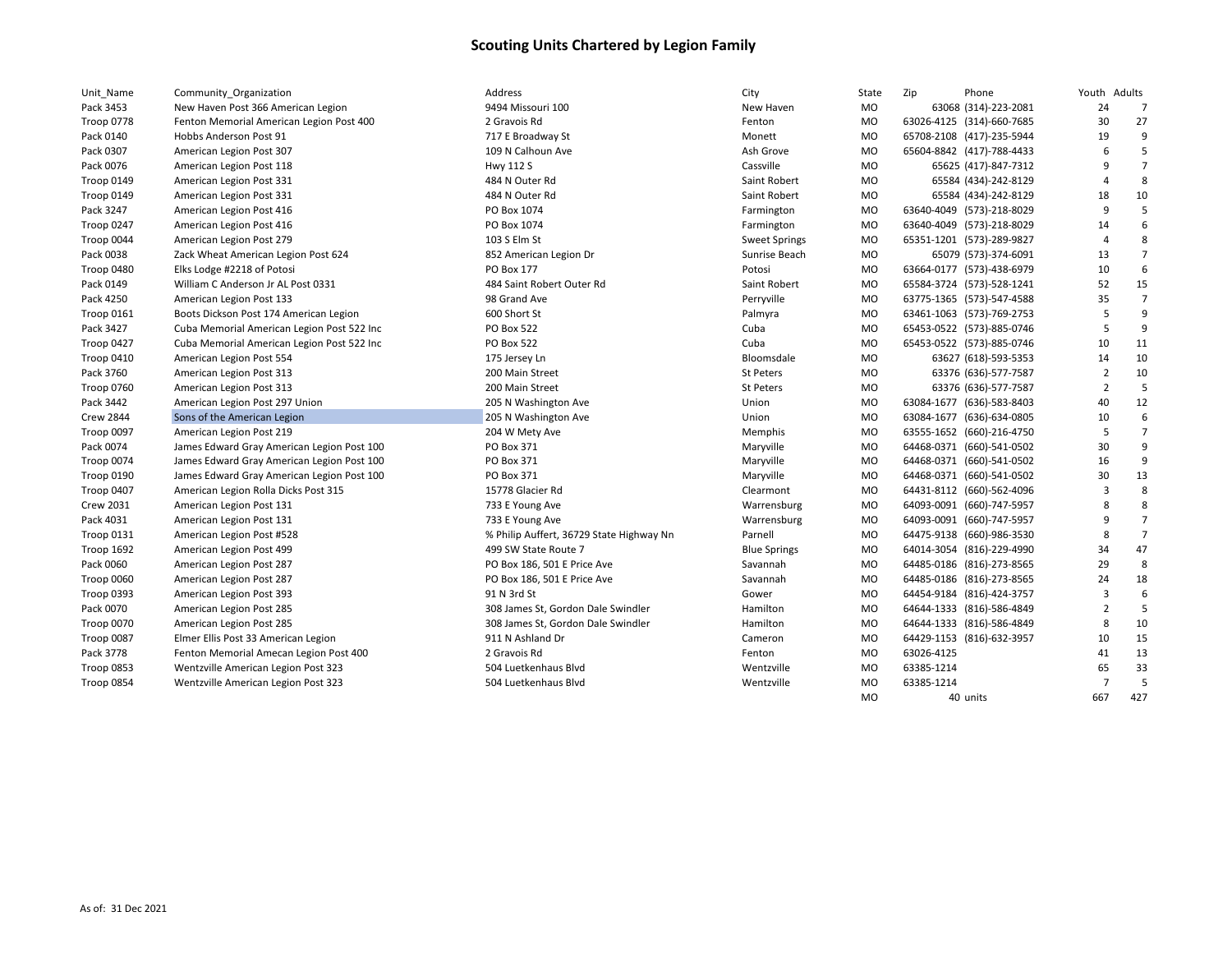# Scouting Units Chartered by Legion Family

| Unit_Name | Community_Organization | Address | City | State | Zip | Phone | Youth | Adults |
|---|---|---|---|---|---|---|---|---|
| Pack 3453 | New Haven Post 366 American Legion | 9494 Missouri 100 | New Haven | MO | 63068 | (314)-223-2081 | 24 | 7 |
| Troop 0778 | Fenton Memorial American Legion Post 400 | 2 Gravois Rd | Fenton | MO | 63026-4125 | (314)-660-7685 | 30 | 27 |
| Pack 0140 | Hobbs Anderson Post 91 | 717 E Broadway St | Monett | MO | 65708-2108 | (417)-235-5944 | 19 | 9 |
| Pack 0307 | American Legion Post 307 | 109 N Calhoun Ave | Ash Grove | MO | 65604-8842 | (417)-788-4433 | 6 | 5 |
| Pack 0076 | American Legion Post 118 | Hwy 112 S | Cassville | MO | 65625 | (417)-847-7312 | 9 | 7 |
| Troop 0149 | American Legion Post 331 | 484 N Outer Rd | Saint Robert | MO | 65584 | (434)-242-8129 | 4 | 8 |
| Troop 0149 | American Legion Post 331 | 484 N Outer Rd | Saint Robert | MO | 65584 | (434)-242-8129 | 18 | 10 |
| Pack 3247 | American Legion Post 416 | PO Box 1074 | Farmington | MO | 63640-4049 | (573)-218-8029 | 9 | 5 |
| Troop 0247 | American Legion Post 416 | PO Box 1074 | Farmington | MO | 63640-4049 | (573)-218-8029 | 14 | 6 |
| Troop 0044 | American Legion Post 279 | 103 S Elm St | Sweet Springs | MO | 65351-1201 | (573)-289-9827 | 4 | 8 |
| Pack 0038 | Zack Wheat American Legion Post 624 | 852 American Legion Dr | Sunrise Beach | MO | 65079 | (573)-374-6091 | 13 | 7 |
| Troop 0480 | Elks Lodge #2218 of Potosi | PO Box 177 | Potosi | MO | 63664-0177 | (573)-438-6979 | 10 | 6 |
| Pack 0149 | William C Anderson Jr AL Post 0331 | 484 Saint Robert Outer Rd | Saint Robert | MO | 65584-3724 | (573)-528-1241 | 52 | 15 |
| Pack 4250 | American Legion Post 133 | 98 Grand Ave | Perryville | MO | 63775-1365 | (573)-547-4588 | 35 | 7 |
| Troop 0161 | Boots Dickson Post 174 American Legion | 600 Short St | Palmyra | MO | 63461-1063 | (573)-769-2753 | 5 | 9 |
| Pack 3427 | Cuba Memorial American Legion Post 522 Inc | PO Box 522 | Cuba | MO | 65453-0522 | (573)-885-0746 | 5 | 9 |
| Troop 0427 | Cuba Memorial American Legion Post 522 Inc | PO Box 522 | Cuba | MO | 65453-0522 | (573)-885-0746 | 10 | 11 |
| Troop 0410 | American Legion Post 554 | 175 Jersey Ln | Bloomsdale | MO | 63627 | (618)-593-5353 | 14 | 10 |
| Pack 3760 | American Legion Post 313 | 200 Main Street | St Peters | MO | 63376 | (636)-577-7587 | 2 | 10 |
| Troop 0760 | American Legion Post 313 | 200 Main Street | St Peters | MO | 63376 | (636)-577-7587 | 2 | 5 |
| Pack 3442 | American Legion Post 297 Union | 205 N Washington Ave | Union | MO | 63084-1677 | (636)-583-8403 | 40 | 12 |
| Crew 2844 | Sons of the American Legion | 205 N Washington Ave | Union | MO | 63084-1677 | (636)-634-0805 | 10 | 6 |
| Troop 0097 | American Legion Post 219 | 204 W Mety Ave | Memphis | MO | 63555-1652 | (660)-216-4750 | 5 | 7 |
| Pack 0074 | James Edward Gray American Legion Post 100 | PO Box 371 | Maryville | MO | 64468-0371 | (660)-541-0502 | 30 | 9 |
| Troop 0074 | James Edward Gray American Legion Post 100 | PO Box 371 | Maryville | MO | 64468-0371 | (660)-541-0502 | 16 | 9 |
| Troop 0190 | James Edward Gray American Legion Post 100 | PO Box 371 | Maryville | MO | 64468-0371 | (660)-541-0502 | 30 | 13 |
| Troop 0407 | American Legion Rolla Dicks Post 315 | 15778 Glacier Rd | Clearmont | MO | 64431-8112 | (660)-562-4096 | 3 | 8 |
| Crew 2031 | American Legion Post 131 | 733 E Young Ave | Warrensburg | MO | 64093-0091 | (660)-747-5957 | 8 | 8 |
| Pack 4031 | American Legion Post 131 | 733 E Young Ave | Warrensburg | MO | 64093-0091 | (660)-747-5957 | 9 | 7 |
| Troop 0131 | American Legion Post #528 | % Philip Auffert, 36729 State Highway Nn | Parnell | MO | 64475-9138 | (660)-986-3530 | 8 | 7 |
| Troop 1692 | American Legion Post 499 | 499 SW State Route 7 | Blue Springs | MO | 64014-3054 | (816)-229-4990 | 34 | 47 |
| Pack 0060 | American Legion Post 287 | PO Box 186, 501 E Price Ave | Savannah | MO | 64485-0186 | (816)-273-8565 | 29 | 8 |
| Troop 0060 | American Legion Post 287 | PO Box 186, 501 E Price Ave | Savannah | MO | 64485-0186 | (816)-273-8565 | 24 | 18 |
| Troop 0393 | American Legion Post 393 | 91 N 3rd St | Gower | MO | 64454-9184 | (816)-424-3757 | 3 | 6 |
| Pack 0070 | American Legion Post 285 | 308 James St, Gordon Dale Swindler | Hamilton | MO | 64644-1333 | (816)-586-4849 | 2 | 5 |
| Troop 0070 | American Legion Post 285 | 308 James St, Gordon Dale Swindler | Hamilton | MO | 64644-1333 | (816)-586-4849 | 8 | 10 |
| Troop 0087 | Elmer Ellis Post 33 American Legion | 911 N Ashland Dr | Cameron | MO | 64429-1153 | (816)-632-3957 | 10 | 15 |
| Pack 3778 | Fenton Memorial Amecan Legion Post 400 | 2 Gravois Rd | Fenton | MO | 63026-4125 | | 41 | 13 |
| Troop 0853 | Wentzville American Legion Post 323 | 504 Luetkenhaus Blvd | Wentzville | MO | 63385-1214 | | 65 | 33 |
| Troop 0854 | Wentzville American Legion Post 323 | 504 Luetkenhaus Blvd | Wentzville | MO | 63385-1214 | | 7 | 5 |
| | | | | MO | 40 | units | 667 | 427 |

As of: 31 Dec 2021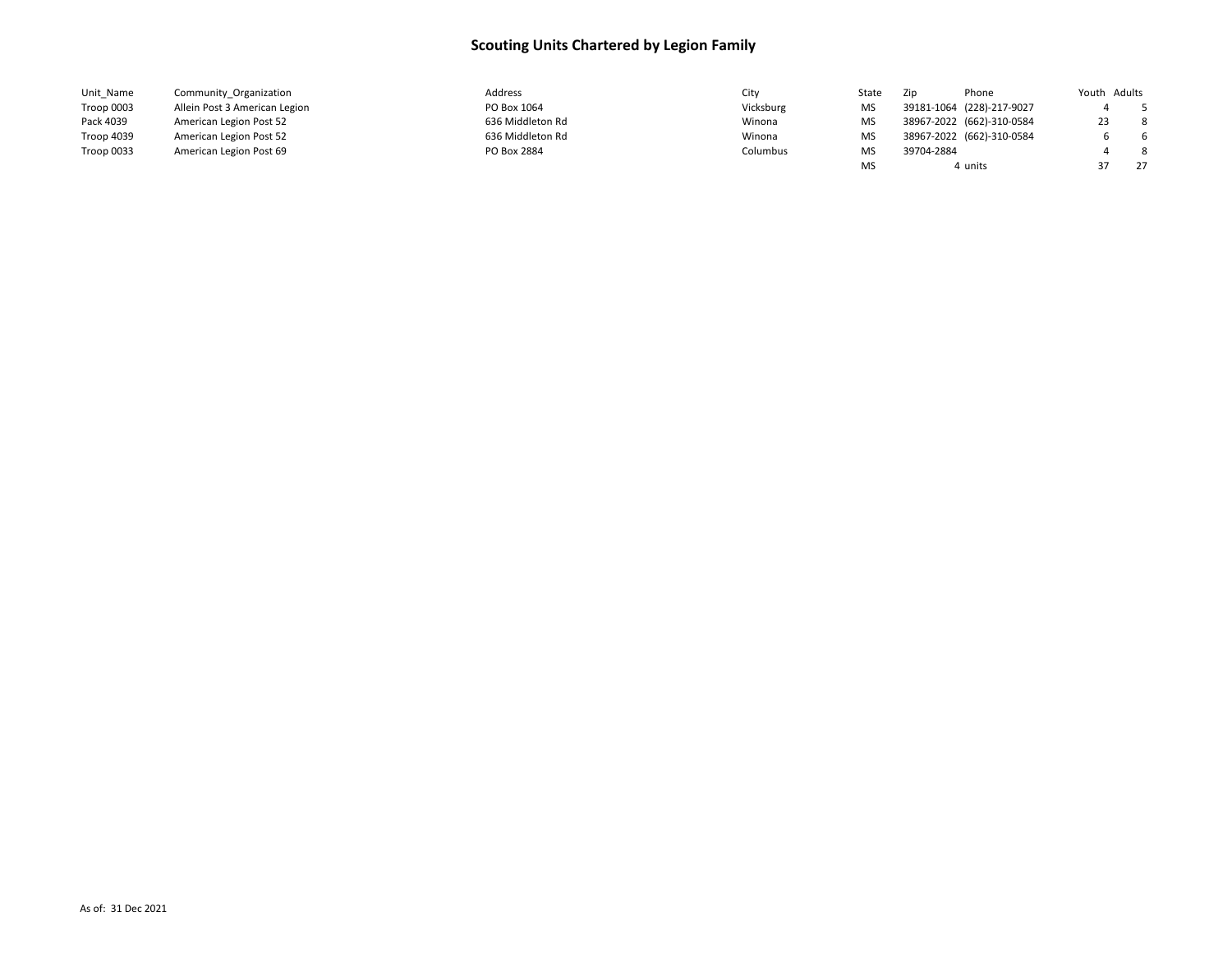# Scouting Units Chartered by Legion Family

| Unit_Name | Community_Organization | Address | City | State | Zip | Phone | Youth | Adults |
|---|---|---|---|---|---|---|---|---|
| Troop 0003 | Allein Post 3 American Legion | PO Box 1064 | Vicksburg | MS | 39181-1064 | (228)-217-9027 | 4 | 5 |
| Pack 4039 | American Legion Post 52 | 636 Middleton Rd | Winona | MS | 38967-2022 | (662)-310-0584 | 23 | 8 |
| Troop 4039 | American Legion Post 52 | 636 Middleton Rd | Winona | MS | 38967-2022 | (662)-310-0584 | 6 | 6 |
| Troop 0033 | American Legion Post 69 | PO Box 2884 | Columbus | MS | 39704-2884 | | 4 | 8 |
| | | | | MS | 4 | units | 37 | 27 |

As of: 31 Dec 2021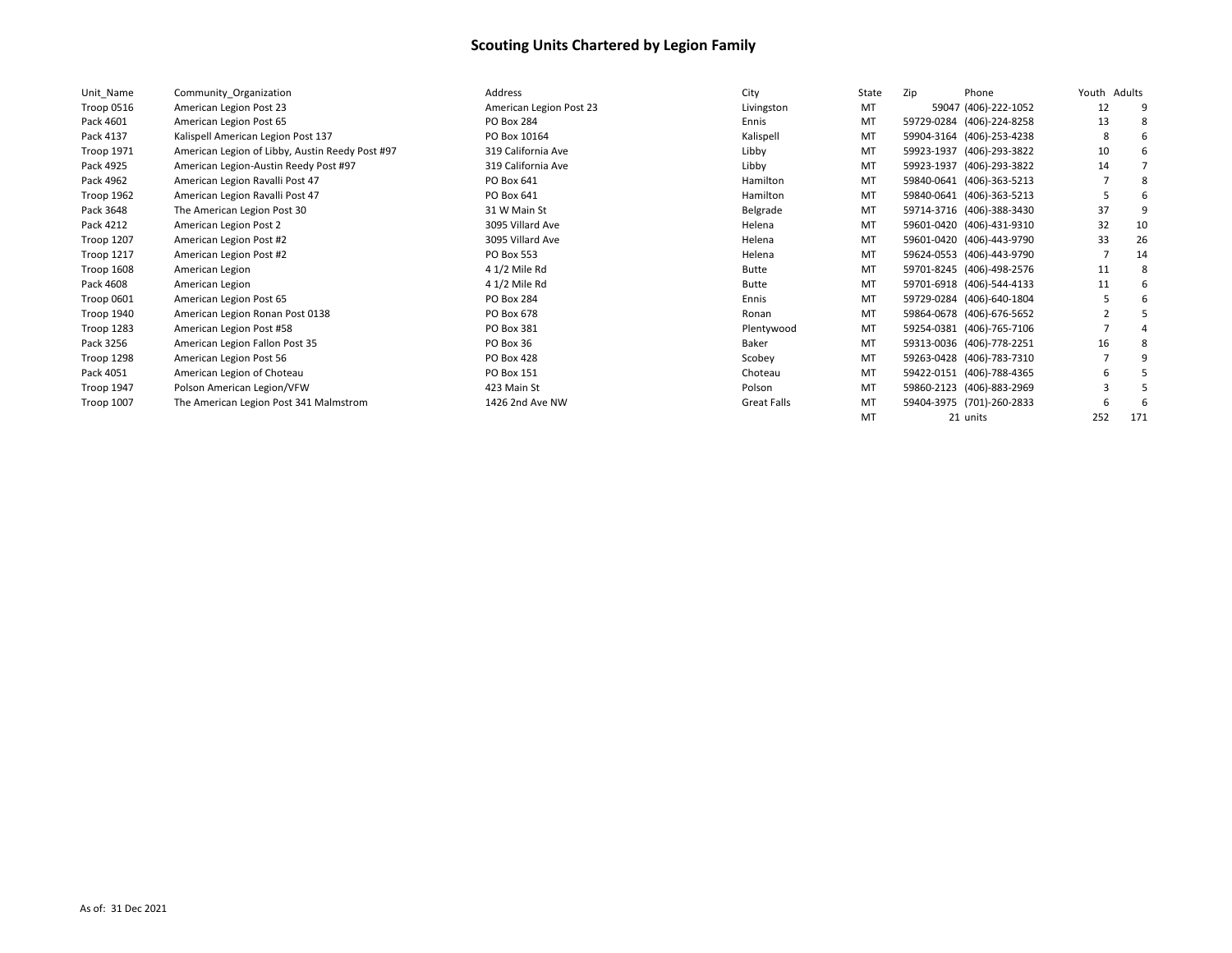# Scouting Units Chartered by Legion Family

| Unit_Name | Community_Organization | Address | City | State | Zip | Phone | Youth | Adults |
|---|---|---|---|---|---|---|---|---|
| Troop 0516 | American Legion Post 23 | American Legion Post 23 | Livingston | MT | 59047 | (406)-222-1052 | 12 | 9 |
| Pack 4601 | American Legion Post 65 | PO Box 284 | Ennis | MT | 59729-0284 | (406)-224-8258 | 13 | 8 |
| Pack 4137 | Kalispell American Legion Post 137 | PO Box 10164 | Kalispell | MT | 59904-3164 | (406)-253-4238 | 8 | 6 |
| Troop 1971 | American Legion of Libby, Austin Reedy Post #97 | 319 California Ave | Libby | MT | 59923-1937 | (406)-293-3822 | 10 | 6 |
| Pack 4925 | American Legion-Austin Reedy Post #97 | 319 California Ave | Libby | MT | 59923-1937 | (406)-293-3822 | 14 | 7 |
| Pack 4962 | American Legion Ravalli Post 47 | PO Box 641 | Hamilton | MT | 59840-0641 | (406)-363-5213 | 7 | 8 |
| Troop 1962 | American Legion Ravalli Post 47 | PO Box 641 | Hamilton | MT | 59840-0641 | (406)-363-5213 | 5 | 6 |
| Pack 3648 | The American Legion Post 30 | 31 W Main St | Belgrade | MT | 59714-3716 | (406)-388-3430 | 37 | 9 |
| Pack 4212 | American Legion Post 2 | 3095 Villard Ave | Helena | MT | 59601-0420 | (406)-431-9310 | 32 | 10 |
| Troop 1207 | American Legion Post #2 | 3095 Villard Ave | Helena | MT | 59601-0420 | (406)-443-9790 | 33 | 26 |
| Troop 1217 | American Legion Post #2 | PO Box 553 | Helena | MT | 59624-0553 | (406)-443-9790 | 7 | 14 |
| Troop 1608 | American Legion | 4 1/2 Mile Rd | Butte | MT | 59701-8245 | (406)-498-2576 | 11 | 8 |
| Pack 4608 | American Legion | 4 1/2 Mile Rd | Butte | MT | 59701-6918 | (406)-544-4133 | 11 | 6 |
| Troop 0601 | American Legion Post 65 | PO Box 284 | Ennis | MT | 59729-0284 | (406)-640-1804 | 5 | 6 |
| Troop 1940 | American Legion Ronan Post 0138 | PO Box 678 | Ronan | MT | 59864-0678 | (406)-676-5652 | 2 | 5 |
| Troop 1283 | American Legion Post #58 | PO Box 381 | Plentywood | MT | 59254-0381 | (406)-765-7106 | 7 | 4 |
| Pack 3256 | American Legion Fallon Post 35 | PO Box 36 | Baker | MT | 59313-0036 | (406)-778-2251 | 16 | 8 |
| Troop 1298 | American Legion Post 56 | PO Box 428 | Scobey | MT | 59263-0428 | (406)-783-7310 | 7 | 9 |
| Pack 4051 | American Legion of Choteau | PO Box 151 | Choteau | MT | 59422-0151 | (406)-788-4365 | 6 | 5 |
| Troop 1947 | Polson American Legion/VFW | 423 Main St | Polson | MT | 59860-2123 | (406)-883-2969 | 3 | 5 |
| Troop 1007 | The American Legion Post 341 Malmstrom | 1426 2nd Ave NW | Great Falls | MT | 59404-3975 | (701)-260-2833 | 6 | 6 |
| | | | | MT | 21 | units | 252 | 171 |

As of: 31 Dec 2021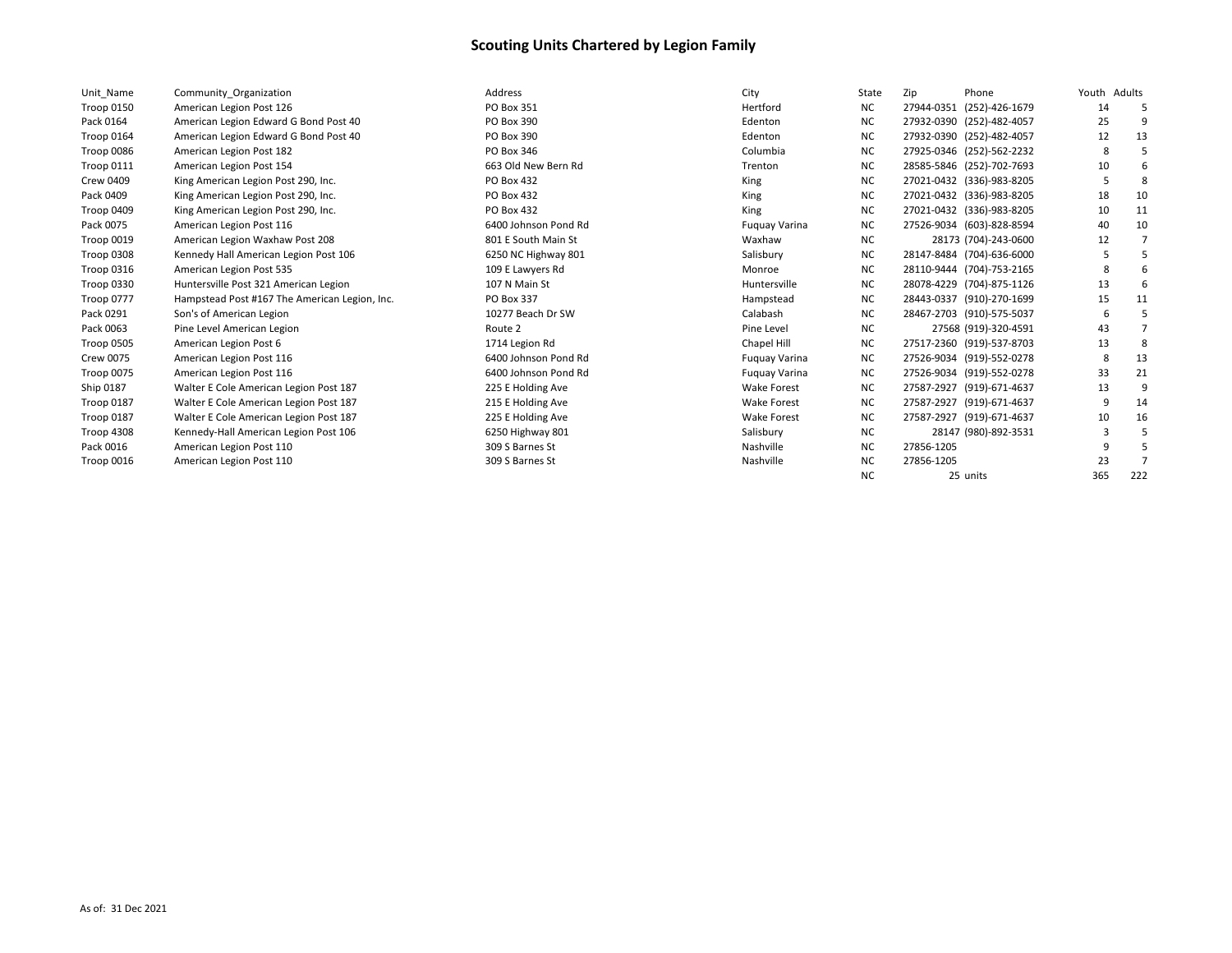# Scouting Units Chartered by Legion Family

| Unit_Name | Community_Organization | Address | City | State | Zip | Phone | Youth | Adults |
|---|---|---|---|---|---|---|---|---|
| Troop 0150 | American Legion Post 126 | PO Box 351 | Hertford | NC | 27944-0351 | (252)-426-1679 | 14 | 5 |
| Pack 0164 | American Legion Edward G Bond Post 40 | PO Box 390 | Edenton | NC | 27932-0390 | (252)-482-4057 | 25 | 9 |
| Troop 0164 | American Legion Edward G Bond Post 40 | PO Box 390 | Edenton | NC | 27932-0390 | (252)-482-4057 | 12 | 13 |
| Troop 0086 | American Legion Post 182 | PO Box 346 | Columbia | NC | 27925-0346 | (252)-562-2232 | 8 | 5 |
| Troop 0111 | American Legion Post 154 | 663 Old New Bern Rd | Trenton | NC | 28585-5846 | (252)-702-7693 | 10 | 6 |
| Crew 0409 | King American Legion Post 290, Inc. | PO Box 432 | King | NC | 27021-0432 | (336)-983-8205 | 5 | 8 |
| Pack 0409 | King American Legion Post 290, Inc. | PO Box 432 | King | NC | 27021-0432 | (336)-983-8205 | 18 | 10 |
| Troop 0409 | King American Legion Post 290, Inc. | PO Box 432 | King | NC | 27021-0432 | (336)-983-8205 | 10 | 11 |
| Pack 0075 | American Legion Post 116 | 6400 Johnson Pond Rd | Fuquay Varina | NC | 27526-9034 | (603)-828-8594 | 40 | 10 |
| Troop 0019 | American Legion Waxhaw Post 208 | 801 E South Main St | Waxhaw | NC | 28173 | (704)-243-0600 | 12 | 7 |
| Troop 0308 | Kennedy Hall American Legion Post 106 | 6250 NC Highway 801 | Salisbury | NC | 28147-8484 | (704)-636-6000 | 5 | 5 |
| Troop 0316 | American Legion Post 535 | 109 E Lawyers Rd | Monroe | NC | 28110-9444 | (704)-753-2165 | 8 | 6 |
| Troop 0330 | Huntersville Post 321 American Legion | 107 N Main St | Huntersville | NC | 28078-4229 | (704)-875-1126 | 13 | 6 |
| Troop 0777 | Hampstead Post #167 The American Legion, Inc. | PO Box 337 | Hampstead | NC | 28443-0337 | (910)-270-1699 | 15 | 11 |
| Pack 0291 | Son's of American Legion | 10277 Beach Dr SW | Calabash | NC | 28467-2703 | (910)-575-5037 | 6 | 5 |
| Pack 0063 | Pine Level American Legion | Route 2 | Pine Level | NC | 27568 | (919)-320-4591 | 43 | 7 |
| Troop 0505 | American Legion Post 6 | 1714 Legion Rd | Chapel Hill | NC | 27517-2360 | (919)-537-8703 | 13 | 8 |
| Crew 0075 | American Legion Post 116 | 6400 Johnson Pond Rd | Fuquay Varina | NC | 27526-9034 | (919)-552-0278 | 8 | 13 |
| Troop 0075 | American Legion Post 116 | 6400 Johnson Pond Rd | Fuquay Varina | NC | 27526-9034 | (919)-552-0278 | 33 | 21 |
| Ship 0187 | Walter E Cole American Legion Post 187 | 225 E Holding Ave | Wake Forest | NC | 27587-2927 | (919)-671-4637 | 13 | 9 |
| Troop 0187 | Walter E Cole American Legion Post 187 | 215 E Holding Ave | Wake Forest | NC | 27587-2927 | (919)-671-4637 | 9 | 14 |
| Troop 0187 | Walter E Cole American Legion Post 187 | 225 E Holding Ave | Wake Forest | NC | 27587-2927 | (919)-671-4637 | 10 | 16 |
| Troop 4308 | Kennedy-Hall American Legion Post 106 | 6250 Highway 801 | Salisbury | NC | 28147 | (980)-892-3531 | 3 | 5 |
| Pack 0016 | American Legion Post 110 | 309 S Barnes St | Nashville | NC | 27856-1205 | | 9 | 5 |
| Troop 0016 | American Legion Post 110 | 309 S Barnes St | Nashville | NC | 27856-1205 | | 23 | 7 |
| | | | | NC | 25 | units | 365 | 222 |

As of: 31 Dec 2021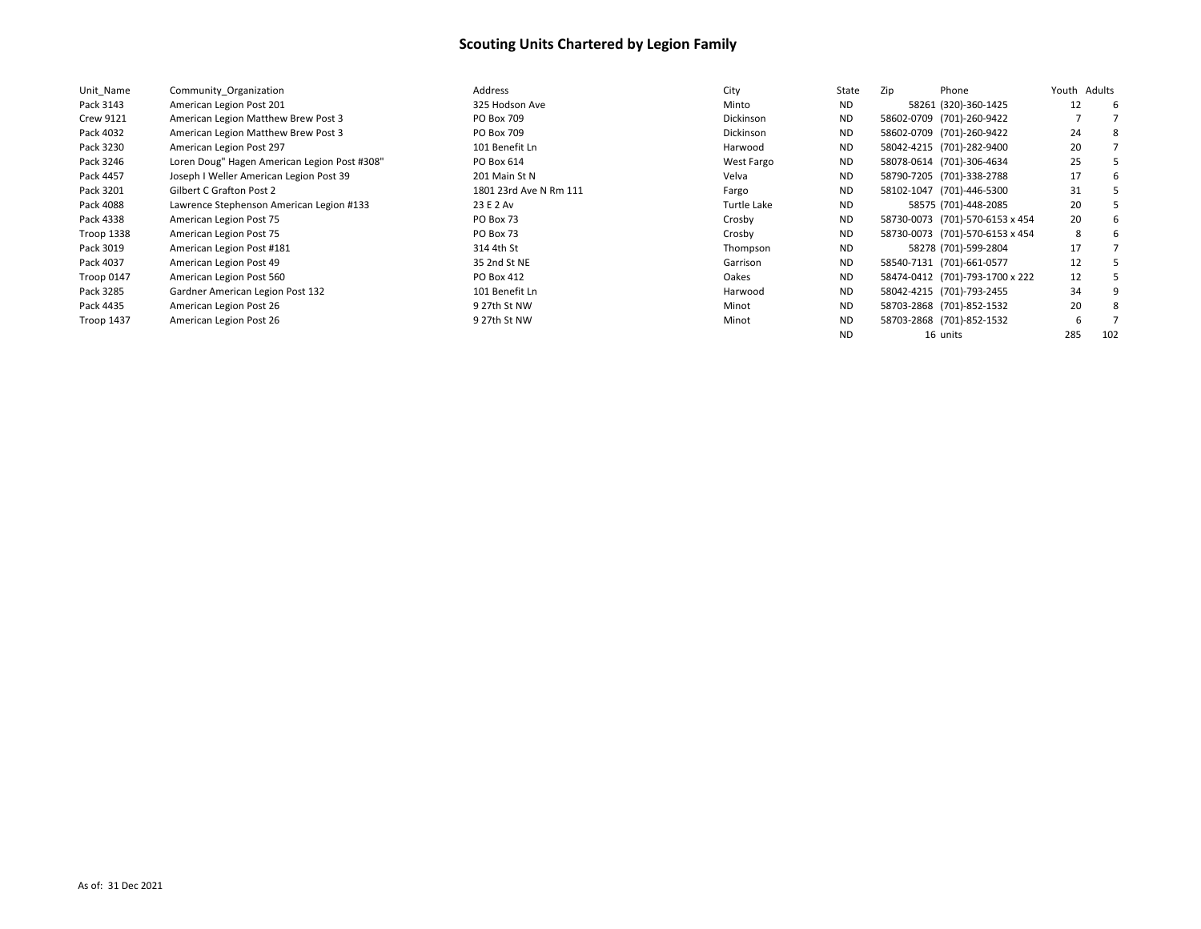# Scouting Units Chartered by Legion Family

| Unit_Name | Community_Organization | Address | City | State | Zip | Phone | Youth | Adults |
|---|---|---|---|---|---|---|---|---|
| Pack 3143 | American Legion Post 201 | 325 Hodson Ave | Minto | ND | 58261 | (320)-360-1425 | 12 | 6 |
| Crew 9121 | American Legion Matthew Brew Post 3 | PO Box 709 | Dickinson | ND | 58602-0709 | (701)-260-9422 | 7 | 7 |
| Pack 4032 | American Legion Matthew Brew Post 3 | PO Box 709 | Dickinson | ND | 58602-0709 | (701)-260-9422 | 24 | 8 |
| Pack 3230 | American Legion Post 297 | 101 Benefit Ln | Harwood | ND | 58042-4215 | (701)-282-9400 | 20 | 7 |
| Pack 3246 | Loren Doug" Hagen American Legion Post #308" | PO Box 614 | West Fargo | ND | 58078-0614 | (701)-306-4634 | 25 | 5 |
| Pack 4457 | Joseph I Weller American Legion Post 39 | 201 Main St N | Velva | ND | 58790-7205 | (701)-338-2788 | 17 | 6 |
| Pack 3201 | Gilbert C Grafton Post 2 | 1801 23rd Ave N Rm 111 | Fargo | ND | 58102-1047 | (701)-446-5300 | 31 | 5 |
| Pack 4088 | Lawrence Stephenson American Legion #133 | 23 E 2 Av | Turtle Lake | ND | 58575 | (701)-448-2085 | 20 | 5 |
| Pack 4338 | American Legion Post 75 | PO Box 73 | Crosby | ND | 58730-0073 | (701)-570-6153 x 454 | 20 | 6 |
| Troop 1338 | American Legion Post 75 | PO Box 73 | Crosby | ND | 58730-0073 | (701)-570-6153 x 454 | 8 | 6 |
| Pack 3019 | American Legion Post #181 | 314 4th St | Thompson | ND | 58278 | (701)-599-2804 | 17 | 7 |
| Pack 4037 | American Legion Post 49 | 35 2nd St NE | Garrison | ND | 58540-7131 | (701)-661-0577 | 12 | 5 |
| Troop 0147 | American Legion Post 560 | PO Box 412 | Oakes | ND | 58474-0412 | (701)-793-1700 x 222 | 12 | 5 |
| Pack 3285 | Gardner American Legion Post 132 | 101 Benefit Ln | Harwood | ND | 58042-4215 | (701)-793-2455 | 34 | 9 |
| Pack 4435 | American Legion Post 26 | 9 27th St NW | Minot | ND | 58703-2868 | (701)-852-1532 | 20 | 8 |
| Troop 1437 | American Legion Post 26 | 9 27th St NW | Minot | ND | 58703-2868 | (701)-852-1532 | 6 | 7 |
| | | | | ND | 16 | units | 285 | 102 |

As of: 31 Dec 2021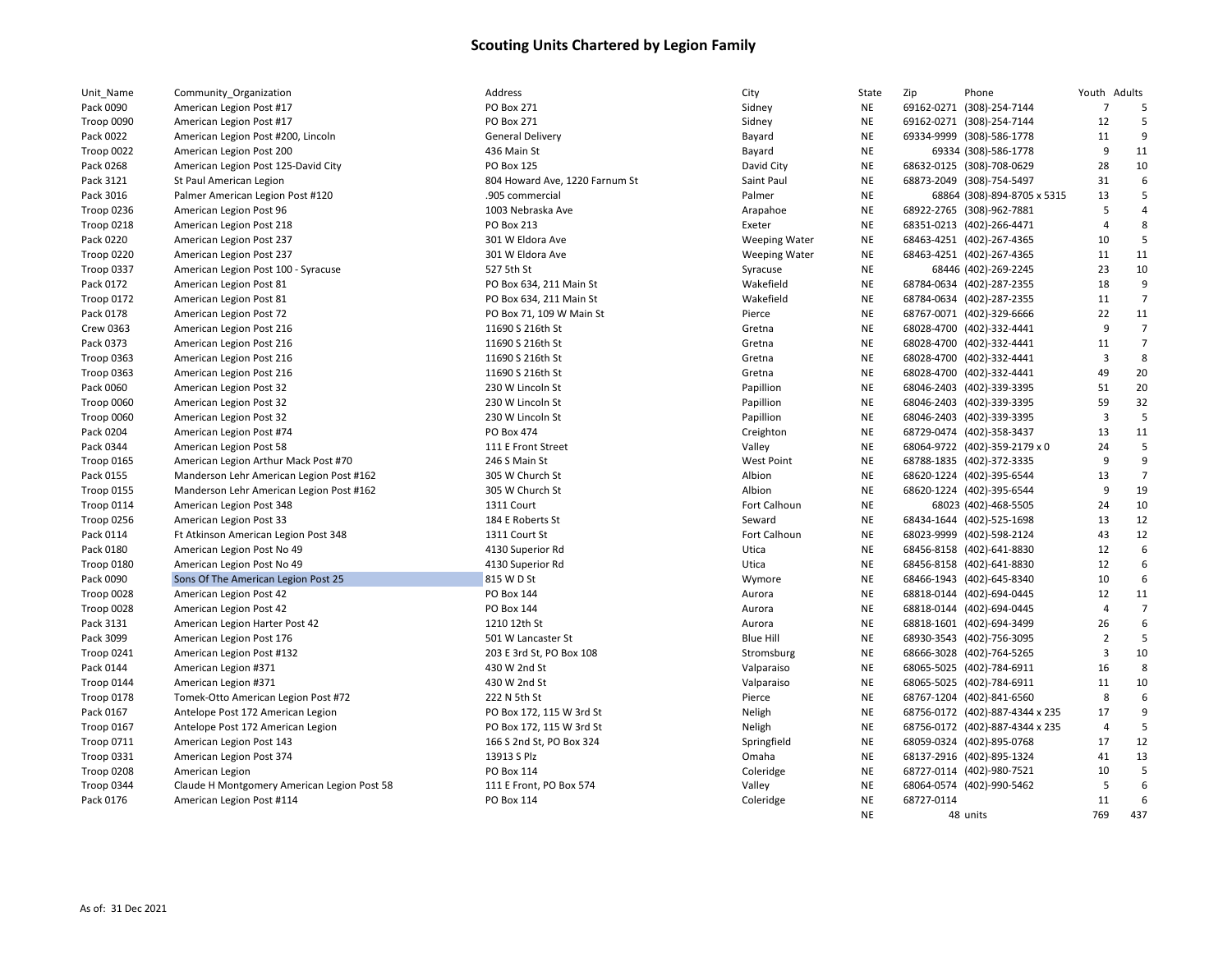# Scouting Units Chartered by Legion Family

| Unit_Name | Community_Organization | Address | City | State | Zip | Phone | Youth | Adults |
|---|---|---|---|---|---|---|---|---|
| Pack 0090 | American Legion Post #17 | PO Box 271 | Sidney | NE | 69162-0271 | (308)-254-7144 | 7 | 5 |
| Troop 0090 | American Legion Post #17 | PO Box 271 | Sidney | NE | 69162-0271 | (308)-254-7144 | 12 | 5 |
| Pack 0022 | American Legion Post #200, Lincoln | General Delivery | Bayard | NE | 69334-9999 | (308)-586-1778 | 11 | 9 |
| Troop 0022 | American Legion Post 200 | 436 Main St | Bayard | NE | 69334 | (308)-586-1778 | 9 | 11 |
| Pack 0268 | American Legion Post 125-David City | PO Box 125 | David City | NE | 68632-0125 | (308)-708-0629 | 28 | 10 |
| Pack 3121 | St Paul American Legion | 804 Howard Ave, 1220 Farnum St | Saint Paul | NE | 68873-2049 | (308)-754-5497 | 31 | 6 |
| Pack 3016 | Palmer American Legion Post #120 | .905 commercial | Palmer | NE | 68864 | (308)-894-8705 x 5315 | 13 | 5 |
| Troop 0236 | American Legion Post 96 | 1003 Nebraska Ave | Arapahoe | NE | 68922-2765 | (308)-962-7881 | 5 | 4 |
| Troop 0218 | American Legion Post 218 | PO Box 213 | Exeter | NE | 68351-0213 | (402)-266-4471 | 4 | 8 |
| Pack 0220 | American Legion Post 237 | 301 W Eldora Ave | Weeping Water | NE | 68463-4251 | (402)-267-4365 | 10 | 5 |
| Troop 0220 | American Legion Post 237 | 301 W Eldora Ave | Weeping Water | NE | 68463-4251 | (402)-267-4365 | 11 | 11 |
| Troop 0337 | American Legion Post 100 - Syracuse | 527 5th St | Syracuse | NE | 68446 | (402)-269-2245 | 23 | 10 |
| Pack 0172 | American Legion Post 81 | PO Box 634, 211 Main St | Wakefield | NE | 68784-0634 | (402)-287-2355 | 18 | 9 |
| Troop 0172 | American Legion Post 81 | PO Box 634, 211 Main St | Wakefield | NE | 68784-0634 | (402)-287-2355 | 11 | 7 |
| Pack 0178 | American Legion Post 72 | PO Box 71, 109 W Main St | Pierce | NE | 68767-0071 | (402)-329-6666 | 22 | 11 |
| Crew 0363 | American Legion Post 216 | 11690 S 216th St | Gretna | NE | 68028-4700 | (402)-332-4441 | 9 | 7 |
| Pack 0373 | American Legion Post 216 | 11690 S 216th St | Gretna | NE | 68028-4700 | (402)-332-4441 | 11 | 7 |
| Troop 0363 | American Legion Post 216 | 11690 S 216th St | Gretna | NE | 68028-4700 | (402)-332-4441 | 3 | 8 |
| Troop 0363 | American Legion Post 216 | 11690 S 216th St | Gretna | NE | 68028-4700 | (402)-332-4441 | 49 | 20 |
| Pack 0060 | American Legion Post 32 | 230 W Lincoln St | Papillion | NE | 68046-2403 | (402)-339-3395 | 51 | 20 |
| Troop 0060 | American Legion Post 32 | 230 W Lincoln St | Papillion | NE | 68046-2403 | (402)-339-3395 | 59 | 32 |
| Troop 0060 | American Legion Post 32 | 230 W Lincoln St | Papillion | NE | 68046-2403 | (402)-339-3395 | 3 | 5 |
| Pack 0204 | American Legion Post #74 | PO Box 474 | Creighton | NE | 68729-0474 | (402)-358-3437 | 13 | 11 |
| Pack 0344 | American Legion Post 58 | 111 E Front Street | Valley | NE | 68064-9722 | (402)-359-2179 x 0 | 24 | 5 |
| Troop 0165 | American Legion Arthur Mack Post #70 | 246 S Main St | West Point | NE | 68788-1835 | (402)-372-3335 | 9 | 9 |
| Pack 0155 | Manderson Lehr American Legion Post #162 | 305 W Church St | Albion | NE | 68620-1224 | (402)-395-6544 | 13 | 7 |
| Troop 0155 | Manderson Lehr American Legion Post #162 | 305 W Church St | Albion | NE | 68620-1224 | (402)-395-6544 | 9 | 19 |
| Troop 0114 | American Legion Post 348 | 1311 Court | Fort Calhoun | NE | 68023 | (402)-468-5505 | 24 | 10 |
| Troop 0256 | American Legion Post 33 | 184 E Roberts St | Seward | NE | 68434-1644 | (402)-525-1698 | 13 | 12 |
| Pack 0114 | Ft Atkinson American Legion Post 348 | 1311 Court St | Fort Calhoun | NE | 68023-9999 | (402)-598-2124 | 43 | 12 |
| Pack 0180 | American Legion Post No 49 | 4130 Superior Rd | Utica | NE | 68456-8158 | (402)-641-8830 | 12 | 6 |
| Troop 0180 | American Legion Post No 49 | 4130 Superior Rd | Utica | NE | 68456-8158 | (402)-641-8830 | 12 | 6 |
| Pack 0090 | Sons Of The American Legion Post 25 | 815 W D St | Wymore | NE | 68466-1943 | (402)-645-8340 | 10 | 6 |
| Troop 0028 | American Legion Post 42 | PO Box 144 | Aurora | NE | 68818-0144 | (402)-694-0445 | 12 | 11 |
| Troop 0028 | American Legion Post 42 | PO Box 144 | Aurora | NE | 68818-0144 | (402)-694-0445 | 4 | 7 |
| Pack 3131 | American Legion Harter Post 42 | 1210 12th St | Aurora | NE | 68818-1601 | (402)-694-3499 | 26 | 6 |
| Pack 3099 | American Legion Post 176 | 501 W Lancaster St | Blue Hill | NE | 68930-3543 | (402)-756-3095 | 2 | 5 |
| Troop 0241 | American Legion Post #132 | 203 E 3rd St, PO Box 108 | Stromsburg | NE | 68666-3028 | (402)-764-5265 | 3 | 10 |
| Pack 0144 | American Legion #371 | 430 W 2nd St | Valparaiso | NE | 68065-5025 | (402)-784-6911 | 16 | 8 |
| Troop 0144 | American Legion #371 | 430 W 2nd St | Valparaiso | NE | 68065-5025 | (402)-784-6911 | 11 | 10 |
| Troop 0178 | Tomek-Otto American Legion Post #72 | 222 N 5th St | Pierce | NE | 68767-1204 | (402)-841-6560 | 8 | 6 |
| Pack 0167 | Antelope Post 172 American Legion | PO Box 172, 115 W 3rd St | Neligh | NE | 68756-0172 | (402)-887-4344 x 235 | 17 | 9 |
| Troop 0167 | Antelope Post 172 American Legion | PO Box 172, 115 W 3rd St | Neligh | NE | 68756-0172 | (402)-887-4344 x 235 | 4 | 5 |
| Troop 0711 | American Legion Post 143 | 166 S 2nd St, PO Box 324 | Springfield | NE | 68059-0324 | (402)-895-0768 | 17 | 12 |
| Troop 0331 | American Legion Post 374 | 13913 S Plz | Omaha | NE | 68137-2916 | (402)-895-1324 | 41 | 13 |
| Troop 0208 | American Legion | PO Box 114 | Coleridge | NE | 68727-0114 | (402)-980-7521 | 10 | 5 |
| Troop 0344 | Claude H Montgomery American Legion Post 58 | 111 E Front, PO Box 574 | Valley | NE | 68064-0574 | (402)-990-5462 | 5 | 6 |
| Pack 0176 | American Legion Post #114 | PO Box 114 | Coleridge | NE | 68727-0114 | | 11 | 6 |
| | | | | NE | 48 | units | 769 | 437 |

As of: 31 Dec 2021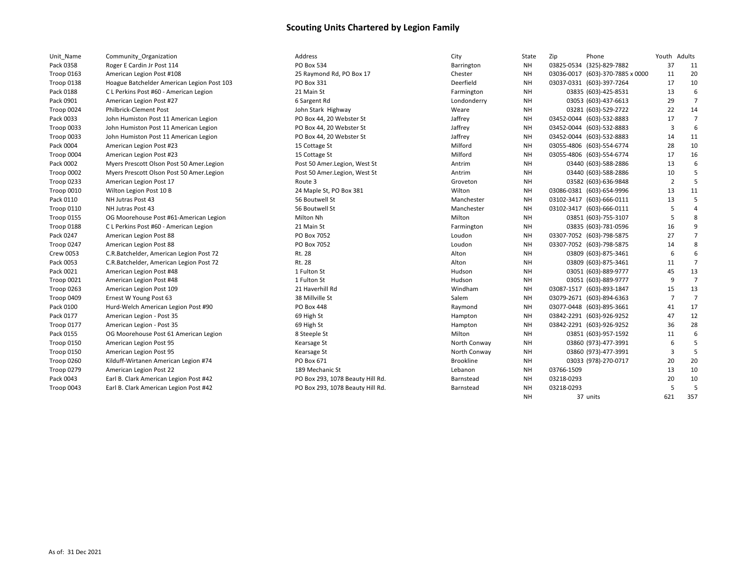# Scouting Units Chartered by Legion Family

| Unit_Name | Community_Organization | Address | City | State | Zip | Phone | Youth | Adults |
|---|---|---|---|---|---|---|---|---|
| Pack 0358 | Roger E Cardin Jr Post 114 | PO Box 534 | Barrington | NH | 03825-0534 | (325)-829-7882 | 37 | 11 |
| Troop 0163 | American Legion Post #108 | 25 Raymond Rd, PO Box 17 | Chester | NH | 03036-0017 | (603)-370-7885 x 0000 | 11 | 20 |
| Troop 0138 | Hoague Batchelder American Legion Post 103 | PO Box 331 | Deerfield | NH | 03037-0331 | (603)-397-7264 | 17 | 10 |
| Pack 0188 | C L Perkins Post #60 - American Legion | 21 Main St | Farmington | NH | 03835 | (603)-425-8531 | 13 | 6 |
| Pack 0901 | American Legion Post #27 | 6 Sargent Rd | Londonderry | NH | 03053 | (603)-437-6613 | 29 | 7 |
| Troop 0024 | Philbrick-Clement Post | John Stark Highway | Weare | NH | 03281 | (603)-529-2722 | 22 | 14 |
| Pack 0033 | John Humiston Post 11 American Legion | PO Box 44, 20 Webster St | Jaffrey | NH | 03452-0044 | (603)-532-8883 | 17 | 7 |
| Troop 0033 | John Humiston Post 11 American Legion | PO Box 44, 20 Webster St | Jaffrey | NH | 03452-0044 | (603)-532-8883 | 3 | 6 |
| Troop 0033 | John Humiston Post 11 American Legion | PO Box 44, 20 Webster St | Jaffrey | NH | 03452-0044 | (603)-532-8883 | 14 | 11 |
| Pack 0004 | American Legion Post #23 | 15 Cottage St | Milford | NH | 03055-4806 | (603)-554-6774 | 28 | 10 |
| Troop 0004 | American Legion Post #23 | 15 Cottage St | Milford | NH | 03055-4806 | (603)-554-6774 | 17 | 16 |
| Pack 0002 | Myers Prescott Olson Post 50 Amer.Legion | Post 50 Amer.Legion, West St | Antrim | NH | 03440 | (603)-588-2886 | 13 | 6 |
| Troop 0002 | Myers Prescott Olson Post 50 Amer.Legion | Post 50 Amer.Legion, West St | Antrim | NH | 03440 | (603)-588-2886 | 10 | 5 |
| Troop 0233 | American Legion Post 17 | Route 3 | Groveton | NH | 03582 | (603)-636-9848 | 2 | 5 |
| Troop 0010 | Wilton Legion Post 10 B | 24 Maple St, PO Box 381 | Wilton | NH | 03086-0381 | (603)-654-9996 | 13 | 11 |
| Pack 0110 | NH Jutras Post 43 | 56 Boutwell St | Manchester | NH | 03102-3417 | (603)-666-0111 | 13 | 5 |
| Troop 0110 | NH Jutras Post 43 | 56 Boutwell St | Manchester | NH | 03102-3417 | (603)-666-0111 | 5 | 4 |
| Troop 0155 | OG Moorehouse Post #61-American Legion | Milton Nh | Milton | NH | 03851 | (603)-755-3107 | 5 | 8 |
| Troop 0188 | C L Perkins Post #60 - American Legion | 21 Main St | Farmington | NH | 03835 | (603)-781-0596 | 16 | 9 |
| Pack 0247 | American Legion Post 88 | PO Box 7052 | Loudon | NH | 03307-7052 | (603)-798-5875 | 27 | 7 |
| Troop 0247 | American Legion Post 88 | PO Box 7052 | Loudon | NH | 03307-7052 | (603)-798-5875 | 14 | 8 |
| Crew 0053 | C.R.Batchelder, American Legion Post 72 | Rt. 28 | Alton | NH | 03809 | (603)-875-3461 | 6 | 6 |
| Pack 0053 | C.R.Batchelder, American Legion Post 72 | Rt. 28 | Alton | NH | 03809 | (603)-875-3461 | 11 | 7 |
| Pack 0021 | American Legion Post #48 | 1 Fulton St | Hudson | NH | 03051 | (603)-889-9777 | 45 | 13 |
| Troop 0021 | American Legion Post #48 | 1 Fulton St | Hudson | NH | 03051 | (603)-889-9777 | 9 | 7 |
| Troop 0263 | American Legion Post 109 | 21 Haverhill Rd | Windham | NH | 03087-1517 | (603)-893-1847 | 15 | 13 |
| Troop 0409 | Ernest W Young Post 63 | 38 Millville St | Salem | NH | 03079-2671 | (603)-894-6363 | 7 | 7 |
| Pack 0100 | Hurd-Welch American Legion Post #90 | PO Box 448 | Raymond | NH | 03077-0448 | (603)-895-3661 | 41 | 17 |
| Pack 0177 | American Legion - Post 35 | 69 High St | Hampton | NH | 03842-2291 | (603)-926-9252 | 47 | 12 |
| Troop 0177 | American Legion - Post 35 | 69 High St | Hampton | NH | 03842-2291 | (603)-926-9252 | 36 | 28 |
| Pack 0155 | OG Moorehouse Post 61 American Legion | 8 Steeple St | Milton | NH | 03851 | (603)-957-1592 | 11 | 6 |
| Troop 0150 | American Legion Post 95 | Kearsage St | North Conway | NH | 03860 | (973)-477-3991 | 6 | 5 |
| Troop 0150 | American Legion Post 95 | Kearsage St | North Conway | NH | 03860 | (973)-477-3991 | 3 | 5 |
| Troop 0260 | Kilduff-Wirtanen American Legion #74 | PO Box 671 | Brookline | NH | 03033 | (978)-270-0717 | 20 | 20 |
| Troop 0279 | American Legion Post 22 | 189 Mechanic St | Lebanon | NH | 03766-1509 | | 13 | 10 |
| Pack 0043 | Earl B. Clark American Legion Post #42 | PO Box 293, 1078 Beauty Hill Rd. | Barnstead | NH | 03218-0293 | | 20 | 10 |
| Troop 0043 | Earl B. Clark American Legion Post #42 | PO Box 293, 1078 Beauty Hill Rd. | Barnstead | NH | 03218-0293 | | 5 | 5 |
| | | | | NH | 37 | units | 621 | 357 |

As of: 31 Dec 2021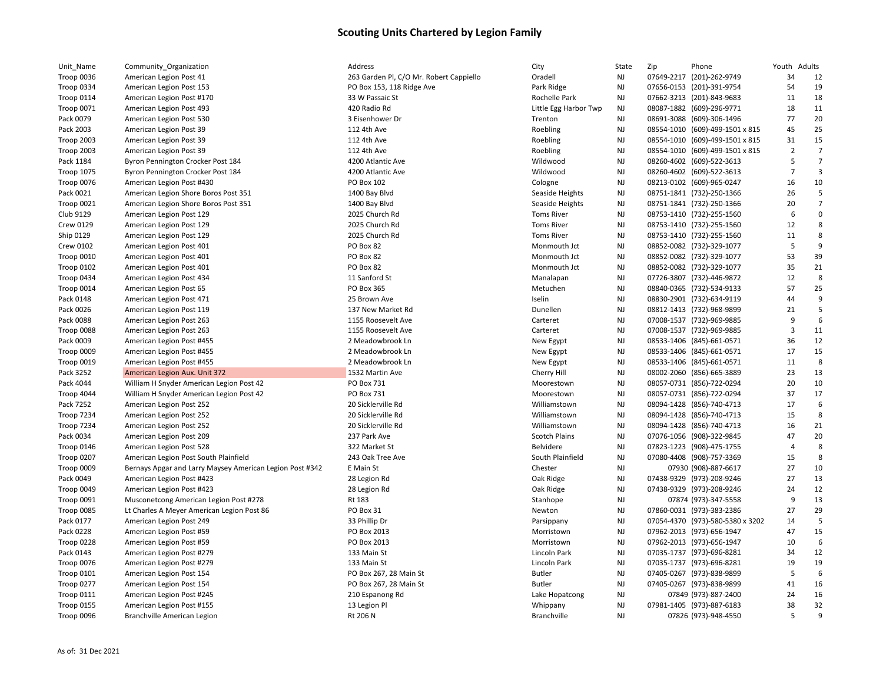# Scouting Units Chartered by Legion Family

| Unit_Name | Community_Organization | Address | City | State | Zip | Phone | Youth | Adults |
|---|---|---|---|---|---|---|---|---|
| Troop 0036 | American Legion Post 41 | 263 Garden Pl, C/O Mr. Robert Cappiello | Oradell | NJ | 07649-2217 | (201)-262-9749 | 34 | 12 |
| Troop 0334 | American Legion Post 153 | PO Box 153, 118 Ridge Ave | Park Ridge | NJ | 07656-0153 | (201)-391-9754 | 54 | 19 |
| Troop 0114 | American Legion Post #170 | 33 W Passaic St | Rochelle Park | NJ | 07662-3213 | (201)-843-9683 | 11 | 18 |
| Troop 0071 | American Legion Post 493 | 420 Radio Rd | Little Egg Harbor Twp | NJ | 08087-1882 | (609)-296-9771 | 18 | 11 |
| Pack 0079 | American Legion Post 530 | 3 Eisenhower Dr | Trenton | NJ | 08691-3088 | (609)-306-1496 | 77 | 20 |
| Pack 2003 | American Legion Post 39 | 112 4th Ave | Roebling | NJ | 08554-1010 | (609)-499-1501 x 815 | 45 | 25 |
| Troop 2003 | American Legion Post 39 | 112 4th Ave | Roebling | NJ | 08554-1010 | (609)-499-1501 x 815 | 31 | 15 |
| Troop 2003 | American Legion Post 39 | 112 4th Ave | Roebling | NJ | 08554-1010 | (609)-499-1501 x 815 | 2 | 7 |
| Pack 1184 | Byron Pennington Crocker Post 184 | 4200 Atlantic Ave | Wildwood | NJ | 08260-4602 | (609)-522-3613 | 5 | 7 |
| Troop 1075 | Byron Pennington Crocker Post 184 | 4200 Atlantic Ave | Wildwood | NJ | 08260-4602 | (609)-522-3613 | 7 | 3 |
| Troop 0076 | American Legion Post #430 | PO Box 102 | Cologne | NJ | 08213-0102 | (609)-965-0247 | 16 | 10 |
| Pack 0021 | American Legion Shore Boros Post 351 | 1400 Bay Blvd | Seaside Heights | NJ | 08751-1841 | (732)-250-1366 | 26 | 5 |
| Troop 0021 | American Legion Shore Boros Post 351 | 1400 Bay Blvd | Seaside Heights | NJ | 08751-1841 | (732)-250-1366 | 20 | 7 |
| Club 9129 | American Legion Post 129 | 2025 Church Rd | Toms River | NJ | 08753-1410 | (732)-255-1560 | 6 | 0 |
| Crew 0129 | American Legion Post 129 | 2025 Church Rd | Toms River | NJ | 08753-1410 | (732)-255-1560 | 12 | 8 |
| Ship 0129 | American Legion Post 129 | 2025 Church Rd | Toms River | NJ | 08753-1410 | (732)-255-1560 | 11 | 8 |
| Crew 0102 | American Legion Post 401 | PO Box 82 | Monmouth Jct | NJ | 08852-0082 | (732)-329-1077 | 5 | 9 |
| Troop 0010 | American Legion Post 401 | PO Box 82 | Monmouth Jct | NJ | 08852-0082 | (732)-329-1077 | 53 | 39 |
| Troop 0102 | American Legion Post 401 | PO Box 82 | Monmouth Jct | NJ | 08852-0082 | (732)-329-1077 | 35 | 21 |
| Troop 0434 | American Legion Post 434 | 11 Sanford St | Manalapan | NJ | 07726-3807 | (732)-446-9872 | 12 | 8 |
| Troop 0014 | American Legion Post 65 | PO Box 365 | Metuchen | NJ | 08840-0365 | (732)-534-9133 | 57 | 25 |
| Pack 0148 | American Legion Post 471 | 25 Brown Ave | Iselin | NJ | 08830-2901 | (732)-634-9119 | 44 | 9 |
| Pack 0026 | American Legion Post 119 | 137 New Market Rd | Dunellen | NJ | 08812-1413 | (732)-968-9899 | 21 | 5 |
| Pack 0088 | American Legion Post 263 | 1155 Roosevelt Ave | Carteret | NJ | 07008-1537 | (732)-969-9885 | 9 | 6 |
| Troop 0088 | American Legion Post 263 | 1155 Roosevelt Ave | Carteret | NJ | 07008-1537 | (732)-969-9885 | 3 | 11 |
| Pack 0009 | American Legion Post #455 | 2 Meadowbrook Ln | New Egypt | NJ | 08533-1406 | (845)-661-0571 | 36 | 12 |
| Troop 0009 | American Legion Post #455 | 2 Meadowbrook Ln | New Egypt | NJ | 08533-1406 | (845)-661-0571 | 17 | 15 |
| Troop 0019 | American Legion Post #455 | 2 Meadowbrook Ln | New Egypt | NJ | 08533-1406 | (845)-661-0571 | 11 | 8 |
| Pack 3252 | American Legion Aux. Unit 372 | 1532 Martin Ave | Cherry Hill | NJ | 08002-2060 | (856)-665-3889 | 23 | 13 |
| Pack 4044 | William H Snyder American Legion Post 42 | PO Box 731 | Moorestown | NJ | 08057-0731 | (856)-722-0294 | 20 | 10 |
| Troop 4044 | William H Snyder American Legion Post 42 | PO Box 731 | Moorestown | NJ | 08057-0731 | (856)-722-0294 | 37 | 17 |
| Pack 7252 | American Legion Post 252 | 20 Sicklerville Rd | Williamstown | NJ | 08094-1428 | (856)-740-4713 | 17 | 6 |
| Troop 7234 | American Legion Post 252 | 20 Sicklerville Rd | Williamstown | NJ | 08094-1428 | (856)-740-4713 | 15 | 8 |
| Troop 7234 | American Legion Post 252 | 20 Sicklerville Rd | Williamstown | NJ | 08094-1428 | (856)-740-4713 | 16 | 21 |
| Pack 0034 | American Legion Post 209 | 237 Park Ave | Scotch Plains | NJ | 07076-1056 | (908)-322-9845 | 47 | 20 |
| Troop 0146 | American Legion Post 528 | 322 Market St | Belvidere | NJ | 07823-1223 | (908)-475-1755 | 4 | 8 |
| Troop 0207 | American Legion Post South Plainfield | 243 Oak Tree Ave | South Plainfield | NJ | 07080-4408 | (908)-757-3369 | 15 | 8 |
| Troop 0009 | Bernays Apgar and Larry Maysey American Legion Post #342 | E Main St | Chester | NJ | 07930 | (908)-887-6617 | 27 | 10 |
| Pack 0049 | American Legion Post #423 | 28 Legion Rd | Oak Ridge | NJ | 07438-9329 | (973)-208-9246 | 27 | 13 |
| Troop 0049 | American Legion Post #423 | 28 Legion Rd | Oak Ridge | NJ | 07438-9329 | (973)-208-9246 | 24 | 12 |
| Troop 0091 | Musconetcong American Legion Post #278 | Rt 183 | Stanhope | NJ | 07874 | (973)-347-5558 | 9 | 13 |
| Troop 0085 | Lt Charles A Meyer American Legion Post 86 | PO Box 31 | Newton | NJ | 07860-0031 | (973)-383-2386 | 27 | 29 |
| Pack 0177 | American Legion Post 249 | 33 Phillip Dr | Parsippany | NJ | 07054-4370 | (973)-580-5380 x 3202 | 14 | 5 |
| Pack 0228 | American Legion Post #59 | PO Box 2013 | Morristown | NJ | 07962-2013 | (973)-656-1947 | 47 | 15 |
| Troop 0228 | American Legion Post #59 | PO Box 2013 | Morristown | NJ | 07962-2013 | (973)-656-1947 | 10 | 6 |
| Pack 0143 | American Legion Post #279 | 133 Main St | Lincoln Park | NJ | 07035-1737 | (973)-696-8281 | 34 | 12 |
| Troop 0076 | American Legion Post #279 | 133 Main St | Lincoln Park | NJ | 07035-1737 | (973)-696-8281 | 19 | 19 |
| Troop 0101 | American Legion Post 154 | PO Box 267, 28 Main St | Butler | NJ | 07405-0267 | (973)-838-9899 | 5 | 6 |
| Troop 0277 | American Legion Post 154 | PO Box 267, 28 Main St | Butler | NJ | 07405-0267 | (973)-838-9899 | 41 | 16 |
| Troop 0111 | American Legion Post #245 | 210 Espanong Rd | Lake Hopatcong | NJ | 07849 | (973)-887-2400 | 24 | 16 |
| Troop 0155 | American Legion Post #155 | 13 Legion Pl | Whippany | NJ | 07981-1405 | (973)-887-6183 | 38 | 32 |
| Troop 0096 | Branchville American Legion | Rt 206 N | Branchville | NJ | 07826 | (973)-948-4550 | 5 | 9 |

As of: 31 Dec 2021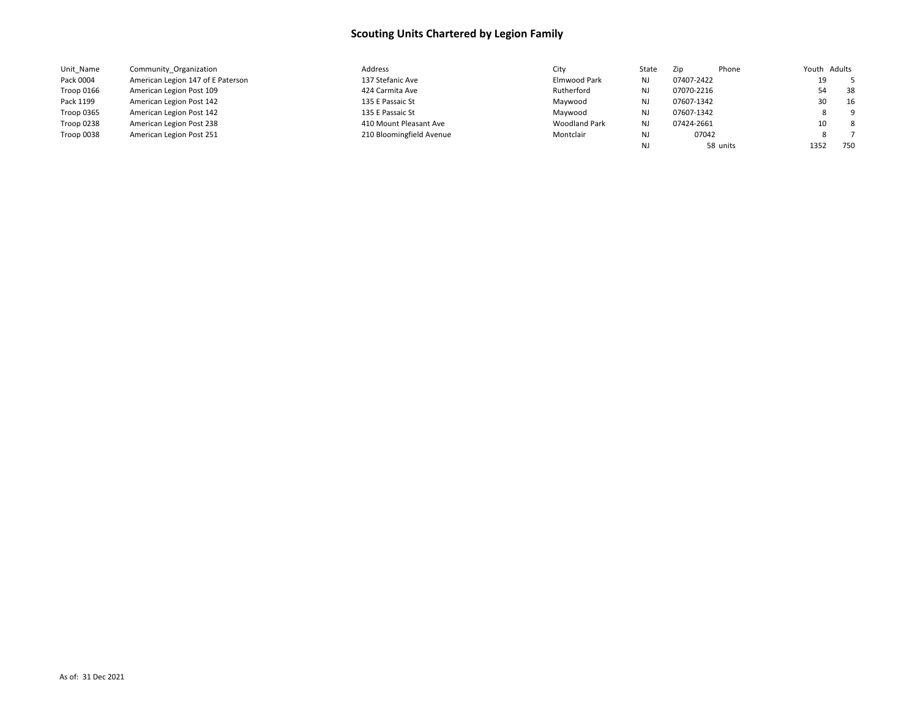# Scouting Units Chartered by Legion Family

| Unit_Name | Community_Organization | Address | City | State | Zip | Phone | Youth | Adults |
|---|---|---|---|---|---|---|---|---|
| Pack 0004 | American Legion 147 of E Paterson | 137 Stefanic Ave | Elmwood Park | NJ | 07407-2422 | | 19 | 5 |
| Troop 0166 | American Legion Post 109 | 424 Carmita Ave | Rutherford | NJ | 07070-2216 | | 54 | 38 |
| Pack 1199 | American Legion Post 142 | 135 E Passaic St | Maywood | NJ | 07607-1342 | | 30 | 16 |
| Troop 0365 | American Legion Post 142 | 135 E Passaic St | Maywood | NJ | 07607-1342 | | 8 | 9 |
| Troop 0238 | American Legion Post 238 | 410 Mount Pleasant Ave | Woodland Park | NJ | 07424-2661 | | 10 | 8 |
| Troop 0038 | American Legion Post 251 | 210 Bloomingfield Avenue | Montclair | NJ | 07042 | | 8 | 7 |
| | | | | NJ | 58 | units | 1352 | 750 |

As of: 31 Dec 2021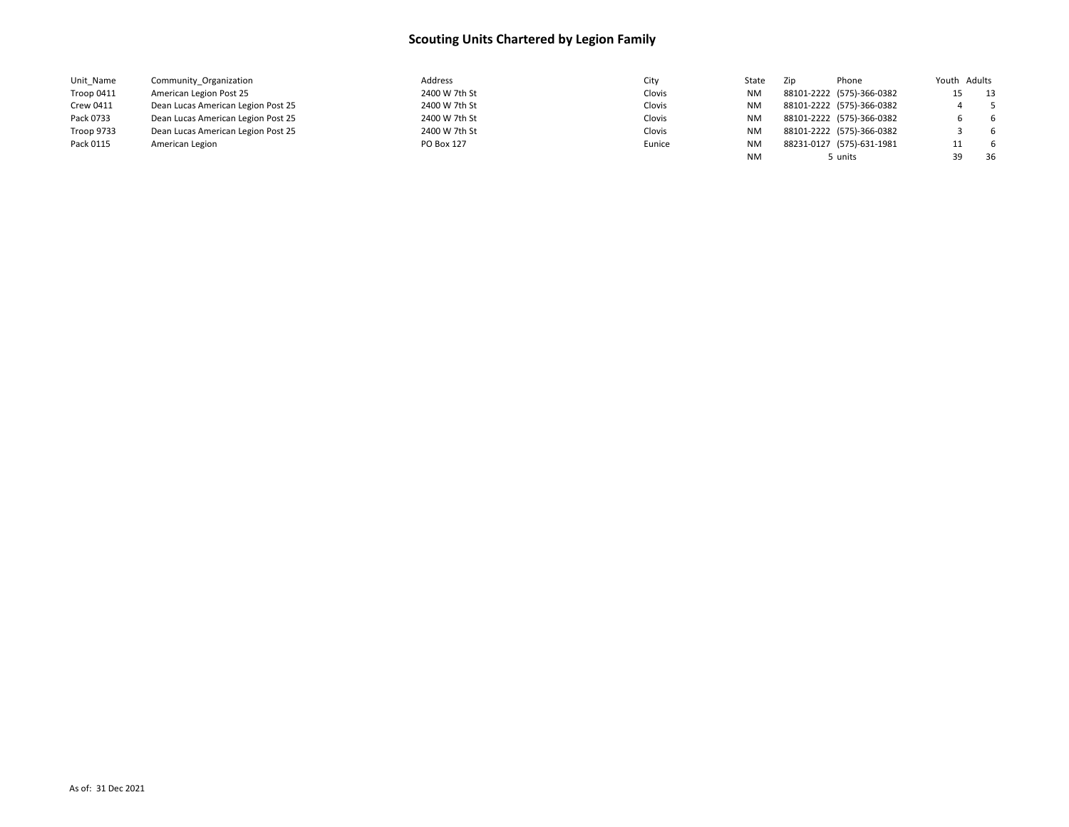# Scouting Units Chartered by Legion Family

| Unit_Name | Community_Organization | Address | City | State | Zip | Phone | Youth | Adults |
|---|---|---|---|---|---|---|---|---|
| Troop 0411 | American Legion Post 25 | 2400 W 7th St | Clovis | NM | 88101-2222 | (575)-366-0382 | 15 | 13 |
| Crew 0411 | Dean Lucas American Legion Post 25 | 2400 W 7th St | Clovis | NM | 88101-2222 | (575)-366-0382 | 4 | 5 |
| Pack 0733 | Dean Lucas American Legion Post 25 | 2400 W 7th St | Clovis | NM | 88101-2222 | (575)-366-0382 | 6 | 6 |
| Troop 9733 | Dean Lucas American Legion Post 25 | 2400 W 7th St | Clovis | NM | 88101-2222 | (575)-366-0382 | 3 | 6 |
| Pack 0115 | American Legion | PO Box 127 | Eunice | NM | 88231-0127 | (575)-631-1981 | 11 | 6 |
| | | | | NM | 5 | units | 39 | 36 |

As of: 31 Dec 2021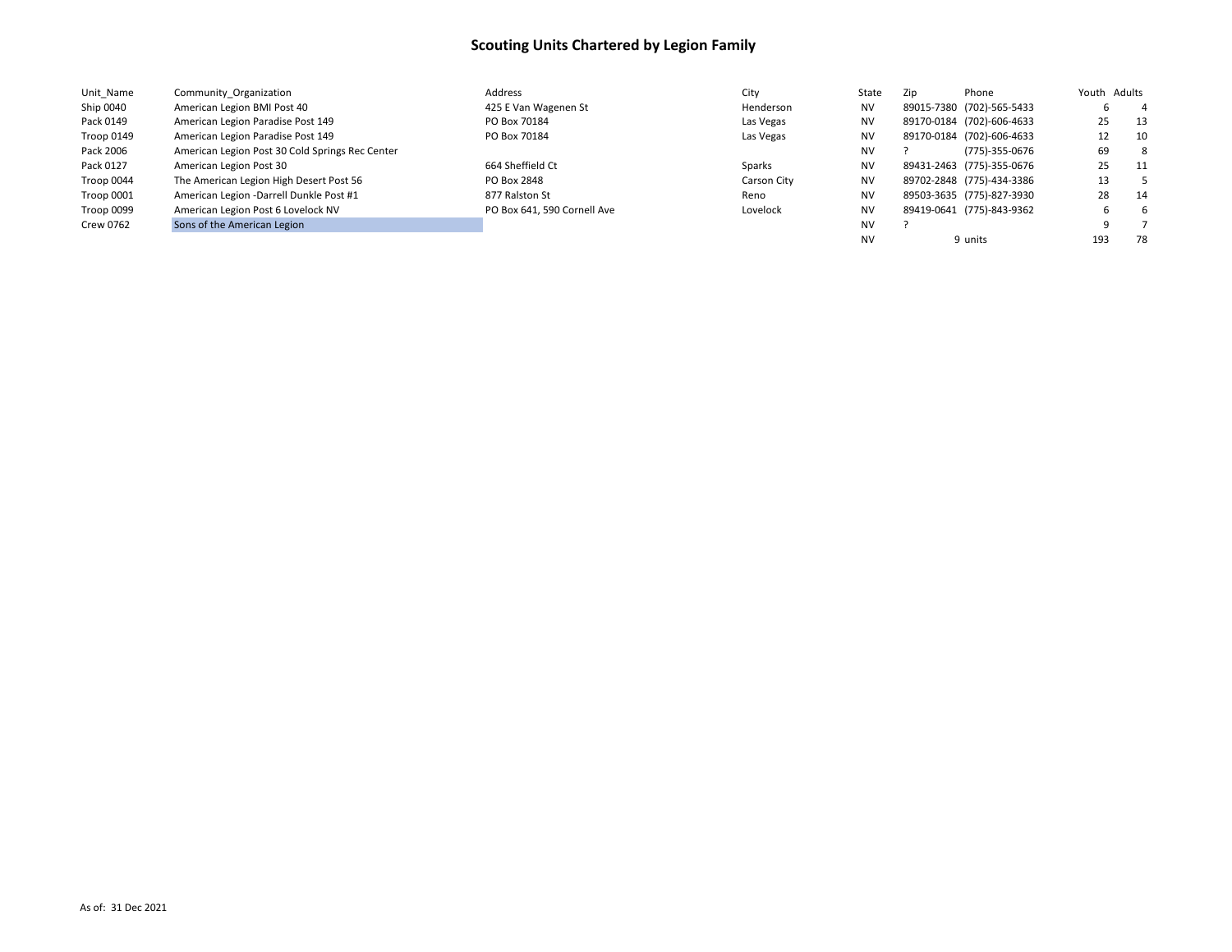# Scouting Units Chartered by Legion Family

| Unit_Name | Community_Organization | Address | City | State | Zip | Phone | Youth | Adults |
|---|---|---|---|---|---|---|---|---|
| Ship 0040 | American Legion BMI Post 40 | 425 E Van Wagenen St | Henderson | NV | 89015-7380 | (702)-565-5433 | 6 | 4 |
| Pack 0149 | American Legion Paradise Post 149 | PO Box 70184 | Las Vegas | NV | 89170-0184 | (702)-606-4633 | 25 | 13 |
| Troop 0149 | American Legion Paradise Post 149 | PO Box 70184 | Las Vegas | NV | 89170-0184 | (702)-606-4633 | 12 | 10 |
| Pack 2006 | American Legion Post 30 Cold Springs Rec Center | | | NV | ? | (775)-355-0676 | 69 | 8 |
| Pack 0127 | American Legion Post 30 | 664 Sheffield Ct | Sparks | NV | 89431-2463 | (775)-355-0676 | 25 | 11 |
| Troop 0044 | The American Legion High Desert Post 56 | PO Box 2848 | Carson City | NV | 89702-2848 | (775)-434-3386 | 13 | 5 |
| Troop 0001 | American Legion -Darrell Dunkle Post #1 | 877 Ralston St | Reno | NV | 89503-3635 | (775)-827-3930 | 28 | 14 |
| Troop 0099 | American Legion Post 6 Lovelock NV | PO Box 641, 590 Cornell Ave | Lovelock | NV | 89419-0641 | (775)-843-9362 | 6 | 6 |
| Crew 0762 | Sons of the American Legion | | | NV | ? | | 9 | 7 |
| | | | | NV | 9 | units | 193 | 78 |

As of: 31 Dec 2021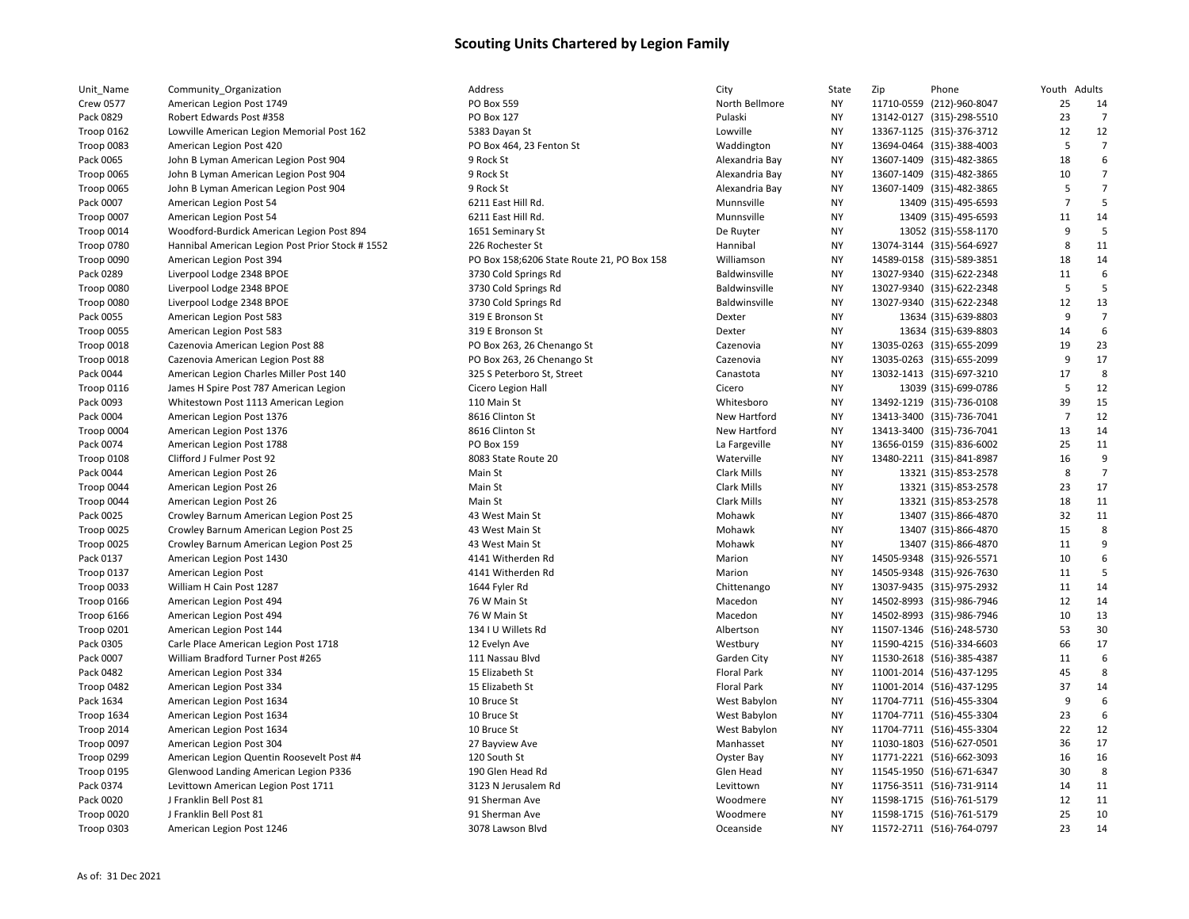# Scouting Units Chartered by Legion Family

| Unit_Name | Community_Organization | Address | City | State | Zip | Phone | Youth | Adults |
|---|---|---|---|---|---|---|---|---|
| Crew 0577 | American Legion Post 1749 | PO Box 559 | North Bellmore | NY | 11710-0559 | (212)-960-8047 | 25 | 14 |
| Pack 0829 | Robert Edwards Post #358 | PO Box 127 | Pulaski | NY | 13142-0127 | (315)-298-5510 | 23 | 7 |
| Troop 0162 | Lowville American Legion Memorial Post 162 | 5383 Dayan St | Lowville | NY | 13367-1125 | (315)-376-3712 | 12 | 12 |
| Troop 0083 | American Legion Post 420 | PO Box 464, 23 Fenton St | Waddington | NY | 13694-0464 | (315)-388-4003 | 5 | 7 |
| Pack 0065 | John B Lyman American Legion Post 904 | 9 Rock St | Alexandria Bay | NY | 13607-1409 | (315)-482-3865 | 18 | 6 |
| Troop 0065 | John B Lyman American Legion Post 904 | 9 Rock St | Alexandria Bay | NY | 13607-1409 | (315)-482-3865 | 10 | 7 |
| Troop 0065 | John B Lyman American Legion Post 904 | 9 Rock St | Alexandria Bay | NY | 13607-1409 | (315)-482-3865 | 5 | 7 |
| Pack 0007 | American Legion Post 54 | 6211 East Hill Rd. | Munnsville | NY | 13409 | (315)-495-6593 | 7 | 5 |
| Troop 0007 | American Legion Post 54 | 6211 East Hill Rd. | Munnsville | NY | 13409 | (315)-495-6593 | 11 | 14 |
| Troop 0014 | Woodford-Burdick American Legion Post 894 | 1651 Seminary St | De Ruyter | NY | 13052 | (315)-558-1170 | 9 | 5 |
| Troop 0780 | Hannibal American Legion Post Prior Stock # 1552 | 226 Rochester St | Hannibal | NY | 13074-3144 | (315)-564-6927 | 8 | 11 |
| Troop 0090 | American Legion Post 394 | PO Box 158;6206 State Route 21, PO Box 158 | Williamson | NY | 14589-0158 | (315)-589-3851 | 18 | 14 |
| Pack 0289 | Liverpool Lodge 2348 BPOE | 3730 Cold Springs Rd | Baldwinsville | NY | 13027-9340 | (315)-622-2348 | 11 | 6 |
| Troop 0080 | Liverpool Lodge 2348 BPOE | 3730 Cold Springs Rd | Baldwinsville | NY | 13027-9340 | (315)-622-2348 | 5 | 5 |
| Troop 0080 | Liverpool Lodge 2348 BPOE | 3730 Cold Springs Rd | Baldwinsville | NY | 13027-9340 | (315)-622-2348 | 12 | 13 |
| Pack 0055 | American Legion Post 583 | 319 E Bronson St | Dexter | NY | 13634 | (315)-639-8803 | 9 | 7 |
| Troop 0055 | American Legion Post 583 | 319 E Bronson St | Dexter | NY | 13634 | (315)-639-8803 | 14 | 6 |
| Troop 0018 | Cazenovia American Legion Post 88 | PO Box 263, 26 Chenango St | Cazenovia | NY | 13035-0263 | (315)-655-2099 | 19 | 23 |
| Troop 0018 | Cazenovia American Legion Post 88 | PO Box 263, 26 Chenango St | Cazenovia | NY | 13035-0263 | (315)-655-2099 | 9 | 17 |
| Pack 0044 | American Legion Charles Miller Post 140 | 325 S Peterboro St, Street | Canastota | NY | 13032-1413 | (315)-697-3210 | 17 | 8 |
| Troop 0116 | James H Spire Post 787 American Legion | Cicero Legion Hall | Cicero | NY | 13039 | (315)-699-0786 | 5 | 12 |
| Pack 0093 | Whitestown Post 1113 American Legion | 110 Main St | Whitesboro | NY | 13492-1219 | (315)-736-0108 | 39 | 15 |
| Pack 0004 | American Legion Post 1376 | 8616 Clinton St | New Hartford | NY | 13413-3400 | (315)-736-7041 | 7 | 12 |
| Troop 0004 | American Legion Post 1376 | 8616 Clinton St | New Hartford | NY | 13413-3400 | (315)-736-7041 | 13 | 14 |
| Pack 0074 | American Legion Post 1788 | PO Box 159 | La Fargeville | NY | 13656-0159 | (315)-836-6002 | 25 | 11 |
| Troop 0108 | Clifford J Fulmer Post 92 | 8083 State Route 20 | Waterville | NY | 13480-2211 | (315)-841-8987 | 16 | 9 |
| Pack 0044 | American Legion Post 26 | Main St | Clark Mills | NY | 13321 | (315)-853-2578 | 8 | 7 |
| Troop 0044 | American Legion Post 26 | Main St | Clark Mills | NY | 13321 | (315)-853-2578 | 23 | 17 |
| Troop 0044 | American Legion Post 26 | Main St | Clark Mills | NY | 13321 | (315)-853-2578 | 18 | 11 |
| Pack 0025 | Crowley Barnum American Legion Post 25 | 43 West Main St | Mohawk | NY | 13407 | (315)-866-4870 | 32 | 11 |
| Troop 0025 | Crowley Barnum American Legion Post 25 | 43 West Main St | Mohawk | NY | 13407 | (315)-866-4870 | 15 | 8 |
| Troop 0025 | Crowley Barnum American Legion Post 25 | 43 West Main St | Mohawk | NY | 13407 | (315)-866-4870 | 11 | 9 |
| Pack 0137 | American Legion Post 1430 | 4141 Witherden Rd | Marion | NY | 14505-9348 | (315)-926-5571 | 10 | 6 |
| Troop 0137 | American Legion Post | 4141 Witherden Rd | Marion | NY | 14505-9348 | (315)-926-7630 | 11 | 5 |
| Troop 0033 | William H Cain Post 1287 | 1644 Fyler Rd | Chittenango | NY | 13037-9435 | (315)-975-2932 | 11 | 14 |
| Troop 0166 | American Legion Post 494 | 76 W Main St | Macedon | NY | 14502-8993 | (315)-986-7946 | 12 | 14 |
| Troop 6166 | American Legion Post 494 | 76 W Main St | Macedon | NY | 14502-8993 | (315)-986-7946 | 10 | 13 |
| Troop 0201 | American Legion Post 144 | 134 I U Willets Rd | Albertson | NY | 11507-1346 | (516)-248-5730 | 53 | 30 |
| Pack 0305 | Carle Place American Legion Post 1718 | 12 Evelyn Ave | Westbury | NY | 11590-4215 | (516)-334-6603 | 66 | 17 |
| Pack 0007 | William Bradford Turner Post #265 | 111 Nassau Blvd | Garden City | NY | 11530-2618 | (516)-385-4387 | 11 | 6 |
| Pack 0482 | American Legion Post 334 | 15 Elizabeth St | Floral Park | NY | 11001-2014 | (516)-437-1295 | 45 | 8 |
| Troop 0482 | American Legion Post 334 | 15 Elizabeth St | Floral Park | NY | 11001-2014 | (516)-437-1295 | 37 | 14 |
| Pack 1634 | American Legion Post 1634 | 10 Bruce St | West Babylon | NY | 11704-7711 | (516)-455-3304 | 9 | 6 |
| Troop 1634 | American Legion Post 1634 | 10 Bruce St | West Babylon | NY | 11704-7711 | (516)-455-3304 | 23 | 6 |
| Troop 2014 | American Legion Post 1634 | 10 Bruce St | West Babylon | NY | 11704-7711 | (516)-455-3304 | 22 | 12 |
| Troop 0097 | American Legion Post 304 | 27 Bayview Ave | Manhasset | NY | 11030-1803 | (516)-627-0501 | 36 | 17 |
| Troop 0299 | American Legion Quentin Roosevelt Post #4 | 120 South St | Oyster Bay | NY | 11771-2221 | (516)-662-3093 | 16 | 16 |
| Troop 0195 | Glenwood Landing American Legion P336 | 190 Glen Head Rd | Glen Head | NY | 11545-1950 | (516)-671-6347 | 30 | 8 |
| Pack 0374 | Levittown American Legion Post 1711 | 3123 N Jerusalem Rd | Levittown | NY | 11756-3511 | (516)-731-9114 | 14 | 11 |
| Pack 0020 | J Franklin Bell Post 81 | 91 Sherman Ave | Woodmere | NY | 11598-1715 | (516)-761-5179 | 12 | 11 |
| Troop 0020 | J Franklin Bell Post 81 | 91 Sherman Ave | Woodmere | NY | 11598-1715 | (516)-761-5179 | 25 | 10 |
| Troop 0303 | American Legion Post 1246 | 3078 Lawson Blvd | Oceanside | NY | 11572-2711 | (516)-764-0797 | 23 | 14 |

As of: 31 Dec 2021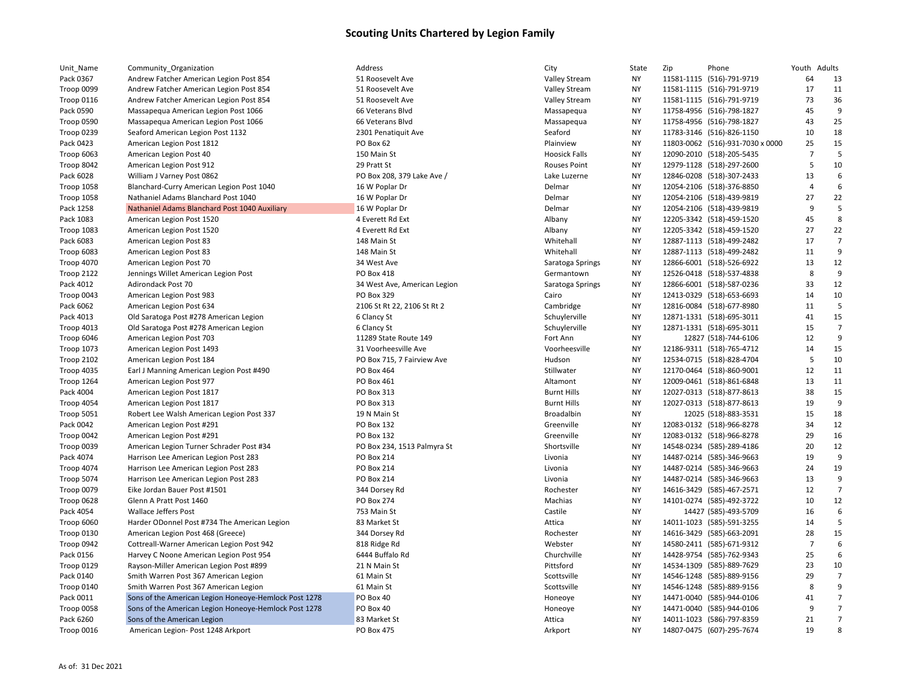# Scouting Units Chartered by Legion Family

| Unit_Name | Community_Organization | Address | City | State | Zip | Phone | Youth | Adults |
|---|---|---|---|---|---|---|---|---|
| Pack 0367 | Andrew Fatcher American Legion Post 854 | 51 Roosevelt Ave | Valley Stream | NY | 11581-1115 | (516)-791-9719 | 64 | 13 |
| Troop 0099 | Andrew Fatcher American Legion Post 854 | 51 Roosevelt Ave | Valley Stream | NY | 11581-1115 | (516)-791-9719 | 17 | 11 |
| Troop 0116 | Andrew Fatcher American Legion Post 854 | 51 Roosevelt Ave | Valley Stream | NY | 11581-1115 | (516)-791-9719 | 73 | 36 |
| Pack 0590 | Massapequa American Legion Post 1066 | 66 Veterans Blvd | Massapequa | NY | 11758-4956 | (516)-798-1827 | 45 | 9 |
| Troop 0590 | Massapequa American Legion Post 1066 | 66 Veterans Blvd | Massapequa | NY | 11758-4956 | (516)-798-1827 | 43 | 25 |
| Troop 0239 | Seaford American Legion Post 1132 | 2301 Penatiquit Ave | Seaford | NY | 11783-3146 | (516)-826-1150 | 10 | 18 |
| Pack 0423 | American Legion Post 1812 | PO Box 62 | Plainview | NY | 11803-0062 | (516)-931-7030 x 0000 | 25 | 15 |
| Troop 6063 | American Legion Post 40 | 150 Main St | Hoosick Falls | NY | 12090-2010 | (518)-205-5435 | 7 | 5 |
| Troop 8042 | American Legion Post 912 | 29 Pratt St | Rouses Point | NY | 12979-1128 | (518)-297-2600 | 5 | 10 |
| Pack 6028 | William J Varney Post 0862 | PO Box 208, 379 Lake Ave / | Lake Luzerne | NY | 12846-0208 | (518)-307-2433 | 13 | 6 |
| Troop 1058 | Blanchard-Curry American Legion Post 1040 | 16 W Poplar Dr | Delmar | NY | 12054-2106 | (518)-376-8850 | 4 | 6 |
| Troop 1058 | Nathaniel Adams Blanchard Post 1040 | 16 W Poplar Dr | Delmar | NY | 12054-2106 | (518)-439-9819 | 27 | 22 |
| Pack 1258 | Nathaniel Adams Blanchard Post 1040 Auxiliary | 16 W Poplar Dr | Delmar | NY | 12054-2106 | (518)-439-9819 | 9 | 5 |
| Pack 1083 | American Legion Post 1520 | 4 Everett Rd Ext | Albany | NY | 12205-3342 | (518)-459-1520 | 45 | 8 |
| Troop 1083 | American Legion Post 1520 | 4 Everett Rd Ext | Albany | NY | 12205-3342 | (518)-459-1520 | 27 | 22 |
| Pack 6083 | American Legion Post 83 | 148 Main St | Whitehall | NY | 12887-1113 | (518)-499-2482 | 17 | 7 |
| Troop 6083 | American Legion Post 83 | 148 Main St | Whitehall | NY | 12887-1113 | (518)-499-2482 | 11 | 9 |
| Troop 4070 | American Legion Post 70 | 34 West Ave | Saratoga Springs | NY | 12866-6001 | (518)-526-6922 | 13 | 12 |
| Troop 2122 | Jennings Willet American Legion Post | PO Box 418 | Germantown | NY | 12526-0418 | (518)-537-4838 | 8 | 9 |
| Pack 4012 | Adirondack Post 70 | 34 West Ave, American Legion | Saratoga Springs | NY | 12866-6001 | (518)-587-0236 | 33 | 12 |
| Troop 0043 | American Legion Post 983 | PO Box 329 | Cairo | NY | 12413-0329 | (518)-653-6693 | 14 | 10 |
| Pack 6062 | American Legion Post 634 | 2106 St Rt 22, 2106 St Rt 2 | Cambridge | NY | 12816-0084 | (518)-677-8980 | 11 | 5 |
| Pack 4013 | Old Saratoga Post #278 American Legion | 6 Clancy St | Schuylerville | NY | 12871-1331 | (518)-695-3011 | 41 | 15 |
| Troop 4013 | Old Saratoga Post #278 American Legion | 6 Clancy St | Schuylerville | NY | 12871-1331 | (518)-695-3011 | 15 | 7 |
| Troop 6046 | American Legion Post 703 | 11289 State Route 149 | Fort Ann | NY | 12827 | (518)-744-6106 | 12 | 9 |
| Troop 1073 | American Legion Post 1493 | 31 Voorheesville Ave | Voorheesville | NY | 12186-9311 | (518)-765-4712 | 14 | 15 |
| Troop 2102 | American Legion Post 184 | PO Box 715, 7 Fairview Ave | Hudson | NY | 12534-0715 | (518)-828-4704 | 5 | 10 |
| Troop 4035 | Earl J Manning American Legion Post #490 | PO Box 464 | Stillwater | NY | 12170-0464 | (518)-860-9001 | 12 | 11 |
| Troop 1264 | American Legion Post 977 | PO Box 461 | Altamont | NY | 12009-0461 | (518)-861-6848 | 13 | 11 |
| Pack 4004 | American Legion Post 1817 | PO Box 313 | Burnt Hills | NY | 12027-0313 | (518)-877-8613 | 38 | 15 |
| Troop 4054 | American Legion Post 1817 | PO Box 313 | Burnt Hills | NY | 12027-0313 | (518)-877-8613 | 19 | 9 |
| Troop 5051 | Robert Lee Walsh American Legion Post 337 | 19 N Main St | Broadalbin | NY | 12025 | (518)-883-3531 | 15 | 18 |
| Pack 0042 | American Legion Post #291 | PO Box 132 | Greenville | NY | 12083-0132 | (518)-966-8278 | 34 | 12 |
| Troop 0042 | American Legion Post #291 | PO Box 132 | Greenville | NY | 12083-0132 | (518)-966-8278 | 29 | 16 |
| Troop 0039 | American Legion Turner Schrader Post #34 | PO Box 234, 1513 Palmyra St | Shortsville | NY | 14548-0234 | (585)-289-4186 | 20 | 12 |
| Pack 4074 | Harrison Lee American Legion Post 283 | PO Box 214 | Livonia | NY | 14487-0214 | (585)-346-9663 | 19 | 9 |
| Troop 4074 | Harrison Lee American Legion Post 283 | PO Box 214 | Livonia | NY | 14487-0214 | (585)-346-9663 | 24 | 19 |
| Troop 5074 | Harrison Lee American Legion Post 283 | PO Box 214 | Livonia | NY | 14487-0214 | (585)-346-9663 | 13 | 9 |
| Troop 0079 | Eike Jordan Bauer Post #1501 | 344 Dorsey Rd | Rochester | NY | 14616-3429 | (585)-467-2571 | 12 | 7 |
| Troop 0628 | Glenn A Pratt Post 1460 | PO Box 274 | Machias | NY | 14101-0274 | (585)-492-3722 | 10 | 12 |
| Pack 4054 | Wallace Jeffers Post | 753 Main St | Castile | NY | 14427 | (585)-493-5709 | 16 | 6 |
| Troop 6060 | Harder ODonnel Post #734 The American Legion | 83 Market St | Attica | NY | 14011-1023 | (585)-591-3255 | 14 | 5 |
| Troop 0130 | American Legion Post 468 (Greece) | 344 Dorsey Rd | Rochester | NY | 14616-3429 | (585)-663-2091 | 28 | 15 |
| Troop 0942 | Cottreall-Warner American Legion Post 942 | 818 Ridge Rd | Webster | NY | 14580-2411 | (585)-671-9312 | 7 | 6 |
| Pack 0156 | Harvey C Noone American Legion Post 954 | 6444 Buffalo Rd | Churchville | NY | 14428-9754 | (585)-762-9343 | 25 | 6 |
| Troop 0129 | Rayson-Miller American Legion Post #899 | 21 N Main St | Pittsford | NY | 14534-1309 | (585)-889-7629 | 23 | 10 |
| Pack 0140 | Smith Warren Post 367 American Legion | 61 Main St | Scottsville | NY | 14546-1248 | (585)-889-9156 | 29 | 7 |
| Troop 0140 | Smith Warren Post 367 American Legion | 61 Main St | Scottsville | NY | 14546-1248 | (585)-889-9156 | 8 | 9 |
| Pack 0011 | Sons of the American Legion Honeoye-Hemlock Post 1278 | PO Box 40 | Honeoye | NY | 14471-0040 | (585)-944-0106 | 41 | 7 |
| Troop 0058 | Sons of the American Legion Honeoye-Hemlock Post 1278 | PO Box 40 | Honeoye | NY | 14471-0040 | (585)-944-0106 | 9 | 7 |
| Pack 6260 | Sons of the American Legion | 83 Market St | Attica | NY | 14011-1023 | (586)-797-8359 | 21 | 7 |
| Troop 0016 | American Legion- Post 1248 Arkport | PO Box 475 | Arkport | NY | 14807-0475 | (607)-295-7674 | 19 | 8 |

As of: 31 Dec 2021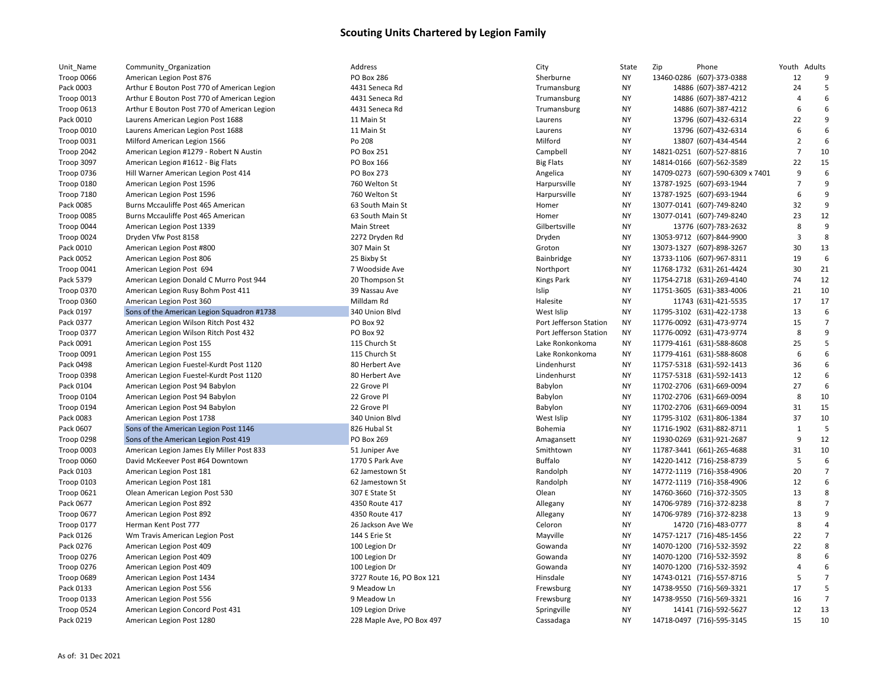# Scouting Units Chartered by Legion Family

| Unit_Name | Community_Organization | Address | City | State | Zip | Phone | Youth | Adults |
|---|---|---|---|---|---|---|---|---|
| Troop 0066 | American Legion Post 876 | PO Box 286 | Sherburne | NY | 13460-0286 | (607)-373-0388 | 12 | 9 |
| Pack 0003 | Arthur E Bouton Post 770 of American Legion | 4431 Seneca Rd | Trumansburg | NY | 14886 | (607)-387-4212 | 24 | 5 |
| Troop 0013 | Arthur E Bouton Post 770 of American Legion | 4431 Seneca Rd | Trumansburg | NY | 14886 | (607)-387-4212 | 4 | 6 |
| Troop 0613 | Arthur E Bouton Post 770 of American Legion | 4431 Seneca Rd | Trumansburg | NY | 14886 | (607)-387-4212 | 6 | 6 |
| Pack 0010 | Laurens American Legion Post 1688 | 11 Main St | Laurens | NY | 13796 | (607)-432-6314 | 22 | 9 |
| Troop 0010 | Laurens American Legion Post 1688 | 11 Main St | Laurens | NY | 13796 | (607)-432-6314 | 6 | 6 |
| Troop 0031 | Milford American Legion 1566 | Po 208 | Milford | NY | 13807 | (607)-434-4544 | 2 | 6 |
| Troop 2042 | American Legion #1279 - Robert N Austin | PO Box 251 | Campbell | NY | 14821-0251 | (607)-527-8816 | 7 | 10 |
| Troop 3097 | American Legion #1612 - Big Flats | PO Box 166 | Big Flats | NY | 14814-0166 | (607)-562-3589 | 22 | 15 |
| Troop 0736 | Hill Warner American Legion Post 414 | PO Box 273 | Angelica | NY | 14709-0273 | (607)-590-6309 x 7401 | 9 | 6 |
| Troop 0180 | American Legion Post 1596 | 760 Welton St | Harpursville | NY | 13787-1925 | (607)-693-1944 | 7 | 9 |
| Troop 7180 | American Legion Post 1596 | 760 Welton St | Harpursville | NY | 13787-1925 | (607)-693-1944 | 6 | 9 |
| Pack 0085 | Burns Mccauliffe Post 465 American | 63 South Main St | Homer | NY | 13077-0141 | (607)-749-8240 | 32 | 9 |
| Troop 0085 | Burns Mccauliffe Post 465 American | 63 South Main St | Homer | NY | 13077-0141 | (607)-749-8240 | 23 | 12 |
| Troop 0044 | American Legion Post 1339 | Main Street | Gilbertsville | NY | 13776 | (607)-783-2632 | 8 | 9 |
| Troop 0024 | Dryden Vfw Post 8158 | 2272 Dryden Rd | Dryden | NY | 13053-9712 | (607)-844-9900 | 3 | 8 |
| Pack 0010 | American Legion Post #800 | 307 Main St | Groton | NY | 13073-1327 | (607)-898-3267 | 30 | 13 |
| Pack 0052 | American Legion Post 806 | 25 Bixby St | Bainbridge | NY | 13733-1106 | (607)-967-8311 | 19 | 6 |
| Troop 0041 | American Legion Post 694 | 7 Woodside Ave | Northport | NY | 11768-1732 | (631)-261-4424 | 30 | 21 |
| Pack 5379 | American Legion Donald C Murro Post 944 | 20 Thompson St | Kings Park | NY | 11754-2718 | (631)-269-4140 | 74 | 12 |
| Troop 0370 | American Legion Rusy Bohm Post 411 | 39 Nassau Ave | Islip | NY | 11751-3605 | (631)-383-4006 | 21 | 10 |
| Troop 0360 | American Legion Post 360 | Milldam Rd | Halesite | NY | 11743 | (631)-421-5535 | 17 | 17 |
| Pack 0197 | Sons of the American Legion Squadron #1738 | 340 Union Blvd | West Islip | NY | 11795-3102 | (631)-422-1738 | 13 | 6 |
| Pack 0377 | American Legion Wilson Ritch Post 432 | PO Box 92 | Port Jefferson Station | NY | 11776-0092 | (631)-473-9774 | 15 | 7 |
| Troop 0377 | American Legion Wilson Ritch Post 432 | PO Box 92 | Port Jefferson Station | NY | 11776-0092 | (631)-473-9774 | 8 | 9 |
| Pack 0091 | American Legion Post 155 | 115 Church St | Lake Ronkonkoma | NY | 11779-4161 | (631)-588-8608 | 25 | 5 |
| Troop 0091 | American Legion Post 155 | 115 Church St | Lake Ronkonkoma | NY | 11779-4161 | (631)-588-8608 | 6 | 6 |
| Pack 0498 | American Legion Fuestel-Kurdt Post 1120 | 80 Herbert Ave | Lindenhurst | NY | 11757-5318 | (631)-592-1413 | 36 | 6 |
| Troop 0398 | American Legion Fuestel-Kurdt Post 1120 | 80 Herbert Ave | Lindenhurst | NY | 11757-5318 | (631)-592-1413 | 12 | 6 |
| Pack 0104 | American Legion Post 94 Babylon | 22 Grove Pl | Babylon | NY | 11702-2706 | (631)-669-0094 | 27 | 6 |
| Troop 0104 | American Legion Post 94 Babylon | 22 Grove Pl | Babylon | NY | 11702-2706 | (631)-669-0094 | 8 | 10 |
| Troop 0194 | American Legion Post 94 Babylon | 22 Grove Pl | Babylon | NY | 11702-2706 | (631)-669-0094 | 31 | 15 |
| Pack 0083 | American Legion Post 1738 | 340 Union Blvd | West Islip | NY | 11795-3102 | (631)-806-1384 | 37 | 10 |
| Pack 0607 | Sons of the American Legion Post 1146 | 826 Hubal St | Bohemia | NY | 11716-1902 | (631)-882-8711 | 1 | 5 |
| Troop 0298 | Sons of the American Legion Post 419 | PO Box 269 | Amagansett | NY | 11930-0269 | (631)-921-2687 | 9 | 12 |
| Troop 0003 | American Legion James Ely Miller Post 833 | 51 Juniper Ave | Smithtown | NY | 11787-3441 | (661)-265-4688 | 31 | 10 |
| Troop 0060 | David McKeever Post #64 Downtown | 1770 S Park Ave | Buffalo | NY | 14220-1412 | (716)-258-8739 | 5 | 6 |
| Pack 0103 | American Legion Post 181 | 62 Jamestown St | Randolph | NY | 14772-1119 | (716)-358-4906 | 20 | 7 |
| Troop 0103 | American Legion Post 181 | 62 Jamestown St | Randolph | NY | 14772-1119 | (716)-358-4906 | 12 | 6 |
| Troop 0621 | Olean American Legion Post 530 | 307 E State St | Olean | NY | 14760-3660 | (716)-372-3505 | 13 | 8 |
| Pack 0677 | American Legion Post 892 | 4350 Route 417 | Allegany | NY | 14706-9789 | (716)-372-8238 | 8 | 7 |
| Troop 0677 | American Legion Post 892 | 4350 Route 417 | Allegany | NY | 14706-9789 | (716)-372-8238 | 13 | 9 |
| Troop 0177 | Herman Kent Post 777 | 26 Jackson Ave We | Celoron | NY | 14720 | (716)-483-0777 | 8 | 4 |
| Pack 0126 | Wm Travis American Legion Post | 144 S Erie St | Mayville | NY | 14757-1217 | (716)-485-1456 | 22 | 7 |
| Pack 0276 | American Legion Post 409 | 100 Legion Dr | Gowanda | NY | 14070-1200 | (716)-532-3592 | 22 | 8 |
| Troop 0276 | American Legion Post 409 | 100 Legion Dr | Gowanda | NY | 14070-1200 | (716)-532-3592 | 8 | 6 |
| Troop 0276 | American Legion Post 409 | 100 Legion Dr | Gowanda | NY | 14070-1200 | (716)-532-3592 | 4 | 6 |
| Troop 0689 | American Legion Post 1434 | 3727 Route 16, PO Box 121 | Hinsdale | NY | 14743-0121 | (716)-557-8716 | 5 | 7 |
| Pack 0133 | American Legion Post 556 | 9 Meadow Ln | Frewsburg | NY | 14738-9550 | (716)-569-3321 | 17 | 5 |
| Troop 0133 | American Legion Post 556 | 9 Meadow Ln | Frewsburg | NY | 14738-9550 | (716)-569-3321 | 16 | 7 |
| Troop 0524 | American Legion Concord Post 431 | 109 Legion Drive | Springville | NY | 14141 | (716)-592-5627 | 12 | 13 |
| Pack 0219 | American Legion Post 1280 | 228 Maple Ave, PO Box 497 | Cassadaga | NY | 14718-0497 | (716)-595-3145 | 15 | 10 |

As of: 31 Dec 2021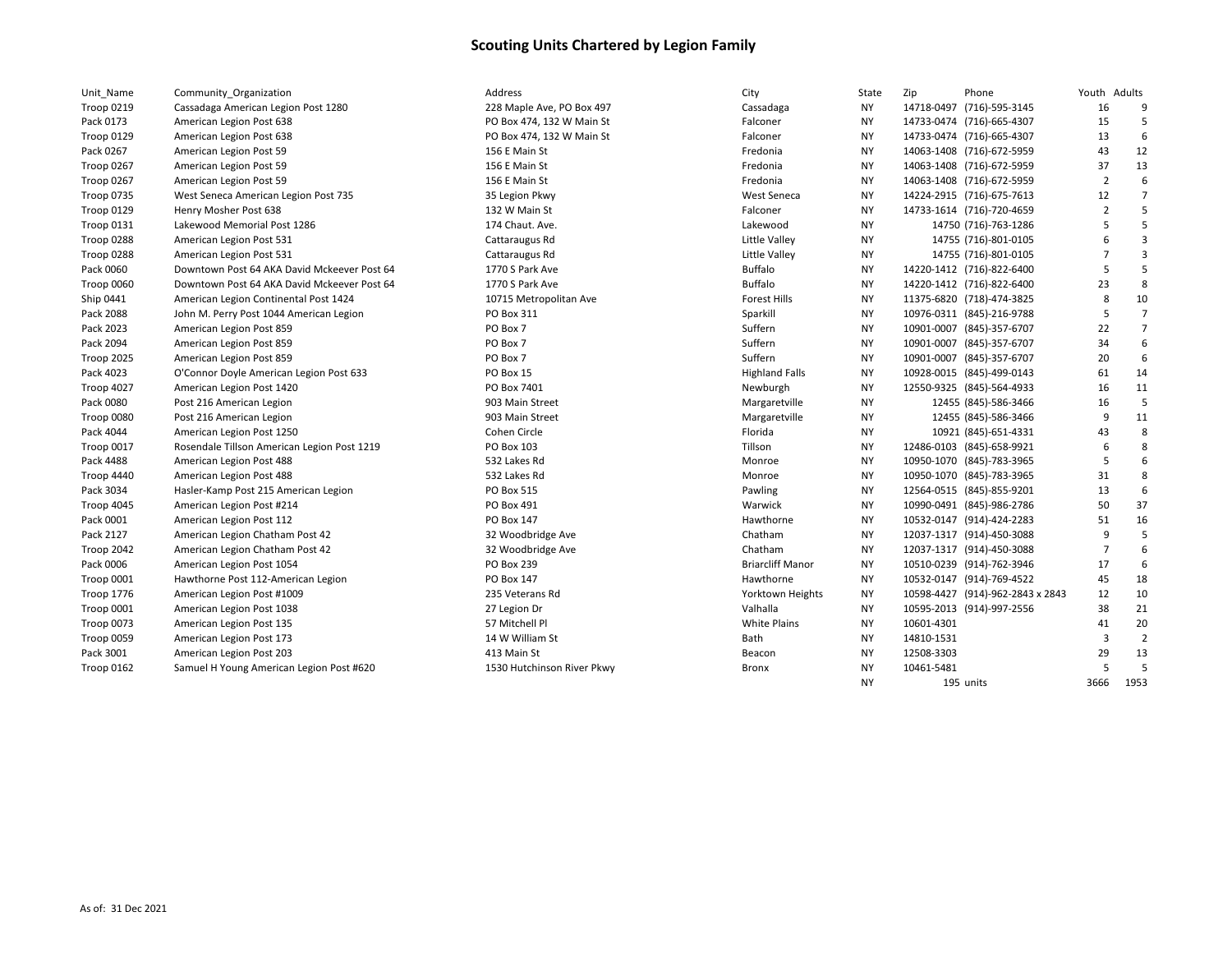# Scouting Units Chartered by Legion Family

| Unit_Name | Community_Organization | Address | City | State | Zip | Phone | Youth | Adults |
|---|---|---|---|---|---|---|---|---|
| Troop 0219 | Cassadaga American Legion Post 1280 | 228 Maple Ave, PO Box 497 | Cassadaga | NY | 14718-0497 | (716)-595-3145 | 16 | 9 |
| Pack 0173 | American Legion Post 638 | PO Box 474, 132 W Main St | Falconer | NY | 14733-0474 | (716)-665-4307 | 15 | 5 |
| Troop 0129 | American Legion Post 638 | PO Box 474, 132 W Main St | Falconer | NY | 14733-0474 | (716)-665-4307 | 13 | 6 |
| Pack 0267 | American Legion Post 59 | 156 E Main St | Fredonia | NY | 14063-1408 | (716)-672-5959 | 43 | 12 |
| Troop 0267 | American Legion Post 59 | 156 E Main St | Fredonia | NY | 14063-1408 | (716)-672-5959 | 37 | 13 |
| Troop 0267 | American Legion Post 59 | 156 E Main St | Fredonia | NY | 14063-1408 | (716)-672-5959 | 2 | 6 |
| Troop 0735 | West Seneca American Legion Post 735 | 35 Legion Pkwy | West Seneca | NY | 14224-2915 | (716)-675-7613 | 12 | 7 |
| Troop 0129 | Henry Mosher Post 638 | 132 W Main St | Falconer | NY | 14733-1614 | (716)-720-4659 | 2 | 5 |
| Troop 0131 | Lakewood Memorial Post 1286 | 174 Chaut. Ave. | Lakewood | NY | 14750 | (716)-763-1286 | 5 | 5 |
| Troop 0288 | American Legion Post 531 | Cattaraugus Rd | Little Valley | NY | 14755 | (716)-801-0105 | 6 | 3 |
| Troop 0288 | American Legion Post 531 | Cattaraugus Rd | Little Valley | NY | 14755 | (716)-801-0105 | 7 | 3 |
| Pack 0060 | Downtown Post 64 AKA David Mckeever Post 64 | 1770 S Park Ave | Buffalo | NY | 14220-1412 | (716)-822-6400 | 5 | 5 |
| Troop 0060 | Downtown Post 64 AKA David Mckeever Post 64 | 1770 S Park Ave | Buffalo | NY | 14220-1412 | (716)-822-6400 | 23 | 8 |
| Ship 0441 | American Legion Continental Post 1424 | 10715 Metropolitan Ave | Forest Hills | NY | 11375-6820 | (718)-474-3825 | 8 | 10 |
| Pack 2088 | John M. Perry Post 1044 American Legion | PO Box 311 | Sparkill | NY | 10976-0311 | (845)-216-9788 | 5 | 7 |
| Pack 2023 | American Legion Post 859 | PO Box 7 | Suffern | NY | 10901-0007 | (845)-357-6707 | 22 | 7 |
| Pack 2094 | American Legion Post 859 | PO Box 7 | Suffern | NY | 10901-0007 | (845)-357-6707 | 34 | 6 |
| Troop 2025 | American Legion Post 859 | PO Box 7 | Suffern | NY | 10901-0007 | (845)-357-6707 | 20 | 6 |
| Pack 4023 | O'Connor Doyle American Legion Post 633 | PO Box 15 | Highland Falls | NY | 10928-0015 | (845)-499-0143 | 61 | 14 |
| Troop 4027 | American Legion Post 1420 | PO Box 7401 | Newburgh | NY | 12550-9325 | (845)-564-4933 | 16 | 11 |
| Pack 0080 | Post 216 American Legion | 903 Main Street | Margaretville | NY | 12455 | (845)-586-3466 | 16 | 5 |
| Troop 0080 | Post 216 American Legion | 903 Main Street | Margaretville | NY | 12455 | (845)-586-3466 | 9 | 11 |
| Pack 4044 | American Legion Post 1250 | Cohen Circle | Florida | NY | 10921 | (845)-651-4331 | 43 | 8 |
| Troop 0017 | Rosendale Tillson American Legion Post 1219 | PO Box 103 | Tillson | NY | 12486-0103 | (845)-658-9921 | 6 | 8 |
| Pack 4488 | American Legion Post 488 | 532 Lakes Rd | Monroe | NY | 10950-1070 | (845)-783-3965 | 5 | 6 |
| Troop 4440 | American Legion Post 488 | 532 Lakes Rd | Monroe | NY | 10950-1070 | (845)-783-3965 | 31 | 8 |
| Pack 3034 | Hasler-Kamp Post 215 American Legion | PO Box 515 | Pawling | NY | 12564-0515 | (845)-855-9201 | 13 | 6 |
| Troop 4045 | American Legion Post #214 | PO Box 491 | Warwick | NY | 10990-0491 | (845)-986-2786 | 50 | 37 |
| Pack 0001 | American Legion Post 112 | PO Box 147 | Hawthorne | NY | 10532-0147 | (914)-424-2283 | 51 | 16 |
| Pack 2127 | American Legion Chatham Post 42 | 32 Woodbridge Ave | Chatham | NY | 12037-1317 | (914)-450-3088 | 9 | 5 |
| Troop 2042 | American Legion Chatham Post 42 | 32 Woodbridge Ave | Chatham | NY | 12037-1317 | (914)-450-3088 | 7 | 6 |
| Pack 0006 | American Legion Post 1054 | PO Box 239 | Briarcliff Manor | NY | 10510-0239 | (914)-762-3946 | 17 | 6 |
| Troop 0001 | Hawthorne Post 112-American Legion | PO Box 147 | Hawthorne | NY | 10532-0147 | (914)-769-4522 | 45 | 18 |
| Troop 1776 | American Legion Post #1009 | 235 Veterans Rd | Yorktown Heights | NY | 10598-4427 | (914)-962-2843 x 2843 | 12 | 10 |
| Troop 0001 | American Legion Post 1038 | 27 Legion Dr | Valhalla | NY | 10595-2013 | (914)-997-2556 | 38 | 21 |
| Troop 0073 | American Legion Post 135 | 57 Mitchell Pl | White Plains | NY | 10601-4301 | | 41 | 20 |
| Troop 0059 | American Legion Post 173 | 14 W William St | Bath | NY | 14810-1531 | | 3 | 2 |
| Pack 3001 | American Legion Post 203 | 413 Main St | Beacon | NY | 12508-3303 | | 29 | 13 |
| Troop 0162 | Samuel H Young American Legion Post #620 | 1530 Hutchinson River Pkwy | Bronx | NY | 10461-5481 | | 5 | 5 |
| | | | | NY | 195 | units | 3666 | 1953 |

As of: 31 Dec 2021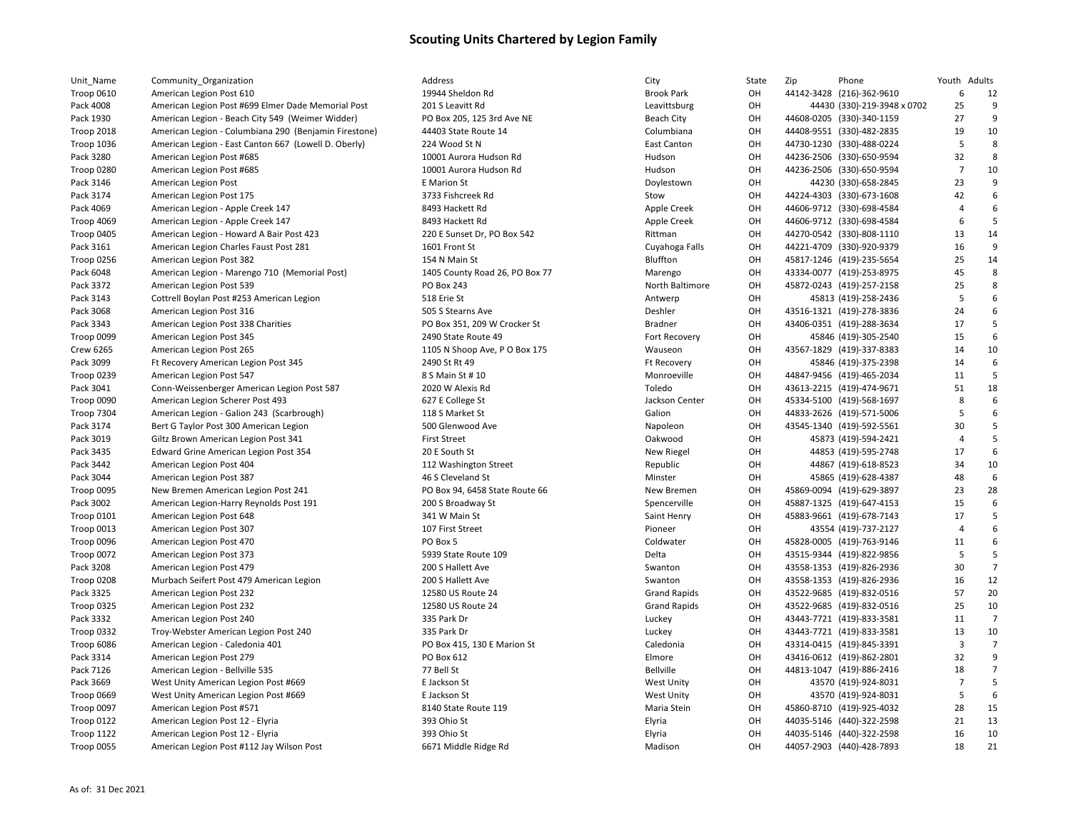# Scouting Units Chartered by Legion Family

| Unit_Name | Community_Organization | Address | City | State | Zip | Phone | Youth | Adults |
|---|---|---|---|---|---|---|---|---|
| Troop 0610 | American Legion Post 610 | 19944 Sheldon Rd | Brook Park | OH | 44142-3428 | (216)-362-9610 | 6 | 12 |
| Pack 4008 | American Legion Post #699 Elmer Dade Memorial Post | 201 S Leavitt Rd | Leavittsburg | OH | 44430 | (330)-219-3948 x 0702 | 25 | 9 |
| Pack 1930 | American Legion - Beach City 549 (Weimer Widder) | PO Box 205, 125 3rd Ave NE | Beach City | OH | 44608-0205 | (330)-340-1159 | 27 | 9 |
| Troop 2018 | American Legion - Columbiana 290 (Benjamin Firestone) | 44403 State Route 14 | Columbiana | OH | 44408-9551 | (330)-482-2835 | 19 | 10 |
| Troop 1036 | American Legion - East Canton 667 (Lowell D. Oberly) | 224 Wood St N | East Canton | OH | 44730-1230 | (330)-488-0224 | 5 | 8 |
| Pack 3280 | American Legion Post #685 | 10001 Aurora Hudson Rd | Hudson | OH | 44236-2506 | (330)-650-9594 | 32 | 8 |
| Troop 0280 | American Legion Post #685 | 10001 Aurora Hudson Rd | Hudson | OH | 44236-2506 | (330)-650-9594 | 7 | 10 |
| Pack 3146 | American Legion Post | E Marion St | Doylestown | OH | 44230 | (330)-658-2845 | 23 | 9 |
| Pack 3174 | American Legion Post 175 | 3733 Fishcreek Rd | Stow | OH | 44224-4303 | (330)-673-1608 | 42 | 6 |
| Pack 4069 | American Legion - Apple Creek 147 | 8493 Hackett Rd | Apple Creek | OH | 44606-9712 | (330)-698-4584 | 4 | 6 |
| Troop 4069 | American Legion - Apple Creek 147 | 8493 Hackett Rd | Apple Creek | OH | 44606-9712 | (330)-698-4584 | 6 | 5 |
| Troop 0405 | American Legion - Howard A Bair Post 423 | 220 E Sunset Dr, PO Box 542 | Rittman | OH | 44270-0542 | (330)-808-1110 | 13 | 14 |
| Pack 3161 | American Legion Charles Faust Post 281 | 1601 Front St | Cuyahoga Falls | OH | 44221-4709 | (330)-920-9379 | 16 | 9 |
| Troop 0256 | American Legion Post 382 | 154 N Main St | Bluffton | OH | 45817-1246 | (419)-235-5654 | 25 | 14 |
| Pack 6048 | American Legion - Marengo 710 (Memorial Post) | 1405 County Road 26, PO Box 77 | Marengo | OH | 43334-0077 | (419)-253-8975 | 45 | 8 |
| Pack 3372 | American Legion Post 539 | PO Box 243 | North Baltimore | OH | 45872-0243 | (419)-257-2158 | 25 | 8 |
| Pack 3143 | Cottrell Boylan Post #253 American Legion | 518 Erie St | Antwerp | OH | 45813 | (419)-258-2436 | 5 | 6 |
| Pack 3068 | American Legion Post 316 | 505 S Stearns Ave | Deshler | OH | 43516-1321 | (419)-278-3836 | 24 | 6 |
| Pack 3343 | American Legion Post 338 Charities | PO Box 351, 209 W Crocker St | Bradner | OH | 43406-0351 | (419)-288-3634 | 17 | 5 |
| Troop 0099 | American Legion Post 345 | 2490 State Route 49 | Fort Recovery | OH | 45846 | (419)-305-2540 | 15 | 6 |
| Crew 6265 | American Legion Post 265 | 1105 N Shoop Ave, P O Box 175 | Wauseon | OH | 43567-1829 | (419)-337-8383 | 14 | 10 |
| Pack 3099 | Ft Recovery American Legion Post 345 | 2490 St Rt 49 | Ft Recovery | OH | 45846 | (419)-375-2398 | 14 | 6 |
| Troop 0239 | American Legion Post 547 | 8 S Main St # 10 | Monroeville | OH | 44847-9456 | (419)-465-2034 | 11 | 5 |
| Pack 3041 | Conn-Weissenberger American Legion Post 587 | 2020 W Alexis Rd | Toledo | OH | 43613-2215 | (419)-474-9671 | 51 | 18 |
| Troop 0090 | American Legion Scherer Post 493 | 627 E College St | Jackson Center | OH | 45334-5100 | (419)-568-1697 | 8 | 6 |
| Troop 7304 | American Legion - Galion 243 (Scarbrough) | 118 S Market St | Galion | OH | 44833-2626 | (419)-571-5006 | 5 | 6 |
| Pack 3174 | Bert G Taylor Post 300 American Legion | 500 Glenwood Ave | Napoleon | OH | 43545-1340 | (419)-592-5561 | 30 | 5 |
| Pack 3019 | Giltz Brown American Legion Post 341 | First Street | Oakwood | OH | 45873 | (419)-594-2421 | 4 | 5 |
| Pack 3435 | Edward Grine American Legion Post 354 | 20 E South St | New Riegel | OH | 44853 | (419)-595-2748 | 17 | 6 |
| Pack 3442 | American Legion Post 404 | 112 Washington Street | Republic | OH | 44867 | (419)-618-8523 | 34 | 10 |
| Pack 3044 | American Legion Post 387 | 46 S Cleveland St | Minster | OH | 45865 | (419)-628-4387 | 48 | 6 |
| Troop 0095 | New Bremen American Legion Post 241 | PO Box 94, 6458 State Route 66 | New Bremen | OH | 45869-0094 | (419)-629-3897 | 23 | 28 |
| Pack 3002 | American Legion-Harry Reynolds Post 191 | 200 S Broadway St | Spencerville | OH | 45887-1325 | (419)-647-4153 | 15 | 6 |
| Troop 0101 | American Legion Post 648 | 341 W Main St | Saint Henry | OH | 45883-9661 | (419)-678-7143 | 17 | 5 |
| Troop 0013 | American Legion Post 307 | 107 First Street | Pioneer | OH | 43554 | (419)-737-2127 | 4 | 6 |
| Troop 0096 | American Legion Post 470 | PO Box 5 | Coldwater | OH | 45828-0005 | (419)-763-9146 | 11 | 6 |
| Troop 0072 | American Legion Post 373 | 5939 State Route 109 | Delta | OH | 43515-9344 | (419)-822-9856 | 5 | 5 |
| Pack 3208 | American Legion Post 479 | 200 S Hallett Ave | Swanton | OH | 43558-1353 | (419)-826-2936 | 30 | 7 |
| Troop 0208 | Murbach Seifert Post 479 American Legion | 200 S Hallett Ave | Swanton | OH | 43558-1353 | (419)-826-2936 | 16 | 12 |
| Pack 3325 | American Legion Post 232 | 12580 US Route 24 | Grand Rapids | OH | 43522-9685 | (419)-832-0516 | 57 | 20 |
| Troop 0325 | American Legion Post 232 | 12580 US Route 24 | Grand Rapids | OH | 43522-9685 | (419)-832-0516 | 25 | 10 |
| Pack 3332 | American Legion Post 240 | 335 Park Dr | Luckey | OH | 43443-7721 | (419)-833-3581 | 11 | 7 |
| Troop 0332 | Troy-Webster American Legion Post 240 | 335 Park Dr | Luckey | OH | 43443-7721 | (419)-833-3581 | 13 | 10 |
| Troop 6086 | American Legion - Caledonia 401 | PO Box 415, 130 E Marion St | Caledonia | OH | 43314-0415 | (419)-845-3391 | 3 | 7 |
| Pack 3314 | American Legion Post 279 | PO Box 612 | Elmore | OH | 43416-0612 | (419)-862-2801 | 32 | 9 |
| Pack 7126 | American Legion - Bellville 535 | 77 Bell St | Bellville | OH | 44813-1047 | (419)-886-2416 | 18 | 7 |
| Pack 3669 | West Unity American Legion Post #669 | E Jackson St | West Unity | OH | 43570 | (419)-924-8031 | 7 | 5 |
| Troop 0669 | West Unity American Legion Post #669 | E Jackson St | West Unity | OH | 43570 | (419)-924-8031 | 5 | 6 |
| Troop 0097 | American Legion Post #571 | 8140 State Route 119 | Maria Stein | OH | 45860-8710 | (419)-925-4032 | 28 | 15 |
| Troop 0122 | American Legion Post 12 - Elyria | 393 Ohio St | Elyria | OH | 44035-5146 | (440)-322-2598 | 21 | 13 |
| Troop 1122 | American Legion Post 12 - Elyria | 393 Ohio St | Elyria | OH | 44035-5146 | (440)-322-2598 | 16 | 10 |
| Troop 0055 | American Legion Post #112 Jay Wilson Post | 6671 Middle Ridge Rd | Madison | OH | 44057-2903 | (440)-428-7893 | 18 | 21 |

As of: 31 Dec 2021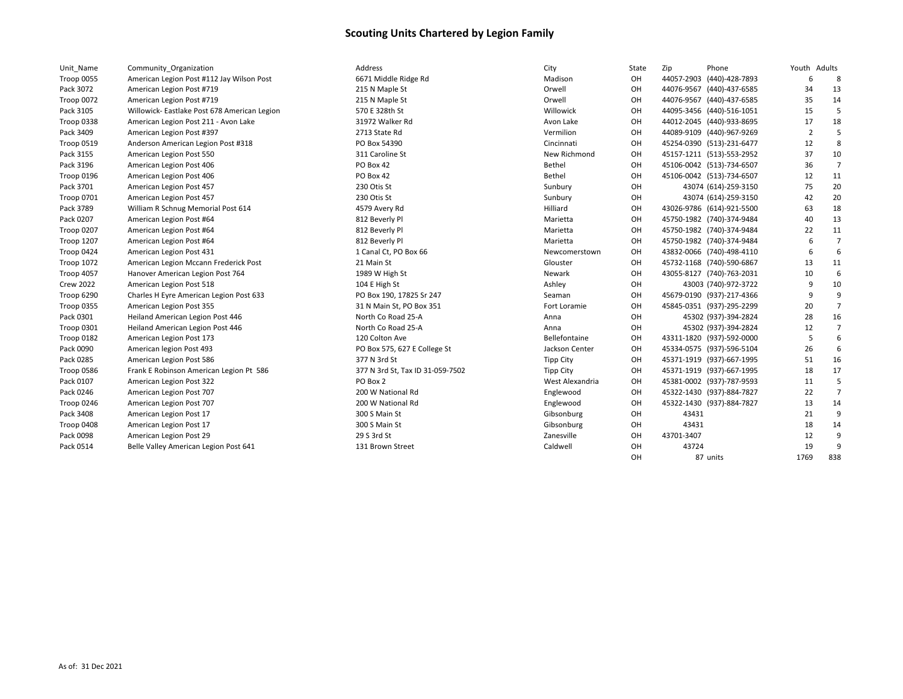## Scouting Units Chartered by Legion Family

| Unit_Name | Community_Organization | Address | City | State | Zip | Phone | Youth | Adults |
|---|---|---|---|---|---|---|---|---|
| Troop 0055 | American Legion Post #112 Jay Wilson Post | 6671 Middle Ridge Rd | Madison | OH | 44057-2903 | (440)-428-7893 | 6 | 8 |
| Pack 3072 | American Legion Post #719 | 215 N Maple St | Orwell | OH | 44076-9567 | (440)-437-6585 | 34 | 13 |
| Troop 0072 | American Legion Post #719 | 215 N Maple St | Orwell | OH | 44076-9567 | (440)-437-6585 | 35 | 14 |
| Pack 3105 | Willowick- Eastlake Post 678 American Legion | 570 E 328th St | Willowick | OH | 44095-3456 | (440)-516-1051 | 15 | 5 |
| Troop 0338 | American Legion Post 211 - Avon Lake | 31972 Walker Rd | Avon Lake | OH | 44012-2045 | (440)-933-8695 | 17 | 18 |
| Pack 3409 | American Legion Post #397 | 2713 State Rd | Vermilion | OH | 44089-9109 | (440)-967-9269 | 2 | 5 |
| Troop 0519 | Anderson American Legion Post #318 | PO Box 54390 | Cincinnati | OH | 45254-0390 | (513)-231-6477 | 12 | 8 |
| Pack 3155 | American Legion Post 550 | 311 Caroline St | New Richmond | OH | 45157-1211 | (513)-553-2952 | 37 | 10 |
| Pack 3196 | American Legion Post 406 | PO Box 42 | Bethel | OH | 45106-0042 | (513)-734-6507 | 36 | 7 |
| Troop 0196 | American Legion Post 406 | PO Box 42 | Bethel | OH | 45106-0042 | (513)-734-6507 | 12 | 11 |
| Pack 3701 | American Legion Post 457 | 230 Otis St | Sunbury | OH | 43074 | (614)-259-3150 | 75 | 20 |
| Troop 0701 | American Legion Post 457 | 230 Otis St | Sunbury | OH | 43074 | (614)-259-3150 | 42 | 20 |
| Pack 3789 | William R Schnug Memorial Post 614 | 4579 Avery Rd | Hilliard | OH | 43026-9786 | (614)-921-5500 | 63 | 18 |
| Pack 0207 | American Legion Post #64 | 812 Beverly Pl | Marietta | OH | 45750-1982 | (740)-374-9484 | 40 | 13 |
| Troop 0207 | American Legion Post #64 | 812 Beverly Pl | Marietta | OH | 45750-1982 | (740)-374-9484 | 22 | 11 |
| Troop 1207 | American Legion Post #64 | 812 Beverly Pl | Marietta | OH | 45750-1982 | (740)-374-9484 | 6 | 7 |
| Troop 0424 | American Legion Post 431 | 1 Canal Ct, PO Box 66 | Newcomerstown | OH | 43832-0066 | (740)-498-4110 | 6 | 6 |
| Troop 1072 | American Legion Mccann Frederick Post | 21 Main St | Glouster | OH | 45732-1168 | (740)-590-6867 | 13 | 11 |
| Troop 4057 | Hanover American Legion Post 764 | 1989 W High St | Newark | OH | 43055-8127 | (740)-763-2031 | 10 | 6 |
| Crew 2022 | American Legion Post 518 | 104 E High St | Ashley | OH | 43003 | (740)-972-3722 | 9 | 10 |
| Troop 6290 | Charles H Eyre American Legion Post 633 | PO Box 190, 17825 Sr 247 | Seaman | OH | 45679-0190 | (937)-217-4366 | 9 | 9 |
| Troop 0355 | American Legion Post 355 | 31 N Main St, PO Box 351 | Fort Loramie | OH | 45845-0351 | (937)-295-2299 | 20 | 7 |
| Pack 0301 | Heiland American Legion Post 446 | North Co Road 25-A | Anna | OH | 45302 | (937)-394-2824 | 28 | 16 |
| Troop 0301 | Heiland American Legion Post 446 | North Co Road 25-A | Anna | OH | 45302 | (937)-394-2824 | 12 | 7 |
| Troop 0182 | American Legion Post 173 | 120 Colton Ave | Bellefontaine | OH | 43311-1820 | (937)-592-0000 | 5 | 6 |
| Pack 0090 | American legion Post 493 | PO Box 575, 627 E College St | Jackson Center | OH | 45334-0575 | (937)-596-5104 | 26 | 6 |
| Pack 0285 | American Legion Post 586 | 377 N 3rd St | Tipp City | OH | 45371-1919 | (937)-667-1995 | 51 | 16 |
| Troop 0586 | Frank E Robinson American Legion Pt 586 | 377 N 3rd St, Tax ID 31-059-7502 | Tipp City | OH | 45371-1919 | (937)-667-1995 | 18 | 17 |
| Pack 0107 | American Legion Post 322 | PO Box 2 | West Alexandria | OH | 45381-0002 | (937)-787-9593 | 11 | 5 |
| Pack 0246 | American Legion Post 707 | 200 W National Rd | Englewood | OH | 45322-1430 | (937)-884-7827 | 22 | 7 |
| Troop 0246 | American Legion Post 707 | 200 W National Rd | Englewood | OH | 45322-1430 | (937)-884-7827 | 13 | 14 |
| Pack 3408 | American Legion Post 17 | 300 S Main St | Gibsonburg | OH | 43431 | | 21 | 9 |
| Troop 0408 | American Legion Post 17 | 300 S Main St | Gibsonburg | OH | 43431 | | 18 | 14 |
| Pack 0098 | American Legion Post 29 | 29 S 3rd St | Zanesville | OH | 43701-3407 | | 12 | 9 |
| Pack 0514 | Belle Valley American Legion Post 641 | 131 Brown Street | Caldwell | OH | 43724 | | 19 | 9 |
| | | | | OH | 87 | units | 1769 | 838 |

As of: 31 Dec 2021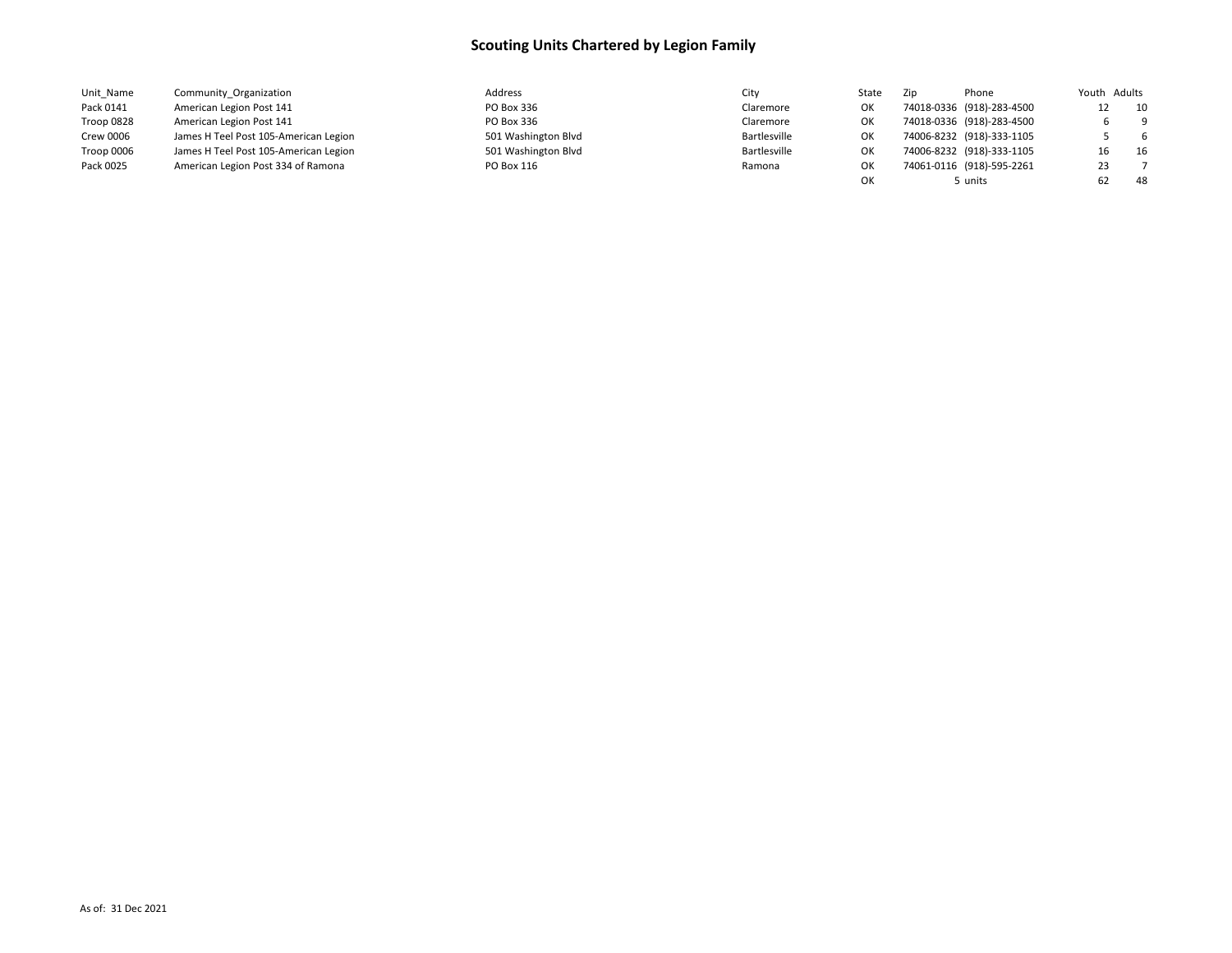# Scouting Units Chartered by Legion Family

| Unit_Name | Community_Organization | Address | City | State | Zip | Phone | Youth | Adults |
|---|---|---|---|---|---|---|---|---|
| Pack 0141 | American Legion Post 141 | PO Box 336 | Claremore | OK | 74018-0336 | (918)-283-4500 | 12 | 10 |
| Troop 0828 | American Legion Post 141 | PO Box 336 | Claremore | OK | 74018-0336 | (918)-283-4500 | 6 | 9 |
| Crew 0006 | James H Teel Post 105-American Legion | 501 Washington Blvd | Bartlesville | OK | 74006-8232 | (918)-333-1105 | 5 | 6 |
| Troop 0006 | James H Teel Post 105-American Legion | 501 Washington Blvd | Bartlesville | OK | 74006-8232 | (918)-333-1105 | 16 | 16 |
| Pack 0025 | American Legion Post 334 of Ramona | PO Box 116 | Ramona | OK | 74061-0116 | (918)-595-2261 | 23 | 7 |
| | | | | OK | 5 | units | 62 | 48 |

As of: 31 Dec 2021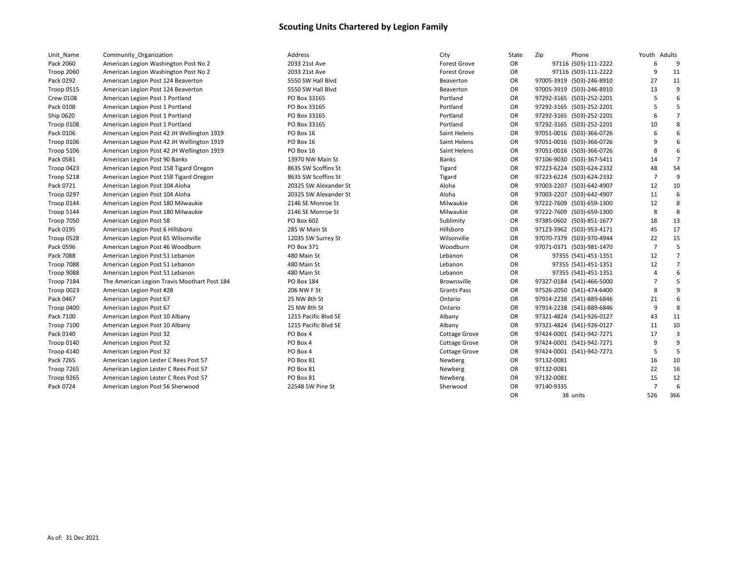# Scouting Units Chartered by Legion Family

| Unit_Name | Community_Organization | Address | City | State | Zip | Phone | Youth | Adults |
|---|---|---|---|---|---|---|---|---|
| Pack 2060 | American Legion Washington Post No 2 | 2033 21st Ave | Forest Grove | OR | 97116 | (503)-111-2222 | 6 | 9 |
| Troop 2060 | American Legion Washington Post No 2 | 2033 21st Ave | Forest Grove | OR | 97116 | (503)-111-2222 | 9 | 11 |
| Pack 0292 | American Legion Post 124 Beaverton | 5550 SW Hall Blvd | Beaverton | OR | 97005-3919 | (503)-246-8910 | 27 | 11 |
| Troop 0515 | American Legion Post 124 Beaverton | 5550 SW Hall Blvd | Beaverton | OR | 97005-3919 | (503)-246-8910 | 13 | 9 |
| Crew 0108 | American Legion Post 1 Portland | PO Box 33165 | Portland | OR | 97292-3165 | (503)-252-2201 | 5 | 6 |
| Pack 0108 | American Legion Post 1 Portland | PO Box 33165 | Portland | OR | 97292-3165 | (503)-252-2201 | 5 | 5 |
| Ship 0620 | American Legion Post 1 Portland | PO Box 33165 | Portland | OR | 97292-3165 | (503)-252-2201 | 6 | 7 |
| Troop 0108 | American Legion Post 1 Portland | PO Box 33165 | Portland | OR | 97292-3165 | (503)-252-2201 | 10 | 8 |
| Pack 0106 | American Legion Post 42 JH Wellington 1919 | PO Box 16 | Saint Helens | OR | 97051-0016 | (503)-366-0726 | 6 | 6 |
| Troop 0106 | American Legion Post 42 JH Wellington 1919 | PO Box 16 | Saint Helens | OR | 97051-0016 | (503)-366-0726 | 9 | 6 |
| Troop 5106 | American Legion Post 42 JH Wellington 1919 | PO Box 16 | Saint Helens | OR | 97051-0016 | (503)-366-0726 | 8 | 6 |
| Pack 0581 | American Legion Post 90 Banks | 13970 NW Main St | Banks | OR | 97106-9030 | (503)-367-5411 | 14 | 7 |
| Troop 0423 | American Legion Post 158 Tigard Oregon | 8635 SW Scoffins St | Tigard | OR | 97223-6224 | (503)-624-2332 | 48 | 54 |
| Troop 5218 | American Legion Post 158 Tigard Oregon | 8635 SW Scoffins St | Tigard | OR | 97223-6224 | (503)-624-2332 | 7 | 9 |
| Pack 0721 | American Legion Post 104 Aloha | 20325 SW Alexander St | Aloha | OR | 97003-2207 | (503)-642-4907 | 12 | 10 |
| Troop 0297 | American Legion Post 104 Aloha | 20325 SW Alexander St | Aloha | OR | 97003-2207 | (503)-642-4907 | 11 | 6 |
| Troop 0144 | American Legion Post 180 Milwaukie | 2146 SE Monroe St | Milwaukie | OR | 97222-7609 | (503)-659-1300 | 12 | 8 |
| Troop 5144 | American Legion Post 180 Milwaukie | 2146 SE Monroe St | Milwaukie | OR | 97222-7609 | (503)-659-1300 | 8 | 8 |
| Troop 7050 | American Legion Post 58 | PO Box 602 | Sublimity | OR | 97385-0602 | (503)-851-1677 | 18 | 13 |
| Pack 0195 | American Legion Post 6 Hillsboro | 285 W Main St | Hillsboro | OR | 97123-3962 | (503)-953-4171 | 45 | 17 |
| Troop 0528 | American Legion Post 65 Wilsonville | 12035 SW Surrey St | Wilsonville | OR | 97070-7379 | (503)-970-4944 | 22 | 15 |
| Pack 0596 | American Legion Post 46 Woodburn | PO Box 371 | Woodburn | OR | 97071-0371 | (503)-981-1470 | 7 | 5 |
| Pack 7088 | American Legion Post 51 Lebanon | 480 Main St | Lebanon | OR | 97355 | (541)-451-1351 | 12 | 7 |
| Troop 7088 | American Legion Post 51 Lebanon | 480 Main St | Lebanon | OR | 97355 | (541)-451-1351 | 12 | 7 |
| Troop 9088 | American Legion Post 51 Lebanon | 480 Main St | Lebanon | OR | 97355 | (541)-451-1351 | 4 | 6 |
| Troop 7184 | The American Legion Travis Moothart Post 184 | PO Box 184 | Brownsville | OR | 97327-0184 | (541)-466-5000 | 7 | 5 |
| Troop 0023 | American Legion Post #28 | 206 NW F St | Grants Pass | OR | 97526-2050 | (541)-474-6400 | 8 | 9 |
| Pack 0467 | American Legion Post 67 | 25 NW 8th St | Ontario | OR | 97914-2238 | (541)-889-6846 | 21 | 6 |
| Troop 0400 | American Legion Post 67 | 25 NW 8th St | Ontario | OR | 97914-2238 | (541)-889-6846 | 9 | 8 |
| Pack 7100 | American Legion Post 10 Albany | 1215 Pacific Blvd SE | Albany | OR | 97321-4824 | (541)-926-0127 | 43 | 11 |
| Troop 7100 | American Legion Post 10 Albany | 1215 Pacific Blvd SE | Albany | OR | 97321-4824 | (541)-926-0127 | 11 | 10 |
| Pack 0140 | American Legion Post 32 | PO Box 4 | Cottage Grove | OR | 97424-0001 | (541)-942-7271 | 17 | 3 |
| Troop 0140 | American Legion Post 32 | PO Box 4 | Cottage Grove | OR | 97424-0001 | (541)-942-7271 | 9 | 9 |
| Troop 4140 | American Legion Post 32 | PO Box 4 | Cottage Grove | OR | 97424-0001 | (541)-942-7271 | 5 | 5 |
| Pack 7265 | American Legion Lester C Rees Post 57 | PO Box 81 | Newberg | OR | 97132-0081 | | 16 | 10 |
| Troop 7265 | American Legion Lester C Rees Post 57 | PO Box 81 | Newberg | OR | 97132-0081 | | 22 | 16 |
| Troop 9265 | American Legion Lester C Rees Post 57 | PO Box 81 | Newberg | OR | 97132-0081 | | 15 | 12 |
| Pack 0724 | American Legion Post 56 Sherwood | 22548 SW Pine St | Sherwood | OR | 97140-9335 | | 7 | 6 |
| | | | | OR | 38 | units | 526 | 366 |

As of: 31 Dec 2021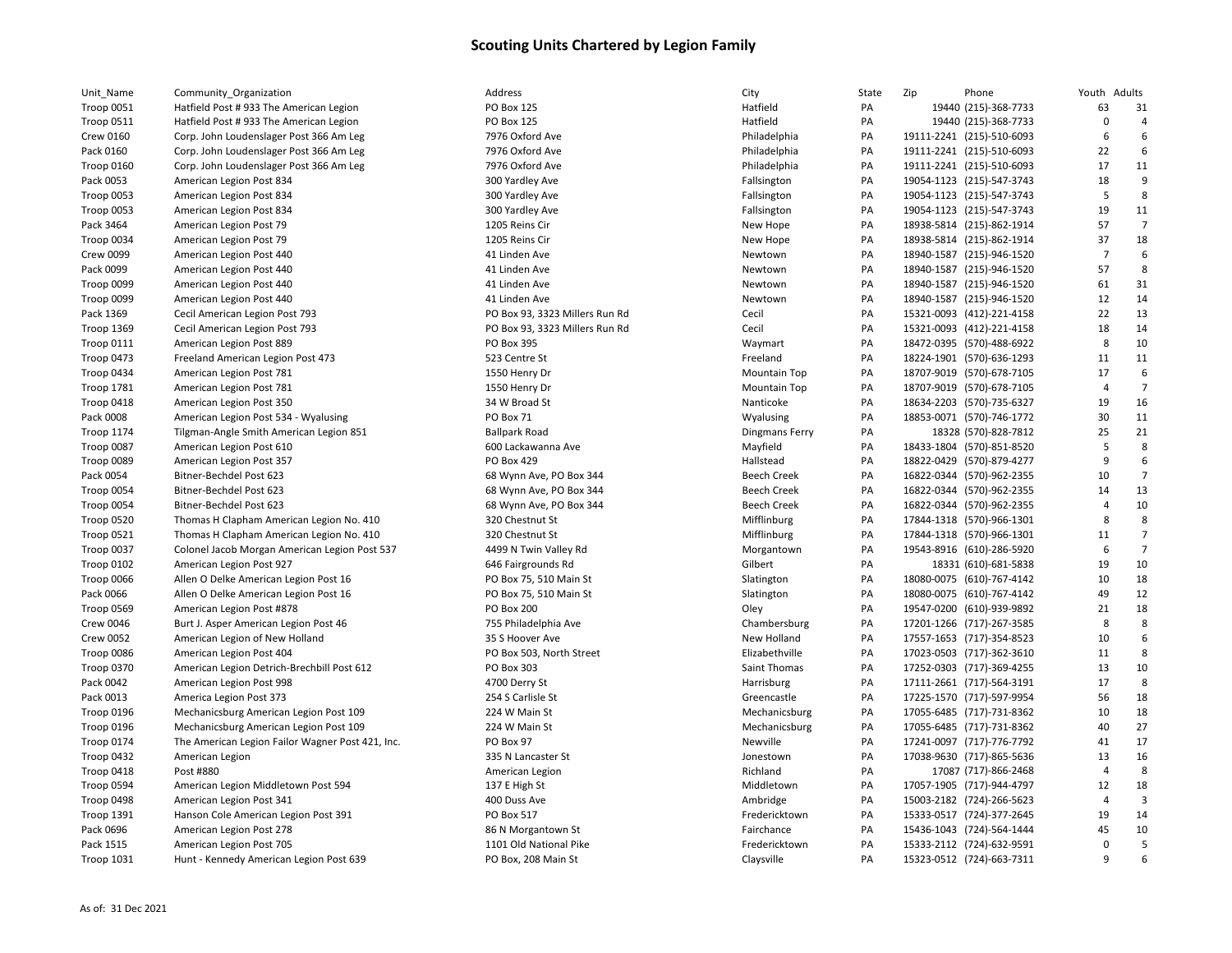# Scouting Units Chartered by Legion Family

| Unit_Name | Community_Organization | Address | City | State | Zip | Phone | Youth | Adults |
|---|---|---|---|---|---|---|---|---|
| Troop 0051 | Hatfield Post # 933 The American Legion | PO Box 125 | Hatfield | PA | 19440 | (215)-368-7733 | 63 | 31 |
| Troop 0511 | Hatfield Post # 933 The American Legion | PO Box 125 | Hatfield | PA | 19440 | (215)-368-7733 | 0 | 4 |
| Crew 0160 | Corp. John Loudenslager Post 366 Am Leg | 7976 Oxford Ave | Philadelphia | PA | 19111-2241 | (215)-510-6093 | 6 | 6 |
| Pack 0160 | Corp. John Loudenslager Post 366 Am Leg | 7976 Oxford Ave | Philadelphia | PA | 19111-2241 | (215)-510-6093 | 22 | 6 |
| Troop 0160 | Corp. John Loudenslager Post 366 Am Leg | 7976 Oxford Ave | Philadelphia | PA | 19111-2241 | (215)-510-6093 | 17 | 11 |
| Pack 0053 | American Legion Post 834 | 300 Yardley Ave | Fallsington | PA | 19054-1123 | (215)-547-3743 | 18 | 9 |
| Troop 0053 | American Legion Post 834 | 300 Yardley Ave | Fallsington | PA | 19054-1123 | (215)-547-3743 | 5 | 8 |
| Troop 0053 | American Legion Post 834 | 300 Yardley Ave | Fallsington | PA | 19054-1123 | (215)-547-3743 | 19 | 11 |
| Pack 3464 | American Legion Post 79 | 1205 Reins Cir | New Hope | PA | 18938-5814 | (215)-862-1914 | 57 | 7 |
| Troop 0034 | American Legion Post 79 | 1205 Reins Cir | New Hope | PA | 18938-5814 | (215)-862-1914 | 37 | 18 |
| Crew 0099 | American Legion Post 440 | 41 Linden Ave | Newtown | PA | 18940-1587 | (215)-946-1520 | 7 | 6 |
| Pack 0099 | American Legion Post 440 | 41 Linden Ave | Newtown | PA | 18940-1587 | (215)-946-1520 | 57 | 8 |
| Troop 0099 | American Legion Post 440 | 41 Linden Ave | Newtown | PA | 18940-1587 | (215)-946-1520 | 61 | 31 |
| Troop 0099 | American Legion Post 440 | 41 Linden Ave | Newtown | PA | 18940-1587 | (215)-946-1520 | 12 | 14 |
| Pack 1369 | Cecil American Legion Post 793 | PO Box 93, 3323 Millers Run Rd | Cecil | PA | 15321-0093 | (412)-221-4158 | 22 | 13 |
| Troop 1369 | Cecil American Legion Post 793 | PO Box 93, 3323 Millers Run Rd | Cecil | PA | 15321-0093 | (412)-221-4158 | 18 | 14 |
| Troop 0111 | American Legion Post 889 | PO Box 395 | Waymart | PA | 18472-0395 | (570)-488-6922 | 8 | 10 |
| Troop 0473 | Freeland American Legion Post 473 | 523 Centre St | Freeland | PA | 18224-1901 | (570)-636-1293 | 11 | 11 |
| Troop 0434 | American Legion Post 781 | 1550 Henry Dr | Mountain Top | PA | 18707-9019 | (570)-678-7105 | 17 | 6 |
| Troop 1781 | American Legion Post 781 | 1550 Henry Dr | Mountain Top | PA | 18707-9019 | (570)-678-7105 | 4 | 7 |
| Troop 0418 | American Legion Post 350 | 34 W Broad St | Nanticoke | PA | 18634-2203 | (570)-735-6327 | 19 | 16 |
| Pack 0008 | American Legion Post 534 - Wyalusing | PO Box 71 | Wyalusing | PA | 18853-0071 | (570)-746-1772 | 30 | 11 |
| Troop 1174 | Tilgman-Angle Smith American Legion 851 | Ballpark Road | Dingmans Ferry | PA | 18328 | (570)-828-7812 | 25 | 21 |
| Troop 0087 | American Legion Post 610 | 600 Lackawanna Ave | Mayfield | PA | 18433-1804 | (570)-851-8520 | 5 | 8 |
| Troop 0089 | American Legion Post 357 | PO Box 429 | Hallstead | PA | 18822-0429 | (570)-879-4277 | 9 | 6 |
| Pack 0054 | Bitner-Bechdel Post 623 | 68 Wynn Ave, PO Box 344 | Beech Creek | PA | 16822-0344 | (570)-962-2355 | 10 | 7 |
| Troop 0054 | Bitner-Bechdel Post 623 | 68 Wynn Ave, PO Box 344 | Beech Creek | PA | 16822-0344 | (570)-962-2355 | 14 | 13 |
| Troop 0054 | Bitner-Bechdel Post 623 | 68 Wynn Ave, PO Box 344 | Beech Creek | PA | 16822-0344 | (570)-962-2355 | 4 | 10 |
| Troop 0520 | Thomas H Clapham American Legion No. 410 | 320 Chestnut St | Mifflinburg | PA | 17844-1318 | (570)-966-1301 | 8 | 8 |
| Troop 0521 | Thomas H Clapham American Legion No. 410 | 320 Chestnut St | Mifflinburg | PA | 17844-1318 | (570)-966-1301 | 11 | 7 |
| Troop 0037 | Colonel Jacob Morgan American Legion Post 537 | 4499 N Twin Valley Rd | Morgantown | PA | 19543-8916 | (610)-286-5920 | 6 | 7 |
| Troop 0102 | American Legion Post 927 | 646 Fairgrounds Rd | Gilbert | PA | 18331 | (610)-681-5838 | 19 | 10 |
| Troop 0066 | Allen O Delke American Legion Post 16 | PO Box 75, 510 Main St | Slatington | PA | 18080-0075 | (610)-767-4142 | 10 | 18 |
| Pack 0066 | Allen O Delke American Legion Post 16 | PO Box 75, 510 Main St | Slatington | PA | 18080-0075 | (610)-767-4142 | 49 | 12 |
| Troop 0569 | American Legion Post #878 | PO Box 200 | Oley | PA | 19547-0200 | (610)-939-9892 | 21 | 18 |
| Crew 0046 | Burt J. Asper American Legion Post 46 | 755 Philadelphia Ave | Chambersburg | PA | 17201-1266 | (717)-267-3585 | 8 | 8 |
| Crew 0052 | American Legion of New Holland | 35 S Hoover Ave | New Holland | PA | 17557-1653 | (717)-354-8523 | 10 | 6 |
| Troop 0086 | American Legion Post 404 | PO Box 503, North Street | Elizabethville | PA | 17023-0503 | (717)-362-3610 | 11 | 8 |
| Troop 0370 | American Legion Detrich-Brechbill Post 612 | PO Box 303 | Saint Thomas | PA | 17252-0303 | (717)-369-4255 | 13 | 10 |
| Pack 0042 | American Legion Post 998 | 4700 Derry St | Harrisburg | PA | 17111-2661 | (717)-564-3191 | 17 | 8 |
| Pack 0013 | America Legion Post 373 | 254 S Carlisle St | Greencastle | PA | 17225-1570 | (717)-597-9954 | 56 | 18 |
| Troop 0196 | Mechanicsburg American Legion Post 109 | 224 W Main St | Mechanicsburg | PA | 17055-6485 | (717)-731-8362 | 10 | 18 |
| Troop 0196 | Mechanicsburg American Legion Post 109 | 224 W Main St | Mechanicsburg | PA | 17055-6485 | (717)-731-8362 | 40 | 27 |
| Troop 0174 | The American Legion Failor Wagner Post 421, Inc. | PO Box 97 | Newville | PA | 17241-0097 | (717)-776-7792 | 41 | 17 |
| Troop 0432 | American Legion | 335 N Lancaster St | Jonestown | PA | 17038-9630 | (717)-865-5636 | 13 | 16 |
| Troop 0418 | Post #880 | American Legion | Richland | PA | 17087 | (717)-866-2468 | 4 | 8 |
| Troop 0594 | American Legion Middletown Post 594 | 137 E High St | Middletown | PA | 17057-1905 | (717)-944-4797 | 12 | 18 |
| Troop 0498 | American Legion Post 341 | 400 Duss Ave | Ambridge | PA | 15003-2182 | (724)-266-5623 | 4 | 3 |
| Troop 1391 | Hanson Cole American Legion Post 391 | PO Box 517 | Fredericktown | PA | 15333-0517 | (724)-377-2645 | 19 | 14 |
| Pack 0696 | American Legion Post 278 | 86 N Morgantown St | Fairchance | PA | 15436-1043 | (724)-564-1444 | 45 | 10 |
| Pack 1515 | American Legion Post 705 | 1101 Old National Pike | Fredericktown | PA | 15333-2112 | (724)-632-9591 | 0 | 5 |
| Troop 1031 | Hunt - Kennedy American Legion Post 639 | PO Box, 208 Main St | Claysville | PA | 15323-0512 | (724)-663-7311 | 9 | 6 |

As of: 31 Dec 2021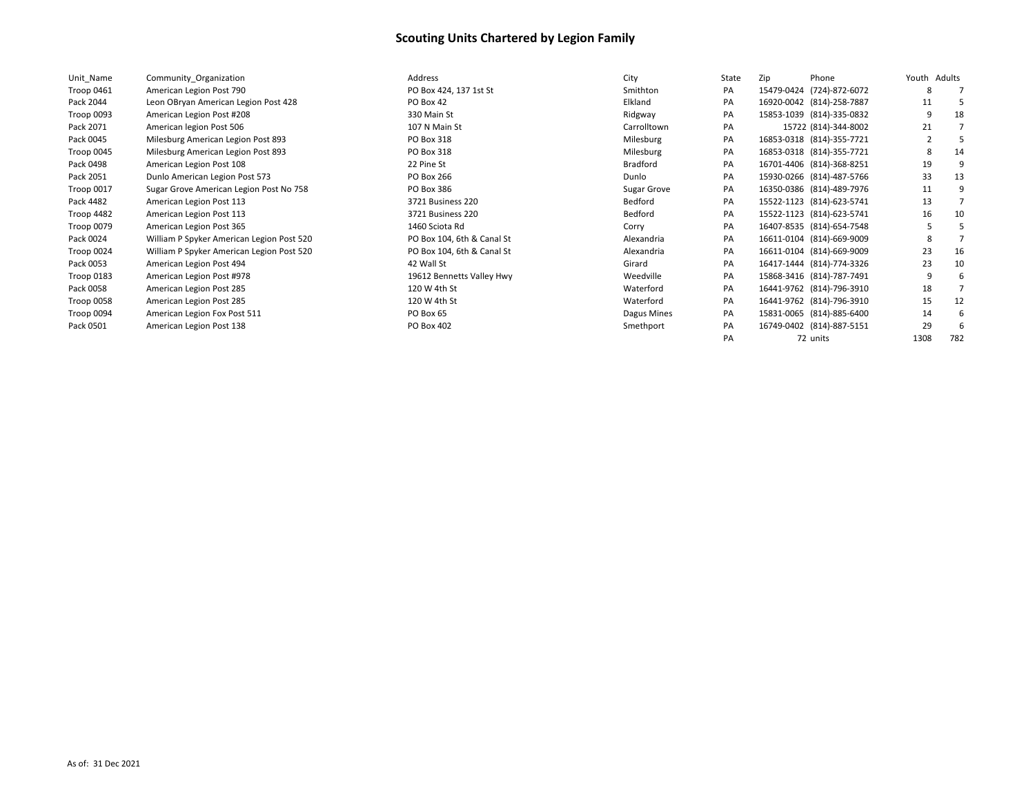# Scouting Units Chartered by Legion Family

| Unit_Name | Community_Organization | Address | City | State | Zip | Phone | Youth | Adults |
|---|---|---|---|---|---|---|---|---|
| Troop 0461 | American Legion Post 790 | PO Box 424, 137 1st St | Smithton | PA | 15479-0424 | (724)-872-6072 | 8 | 7 |
| Pack 2044 | Leon OBryan American Legion Post 428 | PO Box 42 | Elkland | PA | 16920-0042 | (814)-258-7887 | 11 | 5 |
| Troop 0093 | American Legion Post #208 | 330 Main St | Ridgway | PA | 15853-1039 | (814)-335-0832 | 9 | 18 |
| Pack 2071 | American legion Post 506 | 107 N Main St | Carrolltown | PA | 15722 | (814)-344-8002 | 21 | 7 |
| Pack 0045 | Milesburg American Legion Post 893 | PO Box 318 | Milesburg | PA | 16853-0318 | (814)-355-7721 | 2 | 5 |
| Troop 0045 | Milesburg American Legion Post 893 | PO Box 318 | Milesburg | PA | 16853-0318 | (814)-355-7721 | 8 | 14 |
| Pack 0498 | American Legion Post 108 | 22 Pine St | Bradford | PA | 16701-4406 | (814)-368-8251 | 19 | 9 |
| Pack 2051 | Dunlo American Legion Post 573 | PO Box 266 | Dunlo | PA | 15930-0266 | (814)-487-5766 | 33 | 13 |
| Troop 0017 | Sugar Grove American Legion Post No 758 | PO Box 386 | Sugar Grove | PA | 16350-0386 | (814)-489-7976 | 11 | 9 |
| Pack 4482 | American Legion Post 113 | 3721 Business 220 | Bedford | PA | 15522-1123 | (814)-623-5741 | 13 | 7 |
| Troop 4482 | American Legion Post 113 | 3721 Business 220 | Bedford | PA | 15522-1123 | (814)-623-5741 | 16 | 10 |
| Troop 0079 | American Legion Post 365 | 1460 Sciota Rd | Corry | PA | 16407-8535 | (814)-654-7548 | 5 | 5 |
| Pack 0024 | William P Spyker American Legion Post 520 | PO Box 104, 6th & Canal St | Alexandria | PA | 16611-0104 | (814)-669-9009 | 8 | 7 |
| Troop 0024 | William P Spyker American Legion Post 520 | PO Box 104, 6th & Canal St | Alexandria | PA | 16611-0104 | (814)-669-9009 | 23 | 16 |
| Pack 0053 | American Legion Post 494 | 42 Wall St | Girard | PA | 16417-1444 | (814)-774-3326 | 23 | 10 |
| Troop 0183 | American Legion Post #978 | 19612 Bennetts Valley Hwy | Weedville | PA | 15868-3416 | (814)-787-7491 | 9 | 6 |
| Pack 0058 | American Legion Post 285 | 120 W 4th St | Waterford | PA | 16441-9762 | (814)-796-3910 | 18 | 7 |
| Troop 0058 | American Legion Post 285 | 120 W 4th St | Waterford | PA | 16441-9762 | (814)-796-3910 | 15 | 12 |
| Troop 0094 | American Legion Fox Post 511 | PO Box 65 | Dagus Mines | PA | 15831-0065 | (814)-885-6400 | 14 | 6 |
| Pack 0501 | American Legion Post 138 | PO Box 402 | Smethport | PA | 16749-0402 | (814)-887-5151 | 29 | 6 |
| | | | | PA | 72 | units | 1308 | 782 |

As of: 31 Dec 2021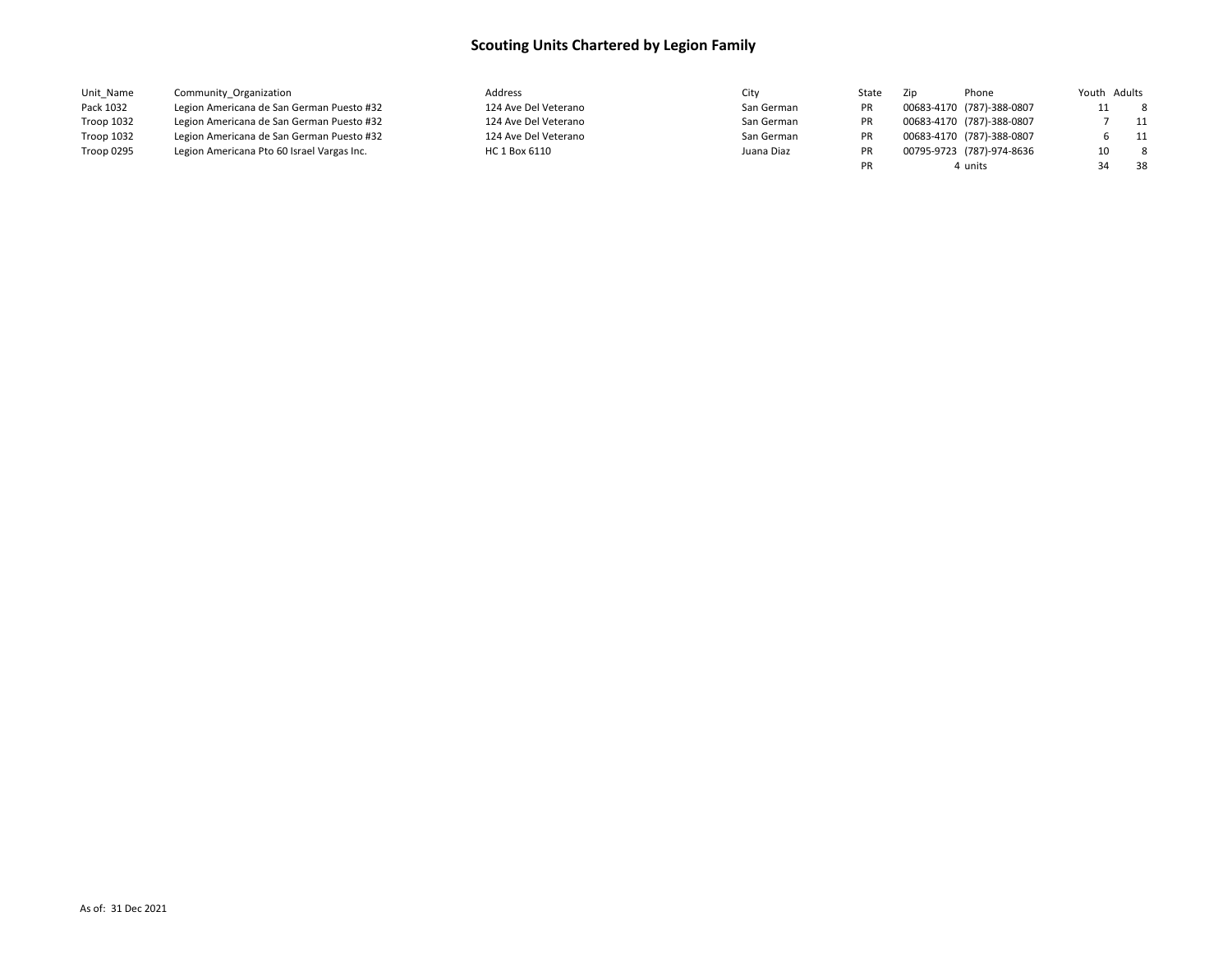# Scouting Units Chartered by Legion Family

| Unit_Name | Community_Organization | Address | City | State | Zip | Phone | Youth | Adults |
|---|---|---|---|---|---|---|---|---|
| Pack 1032 | Legion Americana de San German Puesto #32 | 124 Ave Del Veterano | San German | PR | 00683-4170 | (787)-388-0807 | 11 | 8 |
| Troop 1032 | Legion Americana de San German Puesto #32 | 124 Ave Del Veterano | San German | PR | 00683-4170 | (787)-388-0807 | 7 | 11 |
| Troop 1032 | Legion Americana de San German Puesto #32 | 124 Ave Del Veterano | San German | PR | 00683-4170 | (787)-388-0807 | 6 | 11 |
| Troop 0295 | Legion Americana Pto 60 Israel Vargas Inc. | HC 1 Box 6110 | Juana Diaz | PR | 00795-9723 | (787)-974-8636 | 10 | 8 |
| | | | | PR | 4 | units | 34 | 38 |

As of: 31 Dec 2021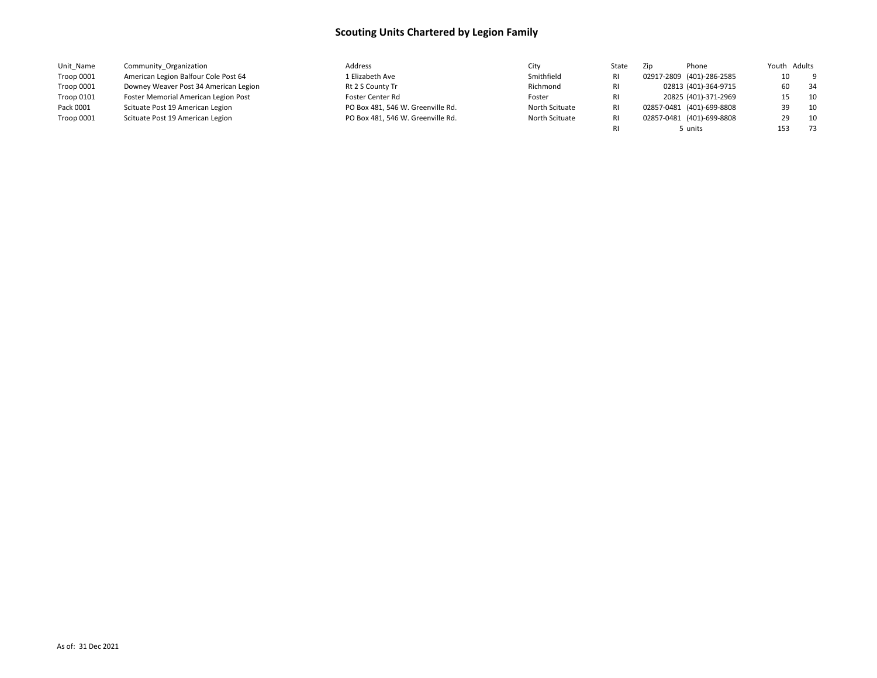# Scouting Units Chartered by Legion Family

| Unit_Name | Community_Organization | Address | City | State | Zip | Phone | Youth | Adults |
|---|---|---|---|---|---|---|---|---|
| Troop 0001 | American Legion Balfour Cole Post 64 | 1 Elizabeth Ave | Smithfield | RI | 02917-2809 | (401)-286-2585 | 10 | 9 |
| Troop 0001 | Downey Weaver Post 34 American Legion | Rt 2 S County Tr | Richmond | RI | 02813 | (401)-364-9715 | 60 | 34 |
| Troop 0101 | Foster Memorial American Legion Post | Foster Center Rd | Foster | RI | 20825 | (401)-371-2969 | 15 | 10 |
| Pack 0001 | Scituate Post 19 American Legion | PO Box 481, 546 W. Greenville Rd. | North Scituate | RI | 02857-0481 | (401)-699-8808 | 39 | 10 |
| Troop 0001 | Scituate Post 19 American Legion | PO Box 481, 546 W. Greenville Rd. | North Scituate | RI | 02857-0481 | (401)-699-8808 | 29 | 10 |
| | | | | RI | 5 | units | 153 | 73 |

As of: 31 Dec 2021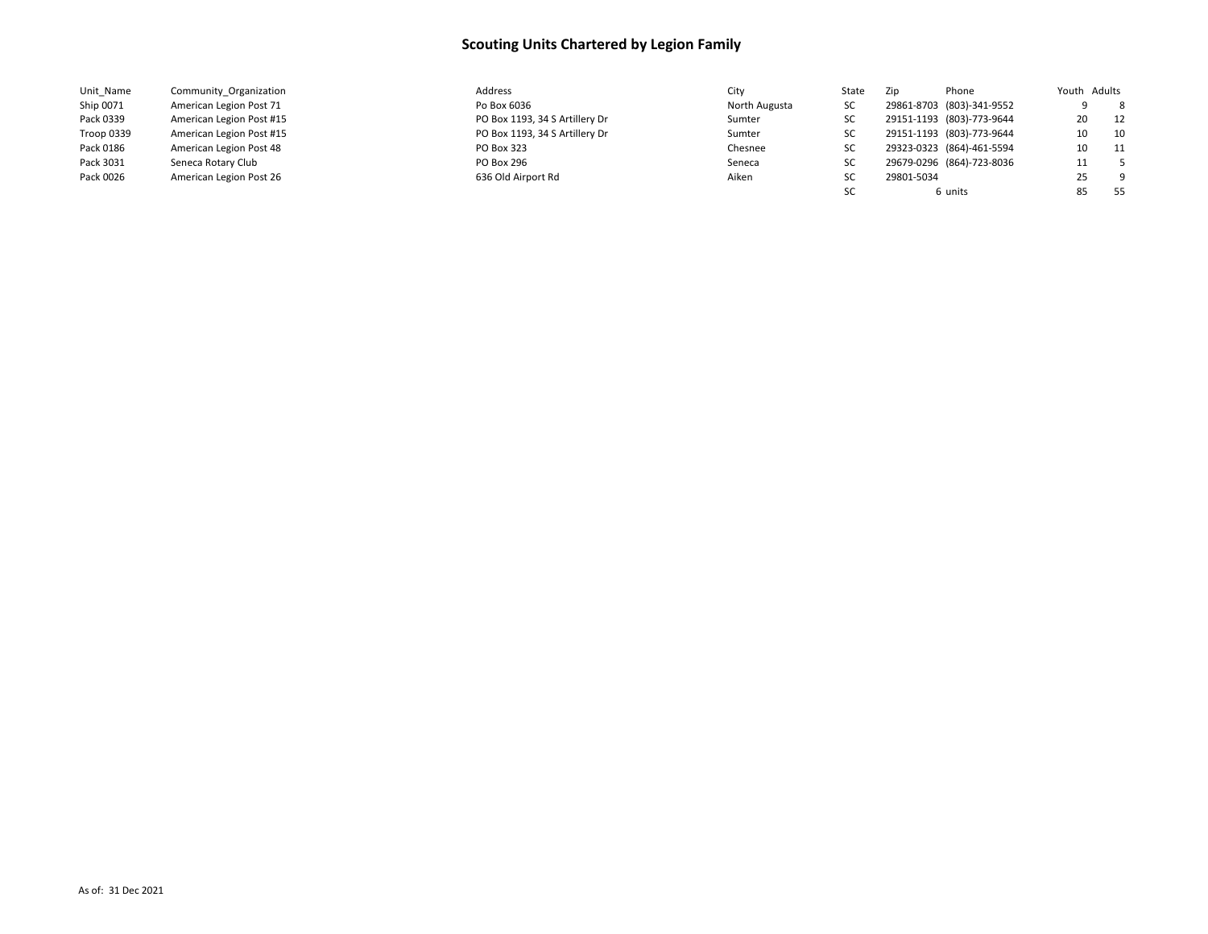# Scouting Units Chartered by Legion Family

| Unit_Name | Community_Organization | Address | City | State | Zip | Phone | Youth | Adults |
|---|---|---|---|---|---|---|---|---|
| Ship 0071 | American Legion Post 71 | Po Box 6036 | North Augusta | SC | 29861-8703 | (803)-341-9552 | 9 | 8 |
| Pack 0339 | American Legion Post #15 | PO Box 1193, 34 S Artillery Dr | Sumter | SC | 29151-1193 | (803)-773-9644 | 20 | 12 |
| Troop 0339 | American Legion Post #15 | PO Box 1193, 34 S Artillery Dr | Sumter | SC | 29151-1193 | (803)-773-9644 | 10 | 10 |
| Pack 0186 | American Legion Post 48 | PO Box 323 | Chesnee | SC | 29323-0323 | (864)-461-5594 | 10 | 11 |
| Pack 3031 | Seneca Rotary Club | PO Box 296 | Seneca | SC | 29679-0296 | (864)-723-8036 | 11 | 5 |
| Pack 0026 | American Legion Post 26 | 636 Old Airport Rd | Aiken | SC | 29801-5034 | | 25 | 9 |
| | | | | SC | 6 | units | 85 | 55 |

As of: 31 Dec 2021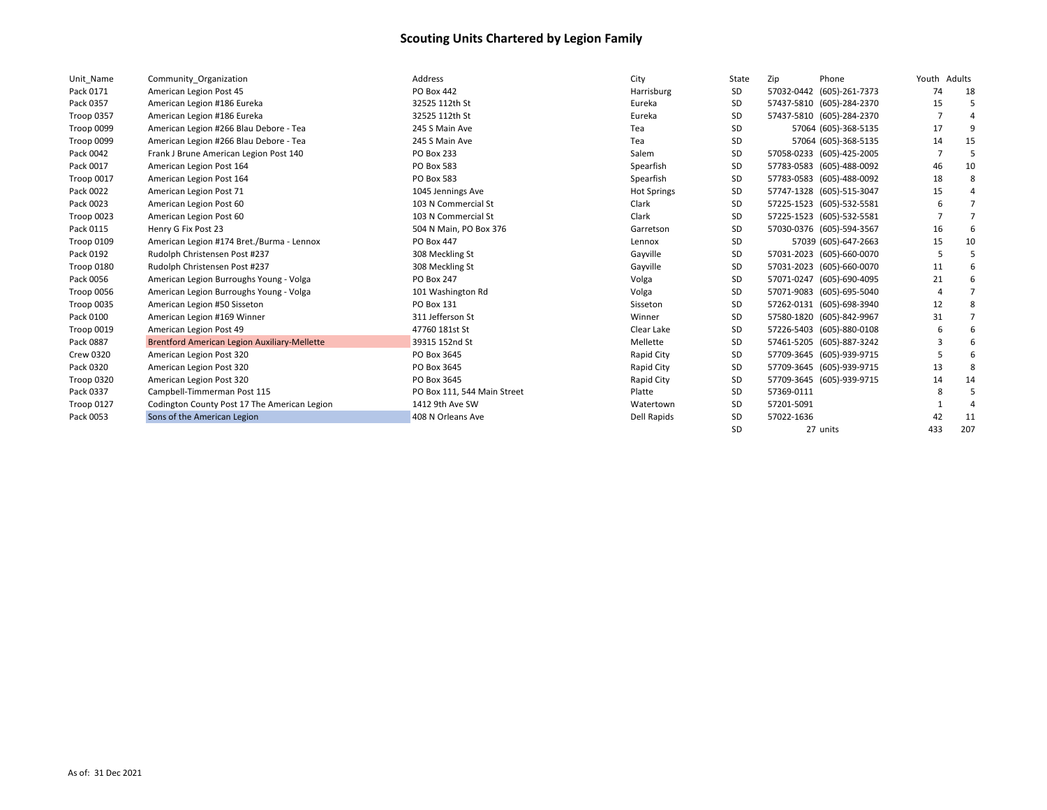# Scouting Units Chartered by Legion Family

| Unit_Name | Community_Organization | Address | City | State | Zip | Phone | Youth | Adults |
|---|---|---|---|---|---|---|---|---|
| Pack 0171 | American Legion Post 45 | PO Box 442 | Harrisburg | SD | 57032-0442 | (605)-261-7373 | 74 | 18 |
| Pack 0357 | American Legion #186 Eureka | 32525 112th St | Eureka | SD | 57437-5810 | (605)-284-2370 | 15 | 5 |
| Troop 0357 | American Legion #186 Eureka | 32525 112th St | Eureka | SD | 57437-5810 | (605)-284-2370 | 7 | 4 |
| Troop 0099 | American Legion #266 Blau Debore - Tea | 245 S Main Ave | Tea | SD | 57064 | (605)-368-5135 | 17 | 9 |
| Troop 0099 | American Legion #266 Blau Debore - Tea | 245 S Main Ave | Tea | SD | 57064 | (605)-368-5135 | 14 | 15 |
| Pack 0042 | Frank J Brune American Legion Post 140 | PO Box 233 | Salem | SD | 57058-0233 | (605)-425-2005 | 7 | 5 |
| Pack 0017 | American Legion Post 164 | PO Box 583 | Spearfish | SD | 57783-0583 | (605)-488-0092 | 46 | 10 |
| Troop 0017 | American Legion Post 164 | PO Box 583 | Spearfish | SD | 57783-0583 | (605)-488-0092 | 18 | 8 |
| Pack 0022 | American Legion Post 71 | 1045 Jennings Ave | Hot Springs | SD | 57747-1328 | (605)-515-3047 | 15 | 4 |
| Pack 0023 | American Legion Post 60 | 103 N Commercial St | Clark | SD | 57225-1523 | (605)-532-5581 | 6 | 7 |
| Troop 0023 | American Legion Post 60 | 103 N Commercial St | Clark | SD | 57225-1523 | (605)-532-5581 | 7 | 7 |
| Pack 0115 | Henry G Fix Post 23 | 504 N Main, PO Box 376 | Garretson | SD | 57030-0376 | (605)-594-3567 | 16 | 6 |
| Troop 0109 | American Legion #174 Bret./Burma - Lennox | PO Box 447 | Lennox | SD | 57039 | (605)-647-2663 | 15 | 10 |
| Pack 0192 | Rudolph Christensen Post #237 | 308 Meckling St | Gayville | SD | 57031-2023 | (605)-660-0070 | 5 | 5 |
| Troop 0180 | Rudolph Christensen Post #237 | 308 Meckling St | Gayville | SD | 57031-2023 | (605)-660-0070 | 11 | 6 |
| Pack 0056 | American Legion Burroughs Young - Volga | PO Box 247 | Volga | SD | 57071-0247 | (605)-690-4095 | 21 | 6 |
| Troop 0056 | American Legion Burroughs Young - Volga | 101 Washington Rd | Volga | SD | 57071-9083 | (605)-695-5040 | 4 | 7 |
| Troop 0035 | American Legion #50 Sisseton | PO Box 131 | Sisseton | SD | 57262-0131 | (605)-698-3940 | 12 | 8 |
| Pack 0100 | American Legion #169 Winner | 311 Jefferson St | Winner | SD | 57580-1820 | (605)-842-9967 | 31 | 7 |
| Troop 0019 | American Legion Post 49 | 47760 181st St | Clear Lake | SD | 57226-5403 | (605)-880-0108 | 6 | 6 |
| Pack 0887 | Brentford American Legion Auxiliary-Mellette | 39315 152nd St | Mellette | SD | 57461-5205 | (605)-887-3242 | 3 | 6 |
| Crew 0320 | American Legion Post 320 | PO Box 3645 | Rapid City | SD | 57709-3645 | (605)-939-9715 | 5 | 6 |
| Pack 0320 | American Legion Post 320 | PO Box 3645 | Rapid City | SD | 57709-3645 | (605)-939-9715 | 13 | 8 |
| Troop 0320 | American Legion Post 320 | PO Box 3645 | Rapid City | SD | 57709-3645 | (605)-939-9715 | 14 | 14 |
| Pack 0337 | Campbell-Timmerman Post 115 | PO Box 111, 544 Main Street | Platte | SD | 57369-0111 | | 8 | 5 |
| Troop 0127 | Codington County Post 17 The American Legion | 1412 9th Ave SW | Watertown | SD | 57201-5091 | | 1 | 4 |
| Pack 0053 | Sons of the American Legion | 408 N Orleans Ave | Dell Rapids | SD | 57022-1636 | | 42 | 11 |
| | | | | SD | 27 | units | 433 | 207 |

As of: 31 Dec 2021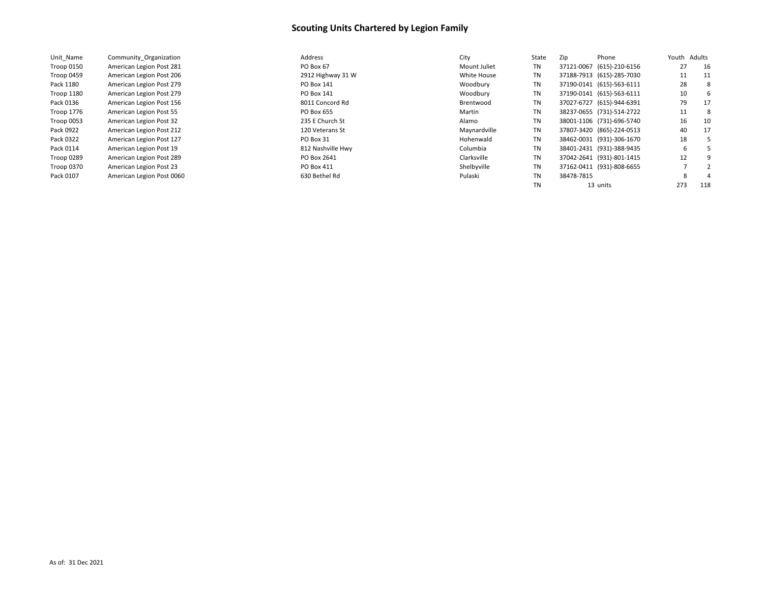# Scouting Units Chartered by Legion Family

| Unit_Name | Community_Organization | Address | City | State | Zip | Phone | Youth | Adults |
|---|---|---|---|---|---|---|---|---|
| Troop 0150 | American Legion Post 281 | PO Box 67 | Mount Juliet | TN | 37121-0067 | (615)-210-6156 | 27 | 16 |
| Troop 0459 | American Legion Post 206 | 2912 Highway 31 W | White House | TN | 37188-7913 | (615)-285-7030 | 11 | 11 |
| Pack 1180 | American Legion Post 279 | PO Box 141 | Woodbury | TN | 37190-0141 | (615)-563-6111 | 28 | 8 |
| Troop 1180 | American Legion Post 279 | PO Box 141 | Woodbury | TN | 37190-0141 | (615)-563-6111 | 10 | 6 |
| Pack 0136 | American Legion Post 156 | 8011 Concord Rd | Brentwood | TN | 37027-6727 | (615)-944-6391 | 79 | 17 |
| Troop 1776 | American Legion Post 55 | PO Box 655 | Martin | TN | 38237-0655 | (731)-514-2722 | 11 | 8 |
| Troop 0053 | American Legion Post 32 | 235 E Church St | Alamo | TN | 38001-1106 | (731)-696-5740 | 16 | 10 |
| Pack 0922 | American Legion Post 212 | 120 Veterans St | Maynardville | TN | 37807-3420 | (865)-224-0513 | 40 | 17 |
| Pack 0322 | American Legion Post 127 | PO Box 31 | Hohenwald | TN | 38462-0031 | (931)-306-1670 | 18 | 5 |
| Pack 0114 | American Legion Post 19 | 812 Nashville Hwy | Columbia | TN | 38401-2431 | (931)-388-9435 | 6 | 5 |
| Troop 0289 | American Legion Post 289 | PO Box 2641 | Clarksville | TN | 37042-2641 | (931)-801-1415 | 12 | 9 |
| Troop 0370 | American Legion Post 23 | PO Box 411 | Shelbyville | TN | 37162-0411 | (931)-808-6655 | 7 | 2 |
| Pack 0107 | American Legion Post 0060 | 630 Bethel Rd | Pulaski | TN | 38478-7815 | | 8 | 4 |
| | | | | TN | 13 | units | 273 | 118 |

As of: 31 Dec 2021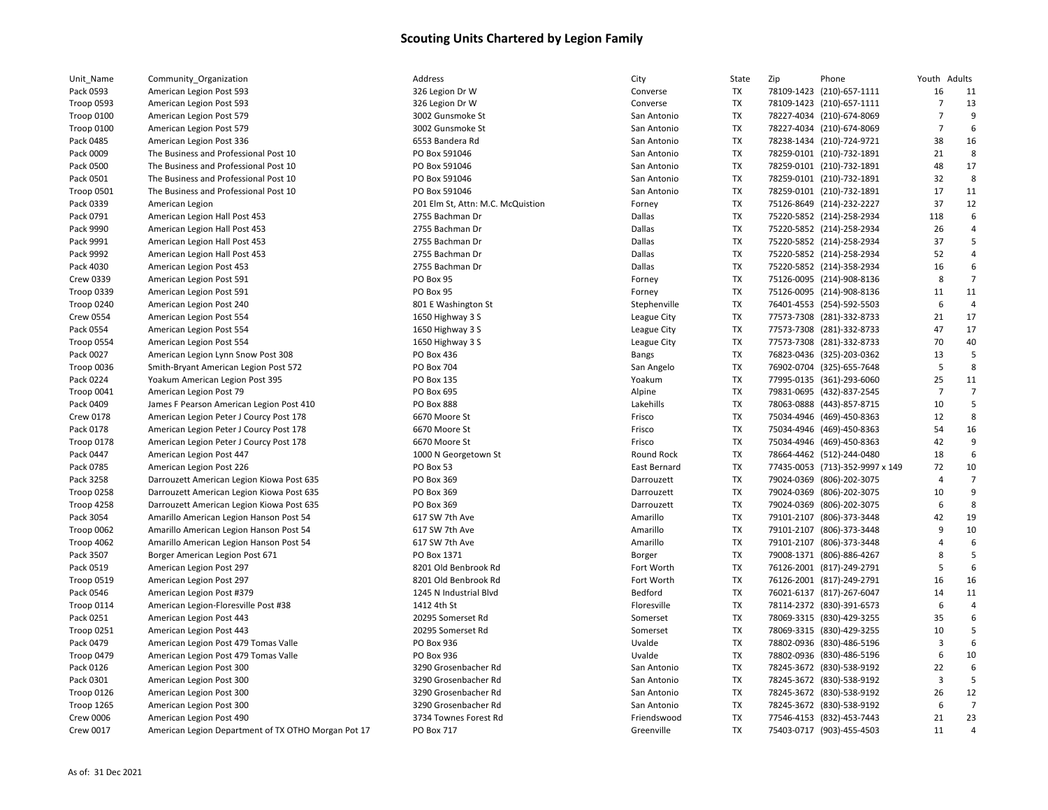# Scouting Units Chartered by Legion Family

| Unit_Name | Community_Organization | Address | City | State | Zip | Phone | Youth | Adults |
|---|---|---|---|---|---|---|---|---|
| Pack 0593 | American Legion Post 593 | 326 Legion Dr W | Converse | TX | 78109-1423 | (210)-657-1111 | 16 | 11 |
| Troop 0593 | American Legion Post 593 | 326 Legion Dr W | Converse | TX | 78109-1423 | (210)-657-1111 | 7 | 13 |
| Troop 0100 | American Legion Post 579 | 3002 Gunsmoke St | San Antonio | TX | 78227-4034 | (210)-674-8069 | 7 | 9 |
| Troop 0100 | American Legion Post 579 | 3002 Gunsmoke St | San Antonio | TX | 78227-4034 | (210)-674-8069 | 7 | 6 |
| Pack 0485 | American Legion Post 336 | 6553 Bandera Rd | San Antonio | TX | 78238-1434 | (210)-724-9721 | 38 | 16 |
| Pack 0009 | The Business and Professional Post 10 | PO Box 591046 | San Antonio | TX | 78259-0101 | (210)-732-1891 | 21 | 8 |
| Pack 0500 | The Business and Professional Post 10 | PO Box 591046 | San Antonio | TX | 78259-0101 | (210)-732-1891 | 48 | 17 |
| Pack 0501 | The Business and Professional Post 10 | PO Box 591046 | San Antonio | TX | 78259-0101 | (210)-732-1891 | 32 | 8 |
| Troop 0501 | The Business and Professional Post 10 | PO Box 591046 | San Antonio | TX | 78259-0101 | (210)-732-1891 | 17 | 11 |
| Pack 0339 | American Legion | 201 Elm St, Attn: M.C. McQuistion | Forney | TX | 75126-8649 | (214)-232-2227 | 37 | 12 |
| Pack 0791 | American Legion Hall Post 453 | 2755 Bachman Dr | Dallas | TX | 75220-5852 | (214)-258-2934 | 118 | 6 |
| Pack 9990 | American Legion Hall Post 453 | 2755 Bachman Dr | Dallas | TX | 75220-5852 | (214)-258-2934 | 26 | 4 |
| Pack 9991 | American Legion Hall Post 453 | 2755 Bachman Dr | Dallas | TX | 75220-5852 | (214)-258-2934 | 37 | 5 |
| Pack 9992 | American Legion Hall Post 453 | 2755 Bachman Dr | Dallas | TX | 75220-5852 | (214)-258-2934 | 52 | 4 |
| Pack 4030 | American Legion Post 453 | 2755 Bachman Dr | Dallas | TX | 75220-5852 | (214)-358-2934 | 16 | 6 |
| Crew 0339 | American Legion Post 591 | PO Box 95 | Forney | TX | 75126-0095 | (214)-908-8136 | 8 | 7 |
| Troop 0339 | American Legion Post 591 | PO Box 95 | Forney | TX | 75126-0095 | (214)-908-8136 | 11 | 11 |
| Troop 0240 | American Legion Post 240 | 801 E Washington St | Stephenville | TX | 76401-4553 | (254)-592-5503 | 6 | 4 |
| Crew 0554 | American Legion Post 554 | 1650 Highway 3 S | League City | TX | 77573-7308 | (281)-332-8733 | 21 | 17 |
| Pack 0554 | American Legion Post 554 | 1650 Highway 3 S | League City | TX | 77573-7308 | (281)-332-8733 | 47 | 17 |
| Troop 0554 | American Legion Post 554 | 1650 Highway 3 S | League City | TX | 77573-7308 | (281)-332-8733 | 70 | 40 |
| Pack 0027 | American Legion Lynn Snow Post 308 | PO Box 436 | Bangs | TX | 76823-0436 | (325)-203-0362 | 13 | 5 |
| Troop 0036 | Smith-Bryant American Legion Post 572 | PO Box 704 | San Angelo | TX | 76902-0704 | (325)-655-7648 | 5 | 8 |
| Pack 0224 | Yoakum American Legion Post 395 | PO Box 135 | Yoakum | TX | 77995-0135 | (361)-293-6060 | 25 | 11 |
| Troop 0041 | American Legion Post 79 | PO Box 695 | Alpine | TX | 79831-0695 | (432)-837-2545 | 7 | 7 |
| Pack 0409 | James F Pearson American Legion Post 410 | PO Box 888 | Lakehills | TX | 78063-0888 | (443)-857-8715 | 10 | 5 |
| Crew 0178 | American Legion Peter J Courcy Post 178 | 6670 Moore St | Frisco | TX | 75034-4946 | (469)-450-8363 | 12 | 8 |
| Pack 0178 | American Legion Peter J Courcy Post 178 | 6670 Moore St | Frisco | TX | 75034-4946 | (469)-450-8363 | 54 | 16 |
| Troop 0178 | American Legion Peter J Courcy Post 178 | 6670 Moore St | Frisco | TX | 75034-4946 | (469)-450-8363 | 42 | 9 |
| Pack 0447 | American Legion Post 447 | 1000 N Georgetown St | Round Rock | TX | 78664-4462 | (512)-244-0480 | 18 | 6 |
| Pack 0785 | American Legion Post 226 | PO Box 53 | East Bernard | TX | 77435-0053 | (713)-352-9997 x 149 | 72 | 10 |
| Pack 3258 | Darrouzett American Legion Kiowa Post 635 | PO Box 369 | Darrouzett | TX | 79024-0369 | (806)-202-3075 | 4 | 7 |
| Troop 0258 | Darrouzett American Legion Kiowa Post 635 | PO Box 369 | Darrouzett | TX | 79024-0369 | (806)-202-3075 | 10 | 9 |
| Troop 4258 | Darrouzett American Legion Kiowa Post 635 | PO Box 369 | Darrouzett | TX | 79024-0369 | (806)-202-3075 | 6 | 8 |
| Pack 3054 | Amarillo American Legion Hanson Post 54 | 617 SW 7th Ave | Amarillo | TX | 79101-2107 | (806)-373-3448 | 42 | 19 |
| Troop 0062 | Amarillo American Legion Hanson Post 54 | 617 SW 7th Ave | Amarillo | TX | 79101-2107 | (806)-373-3448 | 9 | 10 |
| Troop 4062 | Amarillo American Legion Hanson Post 54 | 617 SW 7th Ave | Amarillo | TX | 79101-2107 | (806)-373-3448 | 4 | 6 |
| Pack 3507 | Borger American Legion Post 671 | PO Box 1371 | Borger | TX | 79008-1371 | (806)-886-4267 | 8 | 5 |
| Pack 0519 | American Legion Post 297 | 8201 Old Benbrook Rd | Fort Worth | TX | 76126-2001 | (817)-249-2791 | 5 | 6 |
| Troop 0519 | American Legion Post 297 | 8201 Old Benbrook Rd | Fort Worth | TX | 76126-2001 | (817)-249-2791 | 16 | 16 |
| Pack 0546 | American Legion Post #379 | 1245 N Industrial Blvd | Bedford | TX | 76021-6137 | (817)-267-6047 | 14 | 11 |
| Troop 0114 | American Legion-Floresville Post #38 | 1412 4th St | Floresville | TX | 78114-2372 | (830)-391-6573 | 6 | 4 |
| Pack 0251 | American Legion Post 443 | 20295 Somerset Rd | Somerset | TX | 78069-3315 | (830)-429-3255 | 35 | 6 |
| Troop 0251 | American Legion Post 443 | 20295 Somerset Rd | Somerset | TX | 78069-3315 | (830)-429-3255 | 10 | 5 |
| Pack 0479 | American Legion Post 479 Tomas Valle | PO Box 936 | Uvalde | TX | 78802-0936 | (830)-486-5196 | 3 | 6 |
| Troop 0479 | American Legion Post 479 Tomas Valle | PO Box 936 | Uvalde | TX | 78802-0936 | (830)-486-5196 | 6 | 10 |
| Pack 0126 | American Legion Post 300 | 3290 Grosenbacher Rd | San Antonio | TX | 78245-3672 | (830)-538-9192 | 22 | 6 |
| Pack 0301 | American Legion Post 300 | 3290 Grosenbacher Rd | San Antonio | TX | 78245-3672 | (830)-538-9192 | 3 | 5 |
| Troop 0126 | American Legion Post 300 | 3290 Grosenbacher Rd | San Antonio | TX | 78245-3672 | (830)-538-9192 | 26 | 12 |
| Troop 1265 | American Legion Post 300 | 3290 Grosenbacher Rd | San Antonio | TX | 78245-3672 | (830)-538-9192 | 6 | 7 |
| Crew 0006 | American Legion Post 490 | 3734 Townes Forest Rd | Friendswood | TX | 77546-4153 | (832)-453-7443 | 21 | 23 |
| Crew 0017 | American Legion Department of TX OTHO Morgan Pot 17 | PO Box 717 | Greenville | TX | 75403-0717 | (903)-455-4503 | 11 | 4 |

As of: 31 Dec 2021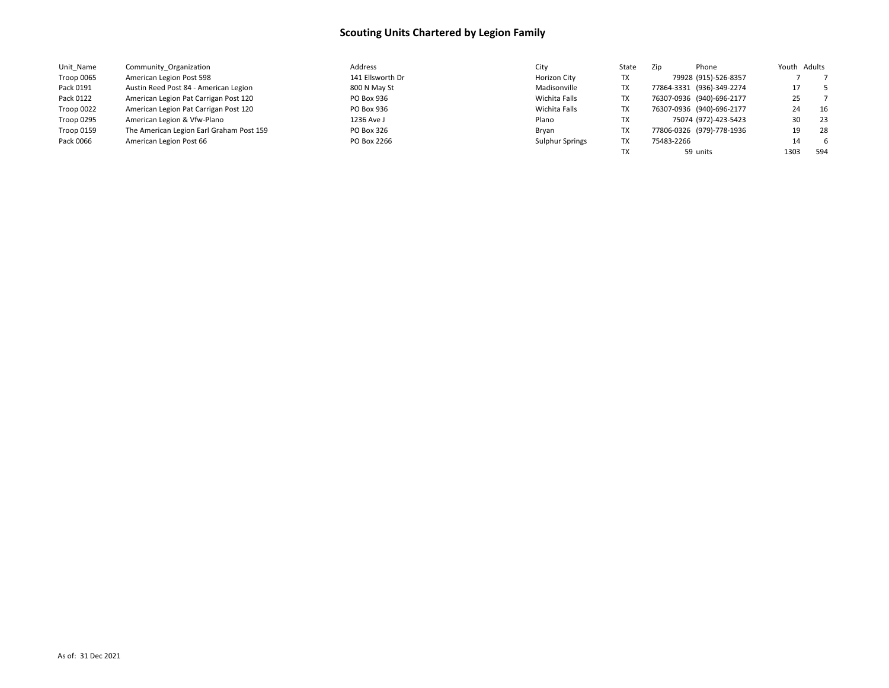# Scouting Units Chartered by Legion Family

| Unit_Name | Community_Organization | Address | City | State | Zip | Phone | Youth | Adults |
|---|---|---|---|---|---|---|---|---|
| Troop 0065 | American Legion Post 598 | 141 Ellsworth Dr | Horizon City | TX | 79928 | (915)-526-8357 | 7 | 7 |
| Pack 0191 | Austin Reed Post 84 - American Legion | 800 N May St | Madisonville | TX | 77864-3331 | (936)-349-2274 | 17 | 5 |
| Pack 0122 | American Legion Pat Carrigan Post 120 | PO Box 936 | Wichita Falls | TX | 76307-0936 | (940)-696-2177 | 25 | 7 |
| Troop 0022 | American Legion Pat Carrigan Post 120 | PO Box 936 | Wichita Falls | TX | 76307-0936 | (940)-696-2177 | 24 | 16 |
| Troop 0295 | American Legion & Vfw-Plano | 1236 Ave J | Plano | TX | 75074 | (972)-423-5423 | 30 | 23 |
| Troop 0159 | The American Legion Earl Graham Post 159 | PO Box 326 | Bryan | TX | 77806-0326 | (979)-778-1936 | 19 | 28 |
| Pack 0066 | American Legion Post 66 | PO Box 2266 | Sulphur Springs | TX | 75483-2266 | | 14 | 6 |
| | | | | TX | 59 | units | 1303 | 594 |

As of: 31 Dec 2021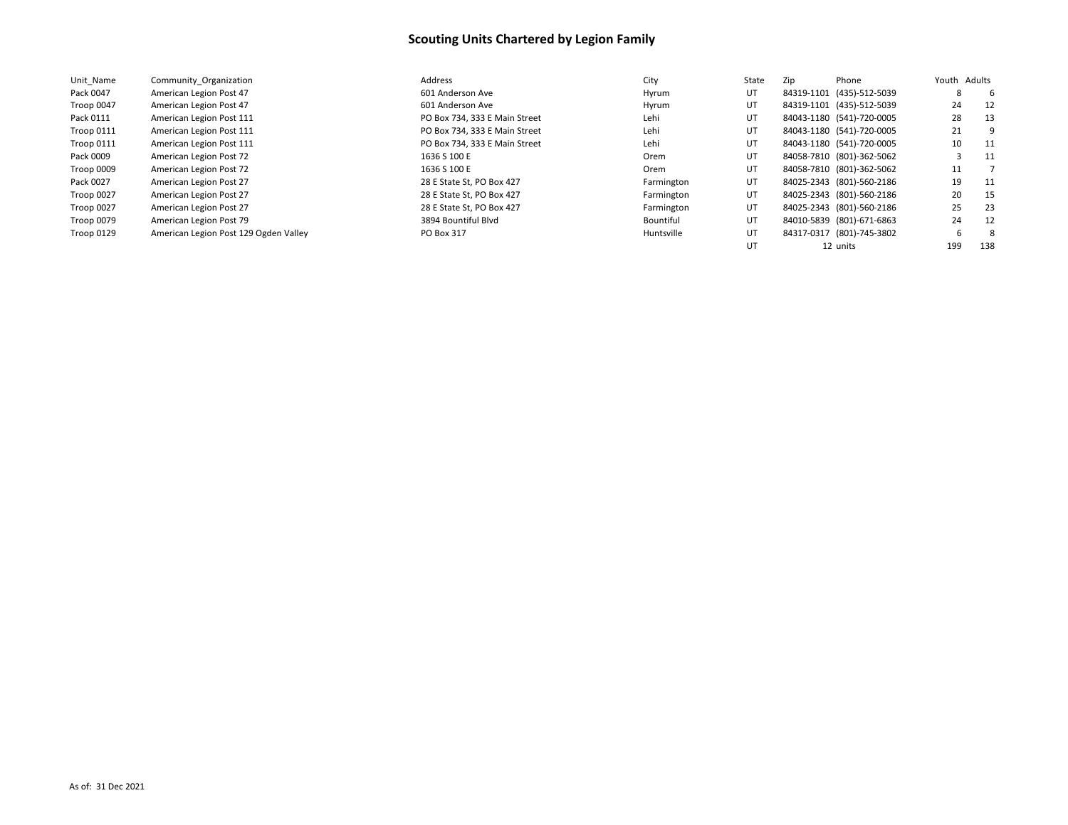# Scouting Units Chartered by Legion Family

| Unit_Name | Community_Organization | Address | City | State | Zip | Phone | Youth | Adults |
|---|---|---|---|---|---|---|---|---|
| Pack 0047 | American Legion Post 47 | 601 Anderson Ave | Hyrum | UT | 84319-1101 | (435)-512-5039 | 8 | 6 |
| Troop 0047 | American Legion Post 47 | 601 Anderson Ave | Hyrum | UT | 84319-1101 | (435)-512-5039 | 24 | 12 |
| Pack 0111 | American Legion Post 111 | PO Box 734, 333 E Main Street | Lehi | UT | 84043-1180 | (541)-720-0005 | 28 | 13 |
| Troop 0111 | American Legion Post 111 | PO Box 734, 333 E Main Street | Lehi | UT | 84043-1180 | (541)-720-0005 | 21 | 9 |
| Troop 0111 | American Legion Post 111 | PO Box 734, 333 E Main Street | Lehi | UT | 84043-1180 | (541)-720-0005 | 10 | 11 |
| Pack 0009 | American Legion Post 72 | 1636 S 100 E | Orem | UT | 84058-7810 | (801)-362-5062 | 3 | 11 |
| Troop 0009 | American Legion Post 72 | 1636 S 100 E | Orem | UT | 84058-7810 | (801)-362-5062 | 11 | 7 |
| Pack 0027 | American Legion Post 27 | 28 E State St, PO Box 427 | Farmington | UT | 84025-2343 | (801)-560-2186 | 19 | 11 |
| Troop 0027 | American Legion Post 27 | 28 E State St, PO Box 427 | Farmington | UT | 84025-2343 | (801)-560-2186 | 20 | 15 |
| Troop 0027 | American Legion Post 27 | 28 E State St, PO Box 427 | Farmington | UT | 84025-2343 | (801)-560-2186 | 25 | 23 |
| Troop 0079 | American Legion Post 79 | 3894 Bountiful Blvd | Bountiful | UT | 84010-5839 | (801)-671-6863 | 24 | 12 |
| Troop 0129 | American Legion Post 129 Ogden Valley | PO Box 317 | Huntsville | UT | 84317-0317 | (801)-745-3802 | 6 | 8 |
| | | | | UT | 12 | units | 199 | 138 |

As of: 31 Dec 2021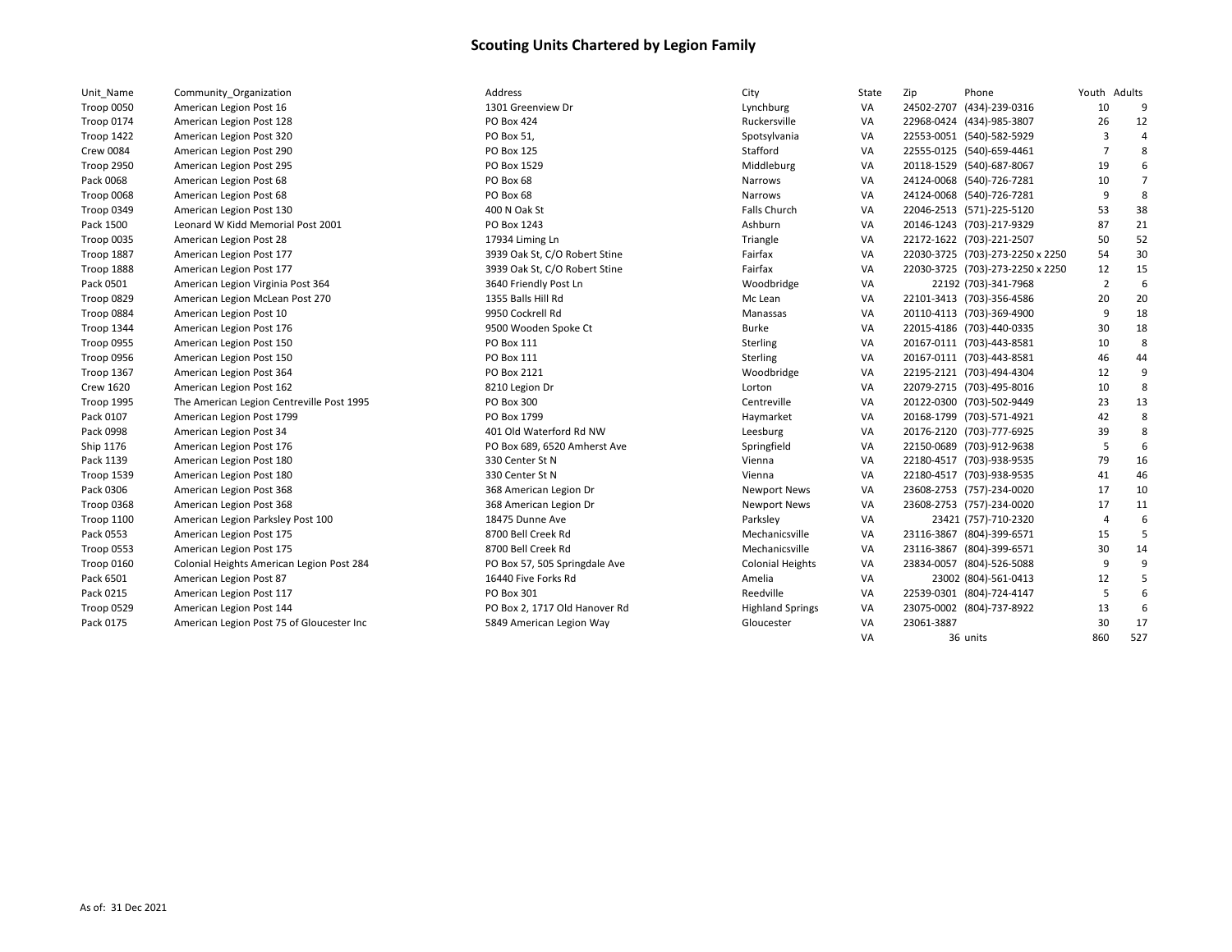# Scouting Units Chartered by Legion Family

| Unit_Name | Community_Organization | Address | City | State | Zip | Phone | Youth | Adults |
|---|---|---|---|---|---|---|---|---|
| Troop 0050 | American Legion Post 16 | 1301 Greenview Dr | Lynchburg | VA | 24502-2707 | (434)-239-0316 | 10 | 9 |
| Troop 0174 | American Legion Post 128 | PO Box 424 | Ruckersville | VA | 22968-0424 | (434)-985-3807 | 26 | 12 |
| Troop 1422 | American Legion Post 320 | PO Box 51, | Spotsylvania | VA | 22553-0051 | (540)-582-5929 | 3 | 4 |
| Crew 0084 | American Legion Post 290 | PO Box 125 | Stafford | VA | 22555-0125 | (540)-659-4461 | 7 | 8 |
| Troop 2950 | American Legion Post 295 | PO Box 1529 | Middleburg | VA | 20118-1529 | (540)-687-8067 | 19 | 6 |
| Pack 0068 | American Legion Post 68 | PO Box 68 | Narrows | VA | 24124-0068 | (540)-726-7281 | 10 | 7 |
| Troop 0068 | American Legion Post 68 | PO Box 68 | Narrows | VA | 24124-0068 | (540)-726-7281 | 9 | 8 |
| Troop 0349 | American Legion Post 130 | 400 N Oak St | Falls Church | VA | 22046-2513 | (571)-225-5120 | 53 | 38 |
| Pack 1500 | Leonard W Kidd Memorial Post 2001 | PO Box 1243 | Ashburn | VA | 20146-1243 | (703)-217-9329 | 87 | 21 |
| Troop 0035 | American Legion Post 28 | 17934 Liming Ln | Triangle | VA | 22172-1622 | (703)-221-2507 | 50 | 52 |
| Troop 1887 | American Legion Post 177 | 3939 Oak St, C/O Robert Stine | Fairfax | VA | 22030-3725 | (703)-273-2250 x 2250 | 54 | 30 |
| Troop 1888 | American Legion Post 177 | 3939 Oak St, C/O Robert Stine | Fairfax | VA | 22030-3725 | (703)-273-2250 x 2250 | 12 | 15 |
| Pack 0501 | American Legion Virginia Post 364 | 3640 Friendly Post Ln | Woodbridge | VA | 22192 | (703)-341-7968 | 2 | 6 |
| Troop 0829 | American Legion McLean Post 270 | 1355 Balls Hill Rd | Mc Lean | VA | 22101-3413 | (703)-356-4586 | 20 | 20 |
| Troop 0884 | American Legion Post 10 | 9950 Cockrell Rd | Manassas | VA | 20110-4113 | (703)-369-4900 | 9 | 18 |
| Troop 1344 | American Legion Post 176 | 9500 Wooden Spoke Ct | Burke | VA | 22015-4186 | (703)-440-0335 | 30 | 18 |
| Troop 0955 | American Legion Post 150 | PO Box 111 | Sterling | VA | 20167-0111 | (703)-443-8581 | 10 | 8 |
| Troop 0956 | American Legion Post 150 | PO Box 111 | Sterling | VA | 20167-0111 | (703)-443-8581 | 46 | 44 |
| Troop 1367 | American Legion Post 364 | PO Box 2121 | Woodbridge | VA | 22195-2121 | (703)-494-4304 | 12 | 9 |
| Crew 1620 | American Legion Post 162 | 8210 Legion Dr | Lorton | VA | 22079-2715 | (703)-495-8016 | 10 | 8 |
| Troop 1995 | The American Legion Centreville Post 1995 | PO Box 300 | Centreville | VA | 20122-0300 | (703)-502-9449 | 23 | 13 |
| Pack 0107 | American Legion Post 1799 | PO Box 1799 | Haymarket | VA | 20168-1799 | (703)-571-4921 | 42 | 8 |
| Pack 0998 | American Legion Post 34 | 401 Old Waterford Rd NW | Leesburg | VA | 20176-2120 | (703)-777-6925 | 39 | 8 |
| Ship 1176 | American Legion Post 176 | PO Box 689, 6520 Amherst Ave | Springfield | VA | 22150-0689 | (703)-912-9638 | 5 | 6 |
| Pack 1139 | American Legion Post 180 | 330 Center St N | Vienna | VA | 22180-4517 | (703)-938-9535 | 79 | 16 |
| Troop 1539 | American Legion Post 180 | 330 Center St N | Vienna | VA | 22180-4517 | (703)-938-9535 | 41 | 46 |
| Pack 0306 | American Legion Post 368 | 368 American Legion Dr | Newport News | VA | 23608-2753 | (757)-234-0020 | 17 | 10 |
| Troop 0368 | American Legion Post 368 | 368 American Legion Dr | Newport News | VA | 23608-2753 | (757)-234-0020 | 17 | 11 |
| Troop 1100 | American Legion Parksley Post 100 | 18475 Dunne Ave | Parksley | VA | 23421 | (757)-710-2320 | 4 | 6 |
| Pack 0553 | American Legion Post 175 | 8700 Bell Creek Rd | Mechanicsville | VA | 23116-3867 | (804)-399-6571 | 15 | 5 |
| Troop 0553 | American Legion Post 175 | 8700 Bell Creek Rd | Mechanicsville | VA | 23116-3867 | (804)-399-6571 | 30 | 14 |
| Troop 0160 | Colonial Heights American Legion Post 284 | PO Box 57, 505 Springdale Ave | Colonial Heights | VA | 23834-0057 | (804)-526-5088 | 9 | 9 |
| Pack 6501 | American Legion Post 87 | 16440 Five Forks Rd | Amelia | VA | 23002 | (804)-561-0413 | 12 | 5 |
| Pack 0215 | American Legion Post 117 | PO Box 301 | Reedville | VA | 22539-0301 | (804)-724-4147 | 5 | 6 |
| Troop 0529 | American Legion Post 144 | PO Box 2, 1717 Old Hanover Rd | Highland Springs | VA | 23075-0002 | (804)-737-8922 | 13 | 6 |
| Pack 0175 | American Legion Post 75 of Gloucester Inc | 5849 American Legion Way | Gloucester | VA | 23061-3887 | | 30 | 17 |
| | | | | VA | 36 | units | 860 | 527 |

As of: 31 Dec 2021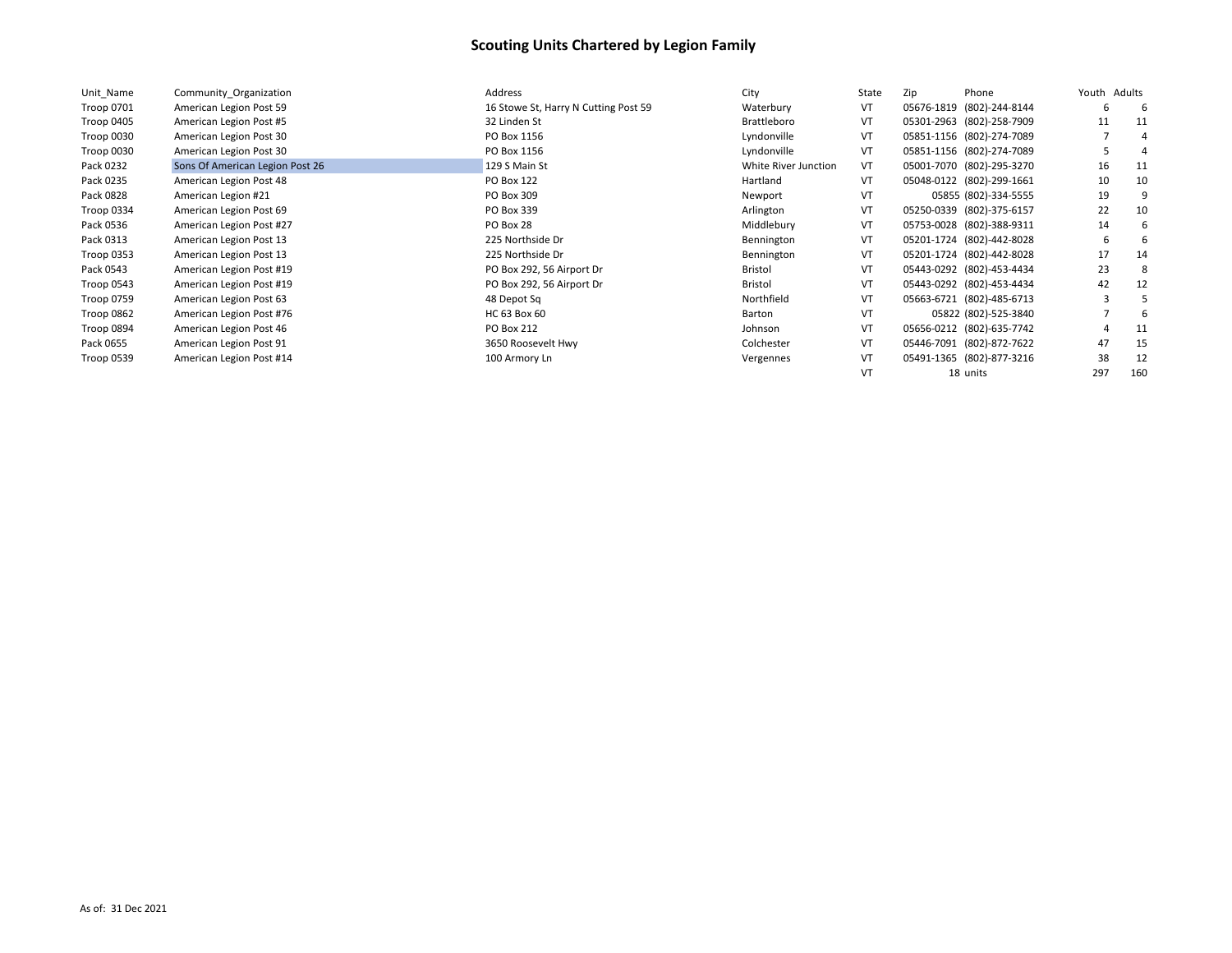# Scouting Units Chartered by Legion Family

| Unit_Name | Community_Organization | Address | City | State | Zip | Phone | Youth | Adults |
|---|---|---|---|---|---|---|---|---|
| Troop 0701 | American Legion Post 59 | 16 Stowe St, Harry N Cutting Post 59 | Waterbury | VT | 05676-1819 | (802)-244-8144 | 6 | 6 |
| Troop 0405 | American Legion Post #5 | 32 Linden St | Brattleboro | VT | 05301-2963 | (802)-258-7909 | 11 | 11 |
| Troop 0030 | American Legion Post 30 | PO Box 1156 | Lyndonville | VT | 05851-1156 | (802)-274-7089 | 7 | 4 |
| Troop 0030 | American Legion Post 30 | PO Box 1156 | Lyndonville | VT | 05851-1156 | (802)-274-7089 | 5 | 4 |
| Pack 0232 | Sons Of American Legion Post 26 | 129 S Main St | White River Junction | VT | 05001-7070 | (802)-295-3270 | 16 | 11 |
| Pack 0235 | American Legion Post 48 | PO Box 122 | Hartland | VT | 05048-0122 | (802)-299-1661 | 10 | 10 |
| Pack 0828 | American Legion #21 | PO Box 309 | Newport | VT | 05855 | (802)-334-5555 | 19 | 9 |
| Troop 0334 | American Legion Post 69 | PO Box 339 | Arlington | VT | 05250-0339 | (802)-375-6157 | 22 | 10 |
| Pack 0536 | American Legion Post #27 | PO Box 28 | Middlebury | VT | 05753-0028 | (802)-388-9311 | 14 | 6 |
| Pack 0313 | American Legion Post 13 | 225 Northside Dr | Bennington | VT | 05201-1724 | (802)-442-8028 | 6 | 6 |
| Troop 0353 | American Legion Post 13 | 225 Northside Dr | Bennington | VT | 05201-1724 | (802)-442-8028 | 17 | 14 |
| Pack 0543 | American Legion Post #19 | PO Box 292, 56 Airport Dr | Bristol | VT | 05443-0292 | (802)-453-4434 | 23 | 8 |
| Troop 0543 | American Legion Post #19 | PO Box 292, 56 Airport Dr | Bristol | VT | 05443-0292 | (802)-453-4434 | 42 | 12 |
| Troop 0759 | American Legion Post 63 | 48 Depot Sq | Northfield | VT | 05663-6721 | (802)-485-6713 | 3 | 5 |
| Troop 0862 | American Legion Post #76 | HC 63 Box 60 | Barton | VT | 05822 | (802)-525-3840 | 7 | 6 |
| Troop 0894 | American Legion Post 46 | PO Box 212 | Johnson | VT | 05656-0212 | (802)-635-7742 | 4 | 11 |
| Pack 0655 | American Legion Post 91 | 3650 Roosevelt Hwy | Colchester | VT | 05446-7091 | (802)-872-7622 | 47 | 15 |
| Troop 0539 | American Legion Post #14 | 100 Armory Ln | Vergennes | VT | 05491-1365 | (802)-877-3216 | 38 | 12 |
| | | | | VT | 18 | units | 297 | 160 |

As of: 31 Dec 2021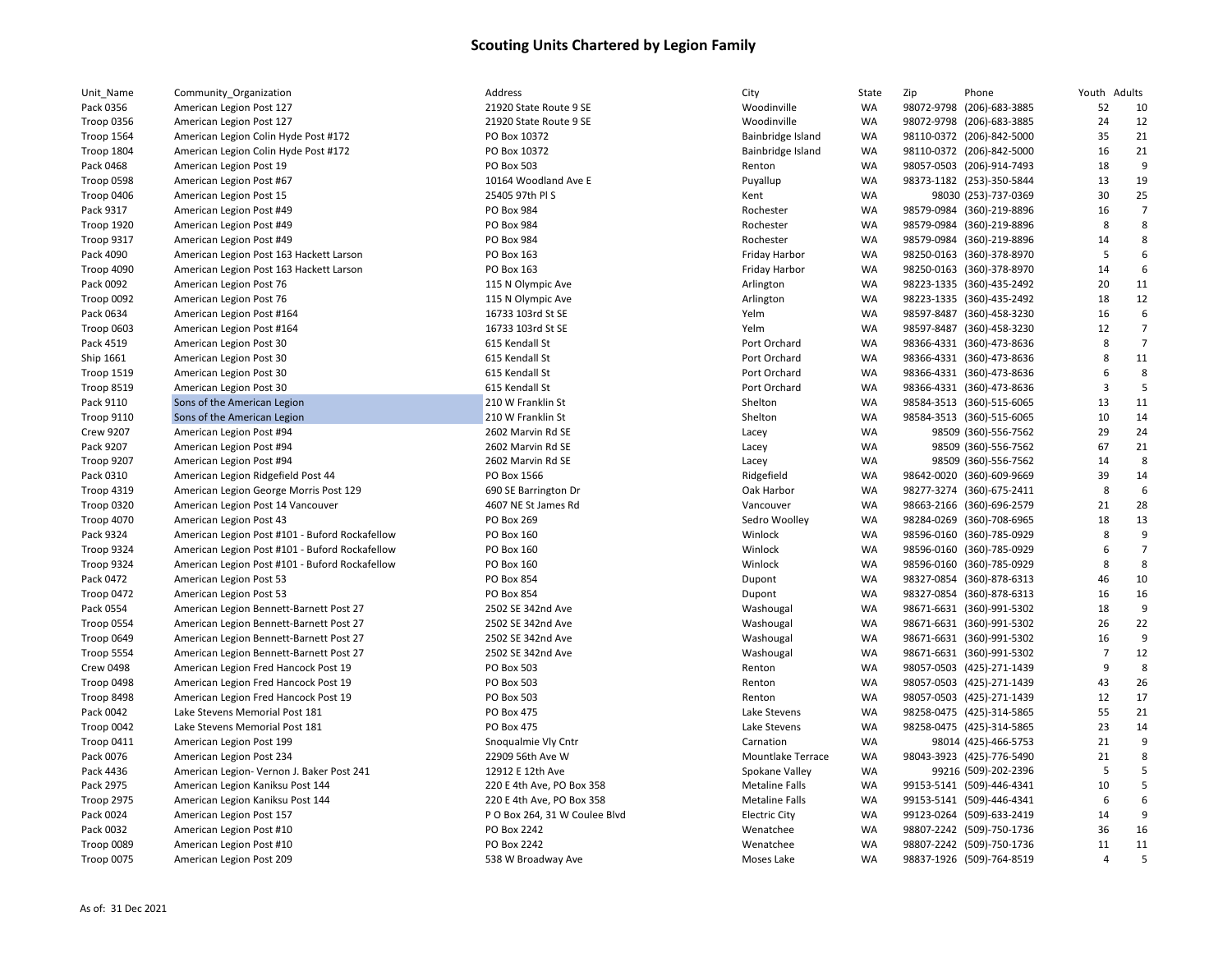## Scouting Units Chartered by Legion Family

| Unit_Name | Community_Organization | Address | City | State | Zip | Phone | Youth | Adults |
|---|---|---|---|---|---|---|---|---|
| Pack 0356 | American Legion Post 127 | 21920 State Route 9 SE | Woodinville | WA | 98072-9798 | (206)-683-3885 | 52 | 10 |
| Troop 0356 | American Legion Post 127 | 21920 State Route 9 SE | Woodinville | WA | 98072-9798 | (206)-683-3885 | 24 | 12 |
| Troop 1564 | American Legion Colin Hyde Post #172 | PO Box 10372 | Bainbridge Island | WA | 98110-0372 | (206)-842-5000 | 35 | 21 |
| Troop 1804 | American Legion Colin Hyde Post #172 | PO Box 10372 | Bainbridge Island | WA | 98110-0372 | (206)-842-5000 | 16 | 21 |
| Pack 0468 | American Legion Post 19 | PO Box 503 | Renton | WA | 98057-0503 | (206)-914-7493 | 18 | 9 |
| Troop 0598 | American Legion Post #67 | 10164 Woodland Ave E | Puyallup | WA | 98373-1182 | (253)-350-5844 | 13 | 19 |
| Troop 0406 | American Legion Post 15 | 25405 97th Pl S | Kent | WA | 98030 | (253)-737-0369 | 30 | 25 |
| Pack 9317 | American Legion Post #49 | PO Box 984 | Rochester | WA | 98579-0984 | (360)-219-8896 | 16 | 7 |
| Troop 1920 | American Legion Post #49 | PO Box 984 | Rochester | WA | 98579-0984 | (360)-219-8896 | 8 | 8 |
| Troop 9317 | American Legion Post #49 | PO Box 984 | Rochester | WA | 98579-0984 | (360)-219-8896 | 14 | 8 |
| Pack 4090 | American Legion Post 163 Hackett Larson | PO Box 163 | Friday Harbor | WA | 98250-0163 | (360)-378-8970 | 5 | 6 |
| Troop 4090 | American Legion Post 163 Hackett Larson | PO Box 163 | Friday Harbor | WA | 98250-0163 | (360)-378-8970 | 14 | 6 |
| Pack 0092 | American Legion Post 76 | 115 N Olympic Ave | Arlington | WA | 98223-1335 | (360)-435-2492 | 20 | 11 |
| Troop 0092 | American Legion Post 76 | 115 N Olympic Ave | Arlington | WA | 98223-1335 | (360)-435-2492 | 18 | 12 |
| Pack 0634 | American Legion Post #164 | 16733 103rd St SE | Yelm | WA | 98597-8487 | (360)-458-3230 | 16 | 6 |
| Troop 0603 | American Legion Post #164 | 16733 103rd St SE | Yelm | WA | 98597-8487 | (360)-458-3230 | 12 | 7 |
| Pack 4519 | American Legion Post 30 | 615 Kendall St | Port Orchard | WA | 98366-4331 | (360)-473-8636 | 8 | 7 |
| Ship 1661 | American Legion Post 30 | 615 Kendall St | Port Orchard | WA | 98366-4331 | (360)-473-8636 | 8 | 11 |
| Troop 1519 | American Legion Post 30 | 615 Kendall St | Port Orchard | WA | 98366-4331 | (360)-473-8636 | 6 | 8 |
| Troop 8519 | American Legion Post 30 | 615 Kendall St | Port Orchard | WA | 98366-4331 | (360)-473-8636 | 3 | 5 |
| Pack 9110 | Sons of the American Legion | 210 W Franklin St | Shelton | WA | 98584-3513 | (360)-515-6065 | 13 | 11 |
| Troop 9110 | Sons of the American Legion | 210 W Franklin St | Shelton | WA | 98584-3513 | (360)-515-6065 | 10 | 14 |
| Crew 9207 | American Legion Post #94 | 2602 Marvin Rd SE | Lacey | WA | 98509 | (360)-556-7562 | 29 | 24 |
| Pack 9207 | American Legion Post #94 | 2602 Marvin Rd SE | Lacey | WA | 98509 | (360)-556-7562 | 67 | 21 |
| Troop 9207 | American Legion Post #94 | 2602 Marvin Rd SE | Lacey | WA | 98509 | (360)-556-7562 | 14 | 8 |
| Pack 0310 | American Legion Ridgefield Post 44 | PO Box 1566 | Ridgefield | WA | 98642-0020 | (360)-609-9669 | 39 | 14 |
| Troop 4319 | American Legion George Morris Post 129 | 690 SE Barrington Dr | Oak Harbor | WA | 98277-3274 | (360)-675-2411 | 8 | 6 |
| Troop 0320 | American Legion Post 14 Vancouver | 4607 NE St James Rd | Vancouver | WA | 98663-2166 | (360)-696-2579 | 21 | 28 |
| Troop 4070 | American Legion Post 43 | PO Box 269 | Sedro Woolley | WA | 98284-0269 | (360)-708-6965 | 18 | 13 |
| Pack 9324 | American Legion Post #101 - Buford Rockafellow | PO Box 160 | Winlock | WA | 98596-0160 | (360)-785-0929 | 8 | 9 |
| Troop 9324 | American Legion Post #101 - Buford Rockafellow | PO Box 160 | Winlock | WA | 98596-0160 | (360)-785-0929 | 6 | 7 |
| Troop 9324 | American Legion Post #101 - Buford Rockafellow | PO Box 160 | Winlock | WA | 98596-0160 | (360)-785-0929 | 8 | 8 |
| Pack 0472 | American Legion Post 53 | PO Box 854 | Dupont | WA | 98327-0854 | (360)-878-6313 | 46 | 10 |
| Troop 0472 | American Legion Post 53 | PO Box 854 | Dupont | WA | 98327-0854 | (360)-878-6313 | 16 | 16 |
| Pack 0554 | American Legion Bennett-Barnett Post 27 | 2502 SE 342nd Ave | Washougal | WA | 98671-6631 | (360)-991-5302 | 18 | 9 |
| Troop 0554 | American Legion Bennett-Barnett Post 27 | 2502 SE 342nd Ave | Washougal | WA | 98671-6631 | (360)-991-5302 | 26 | 22 |
| Troop 0649 | American Legion Bennett-Barnett Post 27 | 2502 SE 342nd Ave | Washougal | WA | 98671-6631 | (360)-991-5302 | 16 | 9 |
| Troop 5554 | American Legion Bennett-Barnett Post 27 | 2502 SE 342nd Ave | Washougal | WA | 98671-6631 | (360)-991-5302 | 7 | 12 |
| Crew 0498 | American Legion Fred Hancock Post 19 | PO Box 503 | Renton | WA | 98057-0503 | (425)-271-1439 | 9 | 8 |
| Troop 0498 | American Legion Fred Hancock Post 19 | PO Box 503 | Renton | WA | 98057-0503 | (425)-271-1439 | 43 | 26 |
| Troop 8498 | American Legion Fred Hancock Post 19 | PO Box 503 | Renton | WA | 98057-0503 | (425)-271-1439 | 12 | 17 |
| Pack 0042 | Lake Stevens Memorial Post 181 | PO Box 475 | Lake Stevens | WA | 98258-0475 | (425)-314-5865 | 55 | 21 |
| Troop 0042 | Lake Stevens Memorial Post 181 | PO Box 475 | Lake Stevens | WA | 98258-0475 | (425)-314-5865 | 23 | 14 |
| Troop 0411 | American Legion Post 199 | Snoqualmie Vly Cntr | Carnation | WA | 98014 | (425)-466-5753 | 21 | 9 |
| Pack 0076 | American Legion Post 234 | 22909 56th Ave W | Mountlake Terrace | WA | 98043-3923 | (425)-776-5490 | 21 | 8 |
| Pack 4436 | American Legion- Vernon J. Baker Post 241 | 12912 E 12th Ave | Spokane Valley | WA | 99216 | (509)-202-2396 | 5 | 5 |
| Pack 2975 | American Legion Kaniksu Post 144 | 220 E 4th Ave, PO Box 358 | Metaline Falls | WA | 99153-5141 | (509)-446-4341 | 10 | 5 |
| Troop 2975 | American Legion Kaniksu Post 144 | 220 E 4th Ave, PO Box 358 | Metaline Falls | WA | 99153-5141 | (509)-446-4341 | 6 | 6 |
| Pack 0024 | American Legion Post 157 | P O Box 264, 31 W Coulee Blvd | Electric City | WA | 99123-0264 | (509)-633-2419 | 14 | 9 |
| Pack 0032 | American Legion Post #10 | PO Box 2242 | Wenatchee | WA | 98807-2242 | (509)-750-1736 | 36 | 16 |
| Troop 0089 | American Legion Post #10 | PO Box 2242 | Wenatchee | WA | 98807-2242 | (509)-750-1736 | 11 | 11 |
| Troop 0075 | American Legion Post 209 | 538 W Broadway Ave | Moses Lake | WA | 98837-1926 | (509)-764-8519 | 4 | 5 |

As of: 31 Dec 2021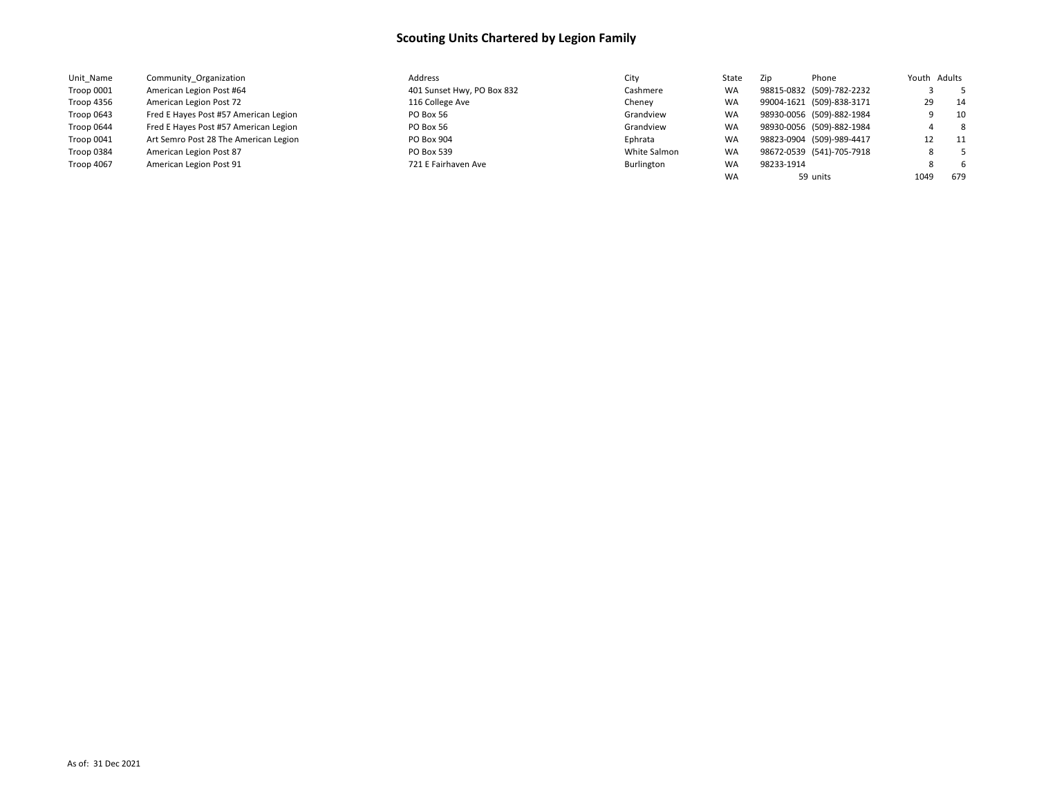# Scouting Units Chartered by Legion Family

| Unit_Name | Community_Organization | Address | City | State | Zip | Phone | Youth | Adults |
|---|---|---|---|---|---|---|---|---|
| Troop 0001 | American Legion Post #64 | 401 Sunset Hwy, PO Box 832 | Cashmere | WA | 98815-0832 | (509)-782-2232 | 3 | 5 |
| Troop 4356 | American Legion Post 72 | 116 College Ave | Cheney | WA | 99004-1621 | (509)-838-3171 | 29 | 14 |
| Troop 0643 | Fred E Hayes Post #57 American Legion | PO Box 56 | Grandview | WA | 98930-0056 | (509)-882-1984 | 9 | 10 |
| Troop 0644 | Fred E Hayes Post #57 American Legion | PO Box 56 | Grandview | WA | 98930-0056 | (509)-882-1984 | 4 | 8 |
| Troop 0041 | Art Semro Post 28 The American Legion | PO Box 904 | Ephrata | WA | 98823-0904 | (509)-989-4417 | 12 | 11 |
| Troop 0384 | American Legion Post 87 | PO Box 539 | White Salmon | WA | 98672-0539 | (541)-705-7918 | 8 | 5 |
| Troop 4067 | American Legion Post 91 | 721 E Fairhaven Ave | Burlington | WA | 98233-1914 | | 8 | 6 |
| | | | | WA | 59 | units | 1049 | 679 |

As of: 31 Dec 2021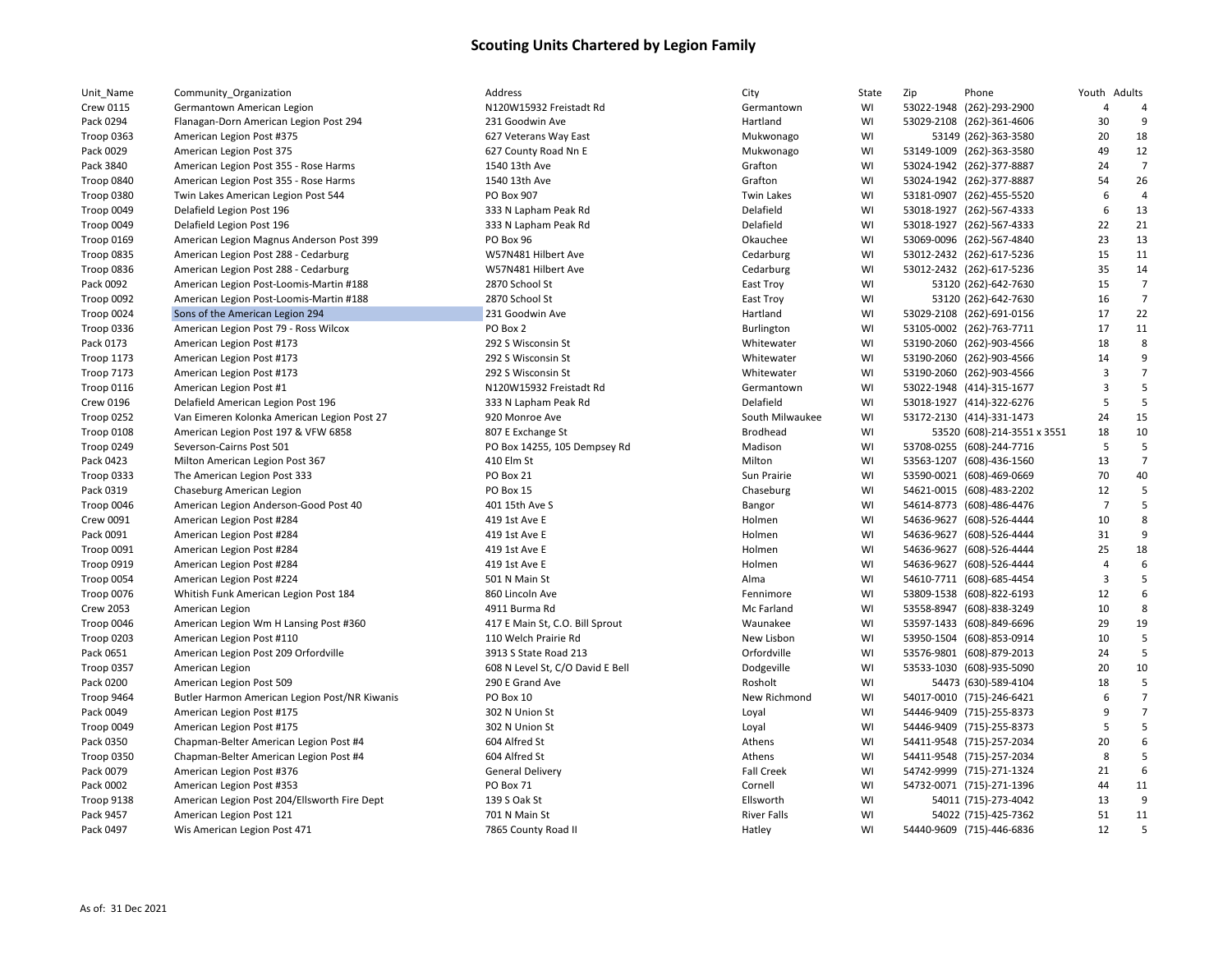# Scouting Units Chartered by Legion Family

| Unit_Name | Community_Organization | Address | City | State | Zip | Phone | Youth | Adults |
|---|---|---|---|---|---|---|---|---|
| Crew 0115 | Germantown American Legion | N120W15932 Freistadt Rd | Germantown | WI | 53022-1948 | (262)-293-2900 | 4 | 4 |
| Pack 0294 | Flanagan-Dorn American Legion Post 294 | 231 Goodwin Ave | Hartland | WI | 53029-2108 | (262)-361-4606 | 30 | 9 |
| Troop 0363 | American Legion Post #375 | 627 Veterans Way East | Mukwonago | WI | 53149 | (262)-363-3580 | 20 | 18 |
| Pack 0029 | American Legion Post 375 | 627 County Road Nn E | Mukwonago | WI | 53149-1009 | (262)-363-3580 | 49 | 12 |
| Pack 3840 | American Legion Post 355 - Rose Harms | 1540 13th Ave | Grafton | WI | 53024-1942 | (262)-377-8887 | 24 | 7 |
| Troop 0840 | American Legion Post 355 - Rose Harms | 1540 13th Ave | Grafton | WI | 53024-1942 | (262)-377-8887 | 54 | 26 |
| Troop 0380 | Twin Lakes American Legion Post 544 | PO Box 907 | Twin Lakes | WI | 53181-0907 | (262)-455-5520 | 6 | 4 |
| Troop 0049 | Delafield Legion Post 196 | 333 N Lapham Peak Rd | Delafield | WI | 53018-1927 | (262)-567-4333 | 6 | 13 |
| Troop 0049 | Delafield Legion Post 196 | 333 N Lapham Peak Rd | Delafield | WI | 53018-1927 | (262)-567-4333 | 22 | 21 |
| Troop 0169 | American Legion Magnus Anderson Post 399 | PO Box 96 | Okauchee | WI | 53069-0096 | (262)-567-4840 | 23 | 13 |
| Troop 0835 | American Legion Post 288 - Cedarburg | W57N481 Hilbert Ave | Cedarburg | WI | 53012-2432 | (262)-617-5236 | 15 | 11 |
| Troop 0836 | American Legion Post 288 - Cedarburg | W57N481 Hilbert Ave | Cedarburg | WI | 53012-2432 | (262)-617-5236 | 35 | 14 |
| Pack 0092 | American Legion Post-Loomis-Martin #188 | 2870 School St | East Troy | WI | 53120 | (262)-642-7630 | 15 | 7 |
| Troop 0092 | American Legion Post-Loomis-Martin #188 | 2870 School St | East Troy | WI | 53120 | (262)-642-7630 | 16 | 7 |
| Troop 0024 | Sons of the American Legion 294 | 231 Goodwin Ave | Hartland | WI | 53029-2108 | (262)-691-0156 | 17 | 22 |
| Troop 0336 | American Legion Post 79 - Ross Wilcox | PO Box 2 | Burlington | WI | 53105-0002 | (262)-763-7711 | 17 | 11 |
| Pack 0173 | American Legion Post #173 | 292 S Wisconsin St | Whitewater | WI | 53190-2060 | (262)-903-4566 | 18 | 8 |
| Troop 1173 | American Legion Post #173 | 292 S Wisconsin St | Whitewater | WI | 53190-2060 | (262)-903-4566 | 14 | 9 |
| Troop 7173 | American Legion Post #173 | 292 S Wisconsin St | Whitewater | WI | 53190-2060 | (262)-903-4566 | 3 | 7 |
| Troop 0116 | American Legion Post #1 | N120W15932 Freistadt Rd | Germantown | WI | 53022-1948 | (414)-315-1677 | 3 | 5 |
| Crew 0196 | Delafield American Legion Post 196 | 333 N Lapham Peak Rd | Delafield | WI | 53018-1927 | (414)-322-6276 | 5 | 5 |
| Troop 0252 | Van Eimeren Kolonka American Legion Post 27 | 920 Monroe Ave | South Milwaukee | WI | 53172-2130 | (414)-331-1473 | 24 | 15 |
| Troop 0108 | American Legion Post 197 & VFW 6858 | 807 E Exchange St | Brodhead | WI | 53520 | (608)-214-3551 x 3551 | 18 | 10 |
| Troop 0249 | Severson-Cairns Post 501 | PO Box 14255, 105 Dempsey Rd | Madison | WI | 53708-0255 | (608)-244-7716 | 5 | 5 |
| Pack 0423 | Milton American Legion Post 367 | 410 Elm St | Milton | WI | 53563-1207 | (608)-436-1560 | 13 | 7 |
| Troop 0333 | The American Legion Post 333 | PO Box 21 | Sun Prairie | WI | 53590-0021 | (608)-469-0669 | 70 | 40 |
| Pack 0319 | Chaseburg American Legion | PO Box 15 | Chaseburg | WI | 54621-0015 | (608)-483-2202 | 12 | 5 |
| Troop 0046 | American Legion Anderson-Good Post 40 | 401 15th Ave S | Bangor | WI | 54614-8773 | (608)-486-4476 | 7 | 5 |
| Crew 0091 | American Legion Post #284 | 419 1st Ave E | Holmen | WI | 54636-9627 | (608)-526-4444 | 10 | 8 |
| Pack 0091 | American Legion Post #284 | 419 1st Ave E | Holmen | WI | 54636-9627 | (608)-526-4444 | 31 | 9 |
| Troop 0091 | American Legion Post #284 | 419 1st Ave E | Holmen | WI | 54636-9627 | (608)-526-4444 | 25 | 18 |
| Troop 0919 | American Legion Post #284 | 419 1st Ave E | Holmen | WI | 54636-9627 | (608)-526-4444 | 4 | 6 |
| Troop 0054 | American Legion Post #224 | 501 N Main St | Alma | WI | 54610-7711 | (608)-685-4454 | 3 | 5 |
| Troop 0076 | Whitish Funk American Legion Post 184 | 860 Lincoln Ave | Fennimore | WI | 53809-1538 | (608)-822-6193 | 12 | 6 |
| Crew 2053 | American Legion | 4911 Burma Rd | Mc Farland | WI | 53558-8947 | (608)-838-3249 | 10 | 8 |
| Troop 0046 | American Legion Wm H Lansing Post #360 | 417 E Main St, C.O. Bill Sprout | Waunakee | WI | 53597-1433 | (608)-849-6696 | 29 | 19 |
| Troop 0203 | American Legion Post #110 | 110 Welch Prairie Rd | New Lisbon | WI | 53950-1504 | (608)-853-0914 | 10 | 5 |
| Pack 0651 | American Legion Post 209 Orfordville | 3913 S State Road 213 | Orfordville | WI | 53576-9801 | (608)-879-2013 | 24 | 5 |
| Troop 0357 | American Legion | 608 N Level St, C/O David E Bell | Dodgeville | WI | 53533-1030 | (608)-935-5090 | 20 | 10 |
| Pack 0200 | American Legion Post 509 | 290 E Grand Ave | Rosholt | WI | 54473 | (630)-589-4104 | 18 | 5 |
| Troop 9464 | Butler Harmon American Legion Post/NR Kiwanis | PO Box 10 | New Richmond | WI | 54017-0010 | (715)-246-6421 | 6 | 7 |
| Pack 0049 | American Legion Post #175 | 302 N Union St | Loyal | WI | 54446-9409 | (715)-255-8373 | 9 | 7 |
| Troop 0049 | American Legion Post #175 | 302 N Union St | Loyal | WI | 54446-9409 | (715)-255-8373 | 5 | 5 |
| Pack 0350 | Chapman-Belter American Legion Post #4 | 604 Alfred St | Athens | WI | 54411-9548 | (715)-257-2034 | 20 | 6 |
| Troop 0350 | Chapman-Belter American Legion Post #4 | 604 Alfred St | Athens | WI | 54411-9548 | (715)-257-2034 | 8 | 5 |
| Pack 0079 | American Legion Post #376 | General Delivery | Fall Creek | WI | 54742-9999 | (715)-271-1324 | 21 | 6 |
| Pack 0002 | American Legion Post #353 | PO Box 71 | Cornell | WI | 54732-0071 | (715)-271-1396 | 44 | 11 |
| Troop 9138 | American Legion Post 204/Ellsworth Fire Dept | 139 S Oak St | Ellsworth | WI | 54011 | (715)-273-4042 | 13 | 9 |
| Pack 9457 | American Legion Post 121 | 701 N Main St | River Falls | WI | 54022 | (715)-425-7362 | 51 | 11 |
| Pack 0497 | Wis American Legion Post 471 | 7865 County Road II | Hatley | WI | 54440-9609 | (715)-446-6836 | 12 | 5 |

As of: 31 Dec 2021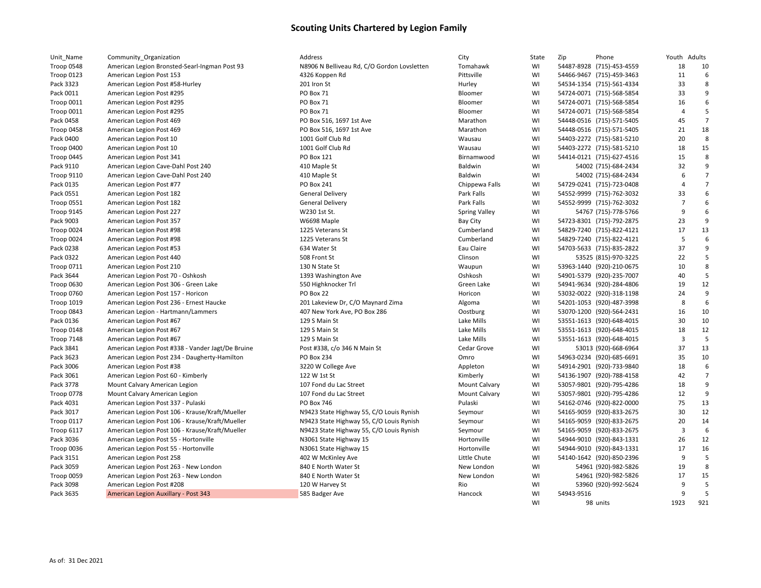# Scouting Units Chartered by Legion Family

| Unit_Name | Community_Organization | Address | City | State | Zip | Phone | Youth | Adults |
|---|---|---|---|---|---|---|---|---|
| Troop 0548 | American Legion Bronsted-Searl-Ingman Post 93 | N8906 N Belliveau Rd, C/O Gordon Lovsletten | Tomahawk | WI | 54487-8928 | (715)-453-4559 | 18 | 10 |
| Troop 0123 | American Legion Post 153 | 4326 Koppen Rd | Pittsville | WI | 54466-9467 | (715)-459-3463 | 11 | 6 |
| Pack 3323 | American Legion Post #58-Hurley | 201 Iron St | Hurley | WI | 54534-1354 | (715)-561-4334 | 33 | 8 |
| Pack 0011 | American Legion Post #295 | PO Box 71 | Bloomer | WI | 54724-0071 | (715)-568-5854 | 33 | 9 |
| Troop 0011 | American Legion Post #295 | PO Box 71 | Bloomer | WI | 54724-0071 | (715)-568-5854 | 16 | 6 |
| Troop 0011 | American Legion Post #295 | PO Box 71 | Bloomer | WI | 54724-0071 | (715)-568-5854 | 4 | 5 |
| Pack 0458 | American Legion Post 469 | PO Box 516, 1697 1st Ave | Marathon | WI | 54448-0516 | (715)-571-5405 | 45 | 7 |
| Troop 0458 | American Legion Post 469 | PO Box 516, 1697 1st Ave | Marathon | WI | 54448-0516 | (715)-571-5405 | 21 | 18 |
| Pack 0400 | American Legion Post 10 | 1001 Golf Club Rd | Wausau | WI | 54403-2272 | (715)-581-5210 | 20 | 8 |
| Troop 0400 | American Legion Post 10 | 1001 Golf Club Rd | Wausau | WI | 54403-2272 | (715)-581-5210 | 18 | 15 |
| Troop 0445 | American Legion Post 341 | PO Box 121 | Birnamwood | WI | 54414-0121 | (715)-627-4516 | 15 | 8 |
| Pack 9110 | American Legion Cave-Dahl Post 240 | 410 Maple St | Baldwin | WI | 54002 | (715)-684-2434 | 32 | 9 |
| Troop 9110 | American Legion Cave-Dahl Post 240 | 410 Maple St | Baldwin | WI | 54002 | (715)-684-2434 | 6 | 7 |
| Pack 0135 | American Legion Post #77 | PO Box 241 | Chippewa Falls | WI | 54729-0241 | (715)-723-0408 | 4 | 7 |
| Pack 0551 | American Legion Post 182 | General Delivery | Park Falls | WI | 54552-9999 | (715)-762-3032 | 33 | 6 |
| Troop 0551 | American Legion Post 182 | General Delivery | Park Falls | WI | 54552-9999 | (715)-762-3032 | 7 | 6 |
| Troop 9145 | American Legion Post 227 | W230 1st St. | Spring Valley | WI | 54767 | (715)-778-5766 | 9 | 6 |
| Pack 9003 | American Legion Post 357 | W6698 Maple | Bay City | WI | 54723-8301 | (715)-792-2875 | 23 | 9 |
| Troop 0024 | American Legion Post #98 | 1225 Veterans St | Cumberland | WI | 54829-7240 | (715)-822-4121 | 17 | 13 |
| Troop 0024 | American Legion Post #98 | 1225 Veterans St | Cumberland | WI | 54829-7240 | (715)-822-4121 | 5 | 6 |
| Pack 0238 | American Legion Post #53 | 634 Water St | Eau Claire | WI | 54703-5633 | (715)-835-2822 | 37 | 9 |
| Pack 0322 | American Legion Post 440 | 508 Front St | Clinson | WI | 53525 | (815)-970-3225 | 22 | 5 |
| Troop 0711 | American Legion Post 210 | 130 N State St | Waupun | WI | 53963-1440 | (920)-210-0675 | 10 | 8 |
| Pack 3644 | American Legion Post 70 - Oshkosh | 1393 Washington Ave | Oshkosh | WI | 54901-5379 | (920)-235-7007 | 40 | 5 |
| Troop 0630 | American Legion Post 306 - Green Lake | 550 Highknocker Trl | Green Lake | WI | 54941-9634 | (920)-284-4806 | 19 | 12 |
| Troop 0760 | American Legion Post 157 - Horicon | PO Box 22 | Horicon | WI | 53032-0022 | (920)-318-1198 | 24 | 9 |
| Troop 1019 | American Legion Post 236 - Ernest Haucke | 201 Lakeview Dr, C/O Maynard Zima | Algoma | WI | 54201-1053 | (920)-487-3998 | 8 | 6 |
| Troop 0843 | American Legion - Hartmann/Lammers | 407 New York Ave, PO Box 286 | Oostburg | WI | 53070-1200 | (920)-564-2431 | 16 | 10 |
| Pack 0136 | American Legion Post #67 | 129 S Main St | Lake Mills | WI | 53551-1613 | (920)-648-4015 | 30 | 10 |
| Troop 0148 | American Legion Post #67 | 129 S Main St | Lake Mills | WI | 53551-1613 | (920)-648-4015 | 18 | 12 |
| Troop 7148 | American Legion Post #67 | 129 S Main St | Lake Mills | WI | 53551-1613 | (920)-648-4015 | 3 | 5 |
| Pack 3841 | American Legion Post #338 - Vander Jagt/De Bruine | Post #338, c/o 346 N Main St | Cedar Grove | WI | 53013 | (920)-668-6964 | 37 | 13 |
| Pack 3623 | American Legion Post 234 - Daugherty-Hamilton | PO Box 234 | Omro | WI | 54963-0234 | (920)-685-6691 | 35 | 10 |
| Pack 3006 | American Legion Post #38 | 3220 W College Ave | Appleton | WI | 54914-2901 | (920)-733-9840 | 18 | 6 |
| Pack 3061 | American Legion Post 60 - Kimberly | 122 W 1st St | Kimberly | WI | 54136-1907 | (920)-788-4158 | 42 | 7 |
| Pack 3778 | Mount Calvary American Legion | 107 Fond du Lac Street | Mount Calvary | WI | 53057-9801 | (920)-795-4286 | 18 | 9 |
| Troop 0778 | Mount Calvary American Legion | 107 Fond du Lac Street | Mount Calvary | WI | 53057-9801 | (920)-795-4286 | 12 | 9 |
| Pack 4031 | American Legion Post 337 - Pulaski | PO Box 746 | Pulaski | WI | 54162-0746 | (920)-822-0000 | 75 | 13 |
| Pack 3017 | American Legion Post 106 - Krause/Kraft/Mueller | N9423 State Highway 55, C/O Louis Rynish | Seymour | WI | 54165-9059 | (920)-833-2675 | 30 | 12 |
| Troop 0117 | American Legion Post 106 - Krause/Kraft/Mueller | N9423 State Highway 55, C/O Louis Rynish | Seymour | WI | 54165-9059 | (920)-833-2675 | 20 | 14 |
| Troop 6117 | American Legion Post 106 - Krause/Kraft/Mueller | N9423 State Highway 55, C/O Louis Rynish | Seymour | WI | 54165-9059 | (920)-833-2675 | 3 | 6 |
| Pack 3036 | American Legion Post 55 - Hortonville | N3061 State Highway 15 | Hortonville | WI | 54944-9010 | (920)-843-1331 | 26 | 12 |
| Troop 0036 | American Legion Post 55 - Hortonville | N3061 State Highway 15 | Hortonville | WI | 54944-9010 | (920)-843-1331 | 17 | 16 |
| Pack 3151 | American Legion Post 258 | 402 W McKinley Ave | Little Chute | WI | 54140-1642 | (920)-850-2396 | 9 | 5 |
| Pack 3059 | American Legion Post 263 - New London | 840 E North Water St | New London | WI | 54961 | (920)-982-5826 | 19 | 8 |
| Troop 0059 | American Legion Post 263 - New London | 840 E North Water St | New London | WI | 54961 | (920)-982-5826 | 17 | 15 |
| Pack 3098 | American Legion Post #208 | 120 W Harvey St | Rio | WI | 53960 | (920)-992-5624 | 9 | 5 |
| Pack 3635 | American Legion Auxillary - Post 343 | 585 Badger Ave | Hancock | WI | 54943-9516 | | 9 | 5 |
| | | | | WI | 98 | units | 1923 | 921 |

As of: 31 Dec 2021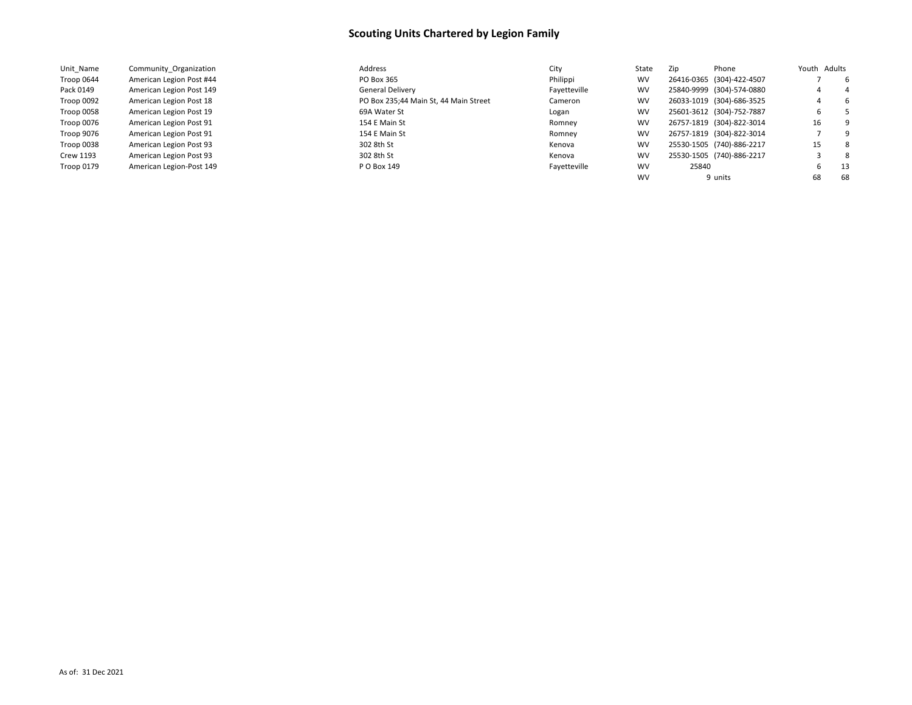# Scouting Units Chartered by Legion Family

| Unit_Name | Community_Organization | Address | City | State | Zip | Phone | Youth | Adults |
|---|---|---|---|---|---|---|---|---|
| Troop 0644 | American Legion Post #44 | PO Box 365 | Philippi | WV | 26416-0365 | (304)-422-4507 | 7 | 6 |
| Pack 0149 | American Legion Post 149 | General Delivery | Fayetteville | WV | 25840-9999 | (304)-574-0880 | 4 | 4 |
| Troop 0092 | American Legion Post 18 | PO Box 235;44 Main St, 44 Main Street | Cameron | WV | 26033-1019 | (304)-686-3525 | 4 | 6 |
| Troop 0058 | American Legion Post 19 | 69A Water St | Logan | WV | 25601-3612 | (304)-752-7887 | 6 | 5 |
| Troop 0076 | American Legion Post 91 | 154 E Main St | Romney | WV | 26757-1819 | (304)-822-3014 | 16 | 9 |
| Troop 9076 | American Legion Post 91 | 154 E Main St | Romney | WV | 26757-1819 | (304)-822-3014 | 7 | 9 |
| Troop 0038 | American Legion Post 93 | 302 8th St | Kenova | WV | 25530-1505 | (740)-886-2217 | 15 | 8 |
| Crew 1193 | American Legion Post 93 | 302 8th St | Kenova | WV | 25530-1505 | (740)-886-2217 | 3 | 8 |
| Troop 0179 | American Legion-Post 149 | P O Box 149 | Fayetteville | WV | 25840 | | 6 | 13 |
| | | | | WV | 9 | units | 68 | 68 |

As of: 31 Dec 2021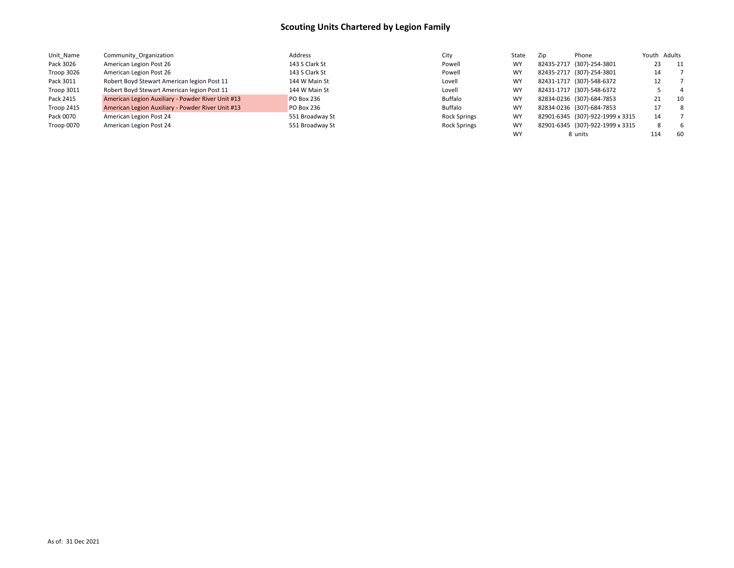# Scouting Units Chartered by Legion Family

| Unit_Name | Community_Organization | Address | City | State | Zip | Phone | Youth | Adults |
|---|---|---|---|---|---|---|---|---|
| Pack 3026 | American Legion Post 26 | 143 S Clark St | Powell | WY | 82435-2717 | (307)-254-3801 | 23 | 11 |
| Troop 3026 | American Legion Post 26 | 143 S Clark St | Powell | WY | 82435-2717 | (307)-254-3801 | 14 | 7 |
| Pack 3011 | Robert Boyd Stewart American legion Post 11 | 144 W Main St | Lovell | WY | 82431-1717 | (307)-548-6372 | 12 | 7 |
| Troop 3011 | Robert Boyd Stewart American legion Post 11 | 144 W Main St | Lovell | WY | 82431-1717 | (307)-548-6372 | 5 | 4 |
| Pack 2415 | American Legion Auxiliary - Powder River Unit #13 | PO Box 236 | Buffalo | WY | 82834-0236 | (307)-684-7853 | 21 | 10 |
| Troop 2415 | American Legion Auxiliary - Powder River Unit #13 | PO Box 236 | Buffalo | WY | 82834-0236 | (307)-684-7853 | 17 | 8 |
| Pack 0070 | American Legion Post 24 | 551 Broadway St | Rock Springs | WY | 82901-6345 | (307)-922-1999 x 3315 | 14 | 7 |
| Troop 0070 | American Legion Post 24 | 551 Broadway St | Rock Springs | WY | 82901-6345 | (307)-922-1999 x 3315 | 8 | 6 |
| | | | | WY | 8 | units | 114 | 60 |

As of: 31 Dec 2021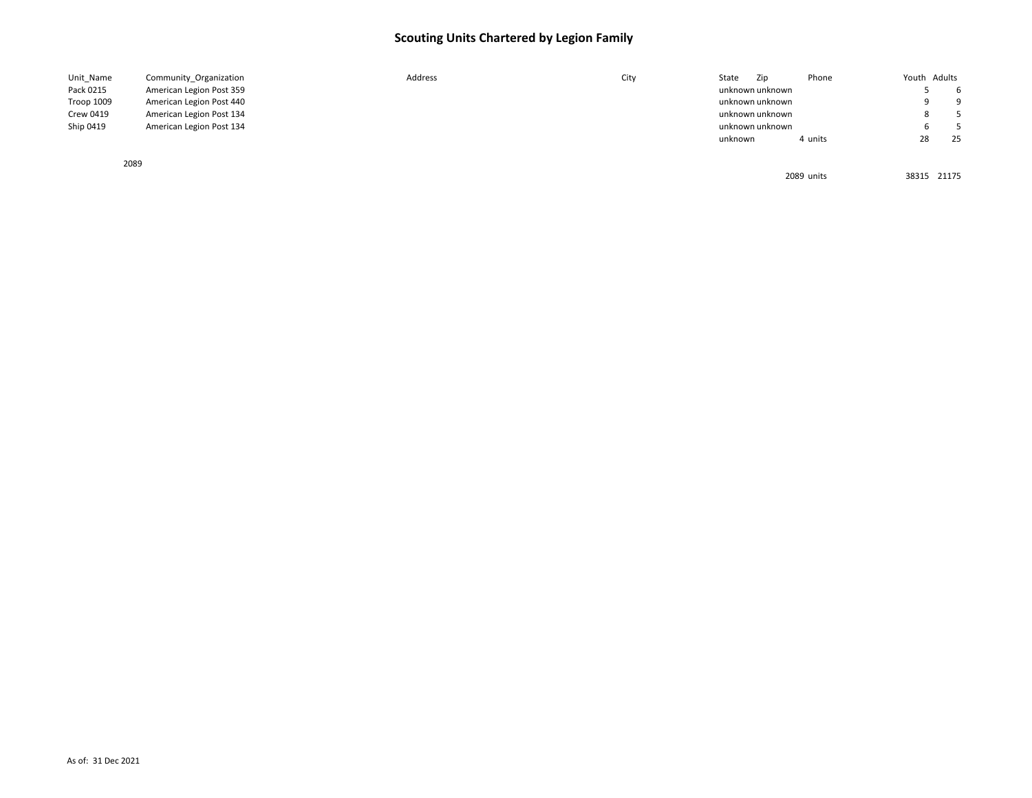# Scouting Units Chartered by Legion Family

| Unit_Name | Community_Organization | Address | City | State | Zip | Phone | Youth | Adults |
|---|---|---|---|---|---|---|---|---|
| Pack 0215 | American Legion Post 359 | | | unknown | unknown | | 5 | 6 |
| Troop 1009 | American Legion Post 440 | | | unknown | unknown | | 9 | 9 |
| Crew 0419 | American Legion Post 134 | | | unknown | unknown | | 8 | 5 |
| Ship 0419 | American Legion Post 134 | | | unknown | unknown | | 6 | 5 |
| | | | | unknown | | 4 units | 28 | 25 |

2089

| | | |
|---|---|---|
| 2089 units | 38315 | 21175 |

As of: 31 Dec 2021